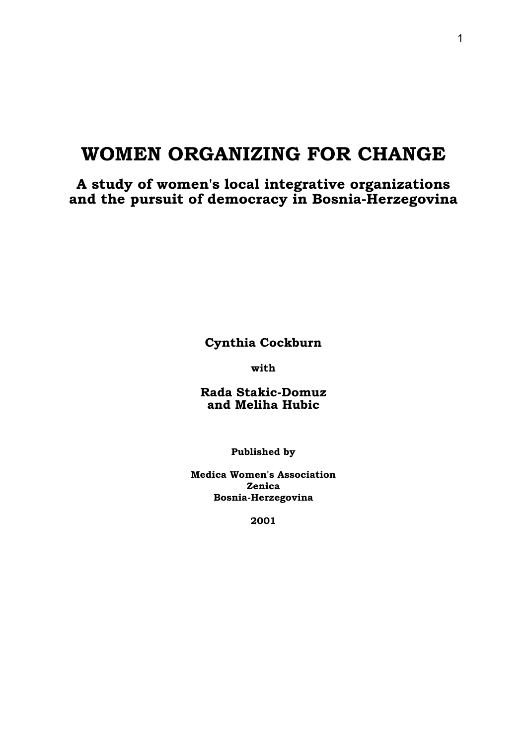# WOMEN ORGANIZING FOR CHANGE

## A study of women's local integrative organizations and the pursuit of democracy in Bosnia-Herzegovina

**Cynthia Cockburn**

**with**

**Rada Stakic-Domuz**
**and Meliha Hubic**

**Published by**

**Medica Women's Association**
**Zenica**
**Bosnia-Herzegovina**

**2001**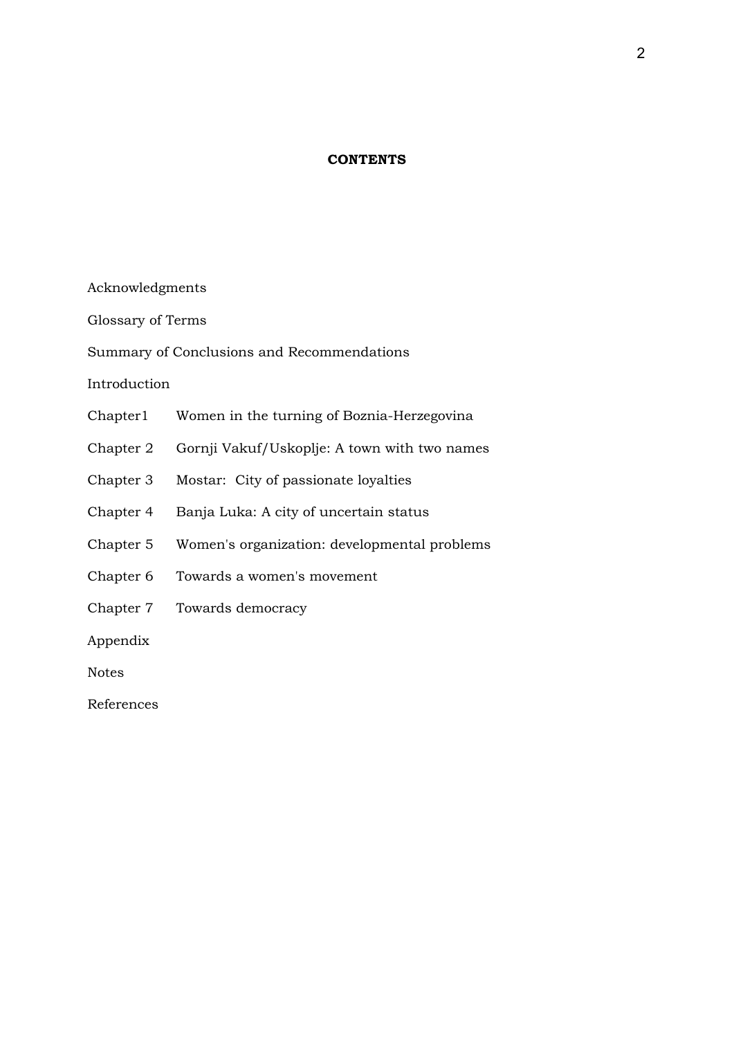**CONTENTS**

Acknowledgments

Glossary of Terms

Summary of Conclusions and Recommendations

Introduction

Chapter1 Women in the turning of Boznia-Herzegovina

Chapter 2 Gornji Vakuf/Uskoplje: A town with two names

Chapter 3 Mostar: City of passionate loyalties

Chapter 4 Banja Luka: A city of uncertain status

Chapter 5 Women's organization: developmental problems

Chapter 6 Towards a women's movement

Chapter 7 Towards democracy

Appendix

Notes

References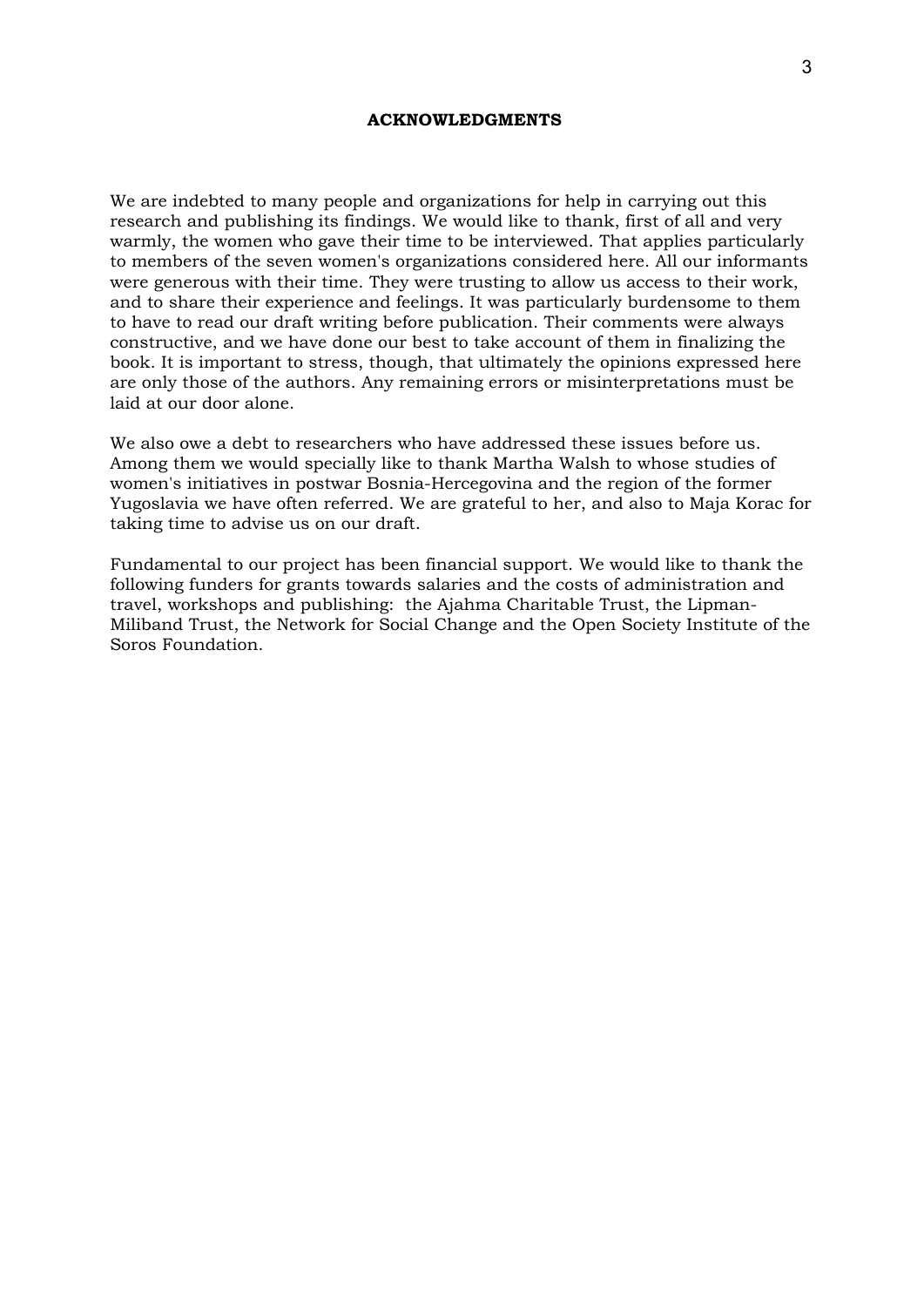# ACKNOWLEDGMENTS

We are indebted to many people and organizations for help in carrying out this research and publishing its findings. We would like to thank, first of all and very warmly, the women who gave their time to be interviewed. That applies particularly to members of the seven women's organizations considered here. All our informants were generous with their time. They were trusting to allow us access to their work, and to share their experience and feelings. It was particularly burdensome to them to have to read our draft writing before publication. Their comments were always constructive, and we have done our best to take account of them in finalizing the book. It is important to stress, though, that ultimately the opinions expressed here are only those of the authors. Any remaining errors or misinterpretations must be laid at our door alone.

We also owe a debt to researchers who have addressed these issues before us. Among them we would specially like to thank Martha Walsh to whose studies of women's initiatives in postwar Bosnia-Hercegovina and the region of the former Yugoslavia we have often referred. We are grateful to her, and also to Maja Korac for taking time to advise us on our draft.

Fundamental to our project has been financial support. We would like to thank the following funders for grants towards salaries and the costs of administration and travel, workshops and publishing: the Ajahma Charitable Trust, the Lipman-Miliband Trust, the Network for Social Change and the Open Society Institute of the Soros Foundation.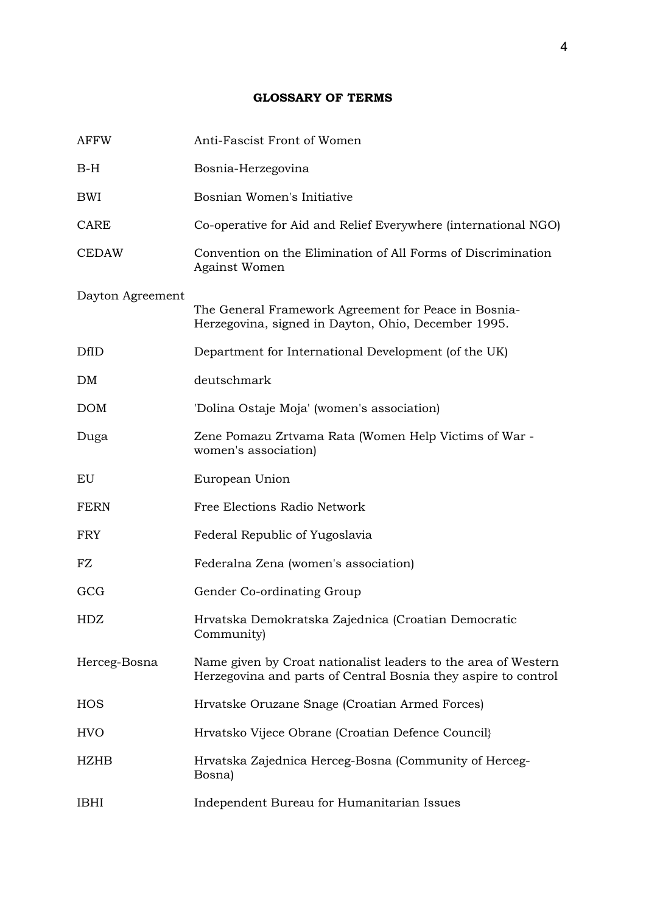## GLOSSARY OF TERMS

| | |
|---|---|
| AFFW | Anti-Fascist Front of Women |
| B-H | Bosnia-Herzegovina |
| BWI | Bosnian Women's Initiative |
| CARE | Co-operative for Aid and Relief Everywhere (international NGO) |
| CEDAW | Convention on the Elimination of All Forms of Discrimination Against Women |
| Dayton Agreement | The General Framework Agreement for Peace in Bosnia-Herzegovina, signed in Dayton, Ohio, December 1995. |
| DfID | Department for International Development (of the UK) |
| DM | deutschmark |
| DOM | 'Dolina Ostaje Moja' (women's association) |
| Duga | Zene Pomazu Zrtvama Rata (Women Help Victims of War - women's association) |
| EU | European Union |
| FERN | Free Elections Radio Network |
| FRY | Federal Republic of Yugoslavia |
| FZ | Federalna Zena (women's association) |
| GCG | Gender Co-ordinating Group |
| HDZ | Hrvatska Demokratska Zajednica (Croatian Democratic Community) |
| Herceg-Bosna | Name given by Croat nationalist leaders to the area of Western Herzegovina and parts of Central Bosnia they aspire to control |
| HOS | Hrvatske Oruzane Snage (Croatian Armed Forces) |
| HVO | Hrvatsko Vijece Obrane (Croatian Defence Council} |
| HZHB | Hrvatska Zajednica Herceg-Bosna (Community of Herceg-Bosna) |
| IBHI | Independent Bureau for Humanitarian Issues |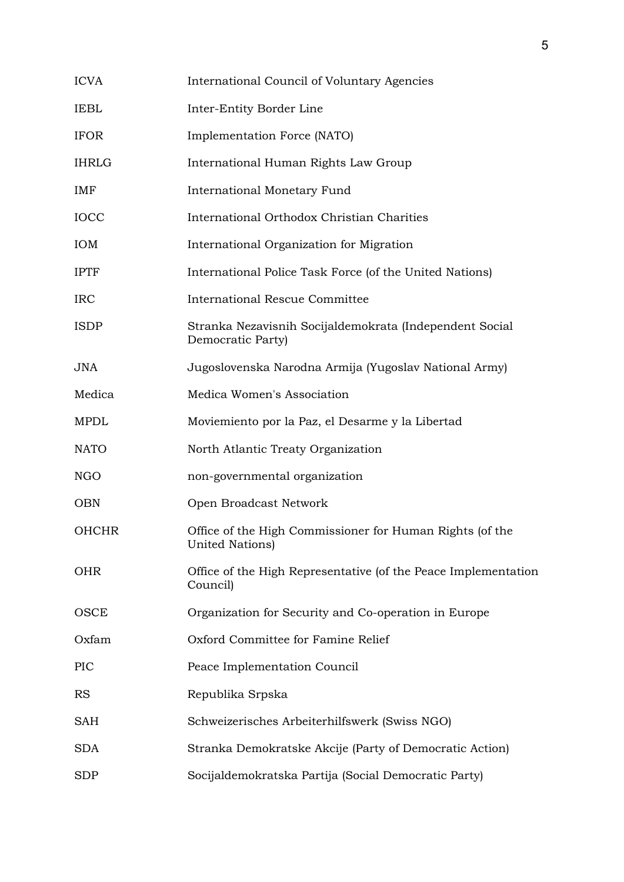| | |
|---|---|
| ICVA | International Council of Voluntary Agencies |
| IEBL | Inter-Entity Border Line |
| IFOR | Implementation Force (NATO) |
| IHRLG | International Human Rights Law Group |
| IMF | International Monetary Fund |
| IOCC | International Orthodox Christian Charities |
| IOM | International Organization for Migration |
| IPTF | International Police Task Force (of the United Nations) |
| IRC | International Rescue Committee |
| ISDP | Stranka Nezavisnih Socijaldemokrata (Independent Social Democratic Party) |
| JNA | Jugoslovenska Narodna Armija (Yugoslav National Army) |
| Medica | Medica Women's Association |
| MPDL | Moviemiento por la Paz, el Desarme y la Libertad |
| NATO | North Atlantic Treaty Organization |
| NGO | non-governmental organization |
| OBN | Open Broadcast Network |
| OHCHR | Office of the High Commissioner for Human Rights (of the United Nations) |
| OHR | Office of the High Representative (of the Peace Implementation Council) |
| OSCE | Organization for Security and Co-operation in Europe |
| Oxfam | Oxford Committee for Famine Relief |
| PIC | Peace Implementation Council |
| RS | Republika Srpska |
| SAH | Schweizerisches Arbeiterhilfswerk (Swiss NGO) |
| SDA | Stranka Demokratske Akcije (Party of Democratic Action) |
| SDP | Socijaldemokratska Partija (Social Democratic Party) |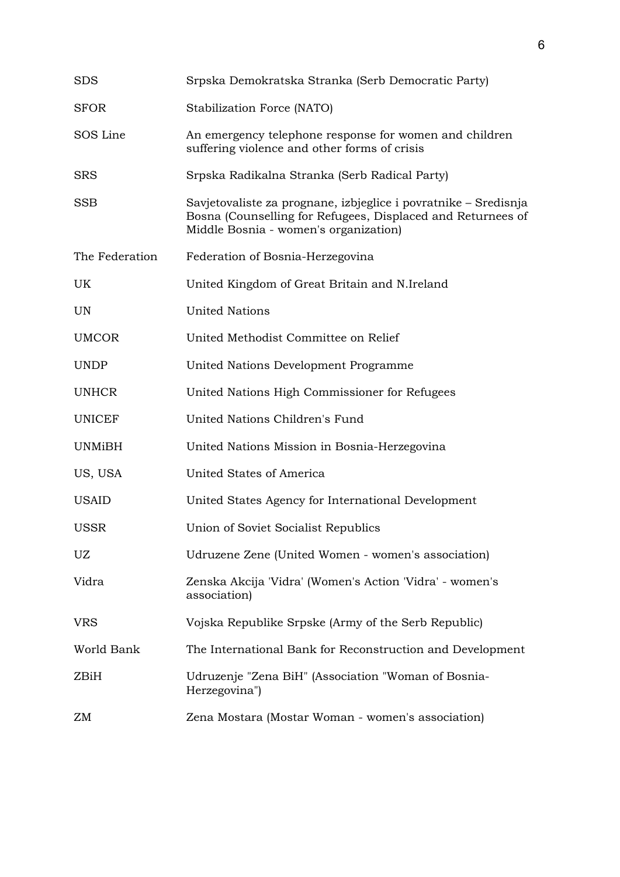| | |
|---|---|
| SDS | Srpska Demokratska Stranka (Serb Democratic Party) |
| SFOR | Stabilization Force (NATO) |
| SOS Line | An emergency telephone response for women and children suffering violence and other forms of crisis |
| SRS | Srpska Radikalna Stranka (Serb Radical Party) |
| SSB | Savjetovaliste za prognane, izbjeglice i povratnike – Sredisnja Bosna (Counselling for Refugees, Displaced and Returnees of Middle Bosnia - women's organization) |
| The Federation | Federation of Bosnia-Herzegovina |
| UK | United Kingdom of Great Britain and N.Ireland |
| UN | United Nations |
| UMCOR | United Methodist Committee on Relief |
| UNDP | United Nations Development Programme |
| UNHCR | United Nations High Commissioner for Refugees |
| UNICEF | United Nations Children's Fund |
| UNMiBH | United Nations Mission in Bosnia-Herzegovina |
| US, USA | United States of America |
| USAID | United States Agency for International Development |
| USSR | Union of Soviet Socialist Republics |
| UZ | Udruzene Zene (United Women - women's association) |
| Vidra | Zenska Akcija 'Vidra' (Women's Action 'Vidra' - women's association) |
| VRS | Vojska Republike Srpske (Army of the Serb Republic) |
| World Bank | The International Bank for Reconstruction and Development |
| ZBiH | Udruzenje "Zena BiH" (Association "Woman of Bosnia-Herzegovina") |
| ZM | Zena Mostara (Mostar Woman - women's association) |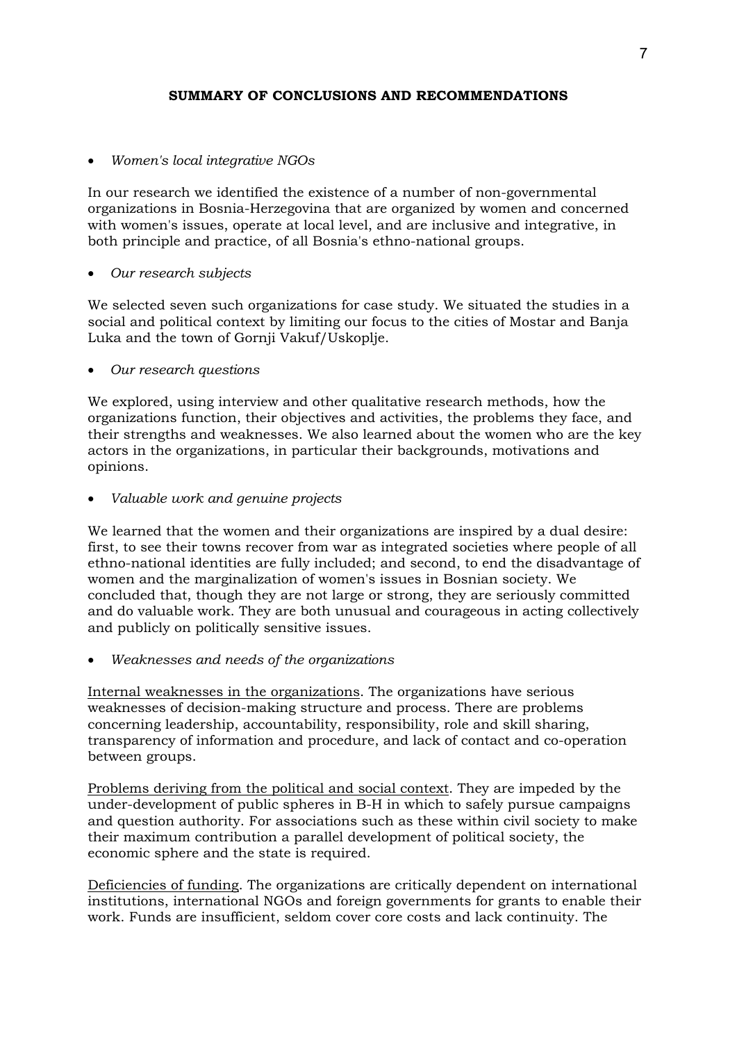# SUMMARY OF CONCLUSIONS AND RECOMMENDATIONS

- *Women's local integrative NGOs*

In our research we identified the existence of a number of non-governmental organizations in Bosnia-Herzegovina that are organized by women and concerned with women's issues, operate at local level, and are inclusive and integrative, in both principle and practice, of all Bosnia's ethno-national groups.

- *Our research subjects*

We selected seven such organizations for case study. We situated the studies in a social and political context by limiting our focus to the cities of Mostar and Banja Luka and the town of Gornji Vakuf/Uskoplje.

- *Our research questions*

We explored, using interview and other qualitative research methods, how the organizations function, their objectives and activities, the problems they face, and their strengths and weaknesses. We also learned about the women who are the key actors in the organizations, in particular their backgrounds, motivations and opinions.

- *Valuable work and genuine projects*

We learned that the women and their organizations are inspired by a dual desire: first, to see their towns recover from war as integrated societies where people of all ethno-national identities are fully included; and second, to end the disadvantage of women and the marginalization of women's issues in Bosnian society. We concluded that, though they are not large or strong, they are seriously committed and do valuable work. They are both unusual and courageous in acting collectively and publicly on politically sensitive issues.

- *Weaknesses and needs of the organizations*

<u>Internal weaknesses in the organizations</u>. The organizations have serious weaknesses of decision-making structure and process. There are problems concerning leadership, accountability, responsibility, role and skill sharing, transparency of information and procedure, and lack of contact and co-operation between groups.

<u>Problems deriving from the political and social context</u>. They are impeded by the under-development of public spheres in B-H in which to safely pursue campaigns and question authority. For associations such as these within civil society to make their maximum contribution a parallel development of political society, the economic sphere and the state is required.

<u>Deficiencies of funding</u>. The organizations are critically dependent on international institutions, international NGOs and foreign governments for grants to enable their work. Funds are insufficient, seldom cover core costs and lack continuity. The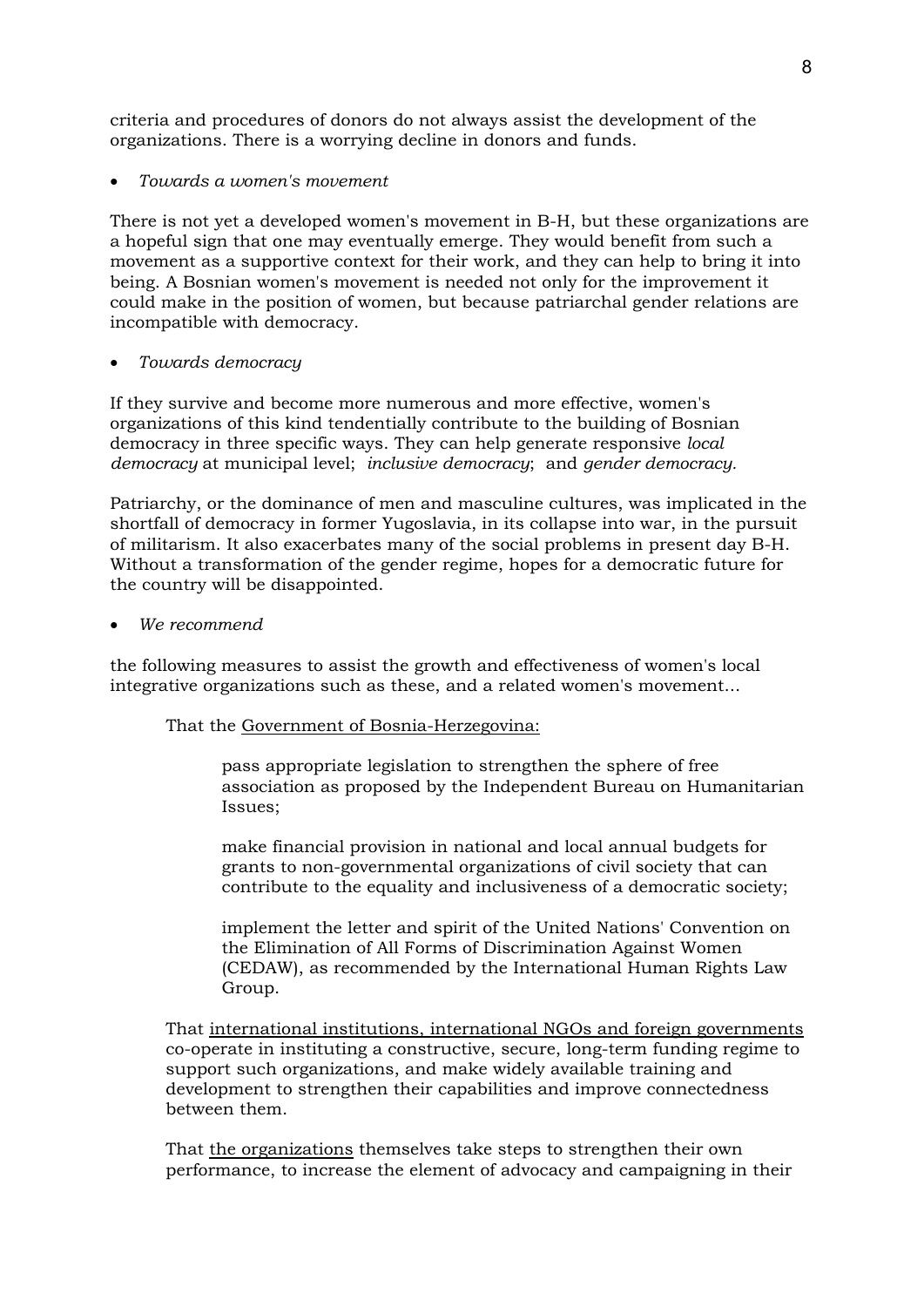criteria and procedures of donors do not always assist the development of the organizations. There is a worrying decline in donors and funds.

- *Towards a women's movement*

There is not yet a developed women's movement in B-H, but these organizations are a hopeful sign that one may eventually emerge. They would benefit from such a movement as a supportive context for their work, and they can help to bring it into being. A Bosnian women's movement is needed not only for the improvement it could make in the position of women, but because patriarchal gender relations are incompatible with democracy.

- *Towards democracy*

If they survive and become more numerous and more effective, women's organizations of this kind tendentially contribute to the building of Bosnian democracy in three specific ways. They can help generate responsive *local democracy* at municipal level; *inclusive democracy*; and *gender democracy.*

Patriarchy, or the dominance of men and masculine cultures, was implicated in the shortfall of democracy in former Yugoslavia, in its collapse into war, in the pursuit of militarism. It also exacerbates many of the social problems in present day B-H. Without a transformation of the gender regime, hopes for a democratic future for the country will be disappointed.

- *We recommend*

the following measures to assist the growth and effectiveness of women's local integrative organizations such as these, and a related women's movement...

That the <u>Government of Bosnia-Herzegovina:</u>

> pass appropriate legislation to strengthen the sphere of free association as proposed by the Independent Bureau on Humanitarian Issues;
>
> make financial provision in national and local annual budgets for grants to non-governmental organizations of civil society that can contribute to the equality and inclusiveness of a democratic society;
>
> implement the letter and spirit of the United Nations' Convention on the Elimination of All Forms of Discrimination Against Women (CEDAW), as recommended by the International Human Rights Law Group.

That <u>international institutions, international NGOs and foreign governments</u> co-operate in instituting a constructive, secure, long-term funding regime to support such organizations, and make widely available training and development to strengthen their capabilities and improve connectedness between them.

That <u>the organizations</u> themselves take steps to strengthen their own performance, to increase the element of advocacy and campaigning in their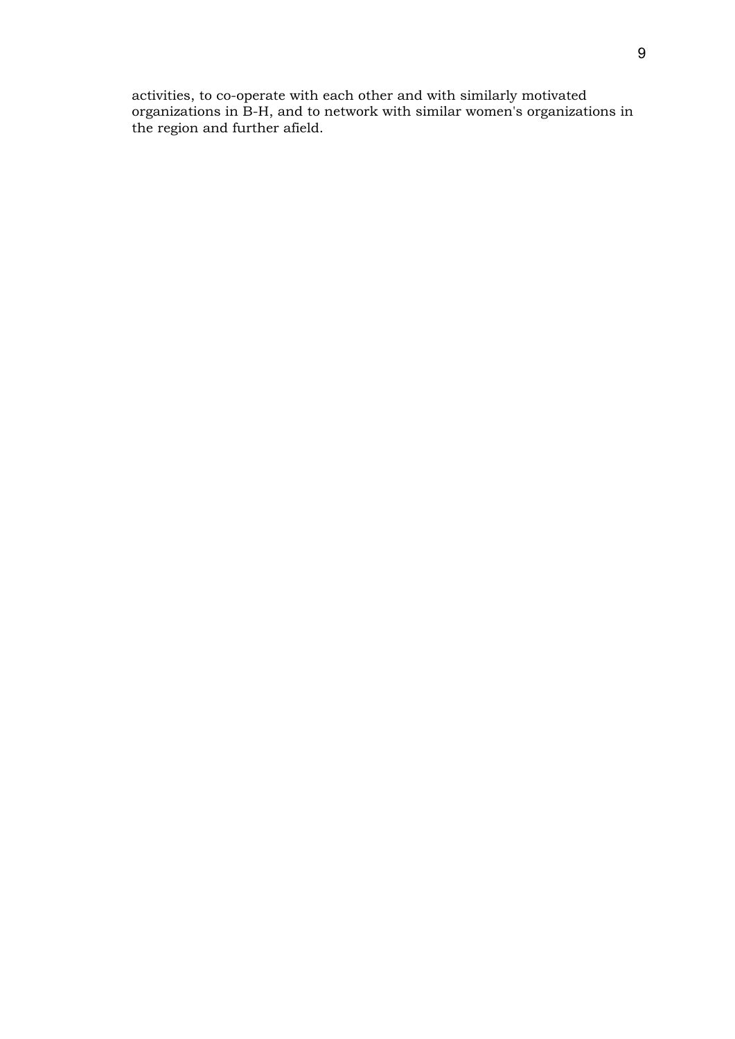activities, to co-operate with each other and with similarly motivated organizations in B-H, and to network with similar women's organizations in the region and further afield.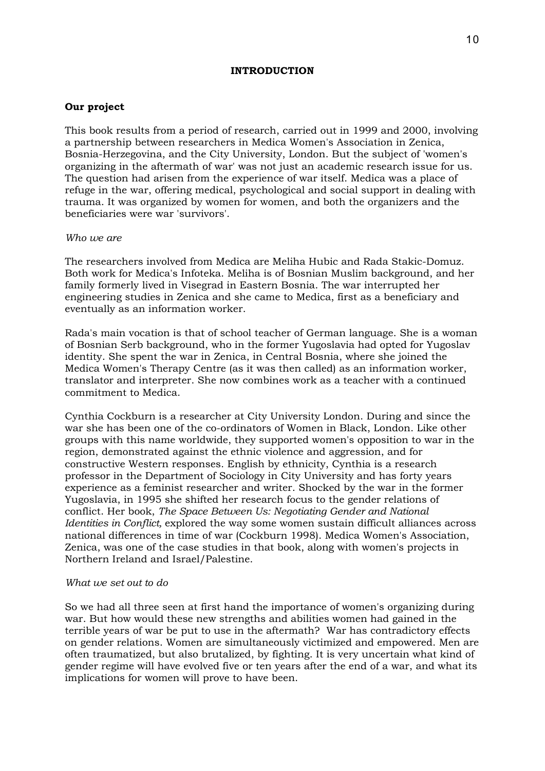# INTRODUCTION

## Our project

This book results from a period of research, carried out in 1999 and 2000, involving a partnership between researchers in Medica Women's Association in Zenica, Bosnia-Herzegovina, and the City University, London. But the subject of 'women's organizing in the aftermath of war' was not just an academic research issue for us. The question had arisen from the experience of war itself. Medica was a place of refuge in the war, offering medical, psychological and social support in dealing with trauma. It was organized by women for women, and both the organizers and the beneficiaries were war 'survivors'.

### *Who we are*

The researchers involved from Medica are Meliha Hubic and Rada Stakic-Domuz. Both work for Medica's Infoteka. Meliha is of Bosnian Muslim background, and her family formerly lived in Visegrad in Eastern Bosnia. The war interrupted her engineering studies in Zenica and she came to Medica, first as a beneficiary and eventually as an information worker.

Rada's main vocation is that of school teacher of German language. She is a woman of Bosnian Serb background, who in the former Yugoslavia had opted for Yugoslav identity. She spent the war in Zenica, in Central Bosnia, where she joined the Medica Women's Therapy Centre (as it was then called) as an information worker, translator and interpreter. She now combines work as a teacher with a continued commitment to Medica.

Cynthia Cockburn is a researcher at City University London. During and since the war she has been one of the co-ordinators of Women in Black, London. Like other groups with this name worldwide, they supported women's opposition to war in the region, demonstrated against the ethnic violence and aggression, and for constructive Western responses. English by ethnicity, Cynthia is a research professor in the Department of Sociology in City University and has forty years experience as a feminist researcher and writer. Shocked by the war in the former Yugoslavia, in 1995 she shifted her research focus to the gender relations of conflict. Her book, *The Space Between Us: Negotiating Gender and National Identities in Conflict,* explored the way some women sustain difficult alliances across national differences in time of war (Cockburn 1998). Medica Women's Association, Zenica, was one of the case studies in that book, along with women's projects in Northern Ireland and Israel/Palestine.

### *What we set out to do*

So we had all three seen at first hand the importance of women's organizing during war. But how would these new strengths and abilities women had gained in the terrible years of war be put to use in the aftermath? War has contradictory effects on gender relations. Women are simultaneously victimized and empowered. Men are often traumatized, but also brutalized, by fighting. It is very uncertain what kind of gender regime will have evolved five or ten years after the end of a war, and what its implications for women will prove to have been.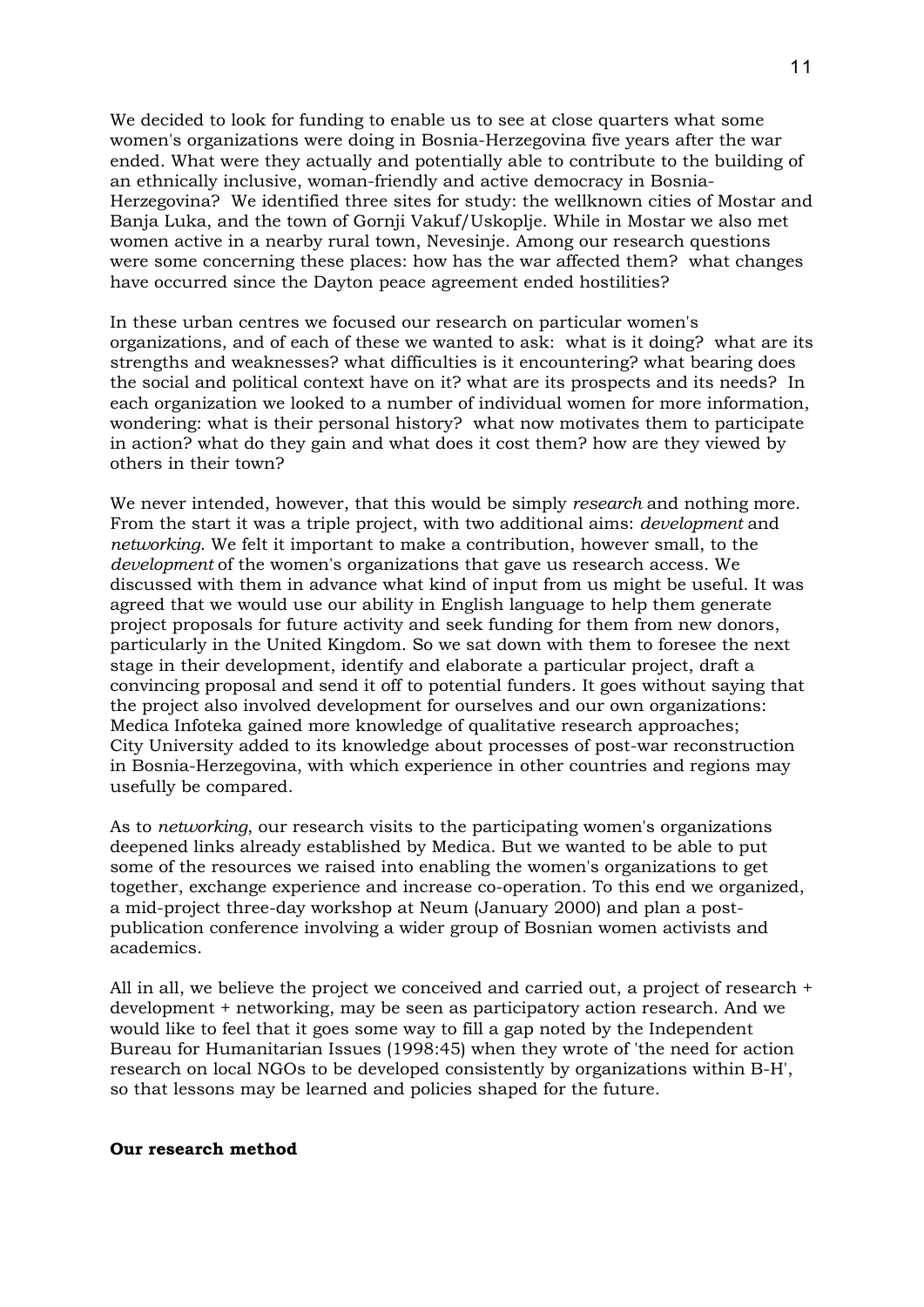We decided to look for funding to enable us to see at close quarters what some women's organizations were doing in Bosnia-Herzegovina five years after the war ended. What were they actually and potentially able to contribute to the building of an ethnically inclusive, woman-friendly and active democracy in Bosnia-Herzegovina? We identified three sites for study: the wellknown cities of Mostar and Banja Luka, and the town of Gornji Vakuf/Uskoplje. While in Mostar we also met women active in a nearby rural town, Nevesinje. Among our research questions were some concerning these places: how has the war affected them? what changes have occurred since the Dayton peace agreement ended hostilities?

In these urban centres we focused our research on particular women's organizations, and of each of these we wanted to ask: what is it doing? what are its strengths and weaknesses? what difficulties is it encountering? what bearing does the social and political context have on it? what are its prospects and its needs? In each organization we looked to a number of individual women for more information, wondering: what is their personal history? what now motivates them to participate in action? what do they gain and what does it cost them? how are they viewed by others in their town?

We never intended, however, that this would be simply *research* and nothing more. From the start it was a triple project, with two additional aims: *development* and *networking.* We felt it important to make a contribution, however small, to the *development* of the women's organizations that gave us research access. We discussed with them in advance what kind of input from us might be useful. It was agreed that we would use our ability in English language to help them generate project proposals for future activity and seek funding for them from new donors, particularly in the United Kingdom. So we sat down with them to foresee the next stage in their development, identify and elaborate a particular project, draft a convincing proposal and send it off to potential funders. It goes without saying that the project also involved development for ourselves and our own organizations: Medica Infoteka gained more knowledge of qualitative research approaches; City University added to its knowledge about processes of post-war reconstruction in Bosnia-Herzegovina, with which experience in other countries and regions may usefully be compared.

As to *networking*, our research visits to the participating women's organizations deepened links already established by Medica. But we wanted to be able to put some of the resources we raised into enabling the women's organizations to get together, exchange experience and increase co-operation. To this end we organized, a mid-project three-day workshop at Neum (January 2000) and plan a post-publication conference involving a wider group of Bosnian women activists and academics.

All in all, we believe the project we conceived and carried out, a project of research + development + networking, may be seen as participatory action research. And we would like to feel that it goes some way to fill a gap noted by the Independent Bureau for Humanitarian Issues (1998:45) when they wrote of 'the need for action research on local NGOs to be developed consistently by organizations within B-H', so that lessons may be learned and policies shaped for the future.

**Our research method**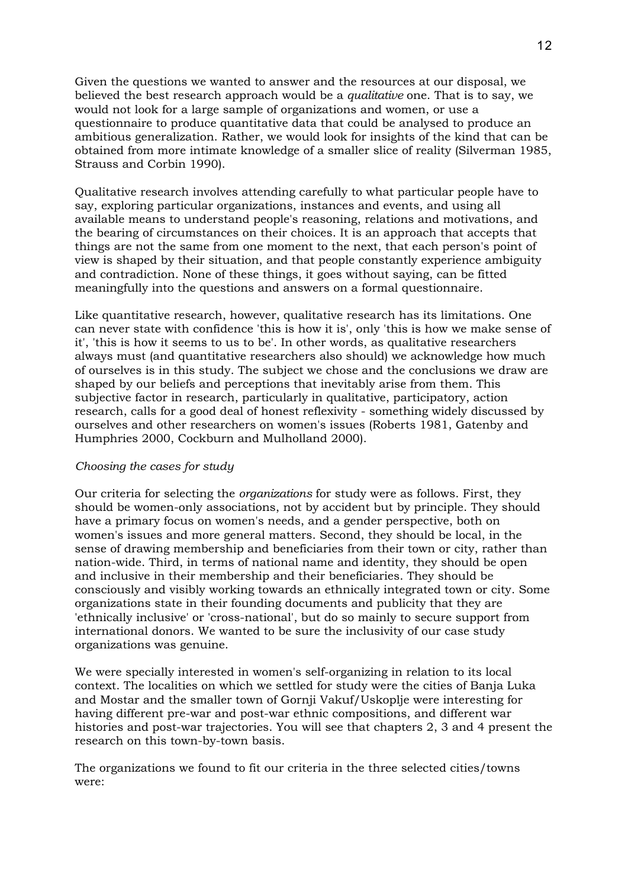Given the questions we wanted to answer and the resources at our disposal, we believed the best research approach would be a *qualitative* one. That is to say, we would not look for a large sample of organizations and women, or use a questionnaire to produce quantitative data that could be analysed to produce an ambitious generalization. Rather, we would look for insights of the kind that can be obtained from more intimate knowledge of a smaller slice of reality (Silverman 1985, Strauss and Corbin 1990).

Qualitative research involves attending carefully to what particular people have to say, exploring particular organizations, instances and events, and using all available means to understand people's reasoning, relations and motivations, and the bearing of circumstances on their choices. It is an approach that accepts that things are not the same from one moment to the next, that each person's point of view is shaped by their situation, and that people constantly experience ambiguity and contradiction. None of these things, it goes without saying, can be fitted meaningfully into the questions and answers on a formal questionnaire.

Like quantitative research, however, qualitative research has its limitations. One can never state with confidence 'this is how it is', only 'this is how we make sense of it', 'this is how it seems to us to be'. In other words, as qualitative researchers always must (and quantitative researchers also should) we acknowledge how much of ourselves is in this study. The subject we chose and the conclusions we draw are shaped by our beliefs and perceptions that inevitably arise from them. This subjective factor in research, particularly in qualitative, participatory, action research, calls for a good deal of honest reflexivity - something widely discussed by ourselves and other researchers on women's issues (Roberts 1981, Gatenby and Humphries 2000, Cockburn and Mulholland 2000).

*Choosing the cases for study*

Our criteria for selecting the *organizations* for study were as follows. First, they should be women-only associations, not by accident but by principle. They should have a primary focus on women's needs, and a gender perspective, both on women's issues and more general matters. Second, they should be local, in the sense of drawing membership and beneficiaries from their town or city, rather than nation-wide. Third, in terms of national name and identity, they should be open and inclusive in their membership and their beneficiaries. They should be consciously and visibly working towards an ethnically integrated town or city. Some organizations state in their founding documents and publicity that they are 'ethnically inclusive' or 'cross-national', but do so mainly to secure support from international donors. We wanted to be sure the inclusivity of our case study organizations was genuine.

We were specially interested in women's self-organizing in relation to its local context. The localities on which we settled for study were the cities of Banja Luka and Mostar and the smaller town of Gornji Vakuf/Uskoplje were interesting for having different pre-war and post-war ethnic compositions, and different war histories and post-war trajectories. You will see that chapters 2, 3 and 4 present the research on this town-by-town basis.

The organizations we found to fit our criteria in the three selected cities/towns were: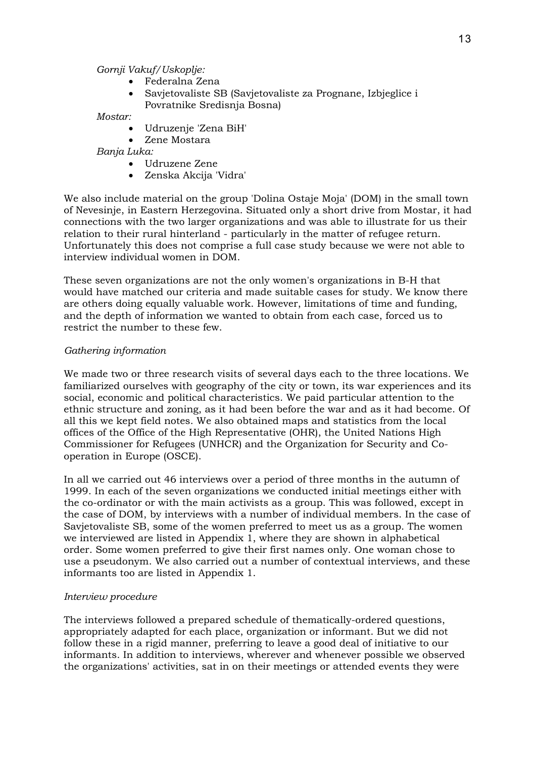*Gornji Vakuf/Uskoplje:*

- Federalna Zena
- Savjetovaliste SB (Savjetovaliste za Prognane, Izbjeglice i Povratnike Sredisnja Bosna)

*Mostar:*

- Udruzenje 'Zena BiH'
- Zene Mostara

*Banja Luka:*

- Udruzene Zene
- Zenska Akcija 'Vidra'

We also include material on the group 'Dolina Ostaje Moja' (DOM) in the small town of Nevesinje, in Eastern Herzegovina. Situated only a short drive from Mostar, it had connections with the two larger organizations and was able to illustrate for us their relation to their rural hinterland - particularly in the matter of refugee return. Unfortunately this does not comprise a full case study because we were not able to interview individual women in DOM.

These seven organizations are not the only women's organizations in B-H that would have matched our criteria and made suitable cases for study. We know there are others doing equally valuable work. However, limitations of time and funding, and the depth of information we wanted to obtain from each case, forced us to restrict the number to these few.

*Gathering information*

We made two or three research visits of several days each to the three locations. We familiarized ourselves with geography of the city or town, its war experiences and its social, economic and political characteristics. We paid particular attention to the ethnic structure and zoning, as it had been before the war and as it had become. Of all this we kept field notes. We also obtained maps and statistics from the local offices of the Office of the High Representative (OHR), the United Nations High Commissioner for Refugees (UNHCR) and the Organization for Security and Co-operation in Europe (OSCE).

In all we carried out 46 interviews over a period of three months in the autumn of 1999. In each of the seven organizations we conducted initial meetings either with the co-ordinator or with the main activists as a group. This was followed, except in the case of DOM, by interviews with a number of individual members. In the case of Savjetovaliste SB, some of the women preferred to meet us as a group. The women we interviewed are listed in Appendix 1, where they are shown in alphabetical order. Some women preferred to give their first names only. One woman chose to use a pseudonym. We also carried out a number of contextual interviews, and these informants too are listed in Appendix 1.

*Interview procedure*

The interviews followed a prepared schedule of thematically-ordered questions, appropriately adapted for each place, organization or informant. But we did not follow these in a rigid manner, preferring to leave a good deal of initiative to our informants. In addition to interviews, wherever and whenever possible we observed the organizations' activities, sat in on their meetings or attended events they were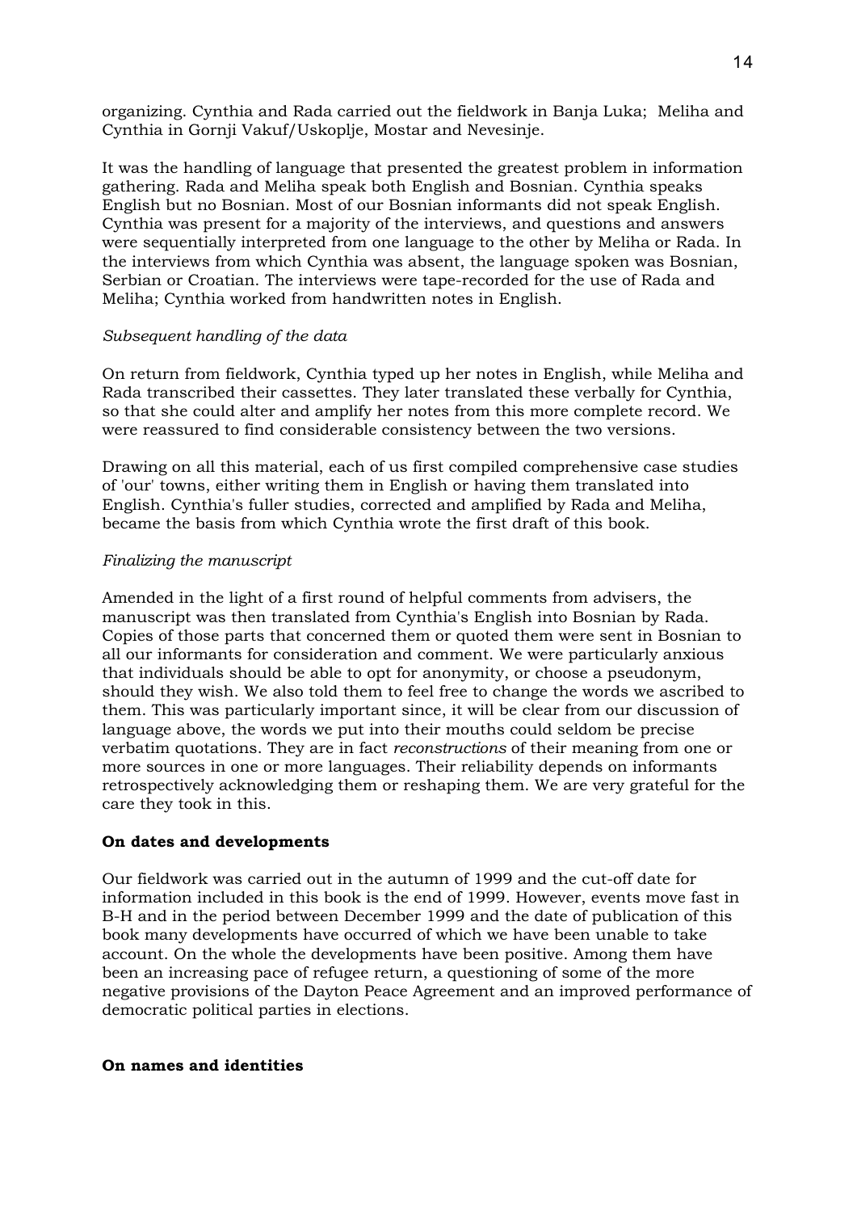organizing. Cynthia and Rada carried out the fieldwork in Banja Luka; Meliha and Cynthia in Gornji Vakuf/Uskoplje, Mostar and Nevesinje.

It was the handling of language that presented the greatest problem in information gathering. Rada and Meliha speak both English and Bosnian. Cynthia speaks English but no Bosnian. Most of our Bosnian informants did not speak English. Cynthia was present for a majority of the interviews, and questions and answers were sequentially interpreted from one language to the other by Meliha or Rada. In the interviews from which Cynthia was absent, the language spoken was Bosnian, Serbian or Croatian. The interviews were tape-recorded for the use of Rada and Meliha; Cynthia worked from handwritten notes in English.

*Subsequent handling of the data*

On return from fieldwork, Cynthia typed up her notes in English, while Meliha and Rada transcribed their cassettes. They later translated these verbally for Cynthia, so that she could alter and amplify her notes from this more complete record. We were reassured to find considerable consistency between the two versions.

Drawing on all this material, each of us first compiled comprehensive case studies of 'our' towns, either writing them in English or having them translated into English. Cynthia's fuller studies, corrected and amplified by Rada and Meliha, became the basis from which Cynthia wrote the first draft of this book.

*Finalizing the manuscript*

Amended in the light of a first round of helpful comments from advisers, the manuscript was then translated from Cynthia's English into Bosnian by Rada. Copies of those parts that concerned them or quoted them were sent in Bosnian to all our informants for consideration and comment. We were particularly anxious that individuals should be able to opt for anonymity, or choose a pseudonym, should they wish. We also told them to feel free to change the words we ascribed to them. This was particularly important since, it will be clear from our discussion of language above, the words we put into their mouths could seldom be precise verbatim quotations. They are in fact *reconstructions* of their meaning from one or more sources in one or more languages. Their reliability depends on informants retrospectively acknowledging them or reshaping them. We are very grateful for the care they took in this.

**On dates and developments**

Our fieldwork was carried out in the autumn of 1999 and the cut-off date for information included in this book is the end of 1999. However, events move fast in B-H and in the period between December 1999 and the date of publication of this book many developments have occurred of which we have been unable to take account. On the whole the developments have been positive. Among them have been an increasing pace of refugee return, a questioning of some of the more negative provisions of the Dayton Peace Agreement and an improved performance of democratic political parties in elections.

**On names and identities**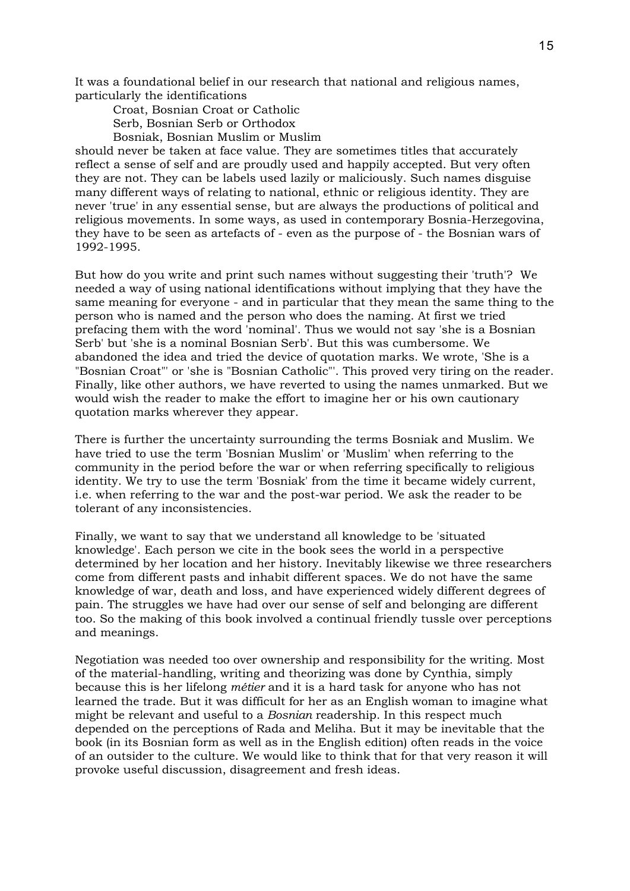It was a foundational belief in our research that national and religious names, particularly the identifications

Croat, Bosnian Croat or Catholic  
Serb, Bosnian Serb or Orthodox  
Bosniak, Bosnian Muslim or Muslim

should never be taken at face value. They are sometimes titles that accurately reflect a sense of self and are proudly used and happily accepted. But very often they are not. They can be labels used lazily or maliciously. Such names disguise many different ways of relating to national, ethnic or religious identity. They are never 'true' in any essential sense, but are always the productions of political and religious movements. In some ways, as used in contemporary Bosnia-Herzegovina, they have to be seen as artefacts of - even as the purpose of - the Bosnian wars of 1992-1995.

But how do you write and print such names without suggesting their 'truth'? We needed a way of using national identifications without implying that they have the same meaning for everyone - and in particular that they mean the same thing to the person who is named and the person who does the naming. At first we tried prefacing them with the word 'nominal'. Thus we would not say 'she is a Bosnian Serb' but 'she is a nominal Bosnian Serb'. But this was cumbersome. We abandoned the idea and tried the device of quotation marks. We wrote, 'She is a "Bosnian Croat"' or 'she is "Bosnian Catholic"'. This proved very tiring on the reader. Finally, like other authors, we have reverted to using the names unmarked. But we would wish the reader to make the effort to imagine her or his own cautionary quotation marks wherever they appear.

There is further the uncertainty surrounding the terms Bosniak and Muslim. We have tried to use the term 'Bosnian Muslim' or 'Muslim' when referring to the community in the period before the war or when referring specifically to religious identity. We try to use the term 'Bosniak' from the time it became widely current, i.e. when referring to the war and the post-war period. We ask the reader to be tolerant of any inconsistencies.

Finally, we want to say that we understand all knowledge to be 'situated knowledge'. Each person we cite in the book sees the world in a perspective determined by her location and her history. Inevitably likewise we three researchers come from different pasts and inhabit different spaces. We do not have the same knowledge of war, death and loss, and have experienced widely different degrees of pain. The struggles we have had over our sense of self and belonging are different too. So the making of this book involved a continual friendly tussle over perceptions and meanings.

Negotiation was needed too over ownership and responsibility for the writing. Most of the material-handling, writing and theorizing was done by Cynthia, simply because this is her lifelong *métier* and it is a hard task for anyone who has not learned the trade. But it was difficult for her as an English woman to imagine what might be relevant and useful to a *Bosnian* readership. In this respect much depended on the perceptions of Rada and Meliha. But it may be inevitable that the book (in its Bosnian form as well as in the English edition) often reads in the voice of an outsider to the culture. We would like to think that for that very reason it will provoke useful discussion, disagreement and fresh ideas.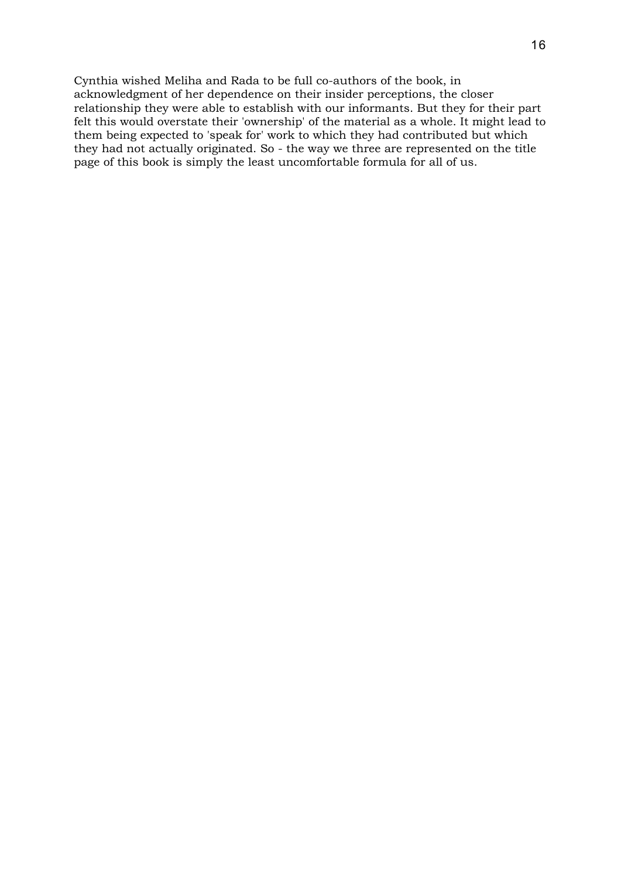Cynthia wished Meliha and Rada to be full co-authors of the book, in acknowledgment of her dependence on their insider perceptions, the closer relationship they were able to establish with our informants. But they for their part felt this would overstate their 'ownership' of the material as a whole. It might lead to them being expected to 'speak for' work to which they had contributed but which they had not actually originated. So - the way we three are represented on the title page of this book is simply the least uncomfortable formula for all of us.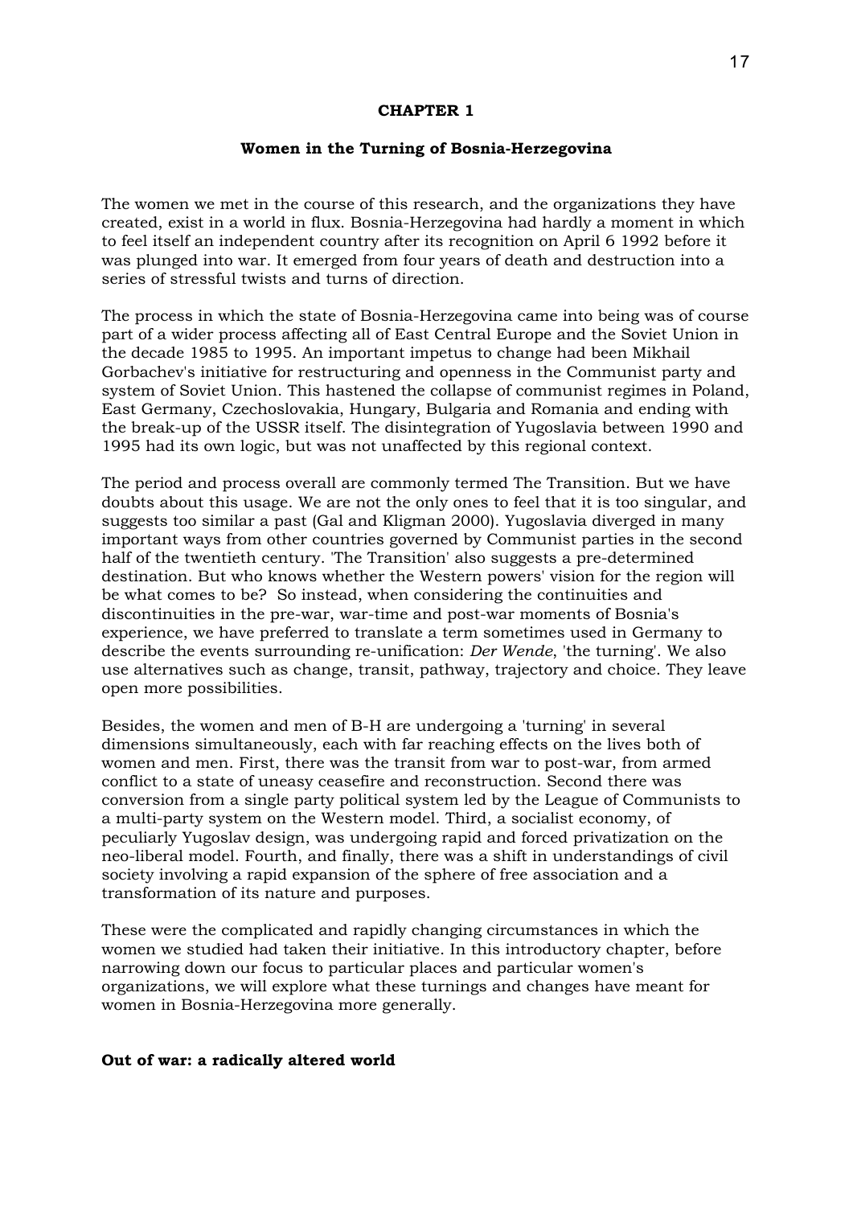# CHAPTER 1

## Women in the Turning of Bosnia-Herzegovina

The women we met in the course of this research, and the organizations they have created, exist in a world in flux. Bosnia-Herzegovina had hardly a moment in which to feel itself an independent country after its recognition on April 6 1992 before it was plunged into war. It emerged from four years of death and destruction into a series of stressful twists and turns of direction.

The process in which the state of Bosnia-Herzegovina came into being was of course part of a wider process affecting all of East Central Europe and the Soviet Union in the decade 1985 to 1995. An important impetus to change had been Mikhail Gorbachev's initiative for restructuring and openness in the Communist party and system of Soviet Union. This hastened the collapse of communist regimes in Poland, East Germany, Czechoslovakia, Hungary, Bulgaria and Romania and ending with the break-up of the USSR itself. The disintegration of Yugoslavia between 1990 and 1995 had its own logic, but was not unaffected by this regional context.

The period and process overall are commonly termed The Transition. But we have doubts about this usage. We are not the only ones to feel that it is too singular, and suggests too similar a past (Gal and Kligman 2000). Yugoslavia diverged in many important ways from other countries governed by Communist parties in the second half of the twentieth century. 'The Transition' also suggests a pre-determined destination. But who knows whether the Western powers' vision for the region will be what comes to be? So instead, when considering the continuities and discontinuities in the pre-war, war-time and post-war moments of Bosnia's experience, we have preferred to translate a term sometimes used in Germany to describe the events surrounding re-unification: *Der Wende*, 'the turning'. We also use alternatives such as change, transit, pathway, trajectory and choice. They leave open more possibilities.

Besides, the women and men of B-H are undergoing a 'turning' in several dimensions simultaneously, each with far reaching effects on the lives both of women and men. First, there was the transit from war to post-war, from armed conflict to a state of uneasy ceasefire and reconstruction. Second there was conversion from a single party political system led by the League of Communists to a multi-party system on the Western model. Third, a socialist economy, of peculiarly Yugoslav design, was undergoing rapid and forced privatization on the neo-liberal model. Fourth, and finally, there was a shift in understandings of civil society involving a rapid expansion of the sphere of free association and a transformation of its nature and purposes.

These were the complicated and rapidly changing circumstances in which the women we studied had taken their initiative. In this introductory chapter, before narrowing down our focus to particular places and particular women's organizations, we will explore what these turnings and changes have meant for women in Bosnia-Herzegovina more generally.

### Out of war: a radically altered world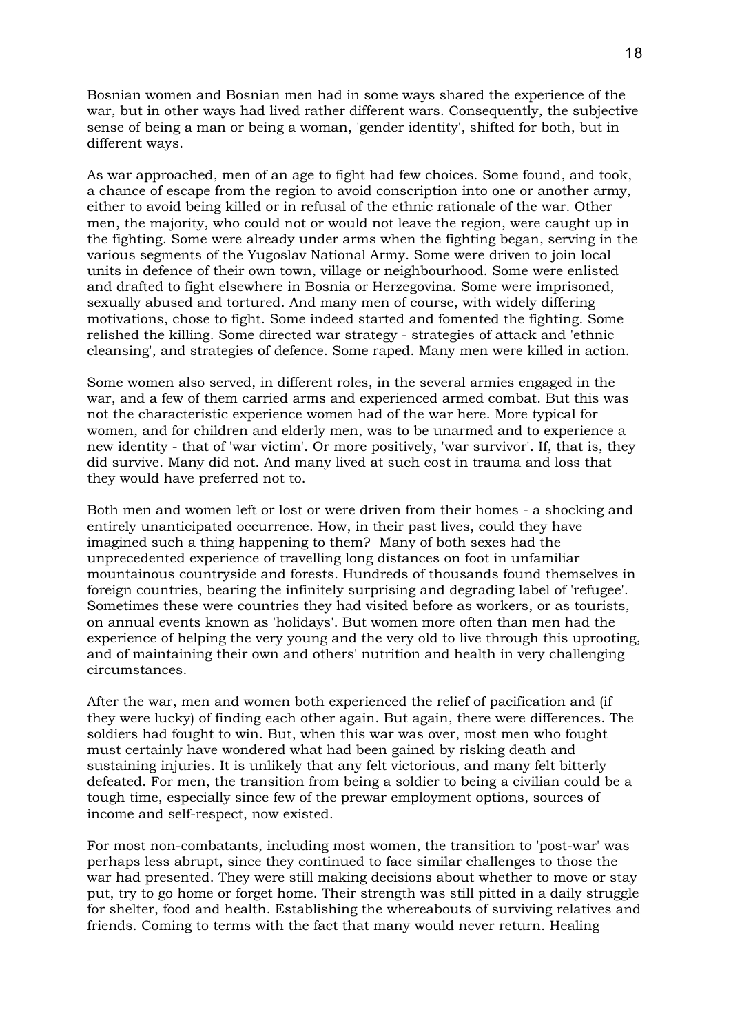Bosnian women and Bosnian men had in some ways shared the experience of the war, but in other ways had lived rather different wars. Consequently, the subjective sense of being a man or being a woman, 'gender identity', shifted for both, but in different ways.

As war approached, men of an age to fight had few choices. Some found, and took, a chance of escape from the region to avoid conscription into one or another army, either to avoid being killed or in refusal of the ethnic rationale of the war. Other men, the majority, who could not or would not leave the region, were caught up in the fighting. Some were already under arms when the fighting began, serving in the various segments of the Yugoslav National Army. Some were driven to join local units in defence of their own town, village or neighbourhood. Some were enlisted and drafted to fight elsewhere in Bosnia or Herzegovina. Some were imprisoned, sexually abused and tortured. And many men of course, with widely differing motivations, chose to fight. Some indeed started and fomented the fighting. Some relished the killing. Some directed war strategy - strategies of attack and 'ethnic cleansing', and strategies of defence. Some raped. Many men were killed in action.

Some women also served, in different roles, in the several armies engaged in the war, and a few of them carried arms and experienced armed combat. But this was not the characteristic experience women had of the war here. More typical for women, and for children and elderly men, was to be unarmed and to experience a new identity - that of 'war victim'. Or more positively, 'war survivor'. If, that is, they did survive. Many did not. And many lived at such cost in trauma and loss that they would have preferred not to.

Both men and women left or lost or were driven from their homes - a shocking and entirely unanticipated occurrence. How, in their past lives, could they have imagined such a thing happening to them? Many of both sexes had the unprecedented experience of travelling long distances on foot in unfamiliar mountainous countryside and forests. Hundreds of thousands found themselves in foreign countries, bearing the infinitely surprising and degrading label of 'refugee'. Sometimes these were countries they had visited before as workers, or as tourists, on annual events known as 'holidays'. But women more often than men had the experience of helping the very young and the very old to live through this uprooting, and of maintaining their own and others' nutrition and health in very challenging circumstances.

After the war, men and women both experienced the relief of pacification and (if they were lucky) of finding each other again. But again, there were differences. The soldiers had fought to win. But, when this war was over, most men who fought must certainly have wondered what had been gained by risking death and sustaining injuries. It is unlikely that any felt victorious, and many felt bitterly defeated. For men, the transition from being a soldier to being a civilian could be a tough time, especially since few of the prewar employment options, sources of income and self-respect, now existed.

For most non-combatants, including most women, the transition to 'post-war' was perhaps less abrupt, since they continued to face similar challenges to those the war had presented. They were still making decisions about whether to move or stay put, try to go home or forget home. Their strength was still pitted in a daily struggle for shelter, food and health. Establishing the whereabouts of surviving relatives and friends. Coming to terms with the fact that many would never return. Healing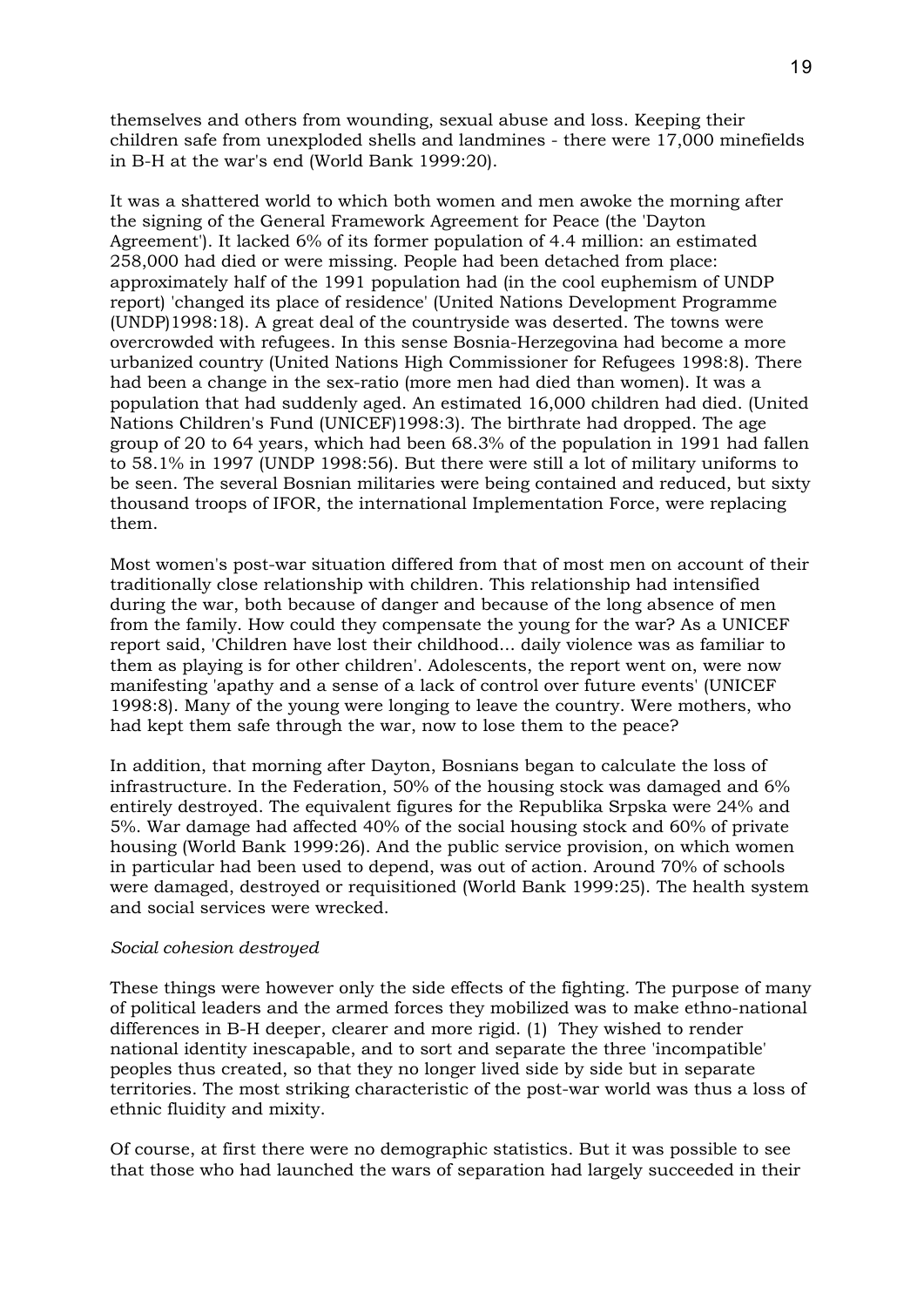themselves and others from wounding, sexual abuse and loss. Keeping their children safe from unexploded shells and landmines - there were 17,000 minefields in B-H at the war's end (World Bank 1999:20).

It was a shattered world to which both women and men awoke the morning after the signing of the General Framework Agreement for Peace (the 'Dayton Agreement'). It lacked 6% of its former population of 4.4 million: an estimated 258,000 had died or were missing. People had been detached from place: approximately half of the 1991 population had (in the cool euphemism of UNDP report) 'changed its place of residence' (United Nations Development Programme (UNDP)1998:18). A great deal of the countryside was deserted. The towns were overcrowded with refugees. In this sense Bosnia-Herzegovina had become a more urbanized country (United Nations High Commissioner for Refugees 1998:8). There had been a change in the sex-ratio (more men had died than women). It was a population that had suddenly aged. An estimated 16,000 children had died. (United Nations Children's Fund (UNICEF)1998:3). The birthrate had dropped. The age group of 20 to 64 years, which had been 68.3% of the population in 1991 had fallen to 58.1% in 1997 (UNDP 1998:56). But there were still a lot of military uniforms to be seen. The several Bosnian militaries were being contained and reduced, but sixty thousand troops of IFOR, the international Implementation Force, were replacing them.

Most women's post-war situation differed from that of most men on account of their traditionally close relationship with children. This relationship had intensified during the war, both because of danger and because of the long absence of men from the family. How could they compensate the young for the war? As a UNICEF report said, 'Children have lost their childhood... daily violence was as familiar to them as playing is for other children'. Adolescents, the report went on, were now manifesting 'apathy and a sense of a lack of control over future events' (UNICEF 1998:8). Many of the young were longing to leave the country. Were mothers, who had kept them safe through the war, now to lose them to the peace?

In addition, that morning after Dayton, Bosnians began to calculate the loss of infrastructure. In the Federation, 50% of the housing stock was damaged and 6% entirely destroyed. The equivalent figures for the Republika Srpska were 24% and 5%. War damage had affected 40% of the social housing stock and 60% of private housing (World Bank 1999:26). And the public service provision, on which women in particular had been used to depend, was out of action. Around 70% of schools were damaged, destroyed or requisitioned (World Bank 1999:25). The health system and social services were wrecked.

*Social cohesion destroyed*

These things were however only the side effects of the fighting. The purpose of many of political leaders and the armed forces they mobilized was to make ethno-national differences in B-H deeper, clearer and more rigid. (1) They wished to render national identity inescapable, and to sort and separate the three 'incompatible' peoples thus created, so that they no longer lived side by side but in separate territories. The most striking characteristic of the post-war world was thus a loss of ethnic fluidity and mixity.

Of course, at first there were no demographic statistics. But it was possible to see that those who had launched the wars of separation had largely succeeded in their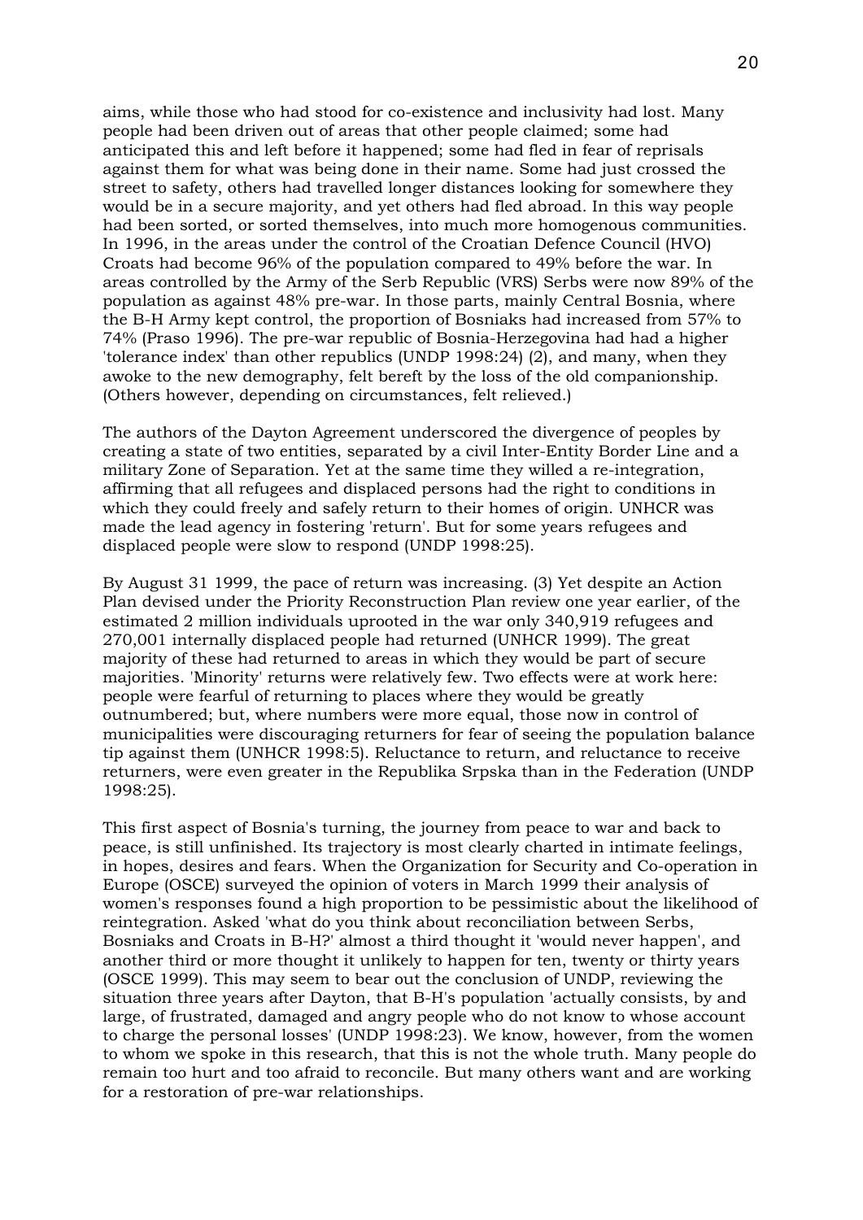aims, while those who had stood for co-existence and inclusivity had lost. Many people had been driven out of areas that other people claimed; some had anticipated this and left before it happened; some had fled in fear of reprisals against them for what was being done in their name. Some had just crossed the street to safety, others had travelled longer distances looking for somewhere they would be in a secure majority, and yet others had fled abroad. In this way people had been sorted, or sorted themselves, into much more homogenous communities. In 1996, in the areas under the control of the Croatian Defence Council (HVO) Croats had become 96% of the population compared to 49% before the war. In areas controlled by the Army of the Serb Republic (VRS) Serbs were now 89% of the population as against 48% pre-war. In those parts, mainly Central Bosnia, where the B-H Army kept control, the proportion of Bosniaks had increased from 57% to 74% (Praso 1996). The pre-war republic of Bosnia-Herzegovina had had a higher 'tolerance index' than other republics (UNDP 1998:24) (2), and many, when they awoke to the new demography, felt bereft by the loss of the old companionship. (Others however, depending on circumstances, felt relieved.)

The authors of the Dayton Agreement underscored the divergence of peoples by creating a state of two entities, separated by a civil Inter-Entity Border Line and a military Zone of Separation. Yet at the same time they willed a re-integration, affirming that all refugees and displaced persons had the right to conditions in which they could freely and safely return to their homes of origin. UNHCR was made the lead agency in fostering 'return'. But for some years refugees and displaced people were slow to respond (UNDP 1998:25).

By August 31 1999, the pace of return was increasing. (3) Yet despite an Action Plan devised under the Priority Reconstruction Plan review one year earlier, of the estimated 2 million individuals uprooted in the war only 340,919 refugees and 270,001 internally displaced people had returned (UNHCR 1999). The great majority of these had returned to areas in which they would be part of secure majorities. 'Minority' returns were relatively few. Two effects were at work here: people were fearful of returning to places where they would be greatly outnumbered; but, where numbers were more equal, those now in control of municipalities were discouraging returners for fear of seeing the population balance tip against them (UNHCR 1998:5). Reluctance to return, and reluctance to receive returners, were even greater in the Republika Srpska than in the Federation (UNDP 1998:25).

This first aspect of Bosnia's turning, the journey from peace to war and back to peace, is still unfinished. Its trajectory is most clearly charted in intimate feelings, in hopes, desires and fears. When the Organization for Security and Co-operation in Europe (OSCE) surveyed the opinion of voters in March 1999 their analysis of women's responses found a high proportion to be pessimistic about the likelihood of reintegration. Asked 'what do you think about reconciliation between Serbs, Bosniaks and Croats in B-H?' almost a third thought it 'would never happen', and another third or more thought it unlikely to happen for ten, twenty or thirty years (OSCE 1999). This may seem to bear out the conclusion of UNDP, reviewing the situation three years after Dayton, that B-H's population 'actually consists, by and large, of frustrated, damaged and angry people who do not know to whose account to charge the personal losses' (UNDP 1998:23). We know, however, from the women to whom we spoke in this research, that this is not the whole truth. Many people do remain too hurt and too afraid to reconcile. But many others want and are working for a restoration of pre-war relationships.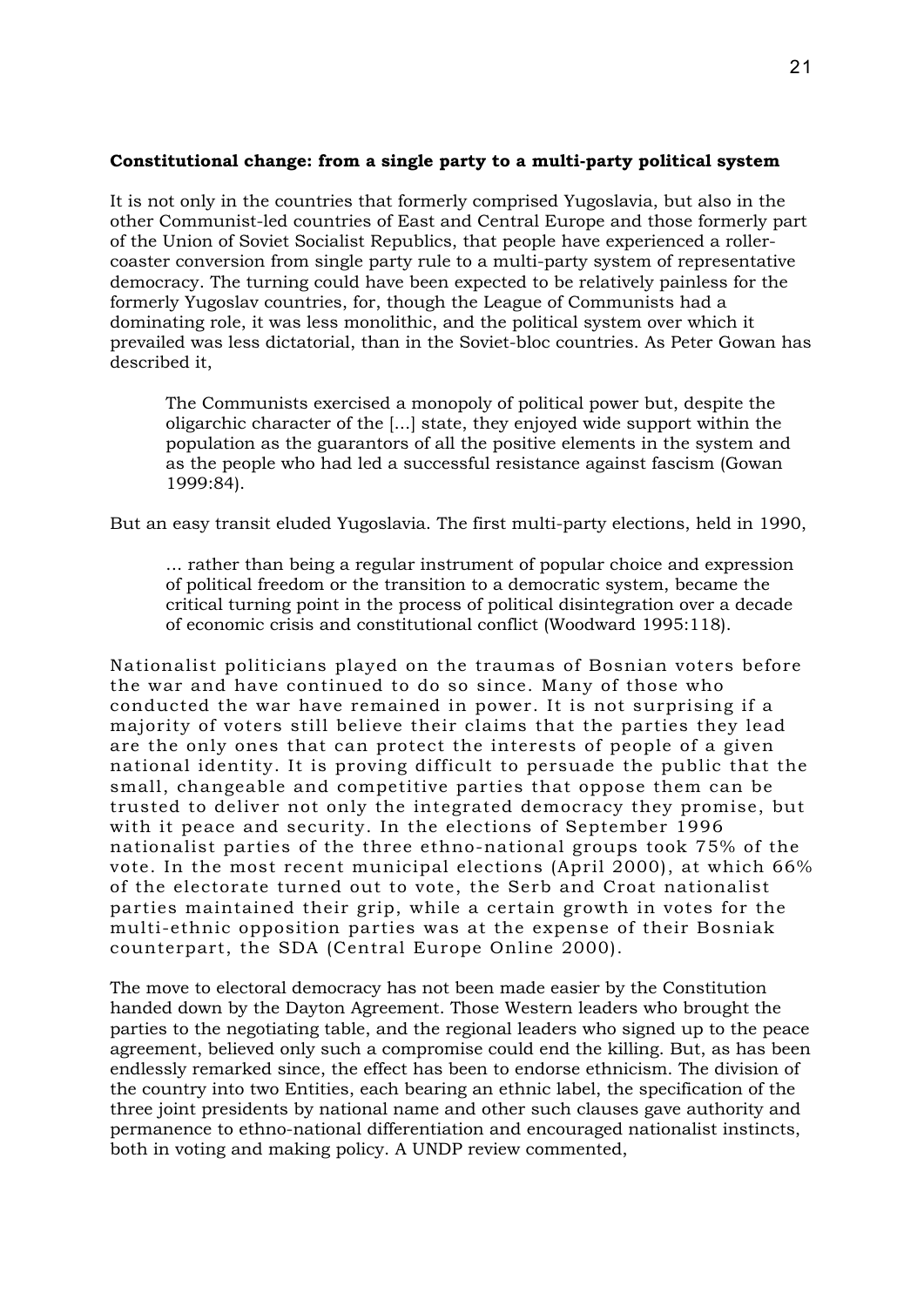**Constitutional change: from a single party to a multi-party political system**

It is not only in the countries that formerly comprised Yugoslavia, but also in the other Communist-led countries of East and Central Europe and those formerly part of the Union of Soviet Socialist Republics, that people have experienced a roller-coaster conversion from single party rule to a multi-party system of representative democracy. The turning could have been expected to be relatively painless for the formerly Yugoslav countries, for, though the League of Communists had a dominating role, it was less monolithic, and the political system over which it prevailed was less dictatorial, than in the Soviet-bloc countries. As Peter Gowan has described it,

> The Communists exercised a monopoly of political power but, despite the oligarchic character of the [...] state, they enjoyed wide support within the population as the guarantors of all the positive elements in the system and as the people who had led a successful resistance against fascism (Gowan 1999:84).

But an easy transit eluded Yugoslavia. The first multi-party elections, held in 1990,

> ... rather than being a regular instrument of popular choice and expression of political freedom or the transition to a democratic system, became the critical turning point in the process of political disintegration over a decade of economic crisis and constitutional conflict (Woodward 1995:118).

Nationalist politicians played on the traumas of Bosnian voters before the war and have continued to do so since. Many of those who conducted the war have remained in power. It is not surprising if a majority of voters still believe their claims that the parties they lead are the only ones that can protect the interests of people of a given national identity. It is proving difficult to persuade the public that the small, changeable and competitive parties that oppose them can be trusted to deliver not only the integrated democracy they promise, but with it peace and security. In the elections of September 1996 nationalist parties of the three ethno-national groups took 75% of the vote. In the most recent municipal elections (April 2000), at which 66% of the electorate turned out to vote, the Serb and Croat nationalist parties maintained their grip, while a certain growth in votes for the multi-ethnic opposition parties was at the expense of their Bosniak counterpart, the SDA (Central Europe Online 2000).

The move to electoral democracy has not been made easier by the Constitution handed down by the Dayton Agreement. Those Western leaders who brought the parties to the negotiating table, and the regional leaders who signed up to the peace agreement, believed only such a compromise could end the killing. But, as has been endlessly remarked since, the effect has been to endorse ethnicism. The division of the country into two Entities, each bearing an ethnic label, the specification of the three joint presidents by national name and other such clauses gave authority and permanence to ethno-national differentiation and encouraged nationalist instincts, both in voting and making policy. A UNDP review commented,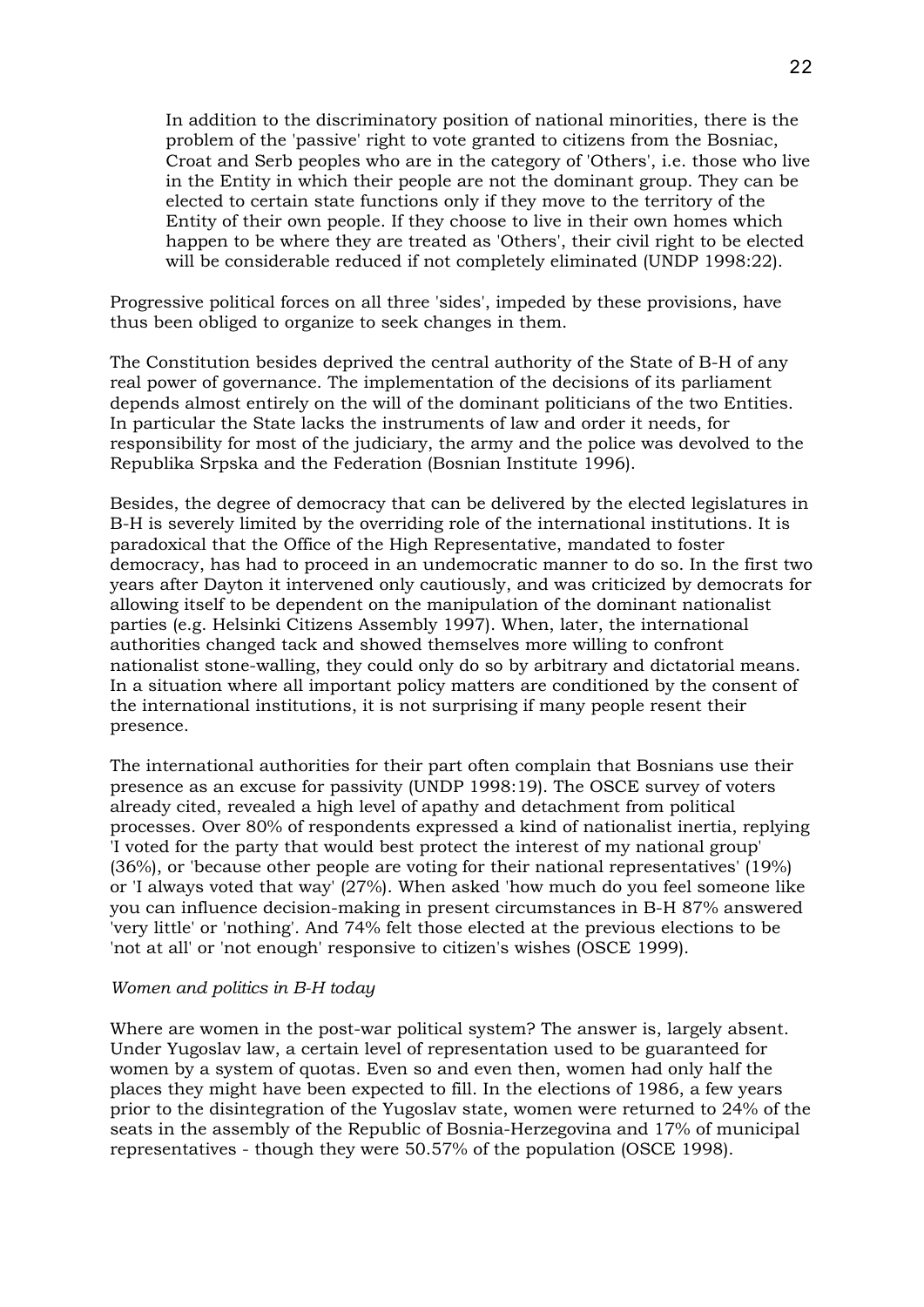> In addition to the discriminatory position of national minorities, there is the problem of the 'passive' right to vote granted to citizens from the Bosniac, Croat and Serb peoples who are in the category of 'Others', i.e. those who live in the Entity in which their people are not the dominant group. They can be elected to certain state functions only if they move to the territory of the Entity of their own people. If they choose to live in their own homes which happen to be where they are treated as 'Others', their civil right to be elected will be considerable reduced if not completely eliminated (UNDP 1998:22).

Progressive political forces on all three 'sides', impeded by these provisions, have thus been obliged to organize to seek changes in them.

The Constitution besides deprived the central authority of the State of B-H of any real power of governance. The implementation of the decisions of its parliament depends almost entirely on the will of the dominant politicians of the two Entities. In particular the State lacks the instruments of law and order it needs, for responsibility for most of the judiciary, the army and the police was devolved to the Republika Srpska and the Federation (Bosnian Institute 1996).

Besides, the degree of democracy that can be delivered by the elected legislatures in B-H is severely limited by the overriding role of the international institutions. It is paradoxical that the Office of the High Representative, mandated to foster democracy, has had to proceed in an undemocratic manner to do so. In the first two years after Dayton it intervened only cautiously, and was criticized by democrats for allowing itself to be dependent on the manipulation of the dominant nationalist parties (e.g. Helsinki Citizens Assembly 1997). When, later, the international authorities changed tack and showed themselves more willing to confront nationalist stone-walling, they could only do so by arbitrary and dictatorial means. In a situation where all important policy matters are conditioned by the consent of the international institutions, it is not surprising if many people resent their presence.

The international authorities for their part often complain that Bosnians use their presence as an excuse for passivity (UNDP 1998:19). The OSCE survey of voters already cited, revealed a high level of apathy and detachment from political processes. Over 80% of respondents expressed a kind of nationalist inertia, replying 'I voted for the party that would best protect the interest of my national group' (36%), or 'because other people are voting for their national representatives' (19%) or 'I always voted that way' (27%). When asked 'how much do you feel someone like you can influence decision-making in present circumstances in B-H 87% answered 'very little' or 'nothing'. And 74% felt those elected at the previous elections to be 'not at all' or 'not enough' responsive to citizen's wishes (OSCE 1999).

*Women and politics in B-H today*

Where are women in the post-war political system? The answer is, largely absent. Under Yugoslav law, a certain level of representation used to be guaranteed for women by a system of quotas. Even so and even then, women had only half the places they might have been expected to fill. In the elections of 1986, a few years prior to the disintegration of the Yugoslav state, women were returned to 24% of the seats in the assembly of the Republic of Bosnia-Herzegovina and 17% of municipal representatives - though they were 50.57% of the population (OSCE 1998).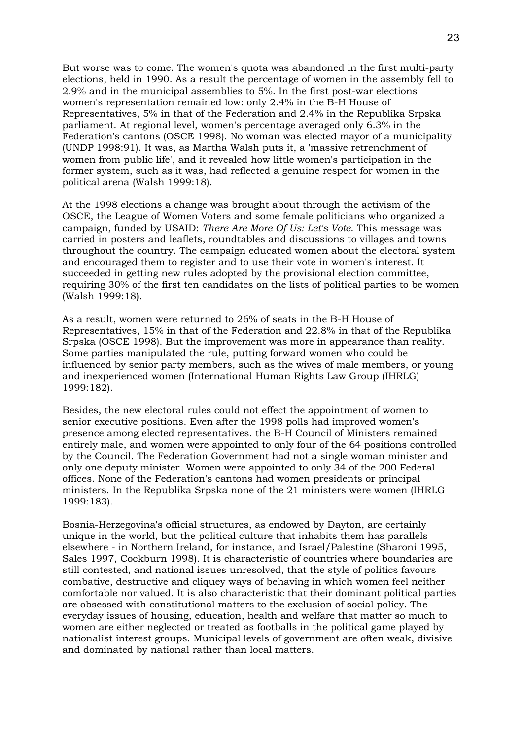But worse was to come. The women's quota was abandoned in the first multi-party elections, held in 1990. As a result the percentage of women in the assembly fell to 2.9% and in the municipal assemblies to 5%. In the first post-war elections women's representation remained low: only 2.4% in the B-H House of Representatives, 5% in that of the Federation and 2.4% in the Republika Srpska parliament. At regional level, women's percentage averaged only 6.3% in the Federation's cantons (OSCE 1998). No woman was elected mayor of a municipality (UNDP 1998:91). It was, as Martha Walsh puts it, a 'massive retrenchment of women from public life', and it revealed how little women's participation in the former system, such as it was, had reflected a genuine respect for women in the political arena (Walsh 1999:18).

At the 1998 elections a change was brought about through the activism of the OSCE, the League of Women Voters and some female politicians who organized a campaign, funded by USAID: *There Are More Of Us: Let's Vote*. This message was carried in posters and leaflets, roundtables and discussions to villages and towns throughout the country. The campaign educated women about the electoral system and encouraged them to register and to use their vote in women's interest. It succeeded in getting new rules adopted by the provisional election committee, requiring 30% of the first ten candidates on the lists of political parties to be women (Walsh 1999:18).

As a result, women were returned to 26% of seats in the B-H House of Representatives, 15% in that of the Federation and 22.8% in that of the Republika Srpska (OSCE 1998). But the improvement was more in appearance than reality. Some parties manipulated the rule, putting forward women who could be influenced by senior party members, such as the wives of male members, or young and inexperienced women (International Human Rights Law Group (IHRLG) 1999:182).

Besides, the new electoral rules could not effect the appointment of women to senior executive positions. Even after the 1998 polls had improved women's presence among elected representatives, the B-H Council of Ministers remained entirely male, and women were appointed to only four of the 64 positions controlled by the Council. The Federation Government had not a single woman minister and only one deputy minister. Women were appointed to only 34 of the 200 Federal offices. None of the Federation's cantons had women presidents or principal ministers. In the Republika Srpska none of the 21 ministers were women (IHRLG 1999:183).

Bosnia-Herzegovina's official structures, as endowed by Dayton, are certainly unique in the world, but the political culture that inhabits them has parallels elsewhere - in Northern Ireland, for instance, and Israel/Palestine (Sharoni 1995, Sales 1997, Cockburn 1998). It is characteristic of countries where boundaries are still contested, and national issues unresolved, that the style of politics favours combative, destructive and cliquey ways of behaving in which women feel neither comfortable nor valued. It is also characteristic that their dominant political parties are obsessed with constitutional matters to the exclusion of social policy. The everyday issues of housing, education, health and welfare that matter so much to women are either neglected or treated as footballs in the political game played by nationalist interest groups. Municipal levels of government are often weak, divisive and dominated by national rather than local matters.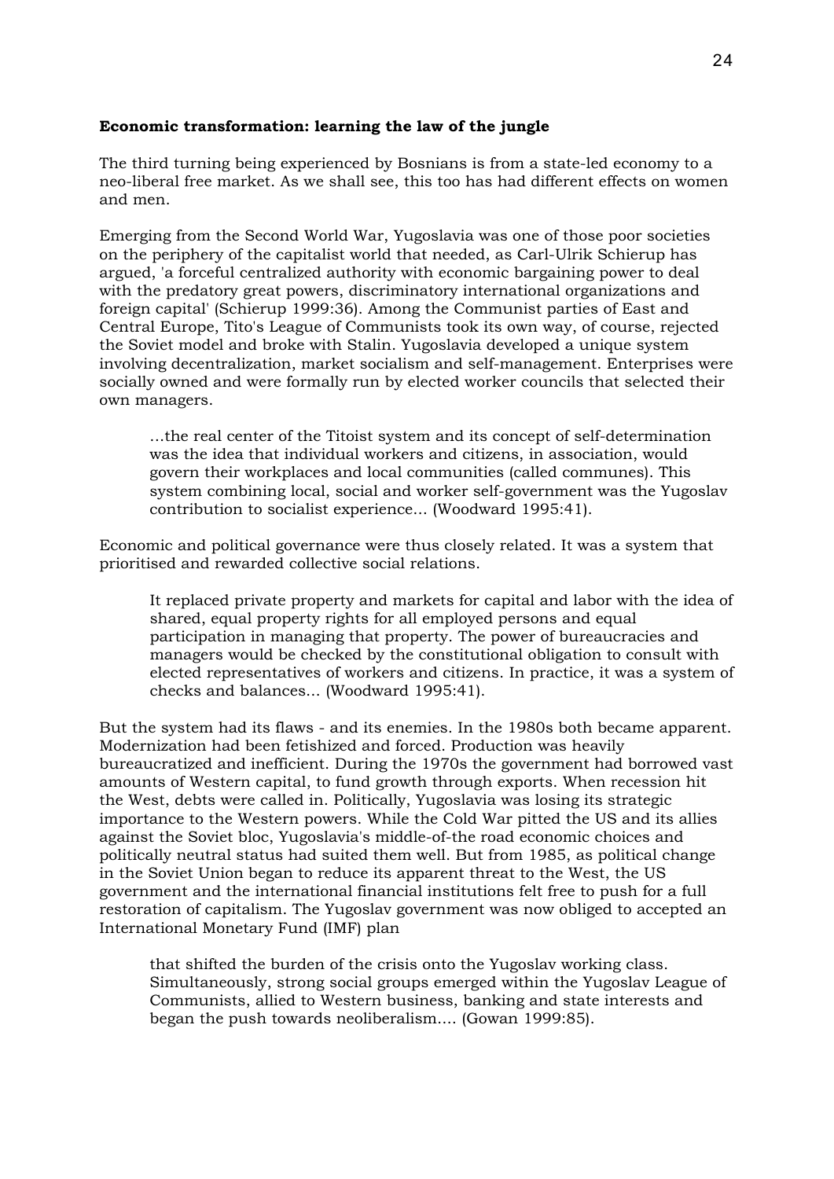**Economic transformation: learning the law of the jungle**

The third turning being experienced by Bosnians is from a state-led economy to a neo-liberal free market. As we shall see, this too has had different effects on women and men.

Emerging from the Second World War, Yugoslavia was one of those poor societies on the periphery of the capitalist world that needed, as Carl-Ulrik Schierup has argued, 'a forceful centralized authority with economic bargaining power to deal with the predatory great powers, discriminatory international organizations and foreign capital' (Schierup 1999:36). Among the Communist parties of East and Central Europe, Tito's League of Communists took its own way, of course, rejected the Soviet model and broke with Stalin. Yugoslavia developed a unique system involving decentralization, market socialism and self-management. Enterprises were socially owned and were formally run by elected worker councils that selected their own managers.

> …the real center of the Titoist system and its concept of self-determination was the idea that individual workers and citizens, in association, would govern their workplaces and local communities (called communes). This system combining local, social and worker self-government was the Yugoslav contribution to socialist experience... (Woodward 1995:41).

Economic and political governance were thus closely related. It was a system that prioritised and rewarded collective social relations.

> It replaced private property and markets for capital and labor with the idea of shared, equal property rights for all employed persons and equal participation in managing that property. The power of bureaucracies and managers would be checked by the constitutional obligation to consult with elected representatives of workers and citizens. In practice, it was a system of checks and balances... (Woodward 1995:41).

But the system had its flaws - and its enemies. In the 1980s both became apparent. Modernization had been fetishized and forced. Production was heavily bureaucratized and inefficient. During the 1970s the government had borrowed vast amounts of Western capital, to fund growth through exports. When recession hit the West, debts were called in. Politically, Yugoslavia was losing its strategic importance to the Western powers. While the Cold War pitted the US and its allies against the Soviet bloc, Yugoslavia's middle-of-the road economic choices and politically neutral status had suited them well. But from 1985, as political change in the Soviet Union began to reduce its apparent threat to the West, the US government and the international financial institutions felt free to push for a full restoration of capitalism. The Yugoslav government was now obliged to accepted an International Monetary Fund (IMF) plan

> that shifted the burden of the crisis onto the Yugoslav working class. Simultaneously, strong social groups emerged within the Yugoslav League of Communists, allied to Western business, banking and state interests and began the push towards neoliberalism.... (Gowan 1999:85).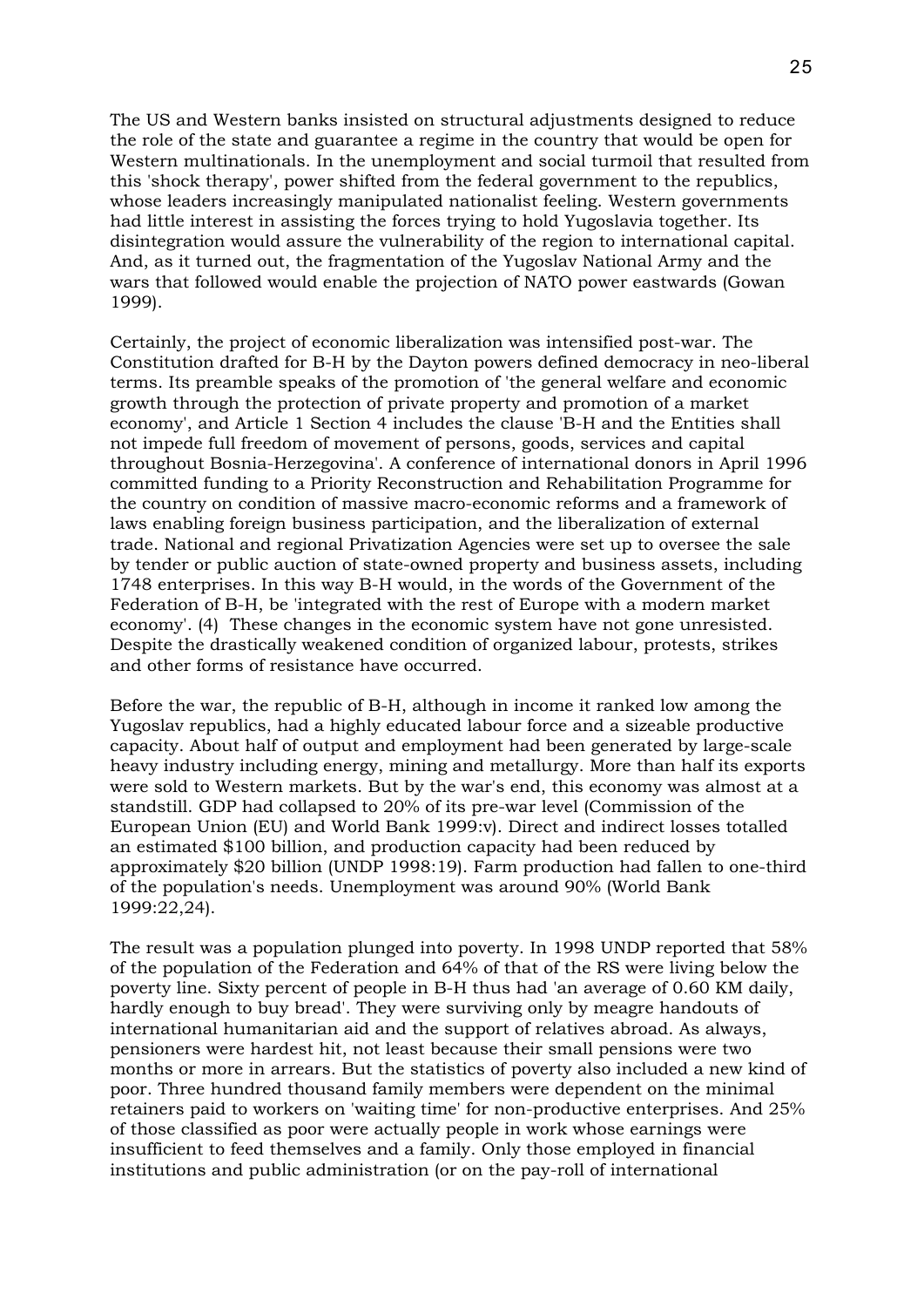The US and Western banks insisted on structural adjustments designed to reduce the role of the state and guarantee a regime in the country that would be open for Western multinationals. In the unemployment and social turmoil that resulted from this 'shock therapy', power shifted from the federal government to the republics, whose leaders increasingly manipulated nationalist feeling. Western governments had little interest in assisting the forces trying to hold Yugoslavia together. Its disintegration would assure the vulnerability of the region to international capital. And, as it turned out, the fragmentation of the Yugoslav National Army and the wars that followed would enable the projection of NATO power eastwards (Gowan 1999).

Certainly, the project of economic liberalization was intensified post-war. The Constitution drafted for B-H by the Dayton powers defined democracy in neo-liberal terms. Its preamble speaks of the promotion of 'the general welfare and economic growth through the protection of private property and promotion of a market economy', and Article 1 Section 4 includes the clause 'B-H and the Entities shall not impede full freedom of movement of persons, goods, services and capital throughout Bosnia-Herzegovina'. A conference of international donors in April 1996 committed funding to a Priority Reconstruction and Rehabilitation Programme for the country on condition of massive macro-economic reforms and a framework of laws enabling foreign business participation, and the liberalization of external trade. National and regional Privatization Agencies were set up to oversee the sale by tender or public auction of state-owned property and business assets, including 1748 enterprises. In this way B-H would, in the words of the Government of the Federation of B-H, be 'integrated with the rest of Europe with a modern market economy'. (4) These changes in the economic system have not gone unresisted. Despite the drastically weakened condition of organized labour, protests, strikes and other forms of resistance have occurred.

Before the war, the republic of B-H, although in income it ranked low among the Yugoslav republics, had a highly educated labour force and a sizeable productive capacity. About half of output and employment had been generated by large-scale heavy industry including energy, mining and metallurgy. More than half its exports were sold to Western markets. But by the war's end, this economy was almost at a standstill. GDP had collapsed to 20% of its pre-war level (Commission of the European Union (EU) and World Bank 1999:v). Direct and indirect losses totalled an estimated $100 billion, and production capacity had been reduced by approximately $20 billion (UNDP 1998:19). Farm production had fallen to one-third of the population's needs. Unemployment was around 90% (World Bank 1999:22,24).

The result was a population plunged into poverty. In 1998 UNDP reported that 58% of the population of the Federation and 64% of that of the RS were living below the poverty line. Sixty percent of people in B-H thus had 'an average of 0.60 KM daily, hardly enough to buy bread'. They were surviving only by meagre handouts of international humanitarian aid and the support of relatives abroad. As always, pensioners were hardest hit, not least because their small pensions were two months or more in arrears. But the statistics of poverty also included a new kind of poor. Three hundred thousand family members were dependent on the minimal retainers paid to workers on 'waiting time' for non-productive enterprises. And 25% of those classified as poor were actually people in work whose earnings were insufficient to feed themselves and a family. Only those employed in financial institutions and public administration (or on the pay-roll of international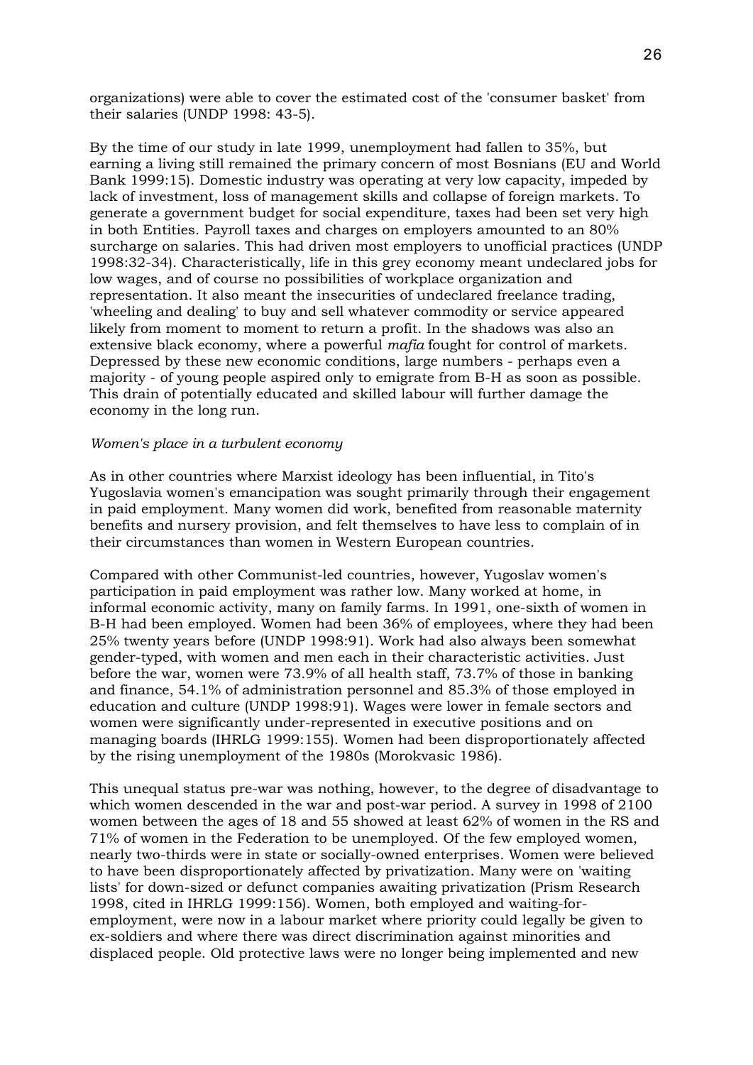organizations) were able to cover the estimated cost of the 'consumer basket' from their salaries (UNDP 1998: 43-5).

By the time of our study in late 1999, unemployment had fallen to 35%, but earning a living still remained the primary concern of most Bosnians (EU and World Bank 1999:15). Domestic industry was operating at very low capacity, impeded by lack of investment, loss of management skills and collapse of foreign markets. To generate a government budget for social expenditure, taxes had been set very high in both Entities. Payroll taxes and charges on employers amounted to an 80% surcharge on salaries. This had driven most employers to unofficial practices (UNDP 1998:32-34). Characteristically, life in this grey economy meant undeclared jobs for low wages, and of course no possibilities of workplace organization and representation. It also meant the insecurities of undeclared freelance trading, 'wheeling and dealing' to buy and sell whatever commodity or service appeared likely from moment to moment to return a profit. In the shadows was also an extensive black economy, where a powerful *mafia* fought for control of markets. Depressed by these new economic conditions, large numbers - perhaps even a majority - of young people aspired only to emigrate from B-H as soon as possible. This drain of potentially educated and skilled labour will further damage the economy in the long run.

*Women's place in a turbulent economy*

As in other countries where Marxist ideology has been influential, in Tito's Yugoslavia women's emancipation was sought primarily through their engagement in paid employment. Many women did work, benefited from reasonable maternity benefits and nursery provision, and felt themselves to have less to complain of in their circumstances than women in Western European countries.

Compared with other Communist-led countries, however, Yugoslav women's participation in paid employment was rather low. Many worked at home, in informal economic activity, many on family farms. In 1991, one-sixth of women in B-H had been employed. Women had been 36% of employees, where they had been 25% twenty years before (UNDP 1998:91). Work had also always been somewhat gender-typed, with women and men each in their characteristic activities. Just before the war, women were 73.9% of all health staff, 73.7% of those in banking and finance, 54.1% of administration personnel and 85.3% of those employed in education and culture (UNDP 1998:91). Wages were lower in female sectors and women were significantly under-represented in executive positions and on managing boards (IHRLG 1999:155). Women had been disproportionately affected by the rising unemployment of the 1980s (Morokvasic 1986).

This unequal status pre-war was nothing, however, to the degree of disadvantage to which women descended in the war and post-war period. A survey in 1998 of 2100 women between the ages of 18 and 55 showed at least 62% of women in the RS and 71% of women in the Federation to be unemployed. Of the few employed women, nearly two-thirds were in state or socially-owned enterprises. Women were believed to have been disproportionately affected by privatization. Many were on 'waiting lists' for down-sized or defunct companies awaiting privatization (Prism Research 1998, cited in IHRLG 1999:156). Women, both employed and waiting-for-employment, were now in a labour market where priority could legally be given to ex-soldiers and where there was direct discrimination against minorities and displaced people. Old protective laws were no longer being implemented and new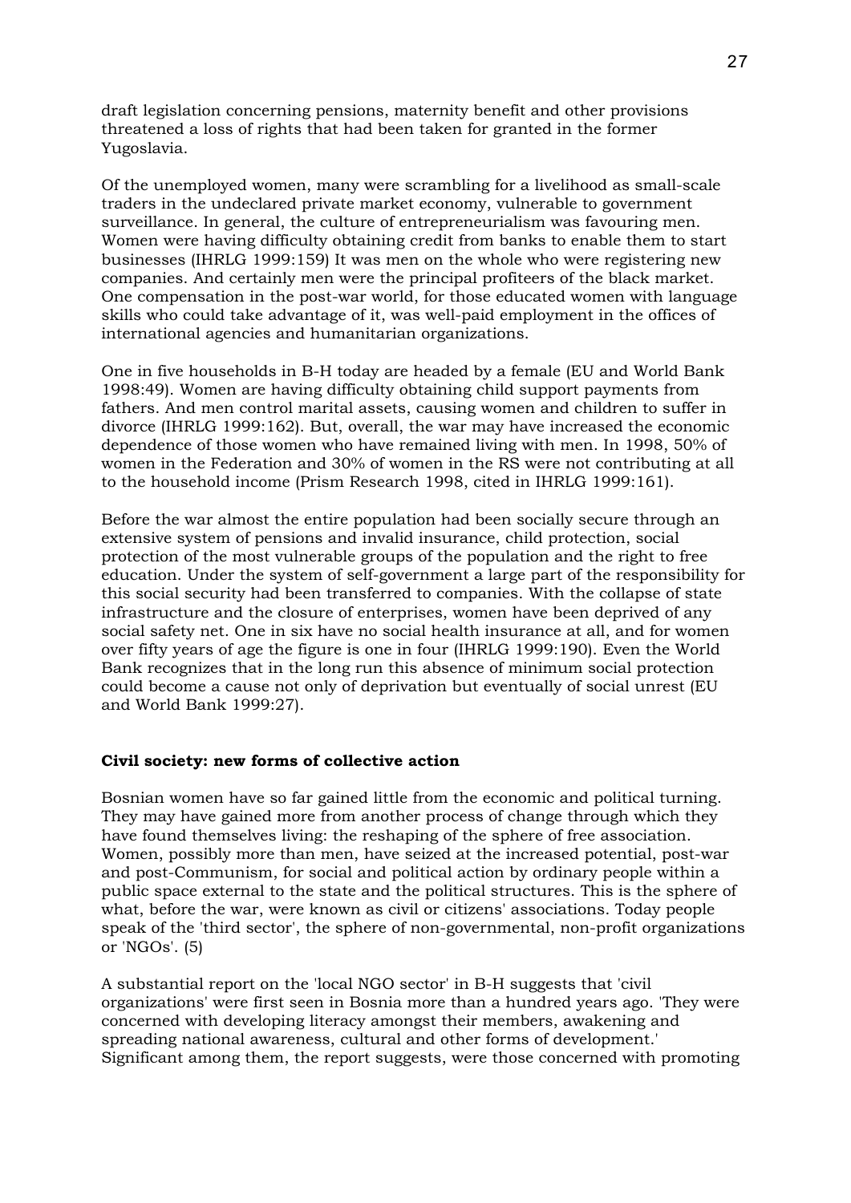draft legislation concerning pensions, maternity benefit and other provisions threatened a loss of rights that had been taken for granted in the former Yugoslavia.

Of the unemployed women, many were scrambling for a livelihood as small-scale traders in the undeclared private market economy, vulnerable to government surveillance. In general, the culture of entrepreneurialism was favouring men. Women were having difficulty obtaining credit from banks to enable them to start businesses (IHRLG 1999:159) It was men on the whole who were registering new companies. And certainly men were the principal profiteers of the black market. One compensation in the post-war world, for those educated women with language skills who could take advantage of it, was well-paid employment in the offices of international agencies and humanitarian organizations.

One in five households in B-H today are headed by a female (EU and World Bank 1998:49). Women are having difficulty obtaining child support payments from fathers. And men control marital assets, causing women and children to suffer in divorce (IHRLG 1999:162). But, overall, the war may have increased the economic dependence of those women who have remained living with men. In 1998, 50% of women in the Federation and 30% of women in the RS were not contributing at all to the household income (Prism Research 1998, cited in IHRLG 1999:161).

Before the war almost the entire population had been socially secure through an extensive system of pensions and invalid insurance, child protection, social protection of the most vulnerable groups of the population and the right to free education. Under the system of self-government a large part of the responsibility for this social security had been transferred to companies. With the collapse of state infrastructure and the closure of enterprises, women have been deprived of any social safety net. One in six have no social health insurance at all, and for women over fifty years of age the figure is one in four (IHRLG 1999:190). Even the World Bank recognizes that in the long run this absence of minimum social protection could become a cause not only of deprivation but eventually of social unrest (EU and World Bank 1999:27).

**Civil society: new forms of collective action**

Bosnian women have so far gained little from the economic and political turning. They may have gained more from another process of change through which they have found themselves living: the reshaping of the sphere of free association. Women, possibly more than men, have seized at the increased potential, post-war and post-Communism, for social and political action by ordinary people within a public space external to the state and the political structures. This is the sphere of what, before the war, were known as civil or citizens' associations. Today people speak of the 'third sector', the sphere of non-governmental, non-profit organizations or 'NGOs'. (5)

A substantial report on the 'local NGO sector' in B-H suggests that 'civil organizations' were first seen in Bosnia more than a hundred years ago. 'They were concerned with developing literacy amongst their members, awakening and spreading national awareness, cultural and other forms of development.' Significant among them, the report suggests, were those concerned with promoting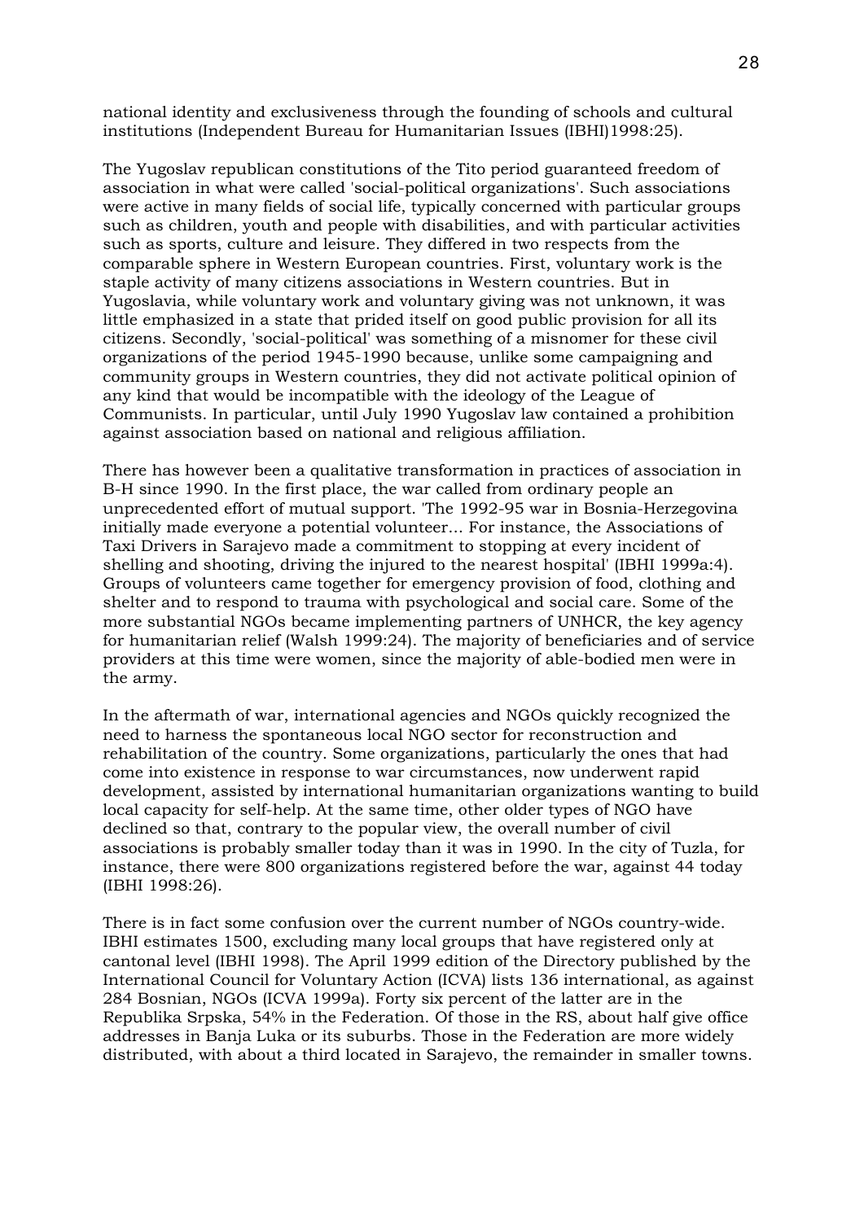national identity and exclusiveness through the founding of schools and cultural institutions (Independent Bureau for Humanitarian Issues (IBHI)1998:25).

The Yugoslav republican constitutions of the Tito period guaranteed freedom of association in what were called 'social-political organizations'. Such associations were active in many fields of social life, typically concerned with particular groups such as children, youth and people with disabilities, and with particular activities such as sports, culture and leisure. They differed in two respects from the comparable sphere in Western European countries. First, voluntary work is the staple activity of many citizens associations in Western countries. But in Yugoslavia, while voluntary work and voluntary giving was not unknown, it was little emphasized in a state that prided itself on good public provision for all its citizens. Secondly, 'social-political' was something of a misnomer for these civil organizations of the period 1945-1990 because, unlike some campaigning and community groups in Western countries, they did not activate political opinion of any kind that would be incompatible with the ideology of the League of Communists. In particular, until July 1990 Yugoslav law contained a prohibition against association based on national and religious affiliation.

There has however been a qualitative transformation in practices of association in B-H since 1990. In the first place, the war called from ordinary people an unprecedented effort of mutual support. 'The 1992-95 war in Bosnia-Herzegovina initially made everyone a potential volunteer... For instance, the Associations of Taxi Drivers in Sarajevo made a commitment to stopping at every incident of shelling and shooting, driving the injured to the nearest hospital' (IBHI 1999a:4). Groups of volunteers came together for emergency provision of food, clothing and shelter and to respond to trauma with psychological and social care. Some of the more substantial NGOs became implementing partners of UNHCR, the key agency for humanitarian relief (Walsh 1999:24). The majority of beneficiaries and of service providers at this time were women, since the majority of able-bodied men were in the army.

In the aftermath of war, international agencies and NGOs quickly recognized the need to harness the spontaneous local NGO sector for reconstruction and rehabilitation of the country. Some organizations, particularly the ones that had come into existence in response to war circumstances, now underwent rapid development, assisted by international humanitarian organizations wanting to build local capacity for self-help. At the same time, other older types of NGO have declined so that, contrary to the popular view, the overall number of civil associations is probably smaller today than it was in 1990. In the city of Tuzla, for instance, there were 800 organizations registered before the war, against 44 today (IBHI 1998:26).

There is in fact some confusion over the current number of NGOs country-wide. IBHI estimates 1500, excluding many local groups that have registered only at cantonal level (IBHI 1998). The April 1999 edition of the Directory published by the International Council for Voluntary Action (ICVA) lists 136 international, as against 284 Bosnian, NGOs (ICVA 1999a). Forty six percent of the latter are in the Republika Srpska, 54% in the Federation. Of those in the RS, about half give office addresses in Banja Luka or its suburbs. Those in the Federation are more widely distributed, with about a third located in Sarajevo, the remainder in smaller towns.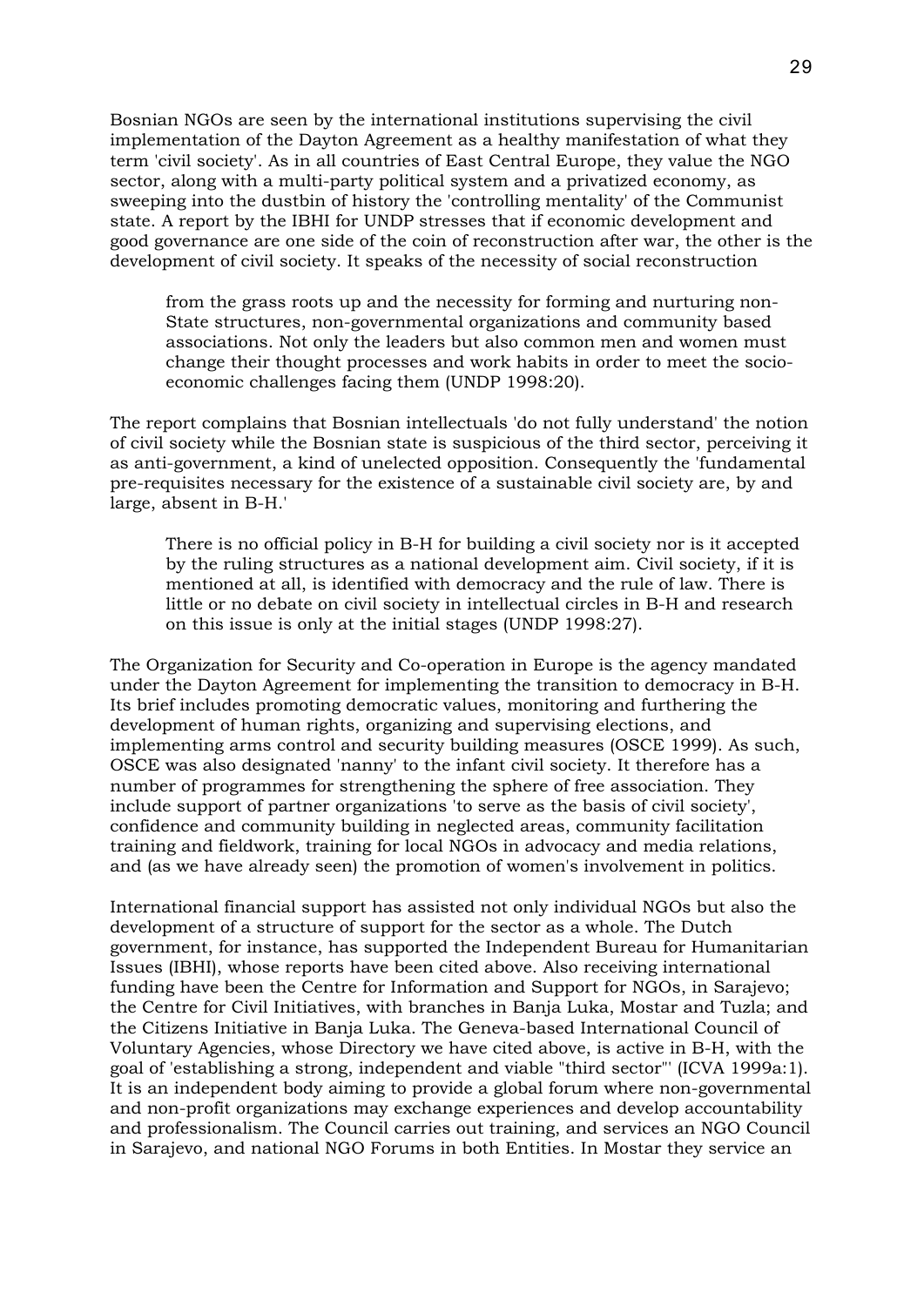Bosnian NGOs are seen by the international institutions supervising the civil implementation of the Dayton Agreement as a healthy manifestation of what they term 'civil society'. As in all countries of East Central Europe, they value the NGO sector, along with a multi-party political system and a privatized economy, as sweeping into the dustbin of history the 'controlling mentality' of the Communist state. A report by the IBHI for UNDP stresses that if economic development and good governance are one side of the coin of reconstruction after war, the other is the development of civil society. It speaks of the necessity of social reconstruction

> from the grass roots up and the necessity for forming and nurturing non-State structures, non-governmental organizations and community based associations. Not only the leaders but also common men and women must change their thought processes and work habits in order to meet the socio-economic challenges facing them (UNDP 1998:20).

The report complains that Bosnian intellectuals 'do not fully understand' the notion of civil society while the Bosnian state is suspicious of the third sector, perceiving it as anti-government, a kind of unelected opposition. Consequently the 'fundamental pre-requisites necessary for the existence of a sustainable civil society are, by and large, absent in B-H.'

> There is no official policy in B-H for building a civil society nor is it accepted by the ruling structures as a national development aim. Civil society, if it is mentioned at all, is identified with democracy and the rule of law. There is little or no debate on civil society in intellectual circles in B-H and research on this issue is only at the initial stages (UNDP 1998:27).

The Organization for Security and Co-operation in Europe is the agency mandated under the Dayton Agreement for implementing the transition to democracy in B-H. Its brief includes promoting democratic values, monitoring and furthering the development of human rights, organizing and supervising elections, and implementing arms control and security building measures (OSCE 1999). As such, OSCE was also designated 'nanny' to the infant civil society. It therefore has a number of programmes for strengthening the sphere of free association. They include support of partner organizations 'to serve as the basis of civil society', confidence and community building in neglected areas, community facilitation training and fieldwork, training for local NGOs in advocacy and media relations, and (as we have already seen) the promotion of women's involvement in politics.

International financial support has assisted not only individual NGOs but also the development of a structure of support for the sector as a whole. The Dutch government, for instance, has supported the Independent Bureau for Humanitarian Issues (IBHI), whose reports have been cited above. Also receiving international funding have been the Centre for Information and Support for NGOs, in Sarajevo; the Centre for Civil Initiatives, with branches in Banja Luka, Mostar and Tuzla; and the Citizens Initiative in Banja Luka. The Geneva-based International Council of Voluntary Agencies, whose Directory we have cited above, is active in B-H, with the goal of 'establishing a strong, independent and viable "third sector"' (ICVA 1999a:1). It is an independent body aiming to provide a global forum where non-governmental and non-profit organizations may exchange experiences and develop accountability and professionalism. The Council carries out training, and services an NGO Council in Sarajevo, and national NGO Forums in both Entities. In Mostar they service an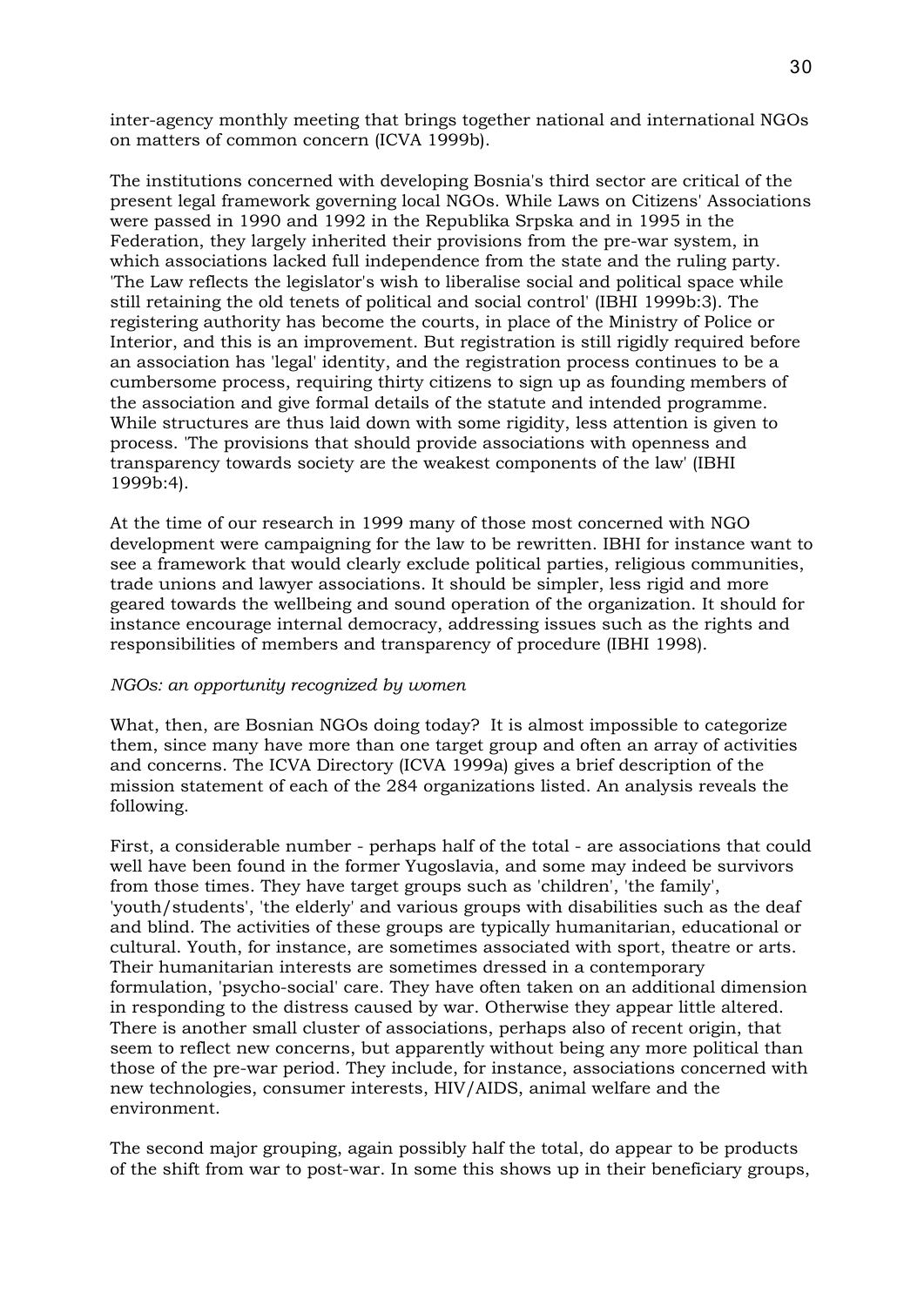inter-agency monthly meeting that brings together national and international NGOs on matters of common concern (ICVA 1999b).

The institutions concerned with developing Bosnia's third sector are critical of the present legal framework governing local NGOs. While Laws on Citizens' Associations were passed in 1990 and 1992 in the Republika Srpska and in 1995 in the Federation, they largely inherited their provisions from the pre-war system, in which associations lacked full independence from the state and the ruling party. 'The Law reflects the legislator's wish to liberalise social and political space while still retaining the old tenets of political and social control' (IBHI 1999b:3). The registering authority has become the courts, in place of the Ministry of Police or Interior, and this is an improvement. But registration is still rigidly required before an association has 'legal' identity, and the registration process continues to be a cumbersome process, requiring thirty citizens to sign up as founding members of the association and give formal details of the statute and intended programme. While structures are thus laid down with some rigidity, less attention is given to process. 'The provisions that should provide associations with openness and transparency towards society are the weakest components of the law' (IBHI 1999b:4).

At the time of our research in 1999 many of those most concerned with NGO development were campaigning for the law to be rewritten. IBHI for instance want to see a framework that would clearly exclude political parties, religious communities, trade unions and lawyer associations. It should be simpler, less rigid and more geared towards the wellbeing and sound operation of the organization. It should for instance encourage internal democracy, addressing issues such as the rights and responsibilities of members and transparency of procedure (IBHI 1998).

*NGOs: an opportunity recognized by women*

What, then, are Bosnian NGOs doing today? It is almost impossible to categorize them, since many have more than one target group and often an array of activities and concerns. The ICVA Directory (ICVA 1999a) gives a brief description of the mission statement of each of the 284 organizations listed. An analysis reveals the following.

First, a considerable number - perhaps half of the total - are associations that could well have been found in the former Yugoslavia, and some may indeed be survivors from those times. They have target groups such as 'children', 'the family', 'youth/students', 'the elderly' and various groups with disabilities such as the deaf and blind. The activities of these groups are typically humanitarian, educational or cultural. Youth, for instance, are sometimes associated with sport, theatre or arts. Their humanitarian interests are sometimes dressed in a contemporary formulation, 'psycho-social' care. They have often taken on an additional dimension in responding to the distress caused by war. Otherwise they appear little altered. There is another small cluster of associations, perhaps also of recent origin, that seem to reflect new concerns, but apparently without being any more political than those of the pre-war period. They include, for instance, associations concerned with new technologies, consumer interests, HIV/AIDS, animal welfare and the environment.

The second major grouping, again possibly half the total, do appear to be products of the shift from war to post-war. In some this shows up in their beneficiary groups,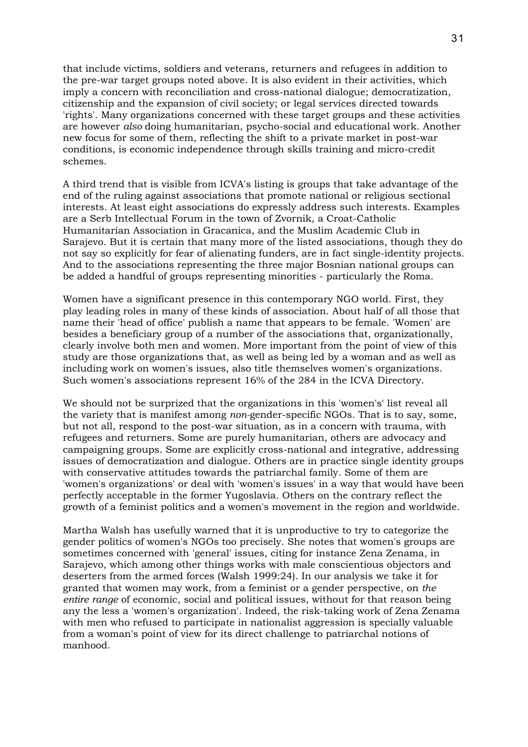that include victims, soldiers and veterans, returners and refugees in addition to the pre-war target groups noted above. It is also evident in their activities, which imply a concern with reconciliation and cross-national dialogue; democratization, citizenship and the expansion of civil society; or legal services directed towards 'rights'. Many organizations concerned with these target groups and these activities are however *also* doing humanitarian, psycho-social and educational work. Another new focus for some of them, reflecting the shift to a private market in post-war conditions, is economic independence through skills training and micro-credit schemes.

A third trend that is visible from ICVA's listing is groups that take advantage of the end of the ruling against associations that promote national or religious sectional interests. At least eight associations do expressly address such interests. Examples are a Serb Intellectual Forum in the town of Zvornik, a Croat-Catholic Humanitarian Association in Gracanica, and the Muslim Academic Club in Sarajevo. But it is certain that many more of the listed associations, though they do not say so explicitly for fear of alienating funders, are in fact single-identity projects. And to the associations representing the three major Bosnian national groups can be added a handful of groups representing minorities - particularly the Roma.

Women have a significant presence in this contemporary NGO world. First, they play leading roles in many of these kinds of association. About half of all those that name their 'head of office' publish a name that appears to be female. 'Women' are besides a beneficiary group of a number of the associations that, organizationally, clearly involve both men and women. More important from the point of view of this study are those organizations that, as well as being led by a woman and as well as including work on women's issues, also title themselves women's organizations. Such women's associations represent 16% of the 284 in the ICVA Directory.

We should not be surprized that the organizations in this 'women's' list reveal all the variety that is manifest among *non*-gender-specific NGOs. That is to say, some, but not all, respond to the post-war situation, as in a concern with trauma, with refugees and returners. Some are purely humanitarian, others are advocacy and campaigning groups. Some are explicitly cross-national and integrative, addressing issues of democratization and dialogue. Others are in practice single identity groups with conservative attitudes towards the patriarchal family. Some of them are 'women's organizations' or deal with 'women's issues' in a way that would have been perfectly acceptable in the former Yugoslavia. Others on the contrary reflect the growth of a feminist politics and a women's movement in the region and worldwide.

Martha Walsh has usefully warned that it is unproductive to try to categorize the gender politics of women's NGOs too precisely. She notes that women's groups are sometimes concerned with 'general' issues, citing for instance Zena Zenama, in Sarajevo, which among other things works with male conscientious objectors and deserters from the armed forces (Walsh 1999:24). In our analysis we take it for granted that women may work, from a feminist or a gender perspective, on *the entire range* of economic, social and political issues, without for that reason being any the less a 'women's organization'. Indeed, the risk-taking work of Zena Zenama with men who refused to participate in nationalist aggression is specially valuable from a woman's point of view for its direct challenge to patriarchal notions of manhood.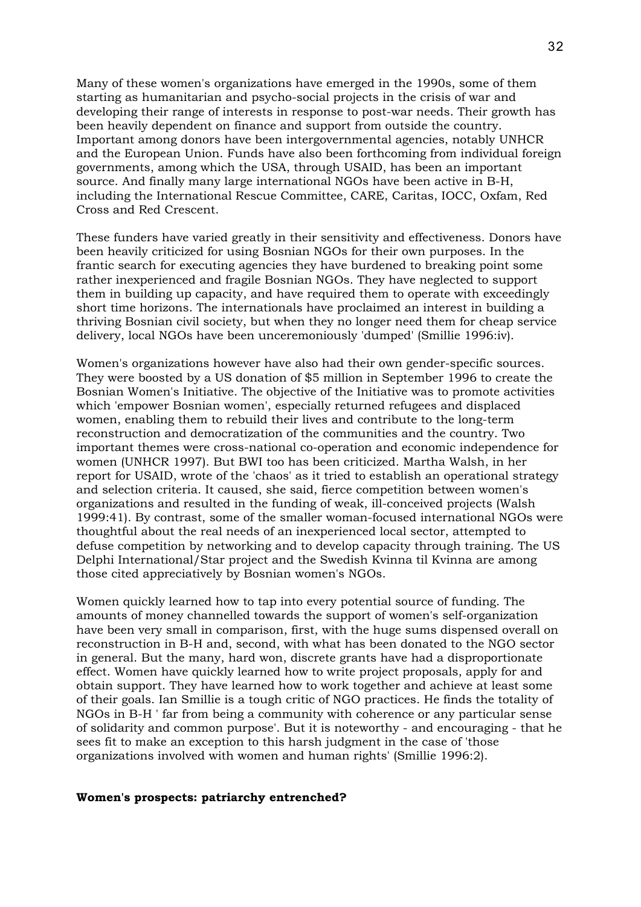Many of these women's organizations have emerged in the 1990s, some of them starting as humanitarian and psycho-social projects in the crisis of war and developing their range of interests in response to post-war needs. Their growth has been heavily dependent on finance and support from outside the country. Important among donors have been intergovernmental agencies, notably UNHCR and the European Union. Funds have also been forthcoming from individual foreign governments, among which the USA, through USAID, has been an important source. And finally many large international NGOs have been active in B-H, including the International Rescue Committee, CARE, Caritas, IOCC, Oxfam, Red Cross and Red Crescent.

These funders have varied greatly in their sensitivity and effectiveness. Donors have been heavily criticized for using Bosnian NGOs for their own purposes. In the frantic search for executing agencies they have burdened to breaking point some rather inexperienced and fragile Bosnian NGOs. They have neglected to support them in building up capacity, and have required them to operate with exceedingly short time horizons. The internationals have proclaimed an interest in building a thriving Bosnian civil society, but when they no longer need them for cheap service delivery, local NGOs have been unceremoniously 'dumped' (Smillie 1996:iv).

Women's organizations however have also had their own gender-specific sources. They were boosted by a US donation of $5 million in September 1996 to create the Bosnian Women's Initiative. The objective of the Initiative was to promote activities which 'empower Bosnian women', especially returned refugees and displaced women, enabling them to rebuild their lives and contribute to the long-term reconstruction and democratization of the communities and the country. Two important themes were cross-national co-operation and economic independence for women (UNHCR 1997). But BWI too has been criticized. Martha Walsh, in her report for USAID, wrote of the 'chaos' as it tried to establish an operational strategy and selection criteria. It caused, she said, fierce competition between women's organizations and resulted in the funding of weak, ill-conceived projects (Walsh 1999:41). By contrast, some of the smaller woman-focused international NGOs were thoughtful about the real needs of an inexperienced local sector, attempted to defuse competition by networking and to develop capacity through training. The US Delphi International/Star project and the Swedish Kvinna til Kvinna are among those cited appreciatively by Bosnian women's NGOs.

Women quickly learned how to tap into every potential source of funding. The amounts of money channelled towards the support of women's self-organization have been very small in comparison, first, with the huge sums dispensed overall on reconstruction in B-H and, second, with what has been donated to the NGO sector in general. But the many, hard won, discrete grants have had a disproportionate effect. Women have quickly learned how to write project proposals, apply for and obtain support. They have learned how to work together and achieve at least some of their goals. Ian Smillie is a tough critic of NGO practices. He finds the totality of NGOs in B-H ' far from being a community with coherence or any particular sense of solidarity and common purpose'. But it is noteworthy - and encouraging - that he sees fit to make an exception to this harsh judgment in the case of 'those organizations involved with women and human rights' (Smillie 1996:2).

**Women's prospects: patriarchy entrenched?**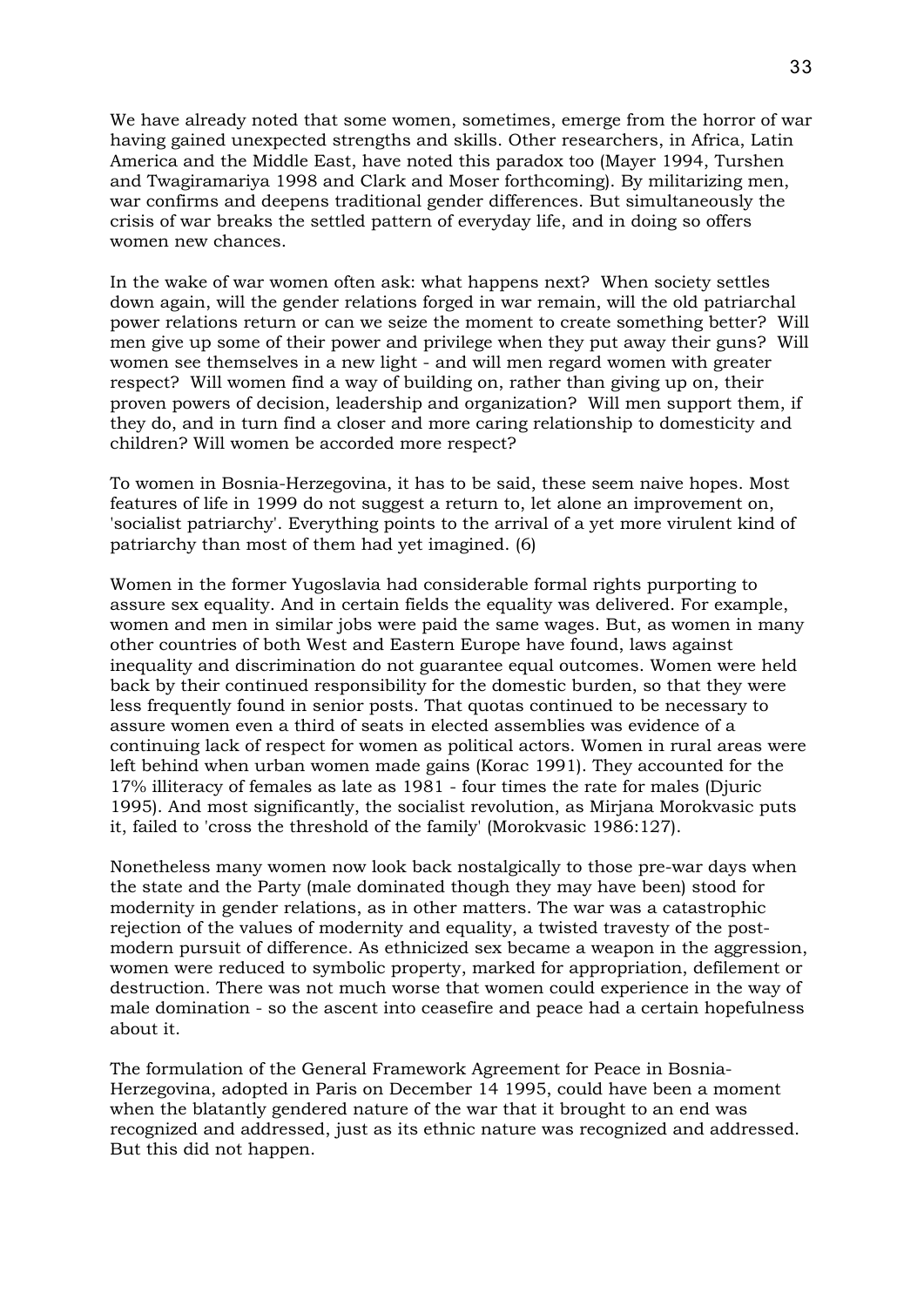We have already noted that some women, sometimes, emerge from the horror of war having gained unexpected strengths and skills. Other researchers, in Africa, Latin America and the Middle East, have noted this paradox too (Mayer 1994, Turshen and Twagiramariya 1998 and Clark and Moser forthcoming). By militarizing men, war confirms and deepens traditional gender differences. But simultaneously the crisis of war breaks the settled pattern of everyday life, and in doing so offers women new chances.

In the wake of war women often ask: what happens next? When society settles down again, will the gender relations forged in war remain, will the old patriarchal power relations return or can we seize the moment to create something better? Will men give up some of their power and privilege when they put away their guns? Will women see themselves in a new light - and will men regard women with greater respect? Will women find a way of building on, rather than giving up on, their proven powers of decision, leadership and organization? Will men support them, if they do, and in turn find a closer and more caring relationship to domesticity and children? Will women be accorded more respect?

To women in Bosnia-Herzegovina, it has to be said, these seem naive hopes. Most features of life in 1999 do not suggest a return to, let alone an improvement on, 'socialist patriarchy'. Everything points to the arrival of a yet more virulent kind of patriarchy than most of them had yet imagined. (6)

Women in the former Yugoslavia had considerable formal rights purporting to assure sex equality. And in certain fields the equality was delivered. For example, women and men in similar jobs were paid the same wages. But, as women in many other countries of both West and Eastern Europe have found, laws against inequality and discrimination do not guarantee equal outcomes. Women were held back by their continued responsibility for the domestic burden, so that they were less frequently found in senior posts. That quotas continued to be necessary to assure women even a third of seats in elected assemblies was evidence of a continuing lack of respect for women as political actors. Women in rural areas were left behind when urban women made gains (Korac 1991). They accounted for the 17% illiteracy of females as late as 1981 - four times the rate for males (Djuric 1995). And most significantly, the socialist revolution, as Mirjana Morokvasic puts it, failed to 'cross the threshold of the family' (Morokvasic 1986:127).

Nonetheless many women now look back nostalgically to those pre-war days when the state and the Party (male dominated though they may have been) stood for modernity in gender relations, as in other matters. The war was a catastrophic rejection of the values of modernity and equality, a twisted travesty of the post-modern pursuit of difference. As ethnicized sex became a weapon in the aggression, women were reduced to symbolic property, marked for appropriation, defilement or destruction. There was not much worse that women could experience in the way of male domination - so the ascent into ceasefire and peace had a certain hopefulness about it.

The formulation of the General Framework Agreement for Peace in Bosnia-Herzegovina, adopted in Paris on December 14 1995, could have been a moment when the blatantly gendered nature of the war that it brought to an end was recognized and addressed, just as its ethnic nature was recognized and addressed. But this did not happen.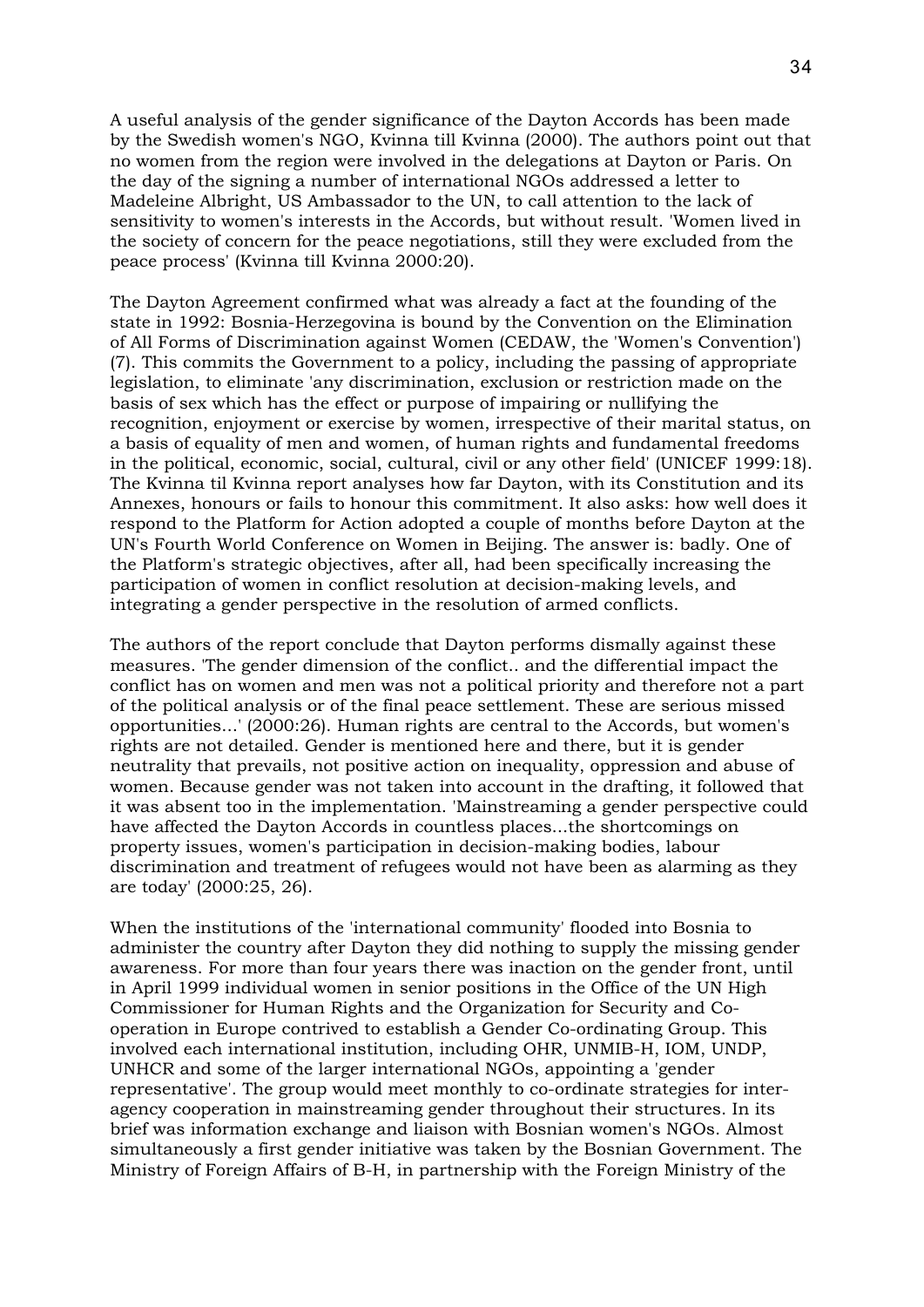A useful analysis of the gender significance of the Dayton Accords has been made by the Swedish women's NGO, Kvinna till Kvinna (2000). The authors point out that no women from the region were involved in the delegations at Dayton or Paris. On the day of the signing a number of international NGOs addressed a letter to Madeleine Albright, US Ambassador to the UN, to call attention to the lack of sensitivity to women's interests in the Accords, but without result. 'Women lived in the society of concern for the peace negotiations, still they were excluded from the peace process' (Kvinna till Kvinna 2000:20).

The Dayton Agreement confirmed what was already a fact at the founding of the state in 1992: Bosnia-Herzegovina is bound by the Convention on the Elimination of All Forms of Discrimination against Women (CEDAW, the 'Women's Convention') (7). This commits the Government to a policy, including the passing of appropriate legislation, to eliminate 'any discrimination, exclusion or restriction made on the basis of sex which has the effect or purpose of impairing or nullifying the recognition, enjoyment or exercise by women, irrespective of their marital status, on a basis of equality of men and women, of human rights and fundamental freedoms in the political, economic, social, cultural, civil or any other field' (UNICEF 1999:18). The Kvinna til Kvinna report analyses how far Dayton, with its Constitution and its Annexes, honours or fails to honour this commitment. It also asks: how well does it respond to the Platform for Action adopted a couple of months before Dayton at the UN's Fourth World Conference on Women in Beijing. The answer is: badly. One of the Platform's strategic objectives, after all, had been specifically increasing the participation of women in conflict resolution at decision-making levels, and integrating a gender perspective in the resolution of armed conflicts.

The authors of the report conclude that Dayton performs dismally against these measures. 'The gender dimension of the conflict.. and the differential impact the conflict has on women and men was not a political priority and therefore not a part of the political analysis or of the final peace settlement. These are serious missed opportunities...' (2000:26). Human rights are central to the Accords, but women's rights are not detailed. Gender is mentioned here and there, but it is gender neutrality that prevails, not positive action on inequality, oppression and abuse of women. Because gender was not taken into account in the drafting, it followed that it was absent too in the implementation. 'Mainstreaming a gender perspective could have affected the Dayton Accords in countless places...the shortcomings on property issues, women's participation in decision-making bodies, labour discrimination and treatment of refugees would not have been as alarming as they are today' (2000:25, 26).

When the institutions of the 'international community' flooded into Bosnia to administer the country after Dayton they did nothing to supply the missing gender awareness. For more than four years there was inaction on the gender front, until in April 1999 individual women in senior positions in the Office of the UN High Commissioner for Human Rights and the Organization for Security and Co-operation in Europe contrived to establish a Gender Co-ordinating Group. This involved each international institution, including OHR, UNMIB-H, IOM, UNDP, UNHCR and some of the larger international NGOs, appointing a 'gender representative'. The group would meet monthly to co-ordinate strategies for inter-agency cooperation in mainstreaming gender throughout their structures. In its brief was information exchange and liaison with Bosnian women's NGOs. Almost simultaneously a first gender initiative was taken by the Bosnian Government. The Ministry of Foreign Affairs of B-H, in partnership with the Foreign Ministry of the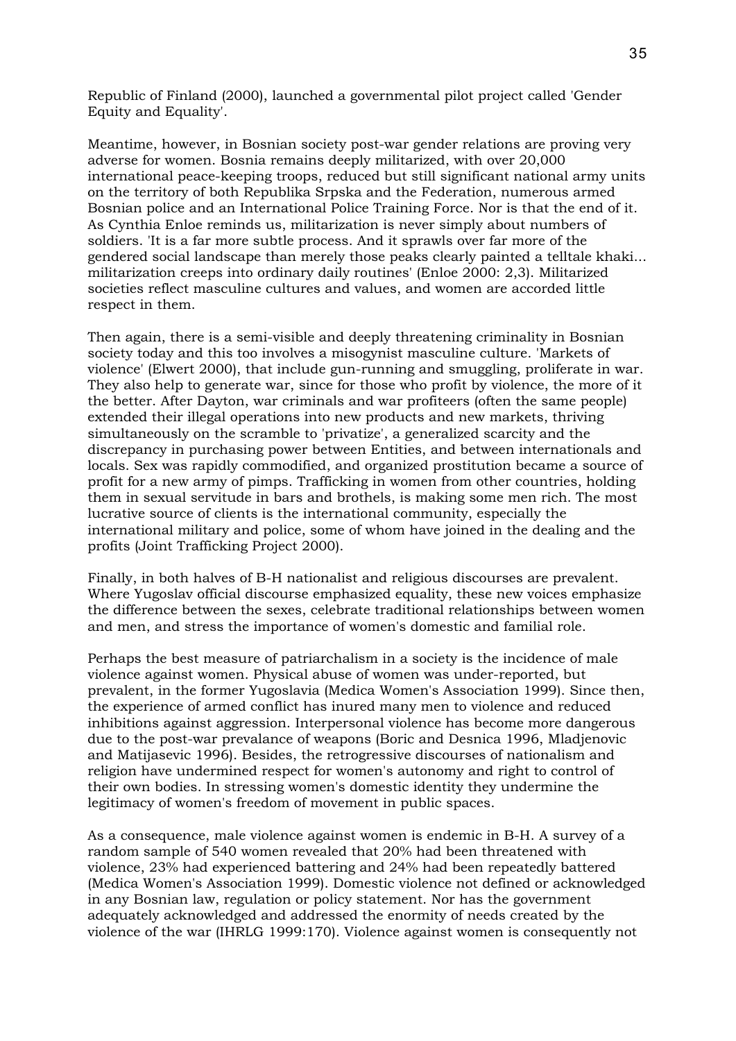Republic of Finland (2000), launched a governmental pilot project called 'Gender Equity and Equality'.

Meantime, however, in Bosnian society post-war gender relations are proving very adverse for women. Bosnia remains deeply militarized, with over 20,000 international peace-keeping troops, reduced but still significant national army units on the territory of both Republika Srpska and the Federation, numerous armed Bosnian police and an International Police Training Force. Nor is that the end of it. As Cynthia Enloe reminds us, militarization is never simply about numbers of soldiers. 'It is a far more subtle process. And it sprawls over far more of the gendered social landscape than merely those peaks clearly painted a telltale khaki... militarization creeps into ordinary daily routines' (Enloe 2000: 2,3). Militarized societies reflect masculine cultures and values, and women are accorded little respect in them.

Then again, there is a semi-visible and deeply threatening criminality in Bosnian society today and this too involves a misogynist masculine culture. 'Markets of violence' (Elwert 2000), that include gun-running and smuggling, proliferate in war. They also help to generate war, since for those who profit by violence, the more of it the better. After Dayton, war criminals and war profiteers (often the same people) extended their illegal operations into new products and new markets, thriving simultaneously on the scramble to 'privatize', a generalized scarcity and the discrepancy in purchasing power between Entities, and between internationals and locals. Sex was rapidly commodified, and organized prostitution became a source of profit for a new army of pimps. Trafficking in women from other countries, holding them in sexual servitude in bars and brothels, is making some men rich. The most lucrative source of clients is the international community, especially the international military and police, some of whom have joined in the dealing and the profits (Joint Trafficking Project 2000).

Finally, in both halves of B-H nationalist and religious discourses are prevalent. Where Yugoslav official discourse emphasized equality, these new voices emphasize the difference between the sexes, celebrate traditional relationships between women and men, and stress the importance of women's domestic and familial role.

Perhaps the best measure of patriarchalism in a society is the incidence of male violence against women. Physical abuse of women was under-reported, but prevalent, in the former Yugoslavia (Medica Women's Association 1999). Since then, the experience of armed conflict has inured many men to violence and reduced inhibitions against aggression. Interpersonal violence has become more dangerous due to the post-war prevalance of weapons (Boric and Desnica 1996, Mladjenovic and Matijasevic 1996). Besides, the retrogressive discourses of nationalism and religion have undermined respect for women's autonomy and right to control of their own bodies. In stressing women's domestic identity they undermine the legitimacy of women's freedom of movement in public spaces.

As a consequence, male violence against women is endemic in B-H. A survey of a random sample of 540 women revealed that 20% had been threatened with violence, 23% had experienced battering and 24% had been repeatedly battered (Medica Women's Association 1999). Domestic violence not defined or acknowledged in any Bosnian law, regulation or policy statement. Nor has the government adequately acknowledged and addressed the enormity of needs created by the violence of the war (IHRLG 1999:170). Violence against women is consequently not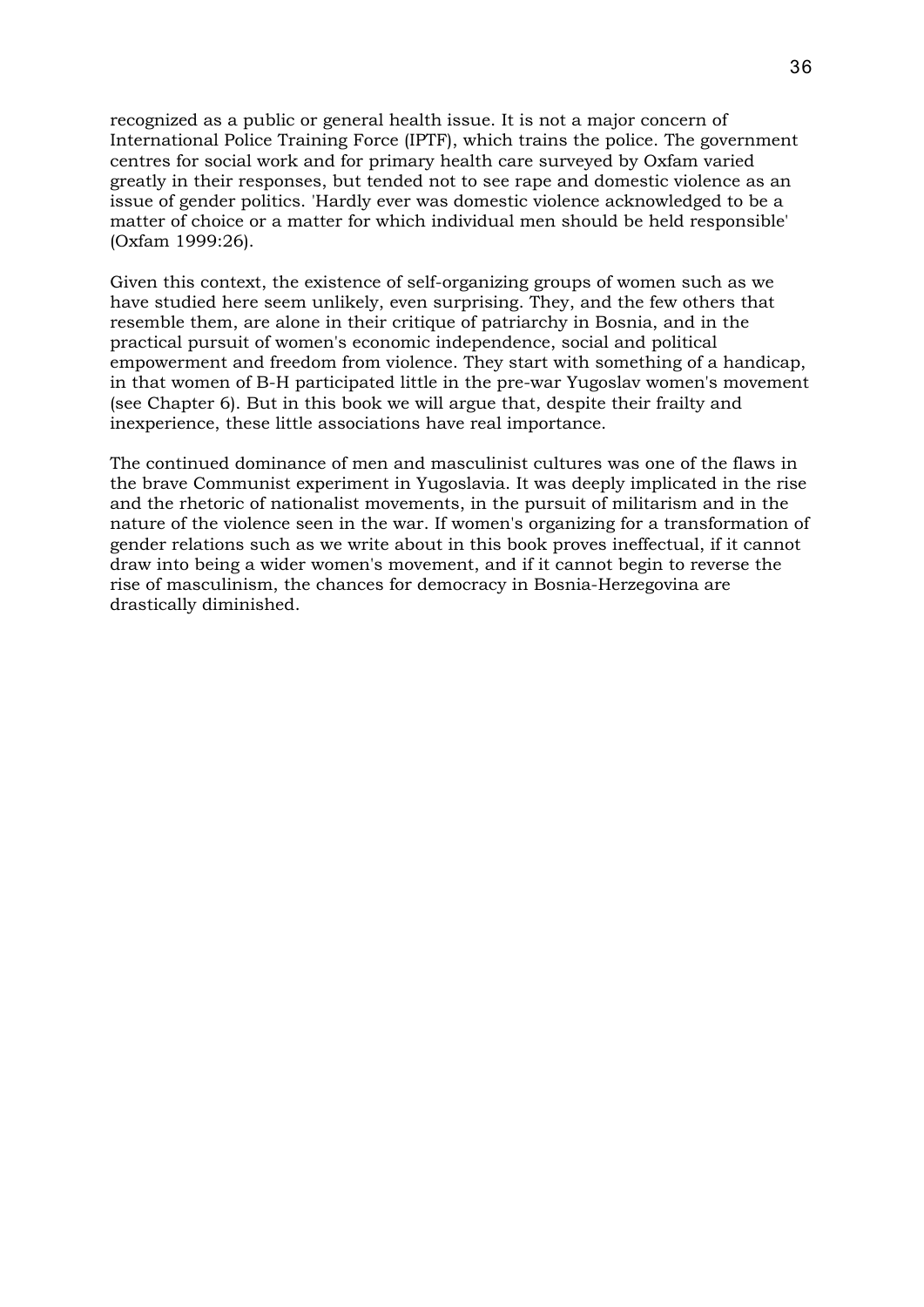recognized as a public or general health issue. It is not a major concern of International Police Training Force (IPTF), which trains the police. The government centres for social work and for primary health care surveyed by Oxfam varied greatly in their responses, but tended not to see rape and domestic violence as an issue of gender politics. 'Hardly ever was domestic violence acknowledged to be a matter of choice or a matter for which individual men should be held responsible' (Oxfam 1999:26).

Given this context, the existence of self-organizing groups of women such as we have studied here seem unlikely, even surprising. They, and the few others that resemble them, are alone in their critique of patriarchy in Bosnia, and in the practical pursuit of women's economic independence, social and political empowerment and freedom from violence. They start with something of a handicap, in that women of B-H participated little in the pre-war Yugoslav women's movement (see Chapter 6). But in this book we will argue that, despite their frailty and inexperience, these little associations have real importance.

The continued dominance of men and masculinist cultures was one of the flaws in the brave Communist experiment in Yugoslavia. It was deeply implicated in the rise and the rhetoric of nationalist movements, in the pursuit of militarism and in the nature of the violence seen in the war. If women's organizing for a transformation of gender relations such as we write about in this book proves ineffectual, if it cannot draw into being a wider women's movement, and if it cannot begin to reverse the rise of masculinism, the chances for democracy in Bosnia-Herzegovina are drastically diminished.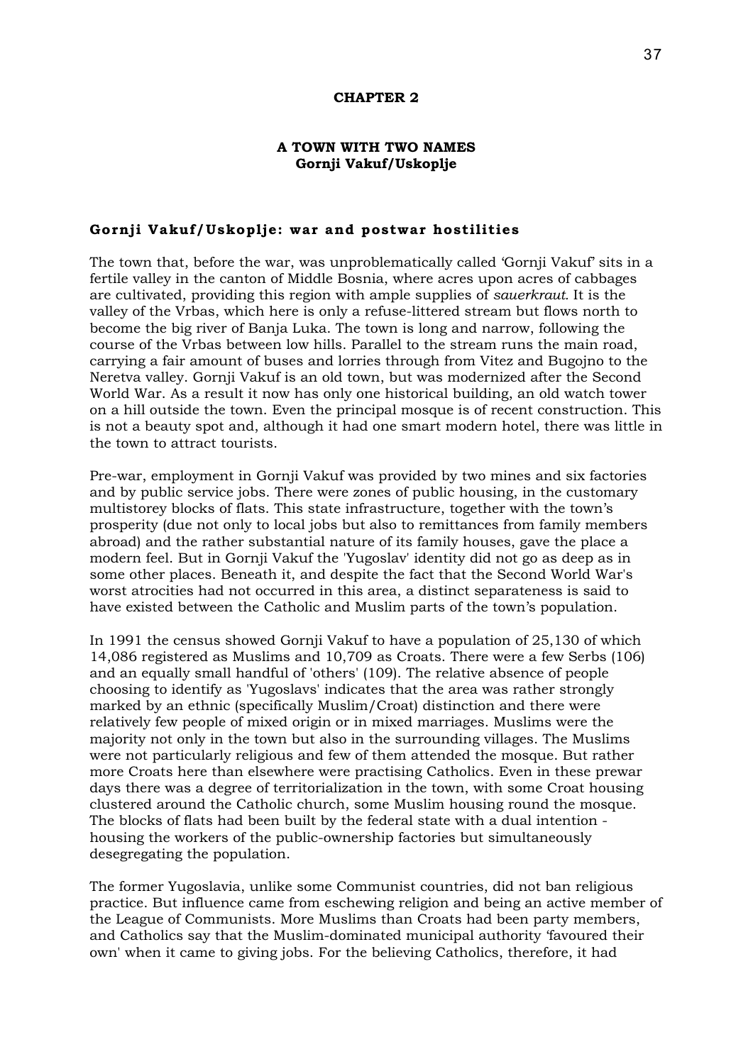# CHAPTER 2

## A TOWN WITH TWO NAMES
## Gornji Vakuf/Uskoplje

### Gornji Vakuf/Uskoplje: war and postwar hostilities

The town that, before the war, was unproblematically called 'Gornji Vakuf' sits in a fertile valley in the canton of Middle Bosnia, where acres upon acres of cabbages are cultivated, providing this region with ample supplies of *sauerkraut.* It is the valley of the Vrbas, which here is only a refuse-littered stream but flows north to become the big river of Banja Luka. The town is long and narrow, following the course of the Vrbas between low hills. Parallel to the stream runs the main road, carrying a fair amount of buses and lorries through from Vitez and Bugojno to the Neretva valley. Gornji Vakuf is an old town, but was modernized after the Second World War. As a result it now has only one historical building, an old watch tower on a hill outside the town. Even the principal mosque is of recent construction. This is not a beauty spot and, although it had one smart modern hotel, there was little in the town to attract tourists.

Pre-war, employment in Gornji Vakuf was provided by two mines and six factories and by public service jobs. There were zones of public housing, in the customary multistorey blocks of flats. This state infrastructure, together with the town's prosperity (due not only to local jobs but also to remittances from family members abroad) and the rather substantial nature of its family houses, gave the place a modern feel. But in Gornji Vakuf the 'Yugoslav' identity did not go as deep as in some other places. Beneath it, and despite the fact that the Second World War's worst atrocities had not occurred in this area, a distinct separateness is said to have existed between the Catholic and Muslim parts of the town's population.

In 1991 the census showed Gornji Vakuf to have a population of 25,130 of which 14,086 registered as Muslims and 10,709 as Croats. There were a few Serbs (106) and an equally small handful of 'others' (109). The relative absence of people choosing to identify as 'Yugoslavs' indicates that the area was rather strongly marked by an ethnic (specifically Muslim/Croat) distinction and there were relatively few people of mixed origin or in mixed marriages. Muslims were the majority not only in the town but also in the surrounding villages. The Muslims were not particularly religious and few of them attended the mosque. But rather more Croats here than elsewhere were practising Catholics. Even in these prewar days there was a degree of territorialization in the town, with some Croat housing clustered around the Catholic church, some Muslim housing round the mosque. The blocks of flats had been built by the federal state with a dual intention - housing the workers of the public-ownership factories but simultaneously desegregating the population.

The former Yugoslavia, unlike some Communist countries, did not ban religious practice. But influence came from eschewing religion and being an active member of the League of Communists. More Muslims than Croats had been party members, and Catholics say that the Muslim-dominated municipal authority 'favoured their own' when it came to giving jobs. For the believing Catholics, therefore, it had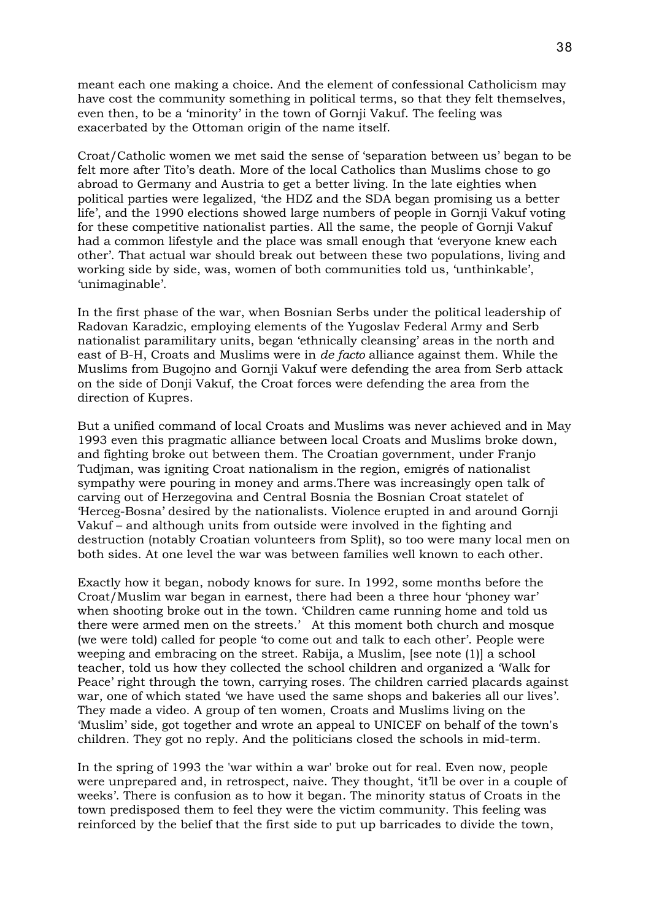meant each one making a choice. And the element of confessional Catholicism may have cost the community something in political terms, so that they felt themselves, even then, to be a 'minority' in the town of Gornji Vakuf. The feeling was exacerbated by the Ottoman origin of the name itself.

Croat/Catholic women we met said the sense of 'separation between us' began to be felt more after Tito's death. More of the local Catholics than Muslims chose to go abroad to Germany and Austria to get a better living. In the late eighties when political parties were legalized, 'the HDZ and the SDA began promising us a better life', and the 1990 elections showed large numbers of people in Gornji Vakuf voting for these competitive nationalist parties. All the same, the people of Gornji Vakuf had a common lifestyle and the place was small enough that 'everyone knew each other'. That actual war should break out between these two populations, living and working side by side, was, women of both communities told us, 'unthinkable', 'unimaginable'.

In the first phase of the war, when Bosnian Serbs under the political leadership of Radovan Karadzic, employing elements of the Yugoslav Federal Army and Serb nationalist paramilitary units, began 'ethnically cleansing' areas in the north and east of B-H, Croats and Muslims were in *de facto* alliance against them. While the Muslims from Bugojno and Gornji Vakuf were defending the area from Serb attack on the side of Donji Vakuf, the Croat forces were defending the area from the direction of Kupres.

But a unified command of local Croats and Muslims was never achieved and in May 1993 even this pragmatic alliance between local Croats and Muslims broke down, and fighting broke out between them. The Croatian government, under Franjo Tudjman, was igniting Croat nationalism in the region, emigrés of nationalist sympathy were pouring in money and arms.There was increasingly open talk of carving out of Herzegovina and Central Bosnia the Bosnian Croat statelet of 'Herceg-Bosna' desired by the nationalists. Violence erupted in and around Gornji Vakuf – and although units from outside were involved in the fighting and destruction (notably Croatian volunteers from Split), so too were many local men on both sides. At one level the war was between families well known to each other.

Exactly how it began, nobody knows for sure. In 1992, some months before the Croat/Muslim war began in earnest, there had been a three hour 'phoney war' when shooting broke out in the town. 'Children came running home and told us there were armed men on the streets.' At this moment both church and mosque (we were told) called for people 'to come out and talk to each other'. People were weeping and embracing on the street. Rabija, a Muslim, [see note (1)] a school teacher, told us how they collected the school children and organized a 'Walk for Peace' right through the town, carrying roses. The children carried placards against war, one of which stated 'we have used the same shops and bakeries all our lives'. They made a video. A group of ten women, Croats and Muslims living on the 'Muslim' side, got together and wrote an appeal to UNICEF on behalf of the town's children. They got no reply. And the politicians closed the schools in mid-term.

In the spring of 1993 the 'war within a war' broke out for real. Even now, people were unprepared and, in retrospect, naive. They thought, 'it'll be over in a couple of weeks'. There is confusion as to how it began. The minority status of Croats in the town predisposed them to feel they were the victim community. This feeling was reinforced by the belief that the first side to put up barricades to divide the town,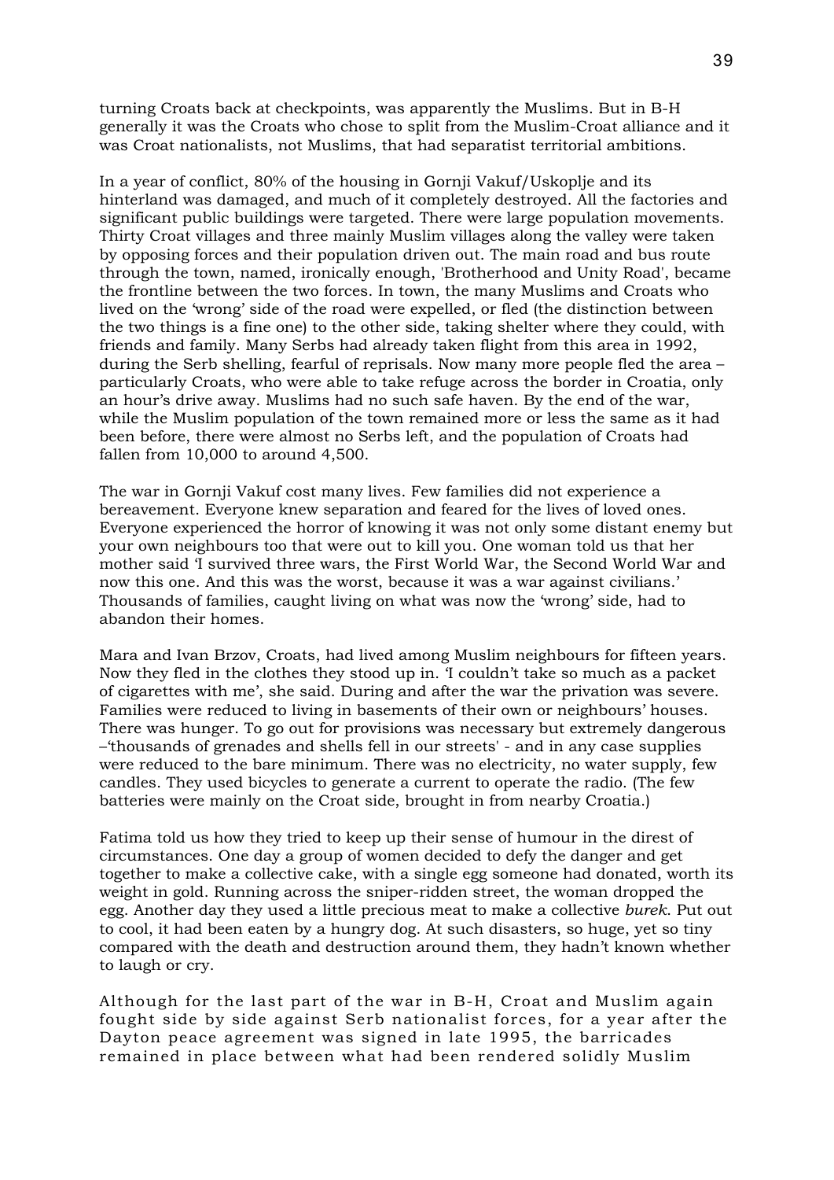turning Croats back at checkpoints, was apparently the Muslims. But in B-H generally it was the Croats who chose to split from the Muslim-Croat alliance and it was Croat nationalists, not Muslims, that had separatist territorial ambitions.

In a year of conflict, 80% of the housing in Gornji Vakuf/Uskoplje and its hinterland was damaged, and much of it completely destroyed. All the factories and significant public buildings were targeted. There were large population movements. Thirty Croat villages and three mainly Muslim villages along the valley were taken by opposing forces and their population driven out. The main road and bus route through the town, named, ironically enough, 'Brotherhood and Unity Road', became the frontline between the two forces. In town, the many Muslims and Croats who lived on the 'wrong' side of the road were expelled, or fled (the distinction between the two things is a fine one) to the other side, taking shelter where they could, with friends and family. Many Serbs had already taken flight from this area in 1992, during the Serb shelling, fearful of reprisals. Now many more people fled the area – particularly Croats, who were able to take refuge across the border in Croatia, only an hour's drive away. Muslims had no such safe haven. By the end of the war, while the Muslim population of the town remained more or less the same as it had been before, there were almost no Serbs left, and the population of Croats had fallen from 10,000 to around 4,500.

The war in Gornji Vakuf cost many lives. Few families did not experience a bereavement. Everyone knew separation and feared for the lives of loved ones. Everyone experienced the horror of knowing it was not only some distant enemy but your own neighbours too that were out to kill you. One woman told us that her mother said 'I survived three wars, the First World War, the Second World War and now this one. And this was the worst, because it was a war against civilians.' Thousands of families, caught living on what was now the 'wrong' side, had to abandon their homes.

Mara and Ivan Brzov, Croats, had lived among Muslim neighbours for fifteen years. Now they fled in the clothes they stood up in. 'I couldn't take so much as a packet of cigarettes with me', she said. During and after the war the privation was severe. Families were reduced to living in basements of their own or neighbours' houses. There was hunger. To go out for provisions was necessary but extremely dangerous –'thousands of grenades and shells fell in our streets' - and in any case supplies were reduced to the bare minimum. There was no electricity, no water supply, few candles. They used bicycles to generate a current to operate the radio. (The few batteries were mainly on the Croat side, brought in from nearby Croatia.)

Fatima told us how they tried to keep up their sense of humour in the direst of circumstances. One day a group of women decided to defy the danger and get together to make a collective cake, with a single egg someone had donated, worth its weight in gold. Running across the sniper-ridden street, the woman dropped the egg. Another day they used a little precious meat to make a collective *burek*. Put out to cool, it had been eaten by a hungry dog. At such disasters, so huge, yet so tiny compared with the death and destruction around them, they hadn't known whether to laugh or cry.

Although for the last part of the war in B-H, Croat and Muslim again fought side by side against Serb nationalist forces, for a year after the Dayton peace agreement was signed in late 1995, the barricades remained in place between what had been rendered solidly Muslim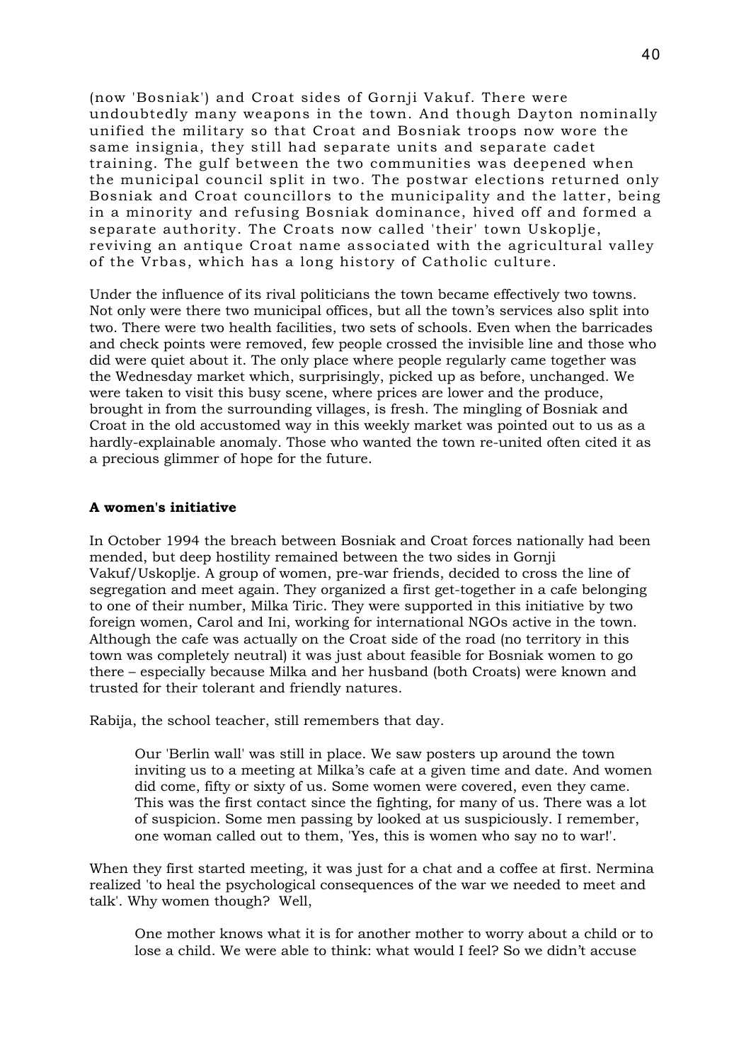(now 'Bosniak') and Croat sides of Gornji Vakuf. There were undoubtedly many weapons in the town. And though Dayton nominally unified the military so that Croat and Bosniak troops now wore the same insignia, they still had separate units and separate cadet training. The gulf between the two communities was deepened when the municipal council split in two. The postwar elections returned only Bosniak and Croat councillors to the municipality and the latter, being in a minority and refusing Bosniak dominance, hived off and formed a separate authority. The Croats now called 'their' town Uskoplje, reviving an antique Croat name associated with the agricultural valley of the Vrbas, which has a long history of Catholic culture.

Under the influence of its rival politicians the town became effectively two towns. Not only were there two municipal offices, but all the town's services also split into two. There were two health facilities, two sets of schools. Even when the barricades and check points were removed, few people crossed the invisible line and those who did were quiet about it. The only place where people regularly came together was the Wednesday market which, surprisingly, picked up as before, unchanged. We were taken to visit this busy scene, where prices are lower and the produce, brought in from the surrounding villages, is fresh. The mingling of Bosniak and Croat in the old accustomed way in this weekly market was pointed out to us as a hardly-explainable anomaly. Those who wanted the town re-united often cited it as a precious glimmer of hope for the future.

**A women's initiative**

In October 1994 the breach between Bosniak and Croat forces nationally had been mended, but deep hostility remained between the two sides in Gornji Vakuf/Uskoplje. A group of women, pre-war friends, decided to cross the line of segregation and meet again. They organized a first get-together in a cafe belonging to one of their number, Milka Tiric. They were supported in this initiative by two foreign women, Carol and Ini, working for international NGOs active in the town. Although the cafe was actually on the Croat side of the road (no territory in this town was completely neutral) it was just about feasible for Bosniak women to go there – especially because Milka and her husband (both Croats) were known and trusted for their tolerant and friendly natures.

Rabija, the school teacher, still remembers that day.

> Our 'Berlin wall' was still in place. We saw posters up around the town inviting us to a meeting at Milka's cafe at a given time and date. And women did come, fifty or sixty of us. Some women were covered, even they came. This was the first contact since the fighting, for many of us. There was a lot of suspicion. Some men passing by looked at us suspiciously. I remember, one woman called out to them, 'Yes, this is women who say no to war!'.

When they first started meeting, it was just for a chat and a coffee at first. Nermina realized 'to heal the psychological consequences of the war we needed to meet and talk'. Why women though? Well,

> One mother knows what it is for another mother to worry about a child or to lose a child. We were able to think: what would I feel? So we didn't accuse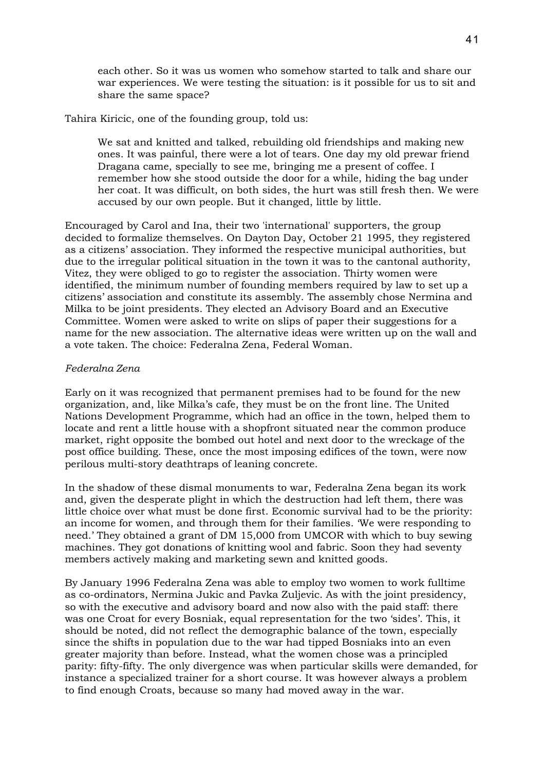> each other. So it was us women who somehow started to talk and share our war experiences. We were testing the situation: is it possible for us to sit and share the same space?

Tahira Kiricic, one of the founding group, told us:

> We sat and knitted and talked, rebuilding old friendships and making new ones. It was painful, there were a lot of tears. One day my old prewar friend Dragana came, specially to see me, bringing me a present of coffee. I remember how she stood outside the door for a while, hiding the bag under her coat. It was difficult, on both sides, the hurt was still fresh then. We were accused by our own people. But it changed, little by little.

Encouraged by Carol and Ina, their two 'international' supporters, the group decided to formalize themselves. On Dayton Day, October 21 1995, they registered as a citizens' association. They informed the respective municipal authorities, but due to the irregular political situation in the town it was to the cantonal authority, Vitez, they were obliged to go to register the association. Thirty women were identified, the minimum number of founding members required by law to set up a citizens' association and constitute its assembly. The assembly chose Nermina and Milka to be joint presidents. They elected an Advisory Board and an Executive Committee. Women were asked to write on slips of paper their suggestions for a name for the new association. The alternative ideas were written up on the wall and a vote taken. The choice: Federalna Zena, Federal Woman.

*Federalna Zena*

Early on it was recognized that permanent premises had to be found for the new organization, and, like Milka's cafe, they must be on the front line. The United Nations Development Programme, which had an office in the town, helped them to locate and rent a little house with a shopfront situated near the common produce market, right opposite the bombed out hotel and next door to the wreckage of the post office building. These, once the most imposing edifices of the town, were now perilous multi-story deathtraps of leaning concrete.

In the shadow of these dismal monuments to war, Federalna Zena began its work and, given the desperate plight in which the destruction had left them, there was little choice over what must be done first. Economic survival had to be the priority: an income for women, and through them for their families. 'We were responding to need.' They obtained a grant of DM 15,000 from UMCOR with which to buy sewing machines. They got donations of knitting wool and fabric. Soon they had seventy members actively making and marketing sewn and knitted goods.

By January 1996 Federalna Zena was able to employ two women to work fulltime as co-ordinators, Nermina Jukic and Pavka Zuljevic. As with the joint presidency, so with the executive and advisory board and now also with the paid staff: there was one Croat for every Bosniak, equal representation for the two 'sides'. This, it should be noted, did not reflect the demographic balance of the town, especially since the shifts in population due to the war had tipped Bosniaks into an even greater majority than before. Instead, what the women chose was a principled parity: fifty-fifty. The only divergence was when particular skills were demanded, for instance a specialized trainer for a short course. It was however always a problem to find enough Croats, because so many had moved away in the war.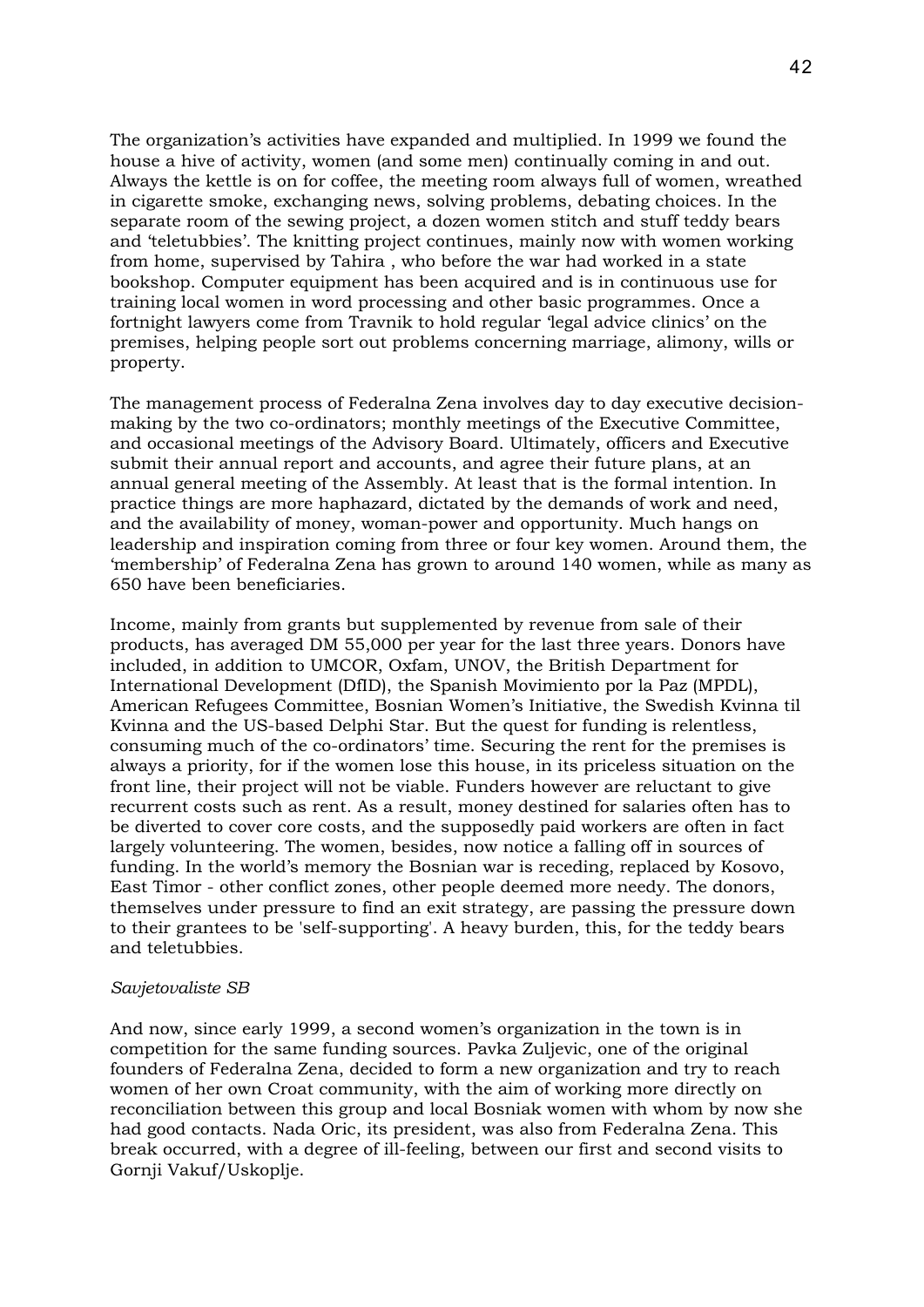The organization's activities have expanded and multiplied. In 1999 we found the house a hive of activity, women (and some men) continually coming in and out. Always the kettle is on for coffee, the meeting room always full of women, wreathed in cigarette smoke, exchanging news, solving problems, debating choices. In the separate room of the sewing project, a dozen women stitch and stuff teddy bears and 'teletubbies'. The knitting project continues, mainly now with women working from home, supervised by Tahira , who before the war had worked in a state bookshop. Computer equipment has been acquired and is in continuous use for training local women in word processing and other basic programmes. Once a fortnight lawyers come from Travnik to hold regular 'legal advice clinics' on the premises, helping people sort out problems concerning marriage, alimony, wills or property.

The management process of Federalna Zena involves day to day executive decision-making by the two co-ordinators; monthly meetings of the Executive Committee, and occasional meetings of the Advisory Board. Ultimately, officers and Executive submit their annual report and accounts, and agree their future plans, at an annual general meeting of the Assembly. At least that is the formal intention. In practice things are more haphazard, dictated by the demands of work and need, and the availability of money, woman-power and opportunity. Much hangs on leadership and inspiration coming from three or four key women. Around them, the 'membership' of Federalna Zena has grown to around 140 women, while as many as 650 have been beneficiaries.

Income, mainly from grants but supplemented by revenue from sale of their products, has averaged DM 55,000 per year for the last three years. Donors have included, in addition to UMCOR, Oxfam, UNOV, the British Department for International Development (DfID), the Spanish Movimiento por la Paz (MPDL), American Refugees Committee, Bosnian Women's Initiative, the Swedish Kvinna til Kvinna and the US-based Delphi Star. But the quest for funding is relentless, consuming much of the co-ordinators' time. Securing the rent for the premises is always a priority, for if the women lose this house, in its priceless situation on the front line, their project will not be viable. Funders however are reluctant to give recurrent costs such as rent. As a result, money destined for salaries often has to be diverted to cover core costs, and the supposedly paid workers are often in fact largely volunteering. The women, besides, now notice a falling off in sources of funding. In the world's memory the Bosnian war is receding, replaced by Kosovo, East Timor - other conflict zones, other people deemed more needy. The donors, themselves under pressure to find an exit strategy, are passing the pressure down to their grantees to be 'self-supporting'. A heavy burden, this, for the teddy bears and teletubbies.

*Savjetovaliste SB*

And now, since early 1999, a second women's organization in the town is in competition for the same funding sources. Pavka Zuljevic, one of the original founders of Federalna Zena, decided to form a new organization and try to reach women of her own Croat community, with the aim of working more directly on reconciliation between this group and local Bosniak women with whom by now she had good contacts. Nada Oric, its president, was also from Federalna Zena. This break occurred, with a degree of ill-feeling, between our first and second visits to Gornji Vakuf/Uskoplje.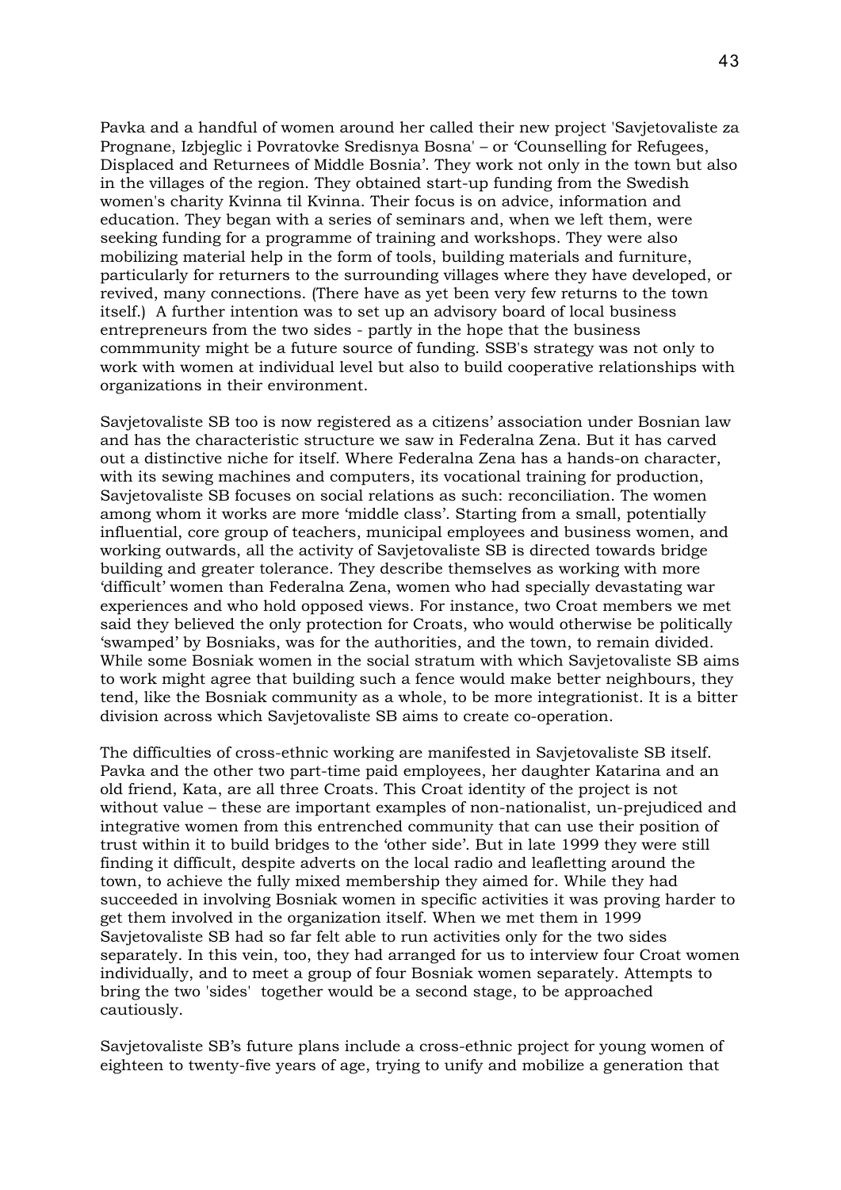Pavka and a handful of women around her called their new project 'Savjetovaliste za Prognane, Izbjeglic i Povratovke Sredisnya Bosna' – or 'Counselling for Refugees, Displaced and Returnees of Middle Bosnia'. They work not only in the town but also in the villages of the region. They obtained start-up funding from the Swedish women's charity Kvinna til Kvinna. Their focus is on advice, information and education. They began with a series of seminars and, when we left them, were seeking funding for a programme of training and workshops. They were also mobilizing material help in the form of tools, building materials and furniture, particularly for returners to the surrounding villages where they have developed, or revived, many connections. (There have as yet been very few returns to the town itself.) A further intention was to set up an advisory board of local business entrepreneurs from the two sides - partly in the hope that the business commmunity might be a future source of funding. SSB's strategy was not only to work with women at individual level but also to build cooperative relationships with organizations in their environment.

Savjetovaliste SB too is now registered as a citizens' association under Bosnian law and has the characteristic structure we saw in Federalna Zena. But it has carved out a distinctive niche for itself. Where Federalna Zena has a hands-on character, with its sewing machines and computers, its vocational training for production, Savjetovaliste SB focuses on social relations as such: reconciliation. The women among whom it works are more 'middle class'. Starting from a small, potentially influential, core group of teachers, municipal employees and business women, and working outwards, all the activity of Savjetovaliste SB is directed towards bridge building and greater tolerance. They describe themselves as working with more 'difficult' women than Federalna Zena, women who had specially devastating war experiences and who hold opposed views. For instance, two Croat members we met said they believed the only protection for Croats, who would otherwise be politically 'swamped' by Bosniaks, was for the authorities, and the town, to remain divided. While some Bosniak women in the social stratum with which Savjetovaliste SB aims to work might agree that building such a fence would make better neighbours, they tend, like the Bosniak community as a whole, to be more integrationist. It is a bitter division across which Savjetovaliste SB aims to create co-operation.

The difficulties of cross-ethnic working are manifested in Savjetovaliste SB itself. Pavka and the other two part-time paid employees, her daughter Katarina and an old friend, Kata, are all three Croats. This Croat identity of the project is not without value – these are important examples of non-nationalist, un-prejudiced and integrative women from this entrenched community that can use their position of trust within it to build bridges to the 'other side'. But in late 1999 they were still finding it difficult, despite adverts on the local radio and leafletting around the town, to achieve the fully mixed membership they aimed for. While they had succeeded in involving Bosniak women in specific activities it was proving harder to get them involved in the organization itself. When we met them in 1999 Savjetovaliste SB had so far felt able to run activities only for the two sides separately. In this vein, too, they had arranged for us to interview four Croat women individually, and to meet a group of four Bosniak women separately. Attempts to bring the two 'sides' together would be a second stage, to be approached cautiously.

Savjetovaliste SB's future plans include a cross-ethnic project for young women of eighteen to twenty-five years of age, trying to unify and mobilize a generation that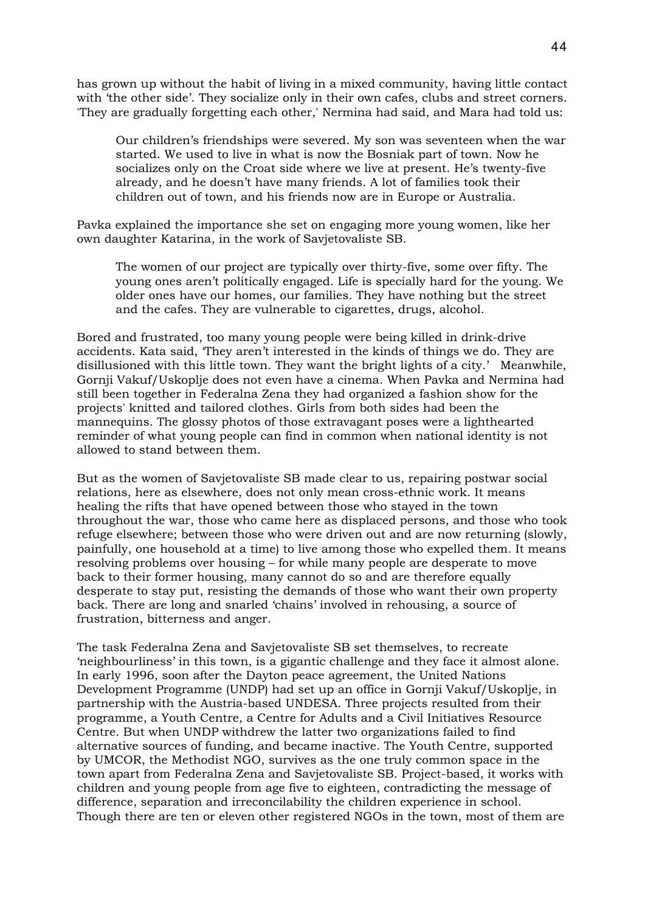has grown up without the habit of living in a mixed community, having little contact with 'the other side'. They socialize only in their own cafes, clubs and street corners. 'They are gradually forgetting each other,' Nermina had said, and Mara had told us:

> Our children's friendships were severed. My son was seventeen when the war started. We used to live in what is now the Bosniak part of town. Now he socializes only on the Croat side where we live at present. He's twenty-five already, and he doesn't have many friends. A lot of families took their children out of town, and his friends now are in Europe or Australia.

Pavka explained the importance she set on engaging more young women, like her own daughter Katarina, in the work of Savjetovaliste SB.

> The women of our project are typically over thirty-five, some over fifty. The young ones aren't politically engaged. Life is specially hard for the young. We older ones have our homes, our families. They have nothing but the street and the cafes. They are vulnerable to cigarettes, drugs, alcohol.

Bored and frustrated, too many young people were being killed in drink-drive accidents. Kata said, 'They aren't interested in the kinds of things we do. They are disillusioned with this little town. They want the bright lights of a city.' Meanwhile, Gornji Vakuf/Uskoplje does not even have a cinema. When Pavka and Nermina had still been together in Federalna Zena they had organized a fashion show for the projects' knitted and tailored clothes. Girls from both sides had been the mannequins. The glossy photos of those extravagant poses were a lighthearted reminder of what young people can find in common when national identity is not allowed to stand between them.

But as the women of Savjetovaliste SB made clear to us, repairing postwar social relations, here as elsewhere, does not only mean cross-ethnic work. It means healing the rifts that have opened between those who stayed in the town throughout the war, those who came here as displaced persons, and those who took refuge elsewhere; between those who were driven out and are now returning (slowly, painfully, one household at a time) to live among those who expelled them. It means resolving problems over housing – for while many people are desperate to move back to their former housing, many cannot do so and are therefore equally desperate to stay put, resisting the demands of those who want their own property back. There are long and snarled 'chains' involved in rehousing, a source of frustration, bitterness and anger.

The task Federalna Zena and Savjetovaliste SB set themselves, to recreate 'neighbourliness' in this town, is a gigantic challenge and they face it almost alone. In early 1996, soon after the Dayton peace agreement, the United Nations Development Programme (UNDP) had set up an office in Gornji Vakuf/Uskoplje, in partnership with the Austria-based UNDESA. Three projects resulted from their programme, a Youth Centre, a Centre for Adults and a Civil Initiatives Resource Centre. But when UNDP withdrew the latter two organizations failed to find alternative sources of funding, and became inactive. The Youth Centre, supported by UMCOR, the Methodist NGO, survives as the one truly common space in the town apart from Federalna Zena and Savjetovaliste SB. Project-based, it works with children and young people from age five to eighteen, contradicting the message of difference, separation and irreconcilability the children experience in school. Though there are ten or eleven other registered NGOs in the town, most of them are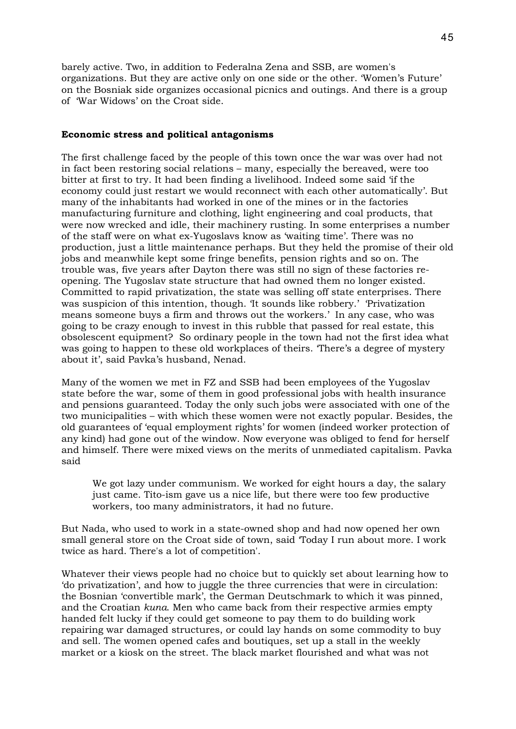barely active. Two, in addition to Federalna Zena and SSB, are women's organizations. But they are active only on one side or the other. 'Women's Future' on the Bosniak side organizes occasional picnics and outings. And there is a group of 'War Widows' on the Croat side.

**Economic stress and political antagonisms**

The first challenge faced by the people of this town once the war was over had not in fact been restoring social relations – many, especially the bereaved, were too bitter at first to try. It had been finding a livelihood. Indeed some said 'if the economy could just restart we would reconnect with each other automatically'. But many of the inhabitants had worked in one of the mines or in the factories manufacturing furniture and clothing, light engineering and coal products, that were now wrecked and idle, their machinery rusting. In some enterprises a number of the staff were on what ex-Yugoslavs know as 'waiting time'. There was no production, just a little maintenance perhaps. But they held the promise of their old jobs and meanwhile kept some fringe benefits, pension rights and so on. The trouble was, five years after Dayton there was still no sign of these factories re-opening. The Yugoslav state structure that had owned them no longer existed. Committed to rapid privatization, the state was selling off state enterprises. There was suspicion of this intention, though. 'It sounds like robbery.' 'Privatization means someone buys a firm and throws out the workers.' In any case, who was going to be crazy enough to invest in this rubble that passed for real estate, this obsolescent equipment? So ordinary people in the town had not the first idea what was going to happen to these old workplaces of theirs. 'There's a degree of mystery about it', said Pavka's husband, Nenad.

Many of the women we met in FZ and SSB had been employees of the Yugoslav state before the war, some of them in good professional jobs with health insurance and pensions guaranteed. Today the only such jobs were associated with one of the two municipalities – with which these women were not exactly popular. Besides, the old guarantees of 'equal employment rights' for women (indeed worker protection of any kind) had gone out of the window. Now everyone was obliged to fend for herself and himself. There were mixed views on the merits of unmediated capitalism. Pavka said

> We got lazy under communism. We worked for eight hours a day, the salary just came. Tito-ism gave us a nice life, but there were too few productive workers, too many administrators, it had no future.

But Nada, who used to work in a state-owned shop and had now opened her own small general store on the Croat side of town, said 'Today I run about more. I work twice as hard. There's a lot of competition'.

Whatever their views people had no choice but to quickly set about learning how to 'do privatization', and how to juggle the three currencies that were in circulation: the Bosnian 'convertible mark', the German Deutschmark to which it was pinned, and the Croatian *kuna*. Men who came back from their respective armies empty handed felt lucky if they could get someone to pay them to do building work repairing war damaged structures, or could lay hands on some commodity to buy and sell. The women opened cafes and boutiques, set up a stall in the weekly market or a kiosk on the street. The black market flourished and what was not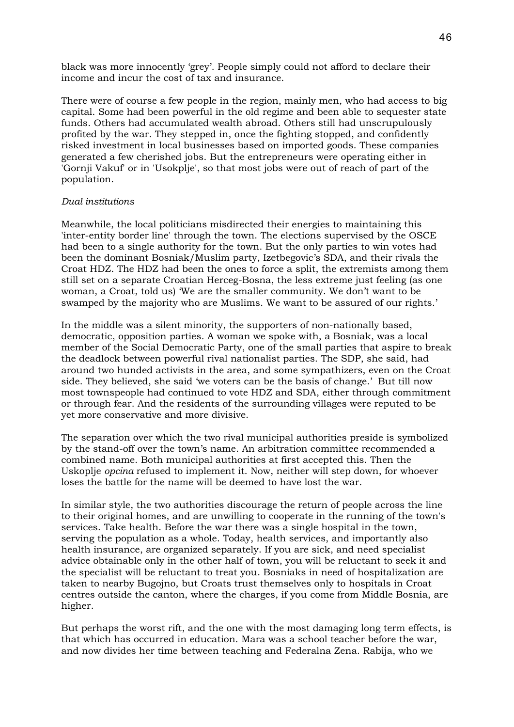black was more innocently 'grey'. People simply could not afford to declare their income and incur the cost of tax and insurance.

There were of course a few people in the region, mainly men, who had access to big capital. Some had been powerful in the old regime and been able to sequester state funds. Others had accumulated wealth abroad. Others still had unscrupulously profited by the war. They stepped in, once the fighting stopped, and confidently risked investment in local businesses based on imported goods. These companies generated a few cherished jobs. But the entrepreneurs were operating either in 'Gornji Vakuf' or in 'Usokplje', so that most jobs were out of reach of part of the population.

*Dual institutions*

Meanwhile, the local politicians misdirected their energies to maintaining this 'inter-entity border line' through the town. The elections supervised by the OSCE had been to a single authority for the town. But the only parties to win votes had been the dominant Bosniak/Muslim party, Izetbegovic's SDA, and their rivals the Croat HDZ. The HDZ had been the ones to force a split, the extremists among them still set on a separate Croatian Herceg-Bosna, the less extreme just feeling (as one woman, a Croat, told us) 'We are the smaller community. We don't want to be swamped by the majority who are Muslims. We want to be assured of our rights.'

In the middle was a silent minority, the supporters of non-nationally based, democratic, opposition parties. A woman we spoke with, a Bosniak, was a local member of the Social Democratic Party, one of the small parties that aspire to break the deadlock between powerful rival nationalist parties. The SDP, she said, had around two hunded activists in the area, and some sympathizers, even on the Croat side. They believed, she said 'we voters can be the basis of change.' But till now most townspeople had continued to vote HDZ and SDA, either through commitment or through fear. And the residents of the surrounding villages were reputed to be yet more conservative and more divisive.

The separation over which the two rival municipal authorities preside is symbolized by the stand-off over the town's name. An arbitration committee recommended a combined name. Both municipal authorities at first accepted this. Then the Uskoplje *opcina* refused to implement it. Now, neither will step down, for whoever loses the battle for the name will be deemed to have lost the war.

In similar style, the two authorities discourage the return of people across the line to their original homes, and are unwilling to cooperate in the running of the town's services. Take health. Before the war there was a single hospital in the town, serving the population as a whole. Today, health services, and importantly also health insurance, are organized separately. If you are sick, and need specialist advice obtainable only in the other half of town, you will be reluctant to seek it and the specialist will be reluctant to treat you. Bosniaks in need of hospitalization are taken to nearby Bugojno, but Croats trust themselves only to hospitals in Croat centres outside the canton, where the charges, if you come from Middle Bosnia, are higher.

But perhaps the worst rift, and the one with the most damaging long term effects, is that which has occurred in education. Mara was a school teacher before the war, and now divides her time between teaching and Federalna Zena. Rabija, who we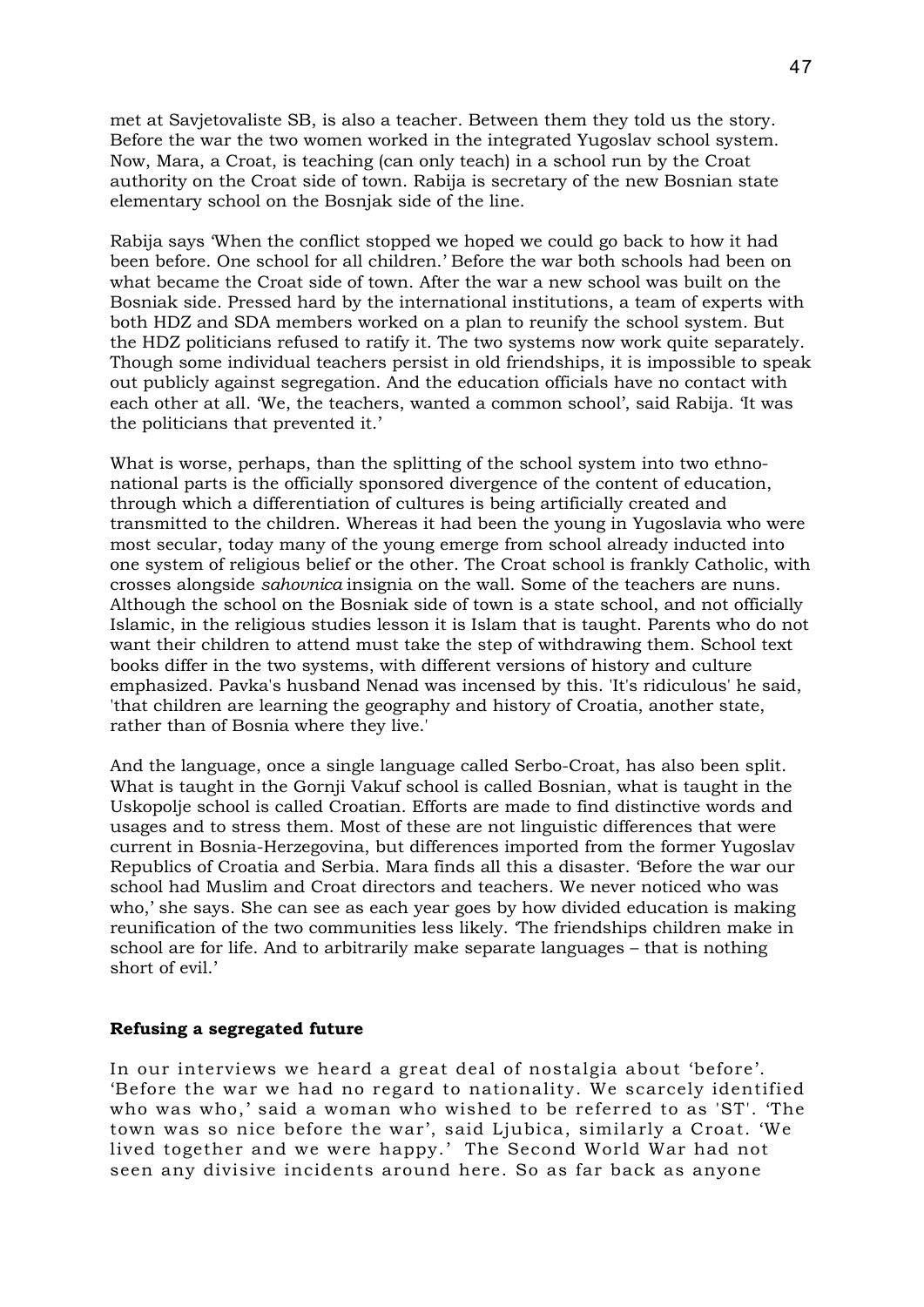met at Savjetovaliste SB, is also a teacher. Between them they told us the story. Before the war the two women worked in the integrated Yugoslav school system. Now, Mara, a Croat, is teaching (can only teach) in a school run by the Croat authority on the Croat side of town. Rabija is secretary of the new Bosnian state elementary school on the Bosnjak side of the line.

Rabija says 'When the conflict stopped we hoped we could go back to how it had been before. One school for all children.' Before the war both schools had been on what became the Croat side of town. After the war a new school was built on the Bosniak side. Pressed hard by the international institutions, a team of experts with both HDZ and SDA members worked on a plan to reunify the school system. But the HDZ politicians refused to ratify it. The two systems now work quite separately. Though some individual teachers persist in old friendships, it is impossible to speak out publicly against segregation. And the education officials have no contact with each other at all. 'We, the teachers, wanted a common school', said Rabija. 'It was the politicians that prevented it.'

What is worse, perhaps, than the splitting of the school system into two ethno-national parts is the officially sponsored divergence of the content of education, through which a differentiation of cultures is being artificially created and transmitted to the children. Whereas it had been the young in Yugoslavia who were most secular, today many of the young emerge from school already inducted into one system of religious belief or the other. The Croat school is frankly Catholic, with crosses alongside *sahovnica* insignia on the wall. Some of the teachers are nuns. Although the school on the Bosniak side of town is a state school, and not officially Islamic, in the religious studies lesson it is Islam that is taught. Parents who do not want their children to attend must take the step of withdrawing them. School text books differ in the two systems, with different versions of history and culture emphasized. Pavka's husband Nenad was incensed by this. 'It's ridiculous' he said, 'that children are learning the geography and history of Croatia, another state, rather than of Bosnia where they live.'

And the language, once a single language called Serbo-Croat, has also been split. What is taught in the Gornji Vakuf school is called Bosnian, what is taught in the Uskopolje school is called Croatian. Efforts are made to find distinctive words and usages and to stress them. Most of these are not linguistic differences that were current in Bosnia-Herzegovina, but differences imported from the former Yugoslav Republics of Croatia and Serbia. Mara finds all this a disaster. 'Before the war our school had Muslim and Croat directors and teachers. We never noticed who was who,' she says. She can see as each year goes by how divided education is making reunification of the two communities less likely. 'The friendships children make in school are for life. And to arbitrarily make separate languages – that is nothing short of evil.'

**Refusing a segregated future**

In our interviews we heard a great deal of nostalgia about 'before'. 'Before the war we had no regard to nationality. We scarcely identified who was who,' said a woman who wished to be referred to as 'ST'. 'The town was so nice before the war', said Ljubica, similarly a Croat. 'We lived together and we were happy.' The Second World War had not seen any divisive incidents around here. So as far back as anyone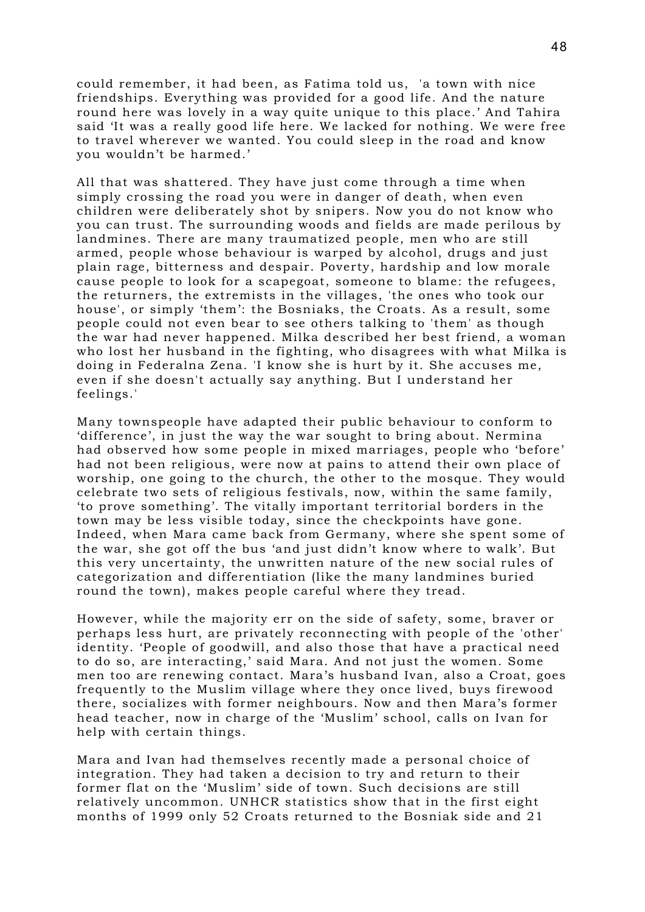could remember, it had been, as Fatima told us, 'a town with nice friendships. Everything was provided for a good life. And the nature round here was lovely in a way quite unique to this place.' And Tahira said 'It was a really good life here. We lacked for nothing. We were free to travel wherever we wanted. You could sleep in the road and know you wouldn't be harmed.'

All that was shattered. They have just come through a time when simply crossing the road you were in danger of death, when even children were deliberately shot by snipers. Now you do not know who you can trust. The surrounding woods and fields are made perilous by landmines. There are many traumatized people, men who are still armed, people whose behaviour is warped by alcohol, drugs and just plain rage, bitterness and despair. Poverty, hardship and low morale cause people to look for a scapegoat, someone to blame: the refugees, the returners, the extremists in the villages, 'the ones who took our house', or simply 'them': the Bosniaks, the Croats. As a result, some people could not even bear to see others talking to 'them' as though the war had never happened. Milka described her best friend, a woman who lost her husband in the fighting, who disagrees with what Milka is doing in Federalna Zena. 'I know she is hurt by it. She accuses me, even if she doesn't actually say anything. But I understand her feelings.'

Many townspeople have adapted their public behaviour to conform to 'difference', in just the way the war sought to bring about. Nermina had observed how some people in mixed marriages, people who 'before' had not been religious, were now at pains to attend their own place of worship, one going to the church, the other to the mosque. They would celebrate two sets of religious festivals, now, within the same family, 'to prove something'. The vitally important territorial borders in the town may be less visible today, since the checkpoints have gone. Indeed, when Mara came back from Germany, where she spent some of the war, she got off the bus 'and just didn't know where to walk'. But this very uncertainty, the unwritten nature of the new social rules of categorization and differentiation (like the many landmines buried round the town), makes people careful where they tread.

However, while the majority err on the side of safety, some, braver or perhaps less hurt, are privately reconnecting with people of the 'other' identity. 'People of goodwill, and also those that have a practical need to do so, are interacting,' said Mara. And not just the women. Some men too are renewing contact. Mara's husband Ivan, also a Croat, goes frequently to the Muslim village where they once lived, buys firewood there, socializes with former neighbours. Now and then Mara's former head teacher, now in charge of the 'Muslim' school, calls on Ivan for help with certain things.

Mara and Ivan had themselves recently made a personal choice of integration. They had taken a decision to try and return to their former flat on the 'Muslim' side of town. Such decisions are still relatively uncommon. UNHCR statistics show that in the first eight months of 1999 only 52 Croats returned to the Bosniak side and 21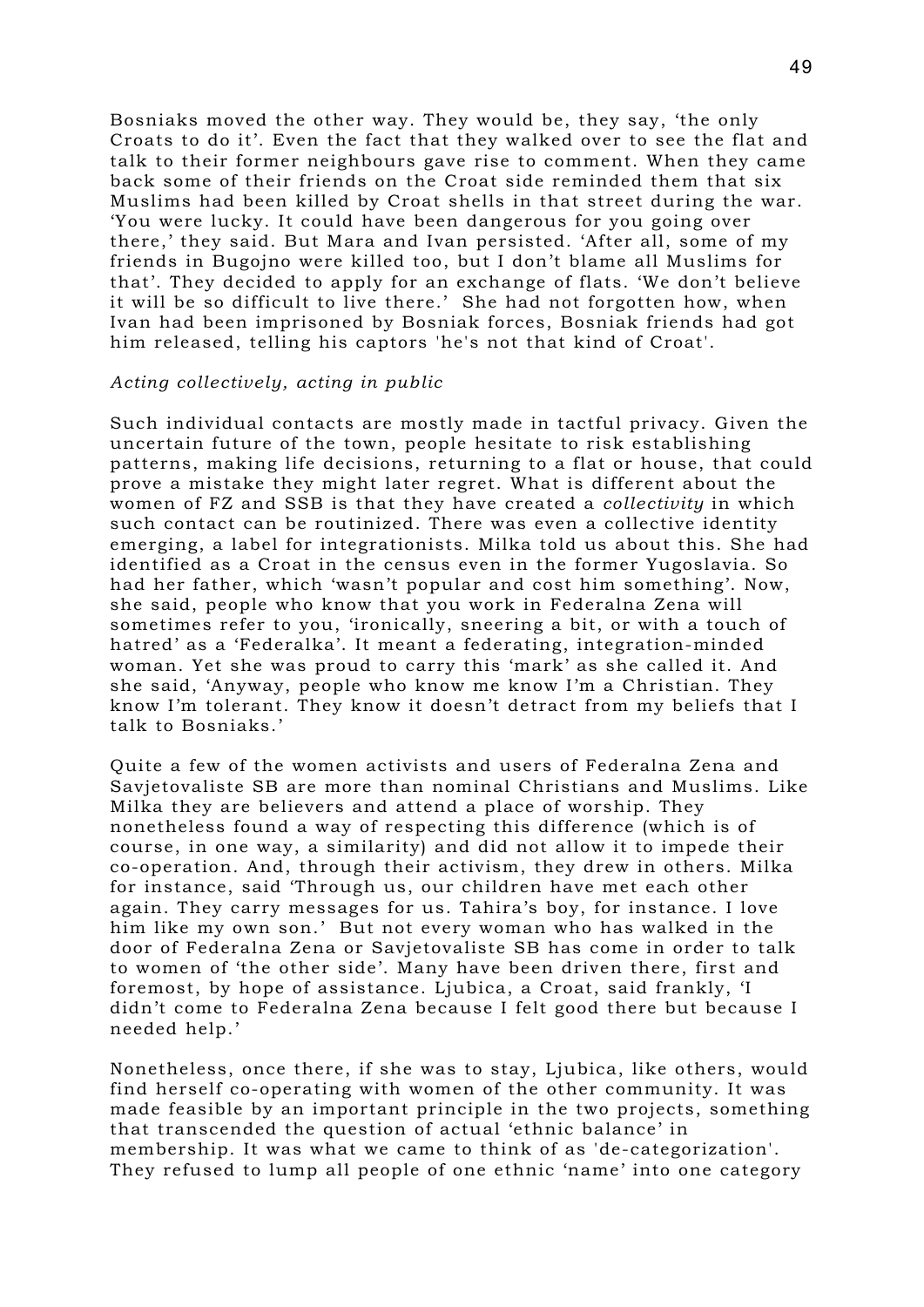Bosniaks moved the other way. They would be, they say, 'the only Croats to do it'. Even the fact that they walked over to see the flat and talk to their former neighbours gave rise to comment. When they came back some of their friends on the Croat side reminded them that six Muslims had been killed by Croat shells in that street during the war. 'You were lucky. It could have been dangerous for you going over there,' they said. But Mara and Ivan persisted. 'After all, some of my friends in Bugojno were killed too, but I don't blame all Muslims for that'. They decided to apply for an exchange of flats. 'We don't believe it will be so difficult to live there.' She had not forgotten how, when Ivan had been imprisoned by Bosniak forces, Bosniak friends had got him released, telling his captors 'he's not that kind of Croat'.

*Acting collectively, acting in public*

Such individual contacts are mostly made in tactful privacy. Given the uncertain future of the town, people hesitate to risk establishing patterns, making life decisions, returning to a flat or house, that could prove a mistake they might later regret. What is different about the women of FZ and SSB is that they have created a *collectivity* in which such contact can be routinized. There was even a collective identity emerging, a label for integrationists. Milka told us about this. She had identified as a Croat in the census even in the former Yugoslavia. So had her father, which 'wasn't popular and cost him something'. Now, she said, people who know that you work in Federalna Zena will sometimes refer to you, 'ironically, sneering a bit, or with a touch of hatred' as a 'Federalka'. It meant a federating, integration-minded woman. Yet she was proud to carry this 'mark' as she called it. And she said, 'Anyway, people who know me know I'm a Christian. They know I'm tolerant. They know it doesn't detract from my beliefs that I talk to Bosniaks.'

Quite a few of the women activists and users of Federalna Zena and Savjetovaliste SB are more than nominal Christians and Muslims. Like Milka they are believers and attend a place of worship. They nonetheless found a way of respecting this difference (which is of course, in one way, a similarity) and did not allow it to impede their co-operation. And, through their activism, they drew in others. Milka for instance, said 'Through us, our children have met each other again. They carry messages for us. Tahira's boy, for instance. I love him like my own son.' But not every woman who has walked in the door of Federalna Zena or Savjetovaliste SB has come in order to talk to women of 'the other side'. Many have been driven there, first and foremost, by hope of assistance. Ljubica, a Croat, said frankly, 'I didn't come to Federalna Zena because I felt good there but because I needed help.'

Nonetheless, once there, if she was to stay, Ljubica, like others, would find herself co-operating with women of the other community. It was made feasible by an important principle in the two projects, something that transcended the question of actual 'ethnic balance' in membership. It was what we came to think of as 'de-categorization'. They refused to lump all people of one ethnic 'name' into one category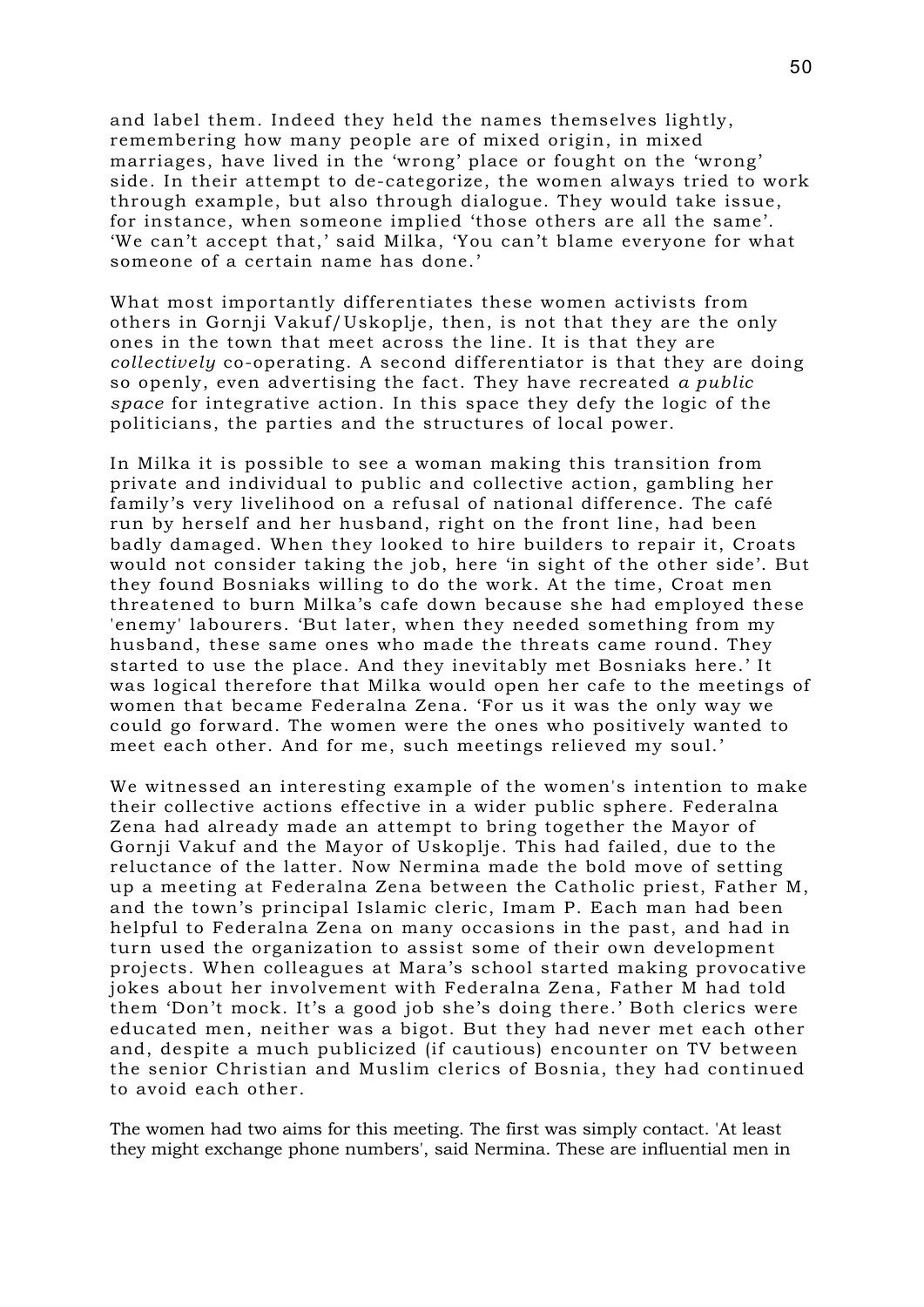and label them. Indeed they held the names themselves lightly, remembering how many people are of mixed origin, in mixed marriages, have lived in the 'wrong' place or fought on the 'wrong' side. In their attempt to de-categorize, the women always tried to work through example, but also through dialogue. They would take issue, for instance, when someone implied 'those others are all the same'. 'We can't accept that,' said Milka, 'You can't blame everyone for what someone of a certain name has done.'

What most importantly differentiates these women activists from others in Gornji Vakuf/Uskoplje, then, is not that they are the only ones in the town that meet across the line. It is that they are *collectively* co-operating. A second differentiator is that they are doing so openly, even advertising the fact. They have recreated *a public space* for integrative action. In this space they defy the logic of the politicians, the parties and the structures of local power.

In Milka it is possible to see a woman making this transition from private and individual to public and collective action, gambling her family's very livelihood on a refusal of national difference. The café run by herself and her husband, right on the front line, had been badly damaged. When they looked to hire builders to repair it, Croats would not consider taking the job, here 'in sight of the other side'. But they found Bosniaks willing to do the work. At the time, Croat men threatened to burn Milka's cafe down because she had employed these 'enemy' labourers. 'But later, when they needed something from my husband, these same ones who made the threats came round. They started to use the place. And they inevitably met Bosniaks here.' It was logical therefore that Milka would open her cafe to the meetings of women that became Federalna Zena. 'For us it was the only way we could go forward. The women were the ones who positively wanted to meet each other. And for me, such meetings relieved my soul.'

We witnessed an interesting example of the women's intention to make their collective actions effective in a wider public sphere. Federalna Zena had already made an attempt to bring together the Mayor of Gornji Vakuf and the Mayor of Uskoplje. This had failed, due to the reluctance of the latter. Now Nermina made the bold move of setting up a meeting at Federalna Zena between the Catholic priest, Father M, and the town's principal Islamic cleric, Imam P. Each man had been helpful to Federalna Zena on many occasions in the past, and had in turn used the organization to assist some of their own development projects. When colleagues at Mara's school started making provocative jokes about her involvement with Federalna Zena, Father M had told them 'Don't mock. It's a good job she's doing there.' Both clerics were educated men, neither was a bigot. But they had never met each other and, despite a much publicized (if cautious) encounter on TV between the senior Christian and Muslim clerics of Bosnia, they had continued to avoid each other.

The women had two aims for this meeting. The first was simply contact. 'At least they might exchange phone numbers', said Nermina. These are influential men in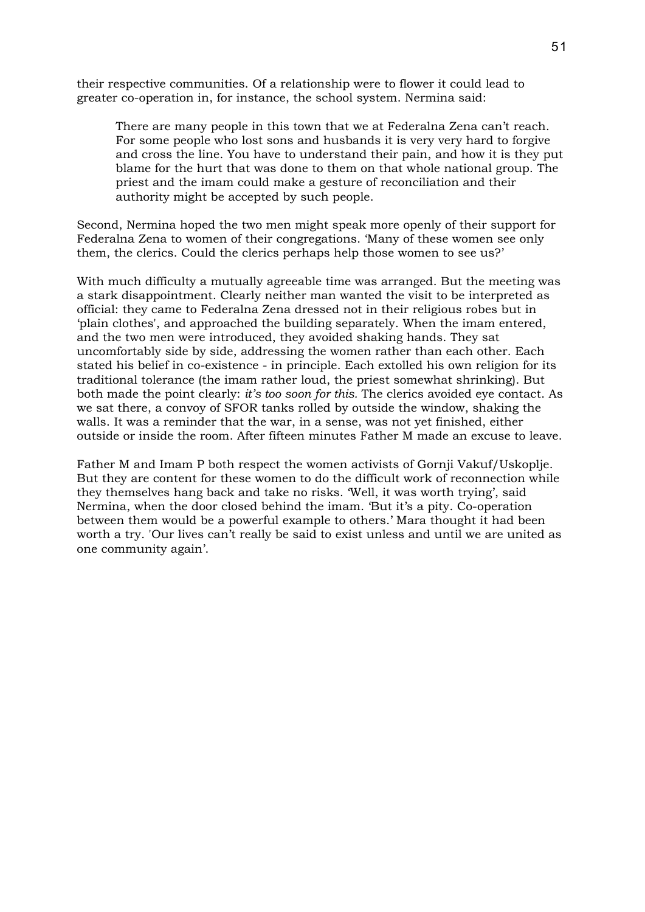their respective communities. Of a relationship were to flower it could lead to greater co-operation in, for instance, the school system. Nermina said:

> There are many people in this town that we at Federalna Zena can't reach. For some people who lost sons and husbands it is very very hard to forgive and cross the line. You have to understand their pain, and how it is they put blame for the hurt that was done to them on that whole national group. The priest and the imam could make a gesture of reconciliation and their authority might be accepted by such people.

Second, Nermina hoped the two men might speak more openly of their support for Federalna Zena to women of their congregations. 'Many of these women see only them, the clerics. Could the clerics perhaps help those women to see us?'

With much difficulty a mutually agreeable time was arranged. But the meeting was a stark disappointment. Clearly neither man wanted the visit to be interpreted as official: they came to Federalna Zena dressed not in their religious robes but in 'plain clothes', and approached the building separately. When the imam entered, and the two men were introduced, they avoided shaking hands. They sat uncomfortably side by side, addressing the women rather than each other. Each stated his belief in co-existence - in principle. Each extolled his own religion for its traditional tolerance (the imam rather loud, the priest somewhat shrinking). But both made the point clearly: *it's too soon for this.* The clerics avoided eye contact. As we sat there, a convoy of SFOR tanks rolled by outside the window, shaking the walls. It was a reminder that the war, in a sense, was not yet finished, either outside or inside the room. After fifteen minutes Father M made an excuse to leave.

Father M and Imam P both respect the women activists of Gornji Vakuf/Uskoplje. But they are content for these women to do the difficult work of reconnection while they themselves hang back and take no risks. 'Well, it was worth trying', said Nermina, when the door closed behind the imam. 'But it's a pity. Co-operation between them would be a powerful example to others.' Mara thought it had been worth a try. 'Our lives can't really be said to exist unless and until we are united as one community again'.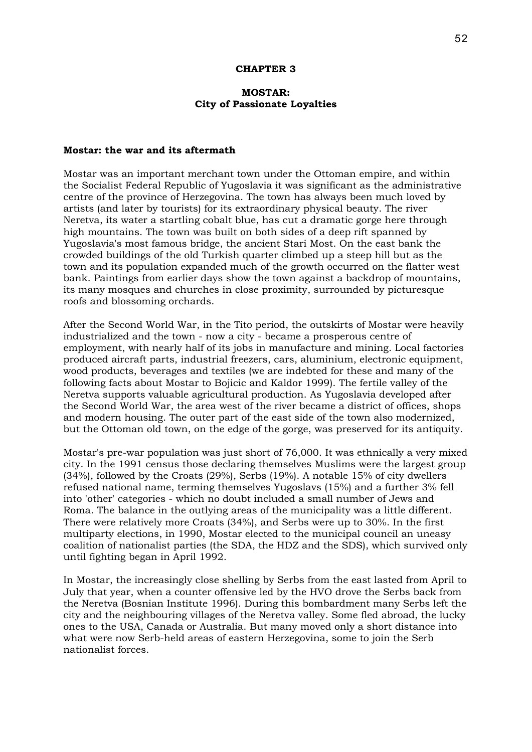# CHAPTER 3

# MOSTAR:
## City of Passionate Loyalties

### Mostar: the war and its aftermath

Mostar was an important merchant town under the Ottoman empire, and within the Socialist Federal Republic of Yugoslavia it was significant as the administrative centre of the province of Herzegovina. The town has always been much loved by artists (and later by tourists) for its extraordinary physical beauty. The river Neretva, its water a startling cobalt blue, has cut a dramatic gorge here through high mountains. The town was built on both sides of a deep rift spanned by Yugoslavia's most famous bridge, the ancient Stari Most. On the east bank the crowded buildings of the old Turkish quarter climbed up a steep hill but as the town and its population expanded much of the growth occurred on the flatter west bank. Paintings from earlier days show the town against a backdrop of mountains, its many mosques and churches in close proximity, surrounded by picturesque roofs and blossoming orchards.

After the Second World War, in the Tito period, the outskirts of Mostar were heavily industrialized and the town - now a city - became a prosperous centre of employment, with nearly half of its jobs in manufacture and mining. Local factories produced aircraft parts, industrial freezers, cars, aluminium, electronic equipment, wood products, beverages and textiles (we are indebted for these and many of the following facts about Mostar to Bojicic and Kaldor 1999). The fertile valley of the Neretva supports valuable agricultural production. As Yugoslavia developed after the Second World War, the area west of the river became a district of offices, shops and modern housing. The outer part of the east side of the town also modernized, but the Ottoman old town, on the edge of the gorge, was preserved for its antiquity.

Mostar's pre-war population was just short of 76,000. It was ethnically a very mixed city. In the 1991 census those declaring themselves Muslims were the largest group (34%), followed by the Croats (29%), Serbs (19%). A notable 15% of city dwellers refused national name, terming themselves Yugoslavs (15%) and a further 3% fell into 'other' categories - which no doubt included a small number of Jews and Roma. The balance in the outlying areas of the municipality was a little different. There were relatively more Croats (34%), and Serbs were up to 30%. In the first multiparty elections, in 1990, Mostar elected to the municipal council an uneasy coalition of nationalist parties (the SDA, the HDZ and the SDS), which survived only until fighting began in April 1992.

In Mostar, the increasingly close shelling by Serbs from the east lasted from April to July that year, when a counter offensive led by the HVO drove the Serbs back from the Neretva (Bosnian Institute 1996). During this bombardment many Serbs left the city and the neighbouring villages of the Neretva valley. Some fled abroad, the lucky ones to the USA, Canada or Australia. But many moved only a short distance into what were now Serb-held areas of eastern Herzegovina, some to join the Serb nationalist forces.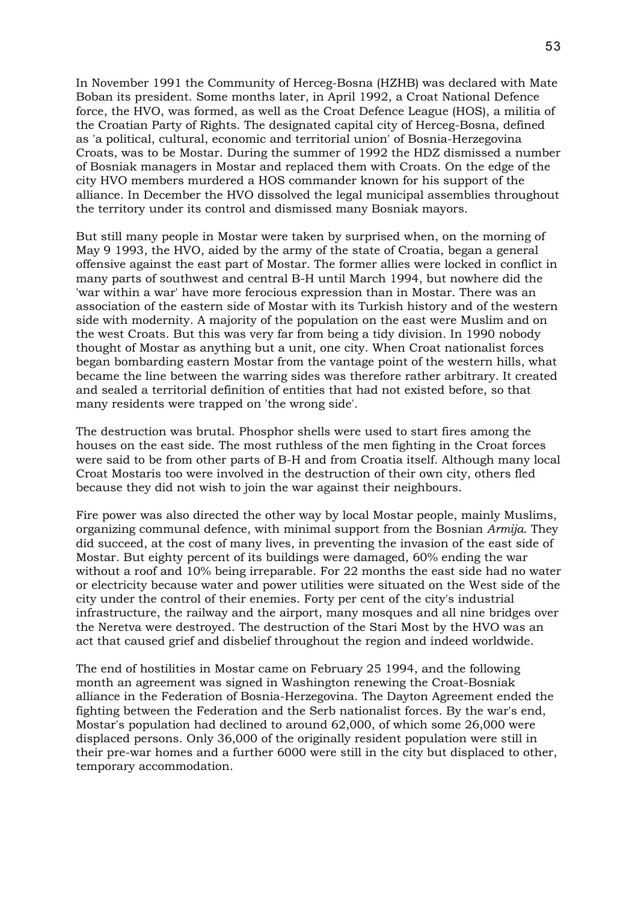In November 1991 the Community of Herceg-Bosna (HZHB) was declared with Mate Boban its president. Some months later, in April 1992, a Croat National Defence force, the HVO, was formed, as well as the Croat Defence League (HOS), a militia of the Croatian Party of Rights. The designated capital city of Herceg-Bosna, defined as 'a political, cultural, economic and territorial union' of Bosnia-Herzegovina Croats, was to be Mostar. During the summer of 1992 the HDZ dismissed a number of Bosniak managers in Mostar and replaced them with Croats. On the edge of the city HVO members murdered a HOS commander known for his support of the alliance. In December the HVO dissolved the legal municipal assemblies throughout the territory under its control and dismissed many Bosniak mayors.

But still many people in Mostar were taken by surprised when, on the morning of May 9 1993, the HVO, aided by the army of the state of Croatia, began a general offensive against the east part of Mostar. The former allies were locked in conflict in many parts of southwest and central B-H until March 1994, but nowhere did the 'war within a war' have more ferocious expression than in Mostar. There was an association of the eastern side of Mostar with its Turkish history and of the western side with modernity. A majority of the population on the east were Muslim and on the west Croats. But this was very far from being a tidy division. In 1990 nobody thought of Mostar as anything but a unit, one city. When Croat nationalist forces began bombarding eastern Mostar from the vantage point of the western hills, what became the line between the warring sides was therefore rather arbitrary. It created and sealed a territorial definition of entities that had not existed before, so that many residents were trapped on 'the wrong side'.

The destruction was brutal. Phosphor shells were used to start fires among the houses on the east side. The most ruthless of the men fighting in the Croat forces were said to be from other parts of B-H and from Croatia itself. Although many local Croat Mostaris too were involved in the destruction of their own city, others fled because they did not wish to join the war against their neighbours.

Fire power was also directed the other way by local Mostar people, mainly Muslims, organizing communal defence, with minimal support from the Bosnian *Armija*. They did succeed, at the cost of many lives, in preventing the invasion of the east side of Mostar. But eighty percent of its buildings were damaged, 60% ending the war without a roof and 10% being irreparable. For 22 months the east side had no water or electricity because water and power utilities were situated on the West side of the city under the control of their enemies. Forty per cent of the city's industrial infrastructure, the railway and the airport, many mosques and all nine bridges over the Neretva were destroyed. The destruction of the Stari Most by the HVO was an act that caused grief and disbelief throughout the region and indeed worldwide.

The end of hostilities in Mostar came on February 25 1994, and the following month an agreement was signed in Washington renewing the Croat-Bosniak alliance in the Federation of Bosnia-Herzegovina. The Dayton Agreement ended the fighting between the Federation and the Serb nationalist forces. By the war's end, Mostar's population had declined to around 62,000, of which some 26,000 were displaced persons. Only 36,000 of the originally resident population were still in their pre-war homes and a further 6000 were still in the city but displaced to other, temporary accommodation.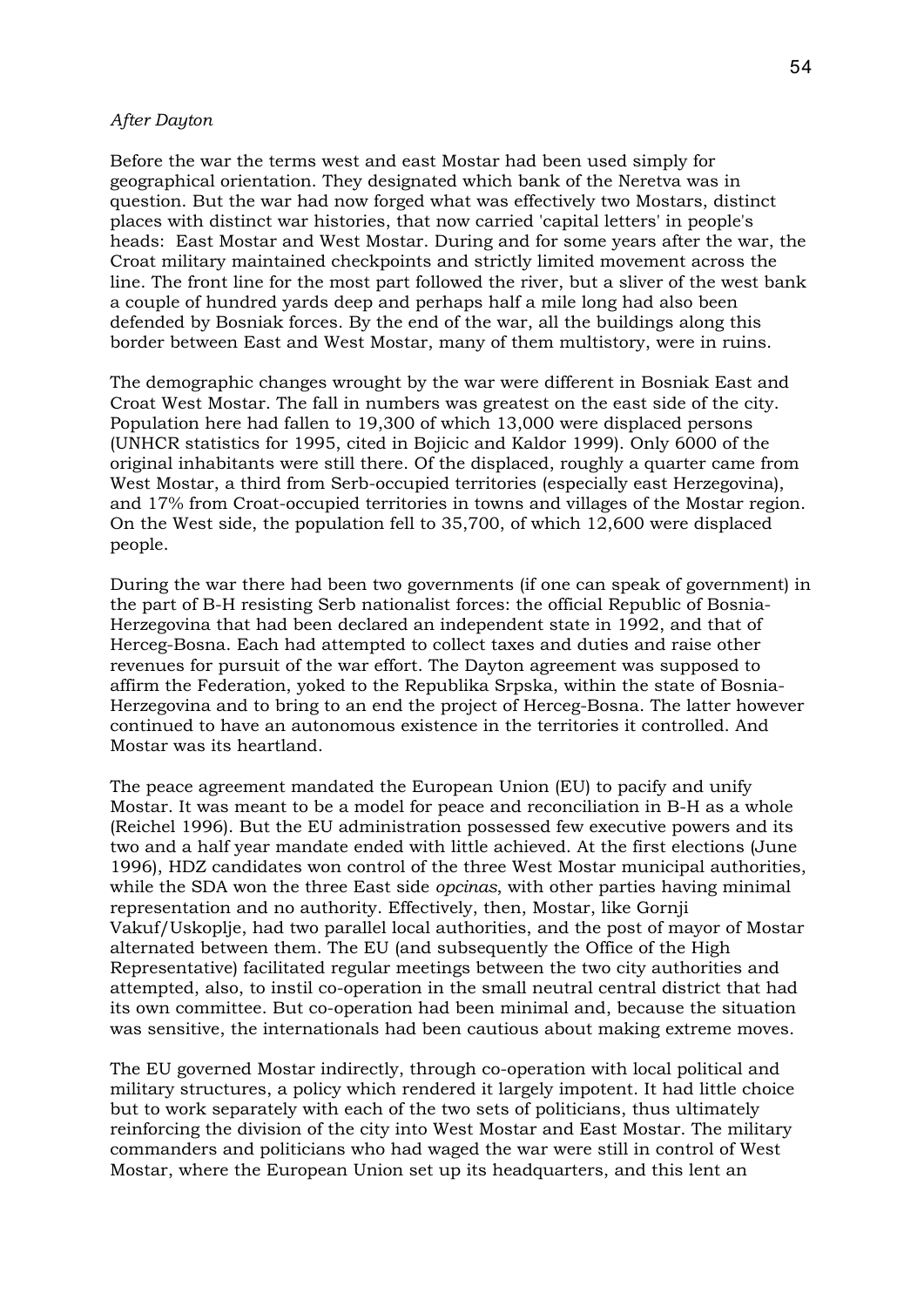*After Dayton*

Before the war the terms west and east Mostar had been used simply for geographical orientation. They designated which bank of the Neretva was in question. But the war had now forged what was effectively two Mostars, distinct places with distinct war histories, that now carried 'capital letters' in people's heads: East Mostar and West Mostar. During and for some years after the war, the Croat military maintained checkpoints and strictly limited movement across the line. The front line for the most part followed the river, but a sliver of the west bank a couple of hundred yards deep and perhaps half a mile long had also been defended by Bosniak forces. By the end of the war, all the buildings along this border between East and West Mostar, many of them multistory, were in ruins.

The demographic changes wrought by the war were different in Bosniak East and Croat West Mostar. The fall in numbers was greatest on the east side of the city. Population here had fallen to 19,300 of which 13,000 were displaced persons (UNHCR statistics for 1995, cited in Bojicic and Kaldor 1999). Only 6000 of the original inhabitants were still there. Of the displaced, roughly a quarter came from West Mostar, a third from Serb-occupied territories (especially east Herzegovina), and 17% from Croat-occupied territories in towns and villages of the Mostar region. On the West side, the population fell to 35,700, of which 12,600 were displaced people.

During the war there had been two governments (if one can speak of government) in the part of B-H resisting Serb nationalist forces: the official Republic of Bosnia-Herzegovina that had been declared an independent state in 1992, and that of Herceg-Bosna. Each had attempted to collect taxes and duties and raise other revenues for pursuit of the war effort. The Dayton agreement was supposed to affirm the Federation, yoked to the Republika Srpska, within the state of Bosnia-Herzegovina and to bring to an end the project of Herceg-Bosna. The latter however continued to have an autonomous existence in the territories it controlled. And Mostar was its heartland.

The peace agreement mandated the European Union (EU) to pacify and unify Mostar. It was meant to be a model for peace and reconciliation in B-H as a whole (Reichel 1996). But the EU administration possessed few executive powers and its two and a half year mandate ended with little achieved. At the first elections (June 1996), HDZ candidates won control of the three West Mostar municipal authorities, while the SDA won the three East side *opcinas*, with other parties having minimal representation and no authority. Effectively, then, Mostar, like Gornji Vakuf/Uskoplje, had two parallel local authorities, and the post of mayor of Mostar alternated between them. The EU (and subsequently the Office of the High Representative) facilitated regular meetings between the two city authorities and attempted, also, to instil co-operation in the small neutral central district that had its own committee. But co-operation had been minimal and, because the situation was sensitive, the internationals had been cautious about making extreme moves.

The EU governed Mostar indirectly, through co-operation with local political and military structures, a policy which rendered it largely impotent. It had little choice but to work separately with each of the two sets of politicians, thus ultimately reinforcing the division of the city into West Mostar and East Mostar. The military commanders and politicians who had waged the war were still in control of West Mostar, where the European Union set up its headquarters, and this lent an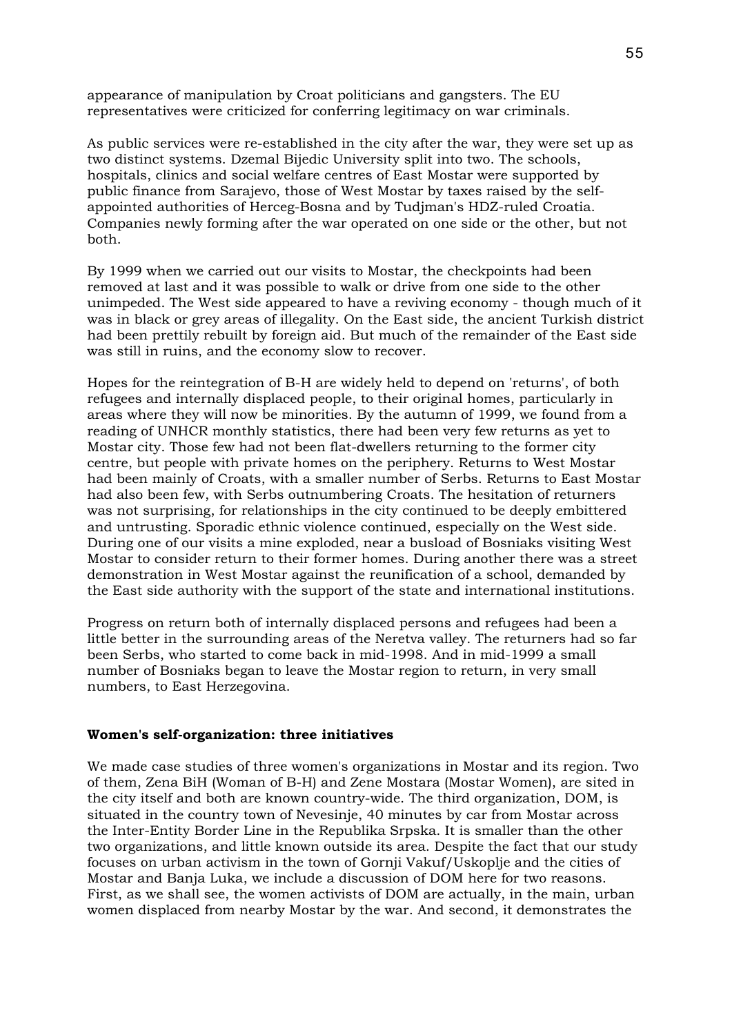appearance of manipulation by Croat politicians and gangsters. The EU representatives were criticized for conferring legitimacy on war criminals.

As public services were re-established in the city after the war, they were set up as two distinct systems. Dzemal Bijedic University split into two. The schools, hospitals, clinics and social welfare centres of East Mostar were supported by public finance from Sarajevo, those of West Mostar by taxes raised by the self-appointed authorities of Herceg-Bosna and by Tudjman's HDZ-ruled Croatia. Companies newly forming after the war operated on one side or the other, but not both.

By 1999 when we carried out our visits to Mostar, the checkpoints had been removed at last and it was possible to walk or drive from one side to the other unimpeded. The West side appeared to have a reviving economy - though much of it was in black or grey areas of illegality. On the East side, the ancient Turkish district had been prettily rebuilt by foreign aid. But much of the remainder of the East side was still in ruins, and the economy slow to recover.

Hopes for the reintegration of B-H are widely held to depend on 'returns', of both refugees and internally displaced people, to their original homes, particularly in areas where they will now be minorities. By the autumn of 1999, we found from a reading of UNHCR monthly statistics, there had been very few returns as yet to Mostar city. Those few had not been flat-dwellers returning to the former city centre, but people with private homes on the periphery. Returns to West Mostar had been mainly of Croats, with a smaller number of Serbs. Returns to East Mostar had also been few, with Serbs outnumbering Croats. The hesitation of returners was not surprising, for relationships in the city continued to be deeply embittered and untrusting. Sporadic ethnic violence continued, especially on the West side. During one of our visits a mine exploded, near a busload of Bosniaks visiting West Mostar to consider return to their former homes. During another there was a street demonstration in West Mostar against the reunification of a school, demanded by the East side authority with the support of the state and international institutions.

Progress on return both of internally displaced persons and refugees had been a little better in the surrounding areas of the Neretva valley. The returners had so far been Serbs, who started to come back in mid-1998. And in mid-1999 a small number of Bosniaks began to leave the Mostar region to return, in very small numbers, to East Herzegovina.

**Women's self-organization: three initiatives**

We made case studies of three women's organizations in Mostar and its region. Two of them, Zena BiH (Woman of B-H) and Zene Mostara (Mostar Women), are sited in the city itself and both are known country-wide. The third organization, DOM, is situated in the country town of Nevesinje, 40 minutes by car from Mostar across the Inter-Entity Border Line in the Republika Srpska. It is smaller than the other two organizations, and little known outside its area. Despite the fact that our study focuses on urban activism in the town of Gornji Vakuf/Uskoplje and the cities of Mostar and Banja Luka, we include a discussion of DOM here for two reasons. First, as we shall see, the women activists of DOM are actually, in the main, urban women displaced from nearby Mostar by the war. And second, it demonstrates the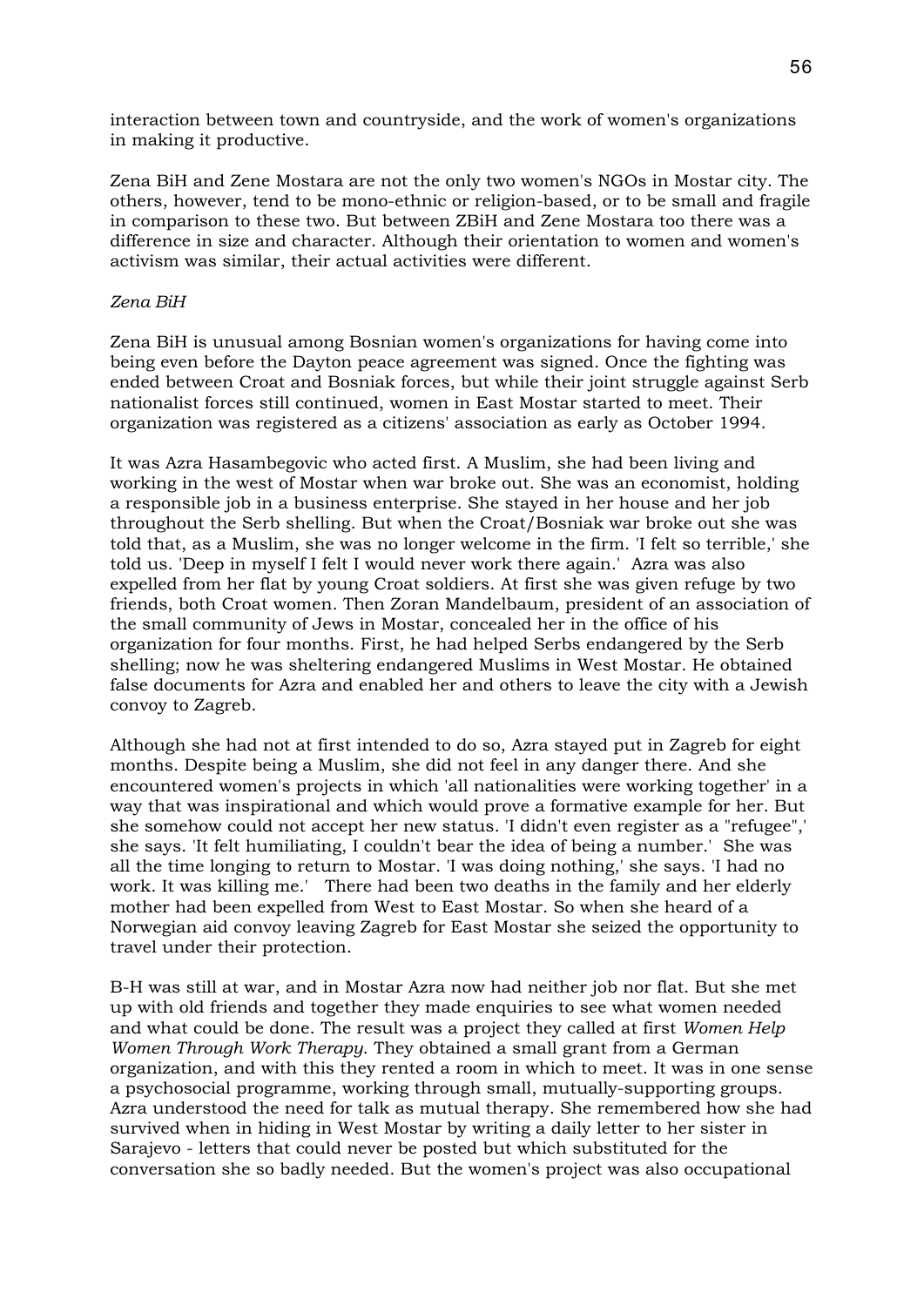interaction between town and countryside, and the work of women's organizations in making it productive.

Zena BiH and Zene Mostara are not the only two women's NGOs in Mostar city. The others, however, tend to be mono-ethnic or religion-based, or to be small and fragile in comparison to these two. But between ZBiH and Zene Mostara too there was a difference in size and character. Although their orientation to women and women's activism was similar, their actual activities were different.

*Zena BiH*

Zena BiH is unusual among Bosnian women's organizations for having come into being even before the Dayton peace agreement was signed. Once the fighting was ended between Croat and Bosniak forces, but while their joint struggle against Serb nationalist forces still continued, women in East Mostar started to meet. Their organization was registered as a citizens' association as early as October 1994.

It was Azra Hasambegovic who acted first. A Muslim, she had been living and working in the west of Mostar when war broke out. She was an economist, holding a responsible job in a business enterprise. She stayed in her house and her job throughout the Serb shelling. But when the Croat/Bosniak war broke out she was told that, as a Muslim, she was no longer welcome in the firm. 'I felt so terrible,' she told us. 'Deep in myself I felt I would never work there again.' Azra was also expelled from her flat by young Croat soldiers. At first she was given refuge by two friends, both Croat women. Then Zoran Mandelbaum, president of an association of the small community of Jews in Mostar, concealed her in the office of his organization for four months. First, he had helped Serbs endangered by the Serb shelling; now he was sheltering endangered Muslims in West Mostar. He obtained false documents for Azra and enabled her and others to leave the city with a Jewish convoy to Zagreb.

Although she had not at first intended to do so, Azra stayed put in Zagreb for eight months. Despite being a Muslim, she did not feel in any danger there. And she encountered women's projects in which 'all nationalities were working together' in a way that was inspirational and which would prove a formative example for her. But she somehow could not accept her new status. 'I didn't even register as a "refugee",' she says. 'It felt humiliating, I couldn't bear the idea of being a number.' She was all the time longing to return to Mostar. 'I was doing nothing,' she says. 'I had no work. It was killing me.' There had been two deaths in the family and her elderly mother had been expelled from West to East Mostar. So when she heard of a Norwegian aid convoy leaving Zagreb for East Mostar she seized the opportunity to travel under their protection.

B-H was still at war, and in Mostar Azra now had neither job nor flat. But she met up with old friends and together they made enquiries to see what women needed and what could be done. The result was a project they called at first *Women Help Women Through Work Therapy*. They obtained a small grant from a German organization, and with this they rented a room in which to meet. It was in one sense a psychosocial programme, working through small, mutually-supporting groups. Azra understood the need for talk as mutual therapy. She remembered how she had survived when in hiding in West Mostar by writing a daily letter to her sister in Sarajevo - letters that could never be posted but which substituted for the conversation she so badly needed. But the women's project was also occupational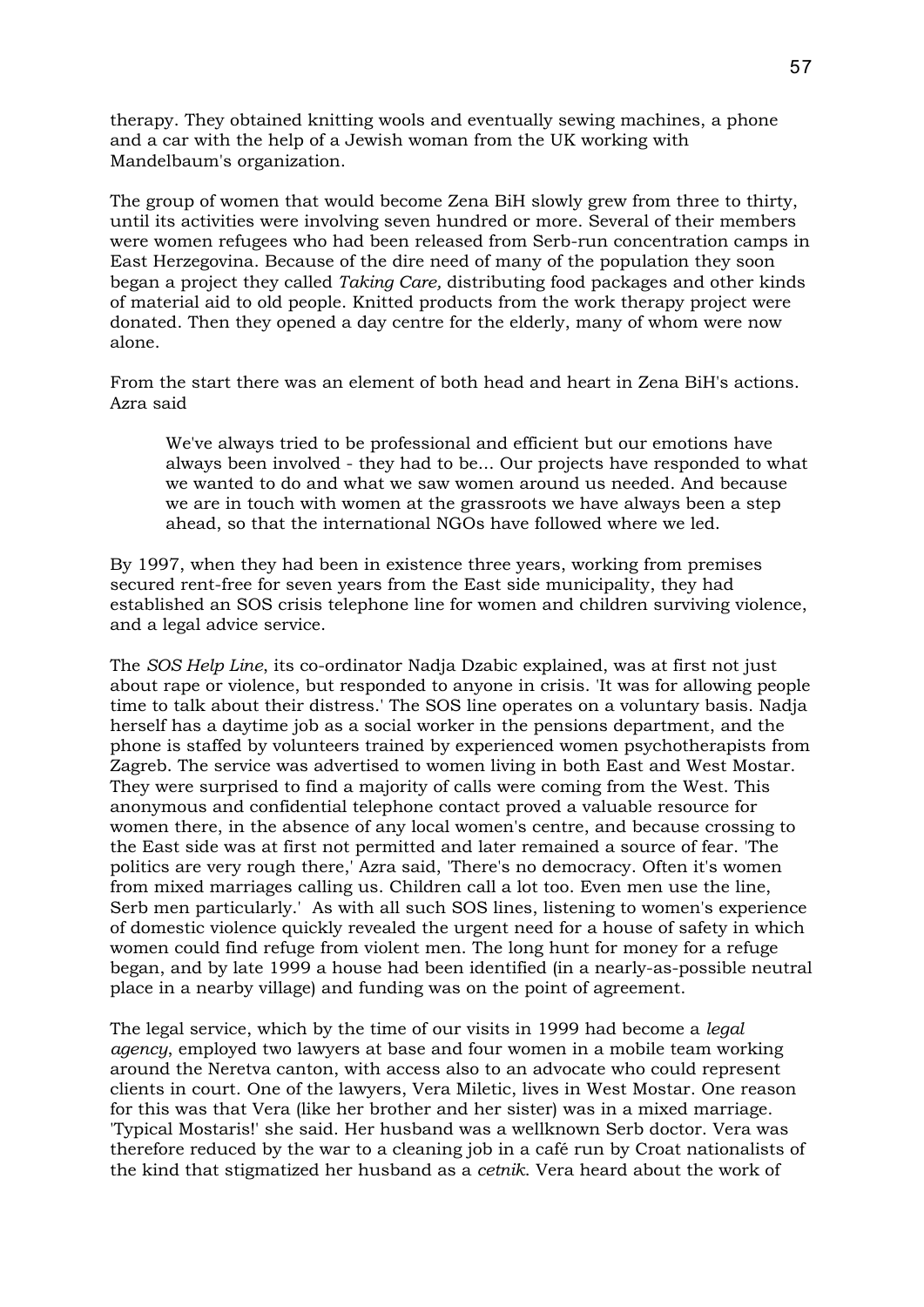therapy. They obtained knitting wools and eventually sewing machines, a phone and a car with the help of a Jewish woman from the UK working with Mandelbaum's organization.

The group of women that would become Zena BiH slowly grew from three to thirty, until its activities were involving seven hundred or more. Several of their members were women refugees who had been released from Serb-run concentration camps in East Herzegovina. Because of the dire need of many of the population they soon began a project they called *Taking Care,* distributing food packages and other kinds of material aid to old people. Knitted products from the work therapy project were donated. Then they opened a day centre for the elderly, many of whom were now alone.

From the start there was an element of both head and heart in Zena BiH's actions. Azra said

> We've always tried to be professional and efficient but our emotions have always been involved - they had to be... Our projects have responded to what we wanted to do and what we saw women around us needed. And because we are in touch with women at the grassroots we have always been a step ahead, so that the international NGOs have followed where we led.

By 1997, when they had been in existence three years, working from premises secured rent-free for seven years from the East side municipality, they had established an SOS crisis telephone line for women and children surviving violence, and a legal advice service.

The *SOS Help Line*, its co-ordinator Nadja Dzabic explained, was at first not just about rape or violence, but responded to anyone in crisis. 'It was for allowing people time to talk about their distress.' The SOS line operates on a voluntary basis. Nadja herself has a daytime job as a social worker in the pensions department, and the phone is staffed by volunteers trained by experienced women psychotherapists from Zagreb. The service was advertised to women living in both East and West Mostar. They were surprised to find a majority of calls were coming from the West. This anonymous and confidential telephone contact proved a valuable resource for women there, in the absence of any local women's centre, and because crossing to the East side was at first not permitted and later remained a source of fear. 'The politics are very rough there,' Azra said, 'There's no democracy. Often it's women from mixed marriages calling us. Children call a lot too. Even men use the line, Serb men particularly.' As with all such SOS lines, listening to women's experience of domestic violence quickly revealed the urgent need for a house of safety in which women could find refuge from violent men. The long hunt for money for a refuge began, and by late 1999 a house had been identified (in a nearly-as-possible neutral place in a nearby village) and funding was on the point of agreement.

The legal service, which by the time of our visits in 1999 had become a *legal agency*, employed two lawyers at base and four women in a mobile team working around the Neretva canton, with access also to an advocate who could represent clients in court. One of the lawyers, Vera Miletic, lives in West Mostar. One reason for this was that Vera (like her brother and her sister) was in a mixed marriage. 'Typical Mostaris!' she said. Her husband was a wellknown Serb doctor. Vera was therefore reduced by the war to a cleaning job in a café run by Croat nationalists of the kind that stigmatized her husband as a *cetnik*. Vera heard about the work of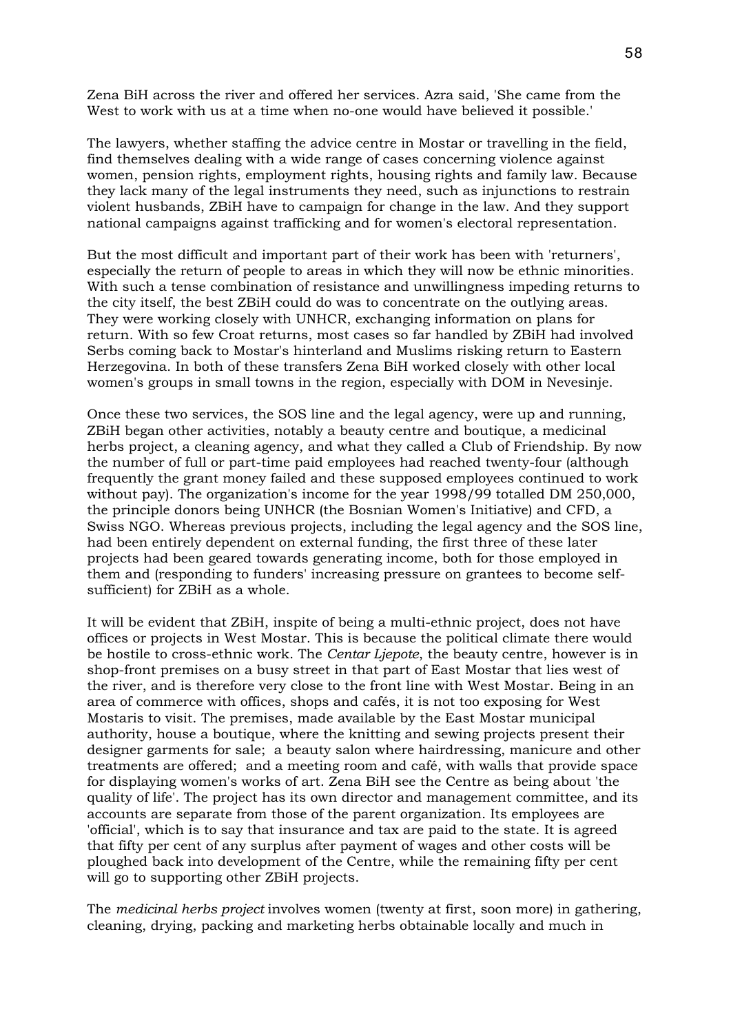Zena BiH across the river and offered her services. Azra said, 'She came from the West to work with us at a time when no-one would have believed it possible.'

The lawyers, whether staffing the advice centre in Mostar or travelling in the field, find themselves dealing with a wide range of cases concerning violence against women, pension rights, employment rights, housing rights and family law. Because they lack many of the legal instruments they need, such as injunctions to restrain violent husbands, ZBiH have to campaign for change in the law. And they support national campaigns against trafficking and for women's electoral representation.

But the most difficult and important part of their work has been with 'returners', especially the return of people to areas in which they will now be ethnic minorities. With such a tense combination of resistance and unwillingness impeding returns to the city itself, the best ZBiH could do was to concentrate on the outlying areas. They were working closely with UNHCR, exchanging information on plans for return. With so few Croat returns, most cases so far handled by ZBiH had involved Serbs coming back to Mostar's hinterland and Muslims risking return to Eastern Herzegovina. In both of these transfers Zena BiH worked closely with other local women's groups in small towns in the region, especially with DOM in Nevesinje.

Once these two services, the SOS line and the legal agency, were up and running, ZBiH began other activities, notably a beauty centre and boutique, a medicinal herbs project, a cleaning agency, and what they called a Club of Friendship. By now the number of full or part-time paid employees had reached twenty-four (although frequently the grant money failed and these supposed employees continued to work without pay). The organization's income for the year 1998/99 totalled DM 250,000, the principle donors being UNHCR (the Bosnian Women's Initiative) and CFD, a Swiss NGO. Whereas previous projects, including the legal agency and the SOS line, had been entirely dependent on external funding, the first three of these later projects had been geared towards generating income, both for those employed in them and (responding to funders' increasing pressure on grantees to become self-sufficient) for ZBiH as a whole.

It will be evident that ZBiH, inspite of being a multi-ethnic project, does not have offices or projects in West Mostar. This is because the political climate there would be hostile to cross-ethnic work. The *Centar Ljepote*, the beauty centre, however is in shop-front premises on a busy street in that part of East Mostar that lies west of the river, and is therefore very close to the front line with West Mostar. Being in an area of commerce with offices, shops and cafés, it is not too exposing for West Mostaris to visit. The premises, made available by the East Mostar municipal authority, house a boutique, where the knitting and sewing projects present their designer garments for sale; a beauty salon where hairdressing, manicure and other treatments are offered; and a meeting room and café, with walls that provide space for displaying women's works of art. Zena BiH see the Centre as being about 'the quality of life'. The project has its own director and management committee, and its accounts are separate from those of the parent organization. Its employees are 'official', which is to say that insurance and tax are paid to the state. It is agreed that fifty per cent of any surplus after payment of wages and other costs will be ploughed back into development of the Centre, while the remaining fifty per cent will go to supporting other ZBiH projects.

The *medicinal herbs project* involves women (twenty at first, soon more) in gathering, cleaning, drying, packing and marketing herbs obtainable locally and much in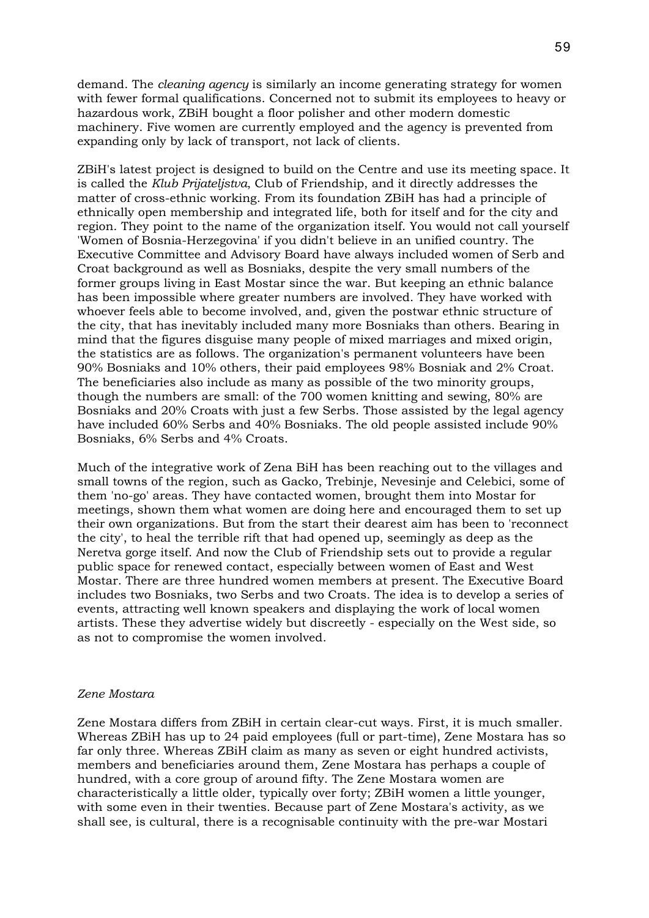demand. The *cleaning agency* is similarly an income generating strategy for women with fewer formal qualifications. Concerned not to submit its employees to heavy or hazardous work, ZBiH bought a floor polisher and other modern domestic machinery. Five women are currently employed and the agency is prevented from expanding only by lack of transport, not lack of clients.

ZBiH's latest project is designed to build on the Centre and use its meeting space. It is called the *Klub Prijateljstva*, Club of Friendship, and it directly addresses the matter of cross-ethnic working. From its foundation ZBiH has had a principle of ethnically open membership and integrated life, both for itself and for the city and region. They point to the name of the organization itself. You would not call yourself 'Women of Bosnia-Herzegovina' if you didn't believe in an unified country. The Executive Committee and Advisory Board have always included women of Serb and Croat background as well as Bosniaks, despite the very small numbers of the former groups living in East Mostar since the war. But keeping an ethnic balance has been impossible where greater numbers are involved. They have worked with whoever feels able to become involved, and, given the postwar ethnic structure of the city, that has inevitably included many more Bosniaks than others. Bearing in mind that the figures disguise many people of mixed marriages and mixed origin, the statistics are as follows. The organization's permanent volunteers have been 90% Bosniaks and 10% others, their paid employees 98% Bosniak and 2% Croat. The beneficiaries also include as many as possible of the two minority groups, though the numbers are small: of the 700 women knitting and sewing, 80% are Bosniaks and 20% Croats with just a few Serbs. Those assisted by the legal agency have included 60% Serbs and 40% Bosniaks. The old people assisted include 90% Bosniaks, 6% Serbs and 4% Croats.

Much of the integrative work of Zena BiH has been reaching out to the villages and small towns of the region, such as Gacko, Trebinje, Nevesinje and Celebici, some of them 'no-go' areas. They have contacted women, brought them into Mostar for meetings, shown them what women are doing here and encouraged them to set up their own organizations. But from the start their dearest aim has been to 'reconnect the city', to heal the terrible rift that had opened up, seemingly as deep as the Neretva gorge itself. And now the Club of Friendship sets out to provide a regular public space for renewed contact, especially between women of East and West Mostar. There are three hundred women members at present. The Executive Board includes two Bosniaks, two Serbs and two Croats. The idea is to develop a series of events, attracting well known speakers and displaying the work of local women artists. These they advertise widely but discreetly - especially on the West side, so as not to compromise the women involved.

### *Zene Mostara*

Zene Mostara differs from ZBiH in certain clear-cut ways. First, it is much smaller. Whereas ZBiH has up to 24 paid employees (full or part-time), Zene Mostara has so far only three. Whereas ZBiH claim as many as seven or eight hundred activists, members and beneficiaries around them, Zene Mostara has perhaps a couple of hundred, with a core group of around fifty. The Zene Mostara women are characteristically a little older, typically over forty; ZBiH women a little younger, with some even in their twenties. Because part of Zene Mostara's activity, as we shall see, is cultural, there is a recognisable continuity with the pre-war Mostari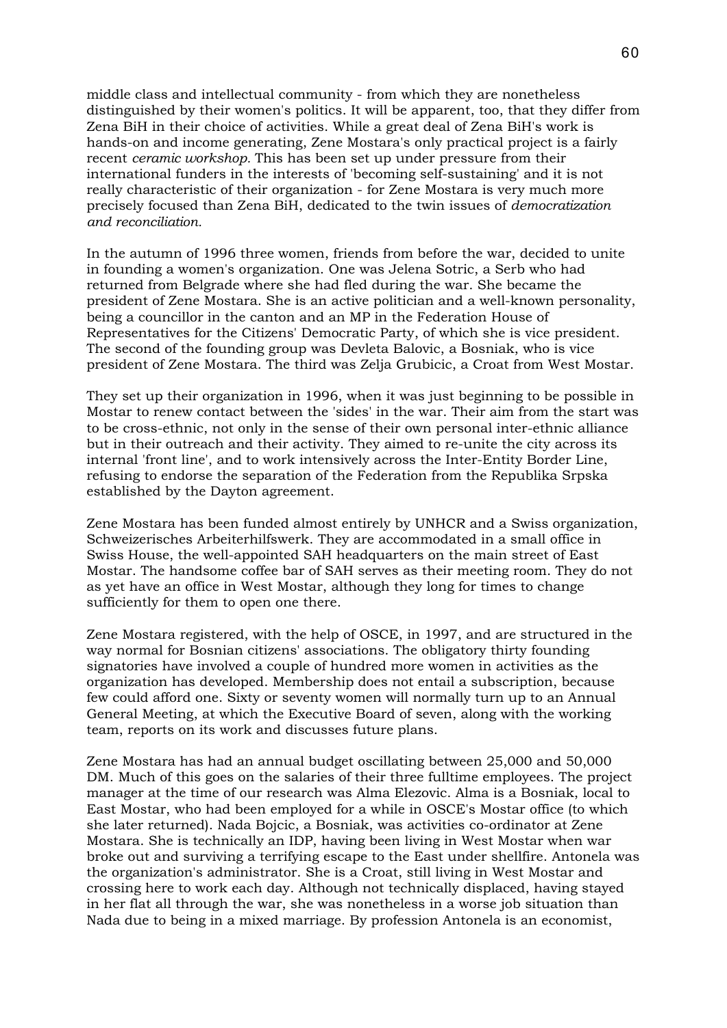middle class and intellectual community - from which they are nonetheless distinguished by their women's politics. It will be apparent, too, that they differ from Zena BiH in their choice of activities. While a great deal of Zena BiH's work is hands-on and income generating, Zene Mostara's only practical project is a fairly recent *ceramic workshop.* This has been set up under pressure from their international funders in the interests of 'becoming self-sustaining' and it is not really characteristic of their organization - for Zene Mostara is very much more precisely focused than Zena BiH, dedicated to the twin issues of *democratization and reconciliation.*

In the autumn of 1996 three women, friends from before the war, decided to unite in founding a women's organization. One was Jelena Sotric, a Serb who had returned from Belgrade where she had fled during the war. She became the president of Zene Mostara. She is an active politician and a well-known personality, being a councillor in the canton and an MP in the Federation House of Representatives for the Citizens' Democratic Party, of which she is vice president. The second of the founding group was Devleta Balovic, a Bosniak, who is vice president of Zene Mostara. The third was Zelja Grubicic, a Croat from West Mostar.

They set up their organization in 1996, when it was just beginning to be possible in Mostar to renew contact between the 'sides' in the war. Their aim from the start was to be cross-ethnic, not only in the sense of their own personal inter-ethnic alliance but in their outreach and their activity. They aimed to re-unite the city across its internal 'front line', and to work intensively across the Inter-Entity Border Line, refusing to endorse the separation of the Federation from the Republika Srpska established by the Dayton agreement.

Zene Mostara has been funded almost entirely by UNHCR and a Swiss organization, Schweizerisches Arbeiterhilfswerk. They are accommodated in a small office in Swiss House, the well-appointed SAH headquarters on the main street of East Mostar. The handsome coffee bar of SAH serves as their meeting room. They do not as yet have an office in West Mostar, although they long for times to change sufficiently for them to open one there.

Zene Mostara registered, with the help of OSCE, in 1997, and are structured in the way normal for Bosnian citizens' associations. The obligatory thirty founding signatories have involved a couple of hundred more women in activities as the organization has developed. Membership does not entail a subscription, because few could afford one. Sixty or seventy women will normally turn up to an Annual General Meeting, at which the Executive Board of seven, along with the working team, reports on its work and discusses future plans.

Zene Mostara has had an annual budget oscillating between 25,000 and 50,000 DM. Much of this goes on the salaries of their three fulltime employees. The project manager at the time of our research was Alma Elezovic. Alma is a Bosniak, local to East Mostar, who had been employed for a while in OSCE's Mostar office (to which she later returned). Nada Bojcic, a Bosniak, was activities co-ordinator at Zene Mostara. She is technically an IDP, having been living in West Mostar when war broke out and surviving a terrifying escape to the East under shellfire. Antonela was the organization's administrator. She is a Croat, still living in West Mostar and crossing here to work each day. Although not technically displaced, having stayed in her flat all through the war, she was nonetheless in a worse job situation than Nada due to being in a mixed marriage. By profession Antonela is an economist,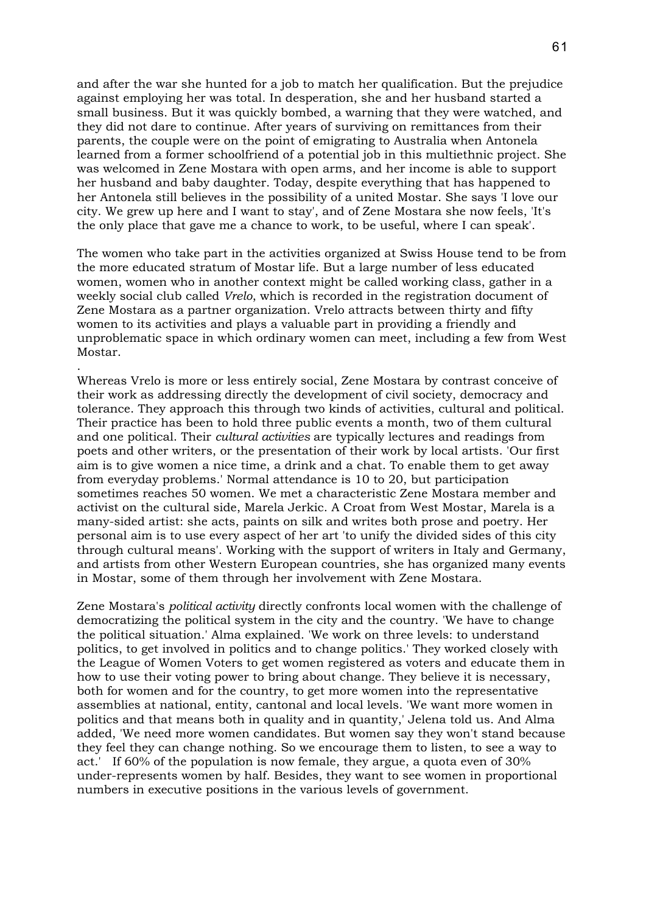and after the war she hunted for a job to match her qualification. But the prejudice against employing her was total. In desperation, she and her husband started a small business. But it was quickly bombed, a warning that they were watched, and they did not dare to continue. After years of surviving on remittances from their parents, the couple were on the point of emigrating to Australia when Antonela learned from a former schoolfriend of a potential job in this multiethnic project. She was welcomed in Zene Mostara with open arms, and her income is able to support her husband and baby daughter. Today, despite everything that has happened to her Antonela still believes in the possibility of a united Mostar. She says 'I love our city. We grew up here and I want to stay', and of Zene Mostara she now feels, 'It's the only place that gave me a chance to work, to be useful, where I can speak'.

The women who take part in the activities organized at Swiss House tend to be from the more educated stratum of Mostar life. But a large number of less educated women, women who in another context might be called working class, gather in a weekly social club called *Vrelo*, which is recorded in the registration document of Zene Mostara as a partner organization. Vrelo attracts between thirty and fifty women to its activities and plays a valuable part in providing a friendly and unproblematic space in which ordinary women can meet, including a few from West Mostar.

.

Whereas Vrelo is more or less entirely social, Zene Mostara by contrast conceive of their work as addressing directly the development of civil society, democracy and tolerance. They approach this through two kinds of activities, cultural and political. Their practice has been to hold three public events a month, two of them cultural and one political. Their *cultural activities* are typically lectures and readings from poets and other writers, or the presentation of their work by local artists. 'Our first aim is to give women a nice time, a drink and a chat. To enable them to get away from everyday problems.' Normal attendance is 10 to 20, but participation sometimes reaches 50 women. We met a characteristic Zene Mostara member and activist on the cultural side, Marela Jerkic. A Croat from West Mostar, Marela is a many-sided artist: she acts, paints on silk and writes both prose and poetry. Her personal aim is to use every aspect of her art 'to unify the divided sides of this city through cultural means'. Working with the support of writers in Italy and Germany, and artists from other Western European countries, she has organized many events in Mostar, some of them through her involvement with Zene Mostara.

Zene Mostara's *political activity* directly confronts local women with the challenge of democratizing the political system in the city and the country. 'We have to change the political situation.' Alma explained. 'We work on three levels: to understand politics, to get involved in politics and to change politics.' They worked closely with the League of Women Voters to get women registered as voters and educate them in how to use their voting power to bring about change. They believe it is necessary, both for women and for the country, to get more women into the representative assemblies at national, entity, cantonal and local levels. 'We want more women in politics and that means both in quality and in quantity,' Jelena told us. And Alma added, 'We need more women candidates. But women say they won't stand because they feel they can change nothing. So we encourage them to listen, to see a way to act.' If 60% of the population is now female, they argue, a quota even of 30% under-represents women by half. Besides, they want to see women in proportional numbers in executive positions in the various levels of government.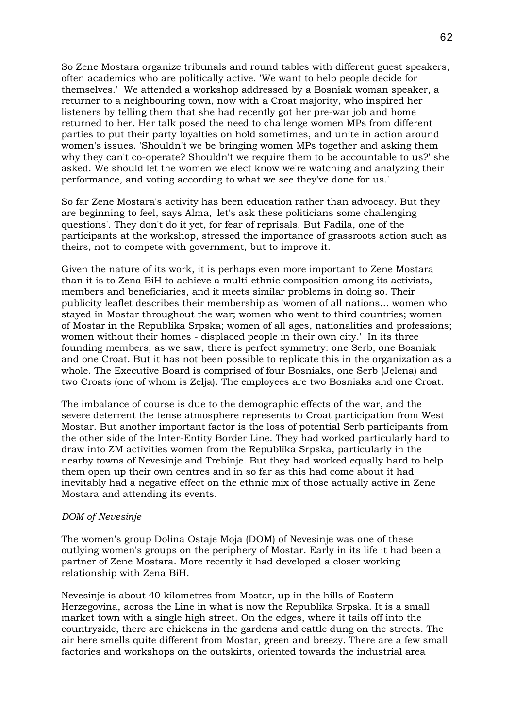So Zene Mostara organize tribunals and round tables with different guest speakers, often academics who are politically active. 'We want to help people decide for themselves.' We attended a workshop addressed by a Bosniak woman speaker, a returner to a neighbouring town, now with a Croat majority, who inspired her listeners by telling them that she had recently got her pre-war job and home returned to her. Her talk posed the need to challenge women MPs from different parties to put their party loyalties on hold sometimes, and unite in action around women's issues. 'Shouldn't we be bringing women MPs together and asking them why they can't co-operate? Shouldn't we require them to be accountable to us?' she asked. We should let the women we elect know we're watching and analyzing their performance, and voting according to what we see they've done for us.'

So far Zene Mostara's activity has been education rather than advocacy. But they are beginning to feel, says Alma, 'let's ask these politicians some challenging questions'. They don't do it yet, for fear of reprisals. But Fadila, one of the participants at the workshop, stressed the importance of grassroots action such as theirs, not to compete with government, but to improve it.

Given the nature of its work, it is perhaps even more important to Zene Mostara than it is to Zena BiH to achieve a multi-ethnic composition among its activists, members and beneficiaries, and it meets similar problems in doing so. Their publicity leaflet describes their membership as 'women of all nations... women who stayed in Mostar throughout the war; women who went to third countries; women of Mostar in the Republika Srpska; women of all ages, nationalities and professions; women without their homes - displaced people in their own city.' In its three founding members, as we saw, there is perfect symmetry: one Serb, one Bosniak and one Croat. But it has not been possible to replicate this in the organization as a whole. The Executive Board is comprised of four Bosniaks, one Serb (Jelena) and two Croats (one of whom is Zelja). The employees are two Bosniaks and one Croat.

The imbalance of course is due to the demographic effects of the war, and the severe deterrent the tense atmosphere represents to Croat participation from West Mostar. But another important factor is the loss of potential Serb participants from the other side of the Inter-Entity Border Line. They had worked particularly hard to draw into ZM activities women from the Republika Srpska, particularly in the nearby towns of Nevesinje and Trebinje. But they had worked equally hard to help them open up their own centres and in so far as this had come about it had inevitably had a negative effect on the ethnic mix of those actually active in Zene Mostara and attending its events.

*DOM of Nevesinje*

The women's group Dolina Ostaje Moja (DOM) of Nevesinje was one of these outlying women's groups on the periphery of Mostar. Early in its life it had been a partner of Zene Mostara. More recently it had developed a closer working relationship with Zena BiH.

Nevesinje is about 40 kilometres from Mostar, up in the hills of Eastern Herzegovina, across the Line in what is now the Republika Srpska. It is a small market town with a single high street. On the edges, where it tails off into the countryside, there are chickens in the gardens and cattle dung on the streets. The air here smells quite different from Mostar, green and breezy. There are a few small factories and workshops on the outskirts, oriented towards the industrial area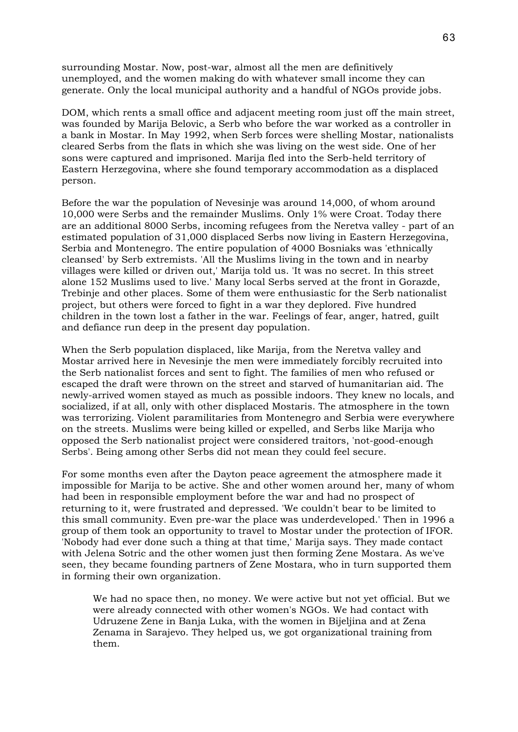surrounding Mostar. Now, post-war, almost all the men are definitively unemployed, and the women making do with whatever small income they can generate. Only the local municipal authority and a handful of NGOs provide jobs.

DOM, which rents a small office and adjacent meeting room just off the main street, was founded by Marija Belovic, a Serb who before the war worked as a controller in a bank in Mostar. In May 1992, when Serb forces were shelling Mostar, nationalists cleared Serbs from the flats in which she was living on the west side. One of her sons were captured and imprisoned. Marija fled into the Serb-held territory of Eastern Herzegovina, where she found temporary accommodation as a displaced person.

Before the war the population of Nevesinje was around 14,000, of whom around 10,000 were Serbs and the remainder Muslims. Only 1% were Croat. Today there are an additional 8000 Serbs, incoming refugees from the Neretva valley - part of an estimated population of 31,000 displaced Serbs now living in Eastern Herzegovina, Serbia and Montenegro. The entire population of 4000 Bosniaks was 'ethnically cleansed' by Serb extremists. 'All the Muslims living in the town and in nearby villages were killed or driven out,' Marija told us. 'It was no secret. In this street alone 152 Muslims used to live.' Many local Serbs served at the front in Gorazde, Trebinje and other places. Some of them were enthusiastic for the Serb nationalist project, but others were forced to fight in a war they deplored. Five hundred children in the town lost a father in the war. Feelings of fear, anger, hatred, guilt and defiance run deep in the present day population.

When the Serb population displaced, like Marija, from the Neretva valley and Mostar arrived here in Nevesinje the men were immediately forcibly recruited into the Serb nationalist forces and sent to fight. The families of men who refused or escaped the draft were thrown on the street and starved of humanitarian aid. The newly-arrived women stayed as much as possible indoors. They knew no locals, and socialized, if at all, only with other displaced Mostaris. The atmosphere in the town was terrorizing. Violent paramilitaries from Montenegro and Serbia were everywhere on the streets. Muslims were being killed or expelled, and Serbs like Marija who opposed the Serb nationalist project were considered traitors, 'not-good-enough Serbs'. Being among other Serbs did not mean they could feel secure.

For some months even after the Dayton peace agreement the atmosphere made it impossible for Marija to be active. She and other women around her, many of whom had been in responsible employment before the war and had no prospect of returning to it, were frustrated and depressed. 'We couldn't bear to be limited to this small community. Even pre-war the place was underdeveloped.' Then in 1996 a group of them took an opportunity to travel to Mostar under the protection of IFOR. 'Nobody had ever done such a thing at that time,' Marija says. They made contact with Jelena Sotric and the other women just then forming Zene Mostara. As we've seen, they became founding partners of Zene Mostara, who in turn supported them in forming their own organization.

> We had no space then, no money. We were active but not yet official. But we were already connected with other women's NGOs. We had contact with Udruzene Zene in Banja Luka, with the women in Bijeljina and at Zena Zenama in Sarajevo. They helped us, we got organizational training from them.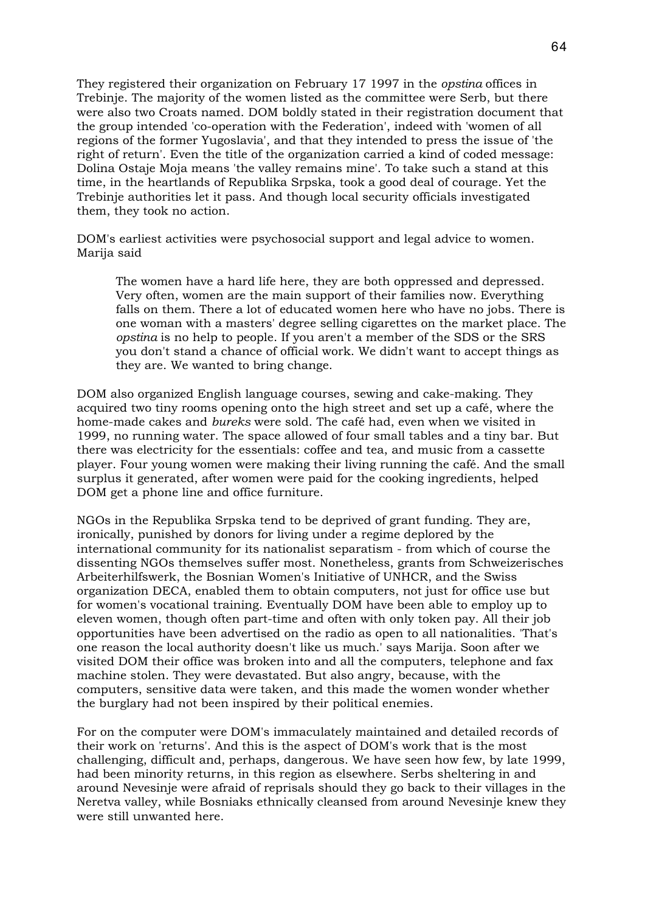They registered their organization on February 17 1997 in the *opstina* offices in Trebinje. The majority of the women listed as the committee were Serb, but there were also two Croats named. DOM boldly stated in their registration document that the group intended 'co-operation with the Federation', indeed with 'women of all regions of the former Yugoslavia', and that they intended to press the issue of 'the right of return'. Even the title of the organization carried a kind of coded message: Dolina Ostaje Moja means 'the valley remains mine'. To take such a stand at this time, in the heartlands of Republika Srpska, took a good deal of courage. Yet the Trebinje authorities let it pass. And though local security officials investigated them, they took no action.

DOM's earliest activities were psychosocial support and legal advice to women. Marija said

> The women have a hard life here, they are both oppressed and depressed. Very often, women are the main support of their families now. Everything falls on them. There a lot of educated women here who have no jobs. There is one woman with a masters' degree selling cigarettes on the market place. The *opstina* is no help to people. If you aren't a member of the SDS or the SRS you don't stand a chance of official work. We didn't want to accept things as they are. We wanted to bring change.

DOM also organized English language courses, sewing and cake-making. They acquired two tiny rooms opening onto the high street and set up a café, where the home-made cakes and *bureks* were sold. The café had, even when we visited in 1999, no running water. The space allowed of four small tables and a tiny bar. But there was electricity for the essentials: coffee and tea, and music from a cassette player. Four young women were making their living running the café. And the small surplus it generated, after women were paid for the cooking ingredients, helped DOM get a phone line and office furniture.

NGOs in the Republika Srpska tend to be deprived of grant funding. They are, ironically, punished by donors for living under a regime deplored by the international community for its nationalist separatism - from which of course the dissenting NGOs themselves suffer most. Nonetheless, grants from Schweizerisches Arbeiterhilfswerk, the Bosnian Women's Initiative of UNHCR, and the Swiss organization DECA, enabled them to obtain computers, not just for office use but for women's vocational training. Eventually DOM have been able to employ up to eleven women, though often part-time and often with only token pay. All their job opportunities have been advertised on the radio as open to all nationalities. 'That's one reason the local authority doesn't like us much.' says Marija. Soon after we visited DOM their office was broken into and all the computers, telephone and fax machine stolen. They were devastated. But also angry, because, with the computers, sensitive data were taken, and this made the women wonder whether the burglary had not been inspired by their political enemies.

For on the computer were DOM's immaculately maintained and detailed records of their work on 'returns'. And this is the aspect of DOM's work that is the most challenging, difficult and, perhaps, dangerous. We have seen how few, by late 1999, had been minority returns, in this region as elsewhere. Serbs sheltering in and around Nevesinje were afraid of reprisals should they go back to their villages in the Neretva valley, while Bosniaks ethnically cleansed from around Nevesinje knew they were still unwanted here.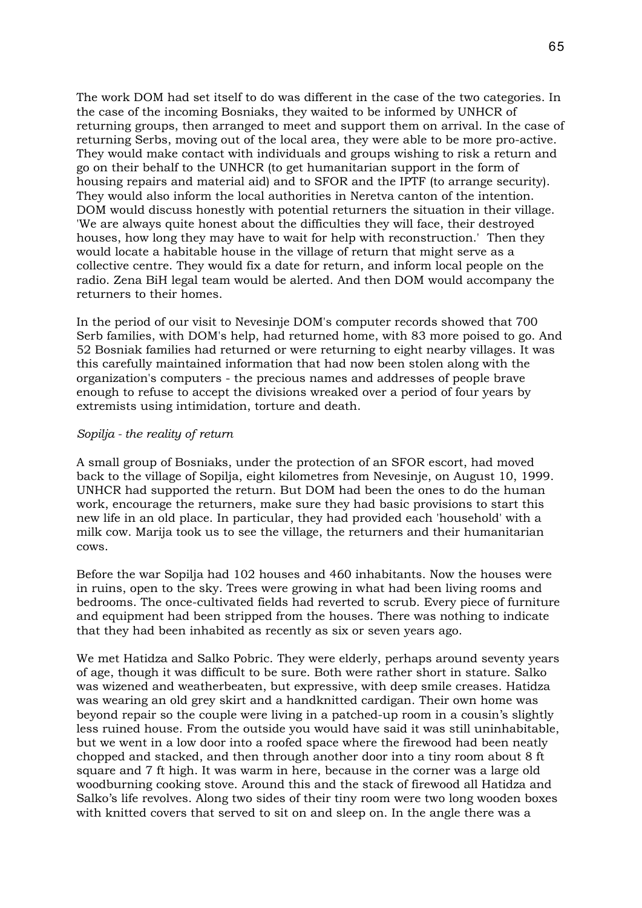The work DOM had set itself to do was different in the case of the two categories. In the case of the incoming Bosniaks, they waited to be informed by UNHCR of returning groups, then arranged to meet and support them on arrival. In the case of returning Serbs, moving out of the local area, they were able to be more pro-active. They would make contact with individuals and groups wishing to risk a return and go on their behalf to the UNHCR (to get humanitarian support in the form of housing repairs and material aid) and to SFOR and the IPTF (to arrange security). They would also inform the local authorities in Neretva canton of the intention. DOM would discuss honestly with potential returners the situation in their village. 'We are always quite honest about the difficulties they will face, their destroyed houses, how long they may have to wait for help with reconstruction.' Then they would locate a habitable house in the village of return that might serve as a collective centre. They would fix a date for return, and inform local people on the radio. Zena BiH legal team would be alerted. And then DOM would accompany the returners to their homes.

In the period of our visit to Nevesinje DOM's computer records showed that 700 Serb families, with DOM's help, had returned home, with 83 more poised to go. And 52 Bosniak families had returned or were returning to eight nearby villages. It was this carefully maintained information that had now been stolen along with the organization's computers - the precious names and addresses of people brave enough to refuse to accept the divisions wreaked over a period of four years by extremists using intimidation, torture and death.

*Sopilja - the reality of return*

A small group of Bosniaks, under the protection of an SFOR escort, had moved back to the village of Sopilja, eight kilometres from Nevesinje, on August 10, 1999. UNHCR had supported the return. But DOM had been the ones to do the human work, encourage the returners, make sure they had basic provisions to start this new life in an old place. In particular, they had provided each 'household' with a milk cow. Marija took us to see the village, the returners and their humanitarian cows.

Before the war Sopilja had 102 houses and 460 inhabitants. Now the houses were in ruins, open to the sky. Trees were growing in what had been living rooms and bedrooms. The once-cultivated fields had reverted to scrub. Every piece of furniture and equipment had been stripped from the houses. There was nothing to indicate that they had been inhabited as recently as six or seven years ago.

We met Hatidza and Salko Pobric. They were elderly, perhaps around seventy years of age, though it was difficult to be sure. Both were rather short in stature. Salko was wizened and weatherbeaten, but expressive, with deep smile creases. Hatidza was wearing an old grey skirt and a handknitted cardigan. Their own home was beyond repair so the couple were living in a patched-up room in a cousin's slightly less ruined house. From the outside you would have said it was still uninhabitable, but we went in a low door into a roofed space where the firewood had been neatly chopped and stacked, and then through another door into a tiny room about 8 ft square and 7 ft high. It was warm in here, because in the corner was a large old woodburning cooking stove. Around this and the stack of firewood all Hatidza and Salko's life revolves. Along two sides of their tiny room were two long wooden boxes with knitted covers that served to sit on and sleep on. In the angle there was a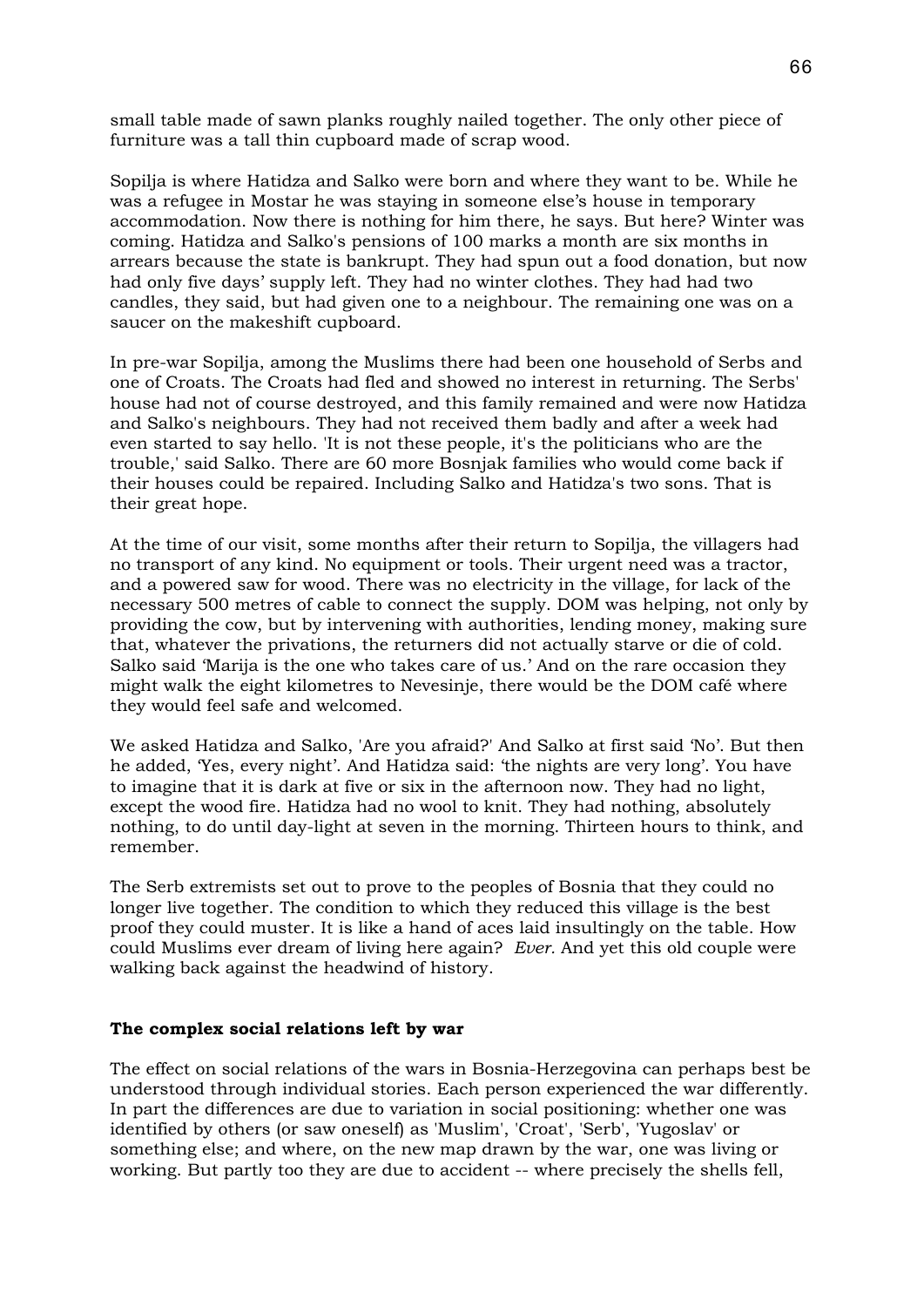small table made of sawn planks roughly nailed together. The only other piece of furniture was a tall thin cupboard made of scrap wood.

Sopilja is where Hatidza and Salko were born and where they want to be. While he was a refugee in Mostar he was staying in someone else's house in temporary accommodation. Now there is nothing for him there, he says. But here? Winter was coming. Hatidza and Salko's pensions of 100 marks a month are six months in arrears because the state is bankrupt. They had spun out a food donation, but now had only five days' supply left. They had no winter clothes. They had had two candles, they said, but had given one to a neighbour. The remaining one was on a saucer on the makeshift cupboard.

In pre-war Sopilja, among the Muslims there had been one household of Serbs and one of Croats. The Croats had fled and showed no interest in returning. The Serbs' house had not of course destroyed, and this family remained and were now Hatidza and Salko's neighbours. They had not received them badly and after a week had even started to say hello. 'It is not these people, it's the politicians who are the trouble,' said Salko. There are 60 more Bosnjak families who would come back if their houses could be repaired. Including Salko and Hatidza's two sons. That is their great hope.

At the time of our visit, some months after their return to Sopilja, the villagers had no transport of any kind. No equipment or tools. Their urgent need was a tractor, and a powered saw for wood. There was no electricity in the village, for lack of the necessary 500 metres of cable to connect the supply. DOM was helping, not only by providing the cow, but by intervening with authorities, lending money, making sure that, whatever the privations, the returners did not actually starve or die of cold. Salko said 'Marija is the one who takes care of us.' And on the rare occasion they might walk the eight kilometres to Nevesinje, there would be the DOM café where they would feel safe and welcomed.

We asked Hatidza and Salko, 'Are you afraid?' And Salko at first said 'No'. But then he added, 'Yes, every night'. And Hatidza said: 'the nights are very long'. You have to imagine that it is dark at five or six in the afternoon now. They had no light, except the wood fire. Hatidza had no wool to knit. They had nothing, absolutely nothing, to do until day-light at seven in the morning. Thirteen hours to think, and remember.

The Serb extremists set out to prove to the peoples of Bosnia that they could no longer live together. The condition to which they reduced this village is the best proof they could muster. It is like a hand of aces laid insultingly on the table. How could Muslims ever dream of living here again? *Ever.* And yet this old couple were walking back against the headwind of history.

**The complex social relations left by war**

The effect on social relations of the wars in Bosnia-Herzegovina can perhaps best be understood through individual stories. Each person experienced the war differently. In part the differences are due to variation in social positioning: whether one was identified by others (or saw oneself) as 'Muslim', 'Croat', 'Serb', 'Yugoslav' or something else; and where, on the new map drawn by the war, one was living or working. But partly too they are due to accident -- where precisely the shells fell,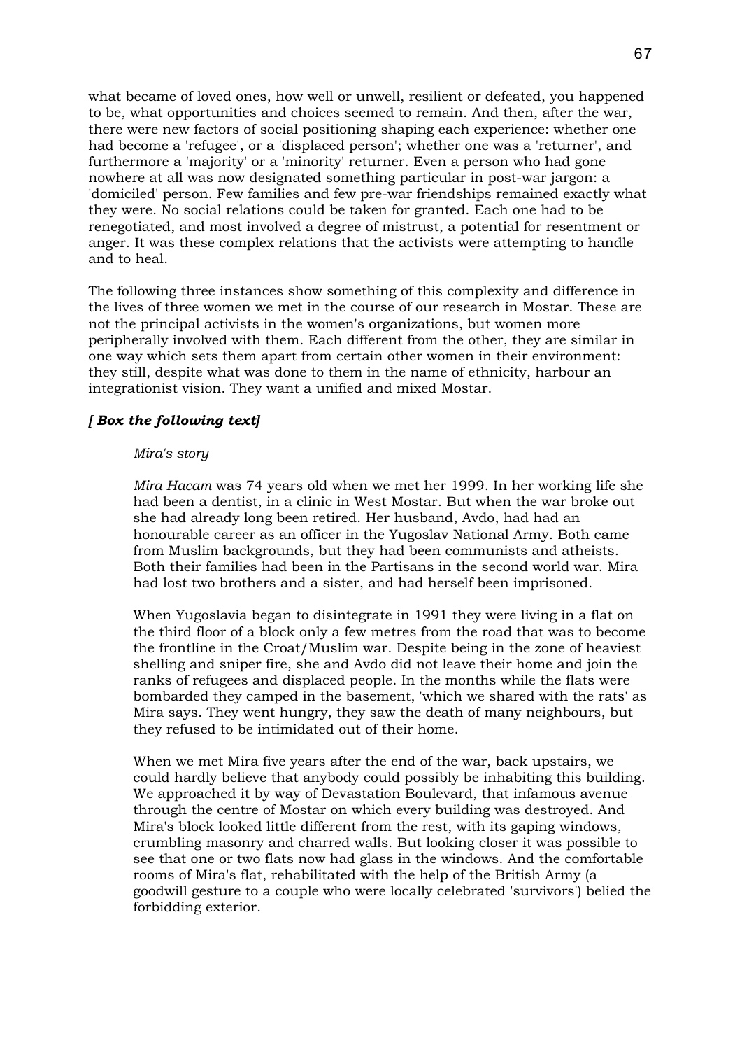what became of loved ones, how well or unwell, resilient or defeated, you happened to be, what opportunities and choices seemed to remain. And then, after the war, there were new factors of social positioning shaping each experience: whether one had become a 'refugee', or a 'displaced person'; whether one was a 'returner', and furthermore a 'majority' or a 'minority' returner. Even a person who had gone nowhere at all was now designated something particular in post-war jargon: a 'domiciled' person. Few families and few pre-war friendships remained exactly what they were. No social relations could be taken for granted. Each one had to be renegotiated, and most involved a degree of mistrust, a potential for resentment or anger. It was these complex relations that the activists were attempting to handle and to heal.

The following three instances show something of this complexity and difference in the lives of three women we met in the course of our research in Mostar. These are not the principal activists in the women's organizations, but women more peripherally involved with them. Each different from the other, they are similar in one way which sets them apart from certain other women in their environment: they still, despite what was done to them in the name of ethnicity, harbour an integrationist vision. They want a unified and mixed Mostar.

***[ Box the following text]***

*Mira's story*

*Mira Hacam* was 74 years old when we met her 1999. In her working life she had been a dentist, in a clinic in West Mostar. But when the war broke out she had already long been retired. Her husband, Avdo, had had an honourable career as an officer in the Yugoslav National Army. Both came from Muslim backgrounds, but they had been communists and atheists. Both their families had been in the Partisans in the second world war. Mira had lost two brothers and a sister, and had herself been imprisoned.

When Yugoslavia began to disintegrate in 1991 they were living in a flat on the third floor of a block only a few metres from the road that was to become the frontline in the Croat/Muslim war. Despite being in the zone of heaviest shelling and sniper fire, she and Avdo did not leave their home and join the ranks of refugees and displaced people. In the months while the flats were bombarded they camped in the basement, 'which we shared with the rats' as Mira says. They went hungry, they saw the death of many neighbours, but they refused to be intimidated out of their home.

When we met Mira five years after the end of the war, back upstairs, we could hardly believe that anybody could possibly be inhabiting this building. We approached it by way of Devastation Boulevard, that infamous avenue through the centre of Mostar on which every building was destroyed. And Mira's block looked little different from the rest, with its gaping windows, crumbling masonry and charred walls. But looking closer it was possible to see that one or two flats now had glass in the windows. And the comfortable rooms of Mira's flat, rehabilitated with the help of the British Army (a goodwill gesture to a couple who were locally celebrated 'survivors') belied the forbidding exterior.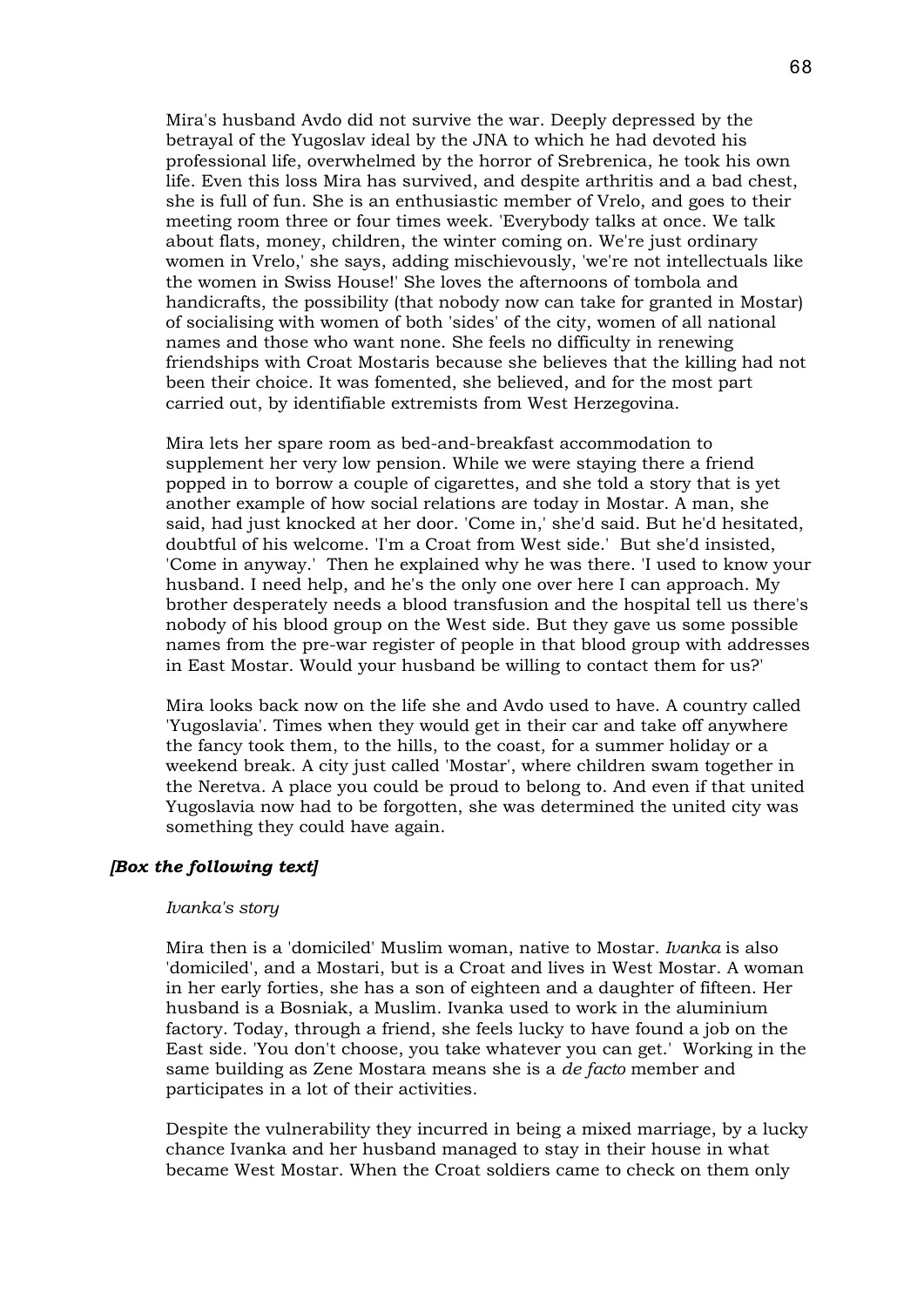Mira's husband Avdo did not survive the war. Deeply depressed by the betrayal of the Yugoslav ideal by the JNA to which he had devoted his professional life, overwhelmed by the horror of Srebrenica, he took his own life. Even this loss Mira has survived, and despite arthritis and a bad chest, she is full of fun. She is an enthusiastic member of Vrelo, and goes to their meeting room three or four times week. 'Everybody talks at once. We talk about flats, money, children, the winter coming on. We're just ordinary women in Vrelo,' she says, adding mischievously, 'we're not intellectuals like the women in Swiss House!' She loves the afternoons of tombola and handicrafts, the possibility (that nobody now can take for granted in Mostar) of socialising with women of both 'sides' of the city, women of all national names and those who want none. She feels no difficulty in renewing friendships with Croat Mostaris because she believes that the killing had not been their choice. It was fomented, she believed, and for the most part carried out, by identifiable extremists from West Herzegovina.

Mira lets her spare room as bed-and-breakfast accommodation to supplement her very low pension. While we were staying there a friend popped in to borrow a couple of cigarettes, and she told a story that is yet another example of how social relations are today in Mostar. A man, she said, had just knocked at her door. 'Come in,' she'd said. But he'd hesitated, doubtful of his welcome. 'I'm a Croat from West side.' But she'd insisted, 'Come in anyway.' Then he explained why he was there. 'I used to know your husband. I need help, and he's the only one over here I can approach. My brother desperately needs a blood transfusion and the hospital tell us there's nobody of his blood group on the West side. But they gave us some possible names from the pre-war register of people in that blood group with addresses in East Mostar. Would your husband be willing to contact them for us?'

Mira looks back now on the life she and Avdo used to have. A country called 'Yugoslavia'. Times when they would get in their car and take off anywhere the fancy took them, to the hills, to the coast, for a summer holiday or a weekend break. A city just called 'Mostar', where children swam together in the Neretva. A place you could be proud to belong to. And even if that united Yugoslavia now had to be forgotten, she was determined the united city was something they could have again.

***[Box the following text]***

*Ivanka's story*

Mira then is a 'domiciled' Muslim woman, native to Mostar. *Ivanka* is also 'domiciled', and a Mostari, but is a Croat and lives in West Mostar. A woman in her early forties, she has a son of eighteen and a daughter of fifteen. Her husband is a Bosniak, a Muslim. Ivanka used to work in the aluminium factory. Today, through a friend, she feels lucky to have found a job on the East side. 'You don't choose, you take whatever you can get.' Working in the same building as Zene Mostara means she is a *de facto* member and participates in a lot of their activities.

Despite the vulnerability they incurred in being a mixed marriage, by a lucky chance Ivanka and her husband managed to stay in their house in what became West Mostar. When the Croat soldiers came to check on them only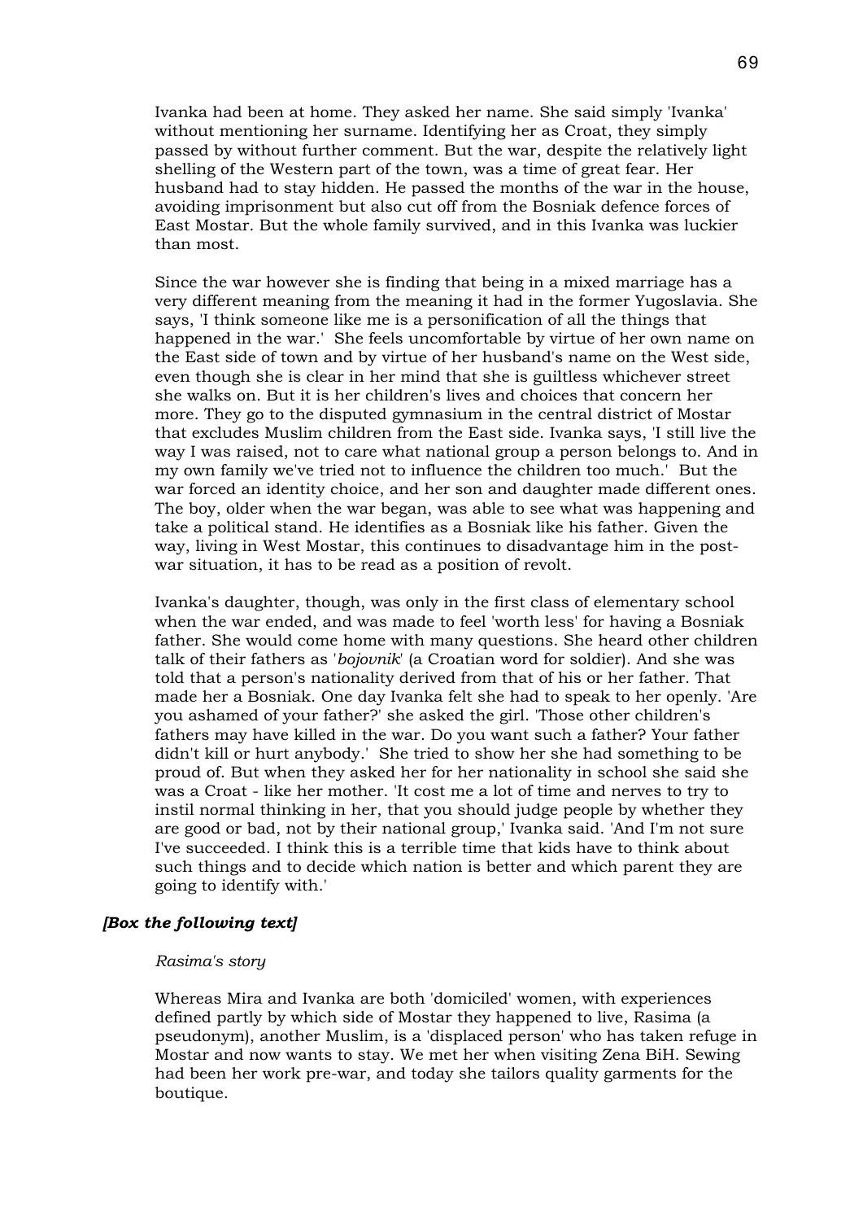Ivanka had been at home. They asked her name. She said simply 'Ivanka' without mentioning her surname. Identifying her as Croat, they simply passed by without further comment. But the war, despite the relatively light shelling of the Western part of the town, was a time of great fear. Her husband had to stay hidden. He passed the months of the war in the house, avoiding imprisonment but also cut off from the Bosniak defence forces of East Mostar. But the whole family survived, and in this Ivanka was luckier than most.

Since the war however she is finding that being in a mixed marriage has a very different meaning from the meaning it had in the former Yugoslavia. She says, 'I think someone like me is a personification of all the things that happened in the war.' She feels uncomfortable by virtue of her own name on the East side of town and by virtue of her husband's name on the West side, even though she is clear in her mind that she is guiltless whichever street she walks on. But it is her children's lives and choices that concern her more. They go to the disputed gymnasium in the central district of Mostar that excludes Muslim children from the East side. Ivanka says, 'I still live the way I was raised, not to care what national group a person belongs to. And in my own family we've tried not to influence the children too much.' But the war forced an identity choice, and her son and daughter made different ones. The boy, older when the war began, was able to see what was happening and take a political stand. He identifies as a Bosniak like his father. Given the way, living in West Mostar, this continues to disadvantage him in the post-war situation, it has to be read as a position of revolt.

Ivanka's daughter, though, was only in the first class of elementary school when the war ended, and was made to feel 'worth less' for having a Bosniak father. She would come home with many questions. She heard other children talk of their fathers as '*bojovnik*' (a Croatian word for soldier). And she was told that a person's nationality derived from that of his or her father. That made her a Bosniak. One day Ivanka felt she had to speak to her openly. 'Are you ashamed of your father?' she asked the girl. 'Those other children's fathers may have killed in the war. Do you want such a father? Your father didn't kill or hurt anybody.' She tried to show her she had something to be proud of. But when they asked her for her nationality in school she said she was a Croat - like her mother. 'It cost me a lot of time and nerves to try to instil normal thinking in her, that you should judge people by whether they are good or bad, not by their national group,' Ivanka said. 'And I'm not sure I've succeeded. I think this is a terrible time that kids have to think about such things and to decide which nation is better and which parent they are going to identify with.'

***[Box the following text]***

*Rasima's story*

Whereas Mira and Ivanka are both 'domiciled' women, with experiences defined partly by which side of Mostar they happened to live, Rasima (a pseudonym), another Muslim, is a 'displaced person' who has taken refuge in Mostar and now wants to stay. We met her when visiting Zena BiH. Sewing had been her work pre-war, and today she tailors quality garments for the boutique.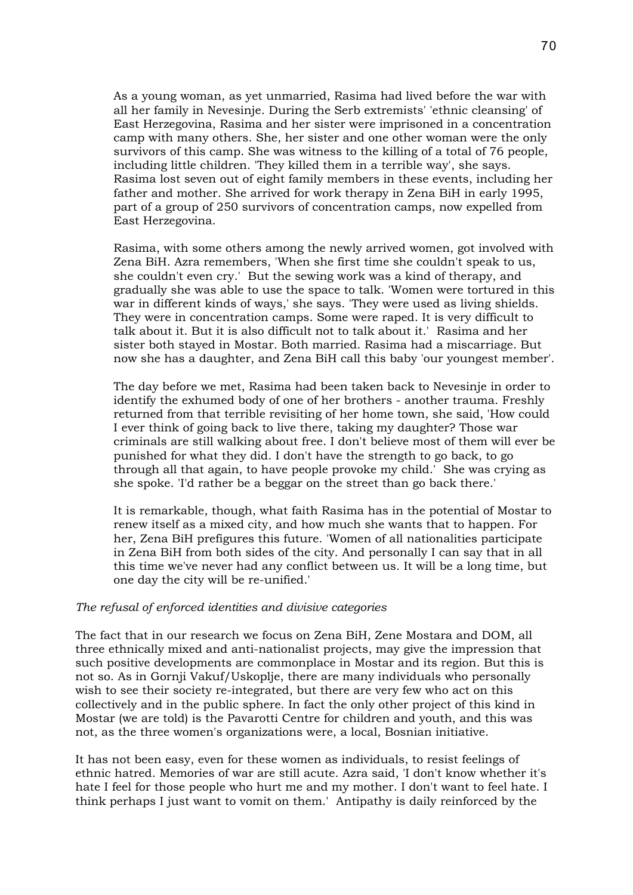As a young woman, as yet unmarried, Rasima had lived before the war with all her family in Nevesinje. During the Serb extremists' 'ethnic cleansing' of East Herzegovina, Rasima and her sister were imprisoned in a concentration camp with many others. She, her sister and one other woman were the only survivors of this camp. She was witness to the killing of a total of 76 people, including little children. 'They killed them in a terrible way', she says. Rasima lost seven out of eight family members in these events, including her father and mother. She arrived for work therapy in Zena BiH in early 1995, part of a group of 250 survivors of concentration camps, now expelled from East Herzegovina.

Rasima, with some others among the newly arrived women, got involved with Zena BiH. Azra remembers, 'When she first time she couldn't speak to us, she couldn't even cry.' But the sewing work was a kind of therapy, and gradually she was able to use the space to talk. 'Women were tortured in this war in different kinds of ways,' she says. 'They were used as living shields. They were in concentration camps. Some were raped. It is very difficult to talk about it. But it is also difficult not to talk about it.' Rasima and her sister both stayed in Mostar. Both married. Rasima had a miscarriage. But now she has a daughter, and Zena BiH call this baby 'our youngest member'.

The day before we met, Rasima had been taken back to Nevesinje in order to identify the exhumed body of one of her brothers - another trauma. Freshly returned from that terrible revisiting of her home town, she said, 'How could I ever think of going back to live there, taking my daughter? Those war criminals are still walking about free. I don't believe most of them will ever be punished for what they did. I don't have the strength to go back, to go through all that again, to have people provoke my child.' She was crying as she spoke. 'I'd rather be a beggar on the street than go back there.'

It is remarkable, though, what faith Rasima has in the potential of Mostar to renew itself as a mixed city, and how much she wants that to happen. For her, Zena BiH prefigures this future. 'Women of all nationalities participate in Zena BiH from both sides of the city. And personally I can say that in all this time we've never had any conflict between us. It will be a long time, but one day the city will be re-unified.'

*The refusal of enforced identities and divisive categories*

The fact that in our research we focus on Zena BiH, Zene Mostara and DOM, all three ethnically mixed and anti-nationalist projects, may give the impression that such positive developments are commonplace in Mostar and its region. But this is not so. As in Gornji Vakuf/Uskoplje, there are many individuals who personally wish to see their society re-integrated, but there are very few who act on this collectively and in the public sphere. In fact the only other project of this kind in Mostar (we are told) is the Pavarotti Centre for children and youth, and this was not, as the three women's organizations were, a local, Bosnian initiative.

It has not been easy, even for these women as individuals, to resist feelings of ethnic hatred. Memories of war are still acute. Azra said, 'I don't know whether it's hate I feel for those people who hurt me and my mother. I don't want to feel hate. I think perhaps I just want to vomit on them.' Antipathy is daily reinforced by the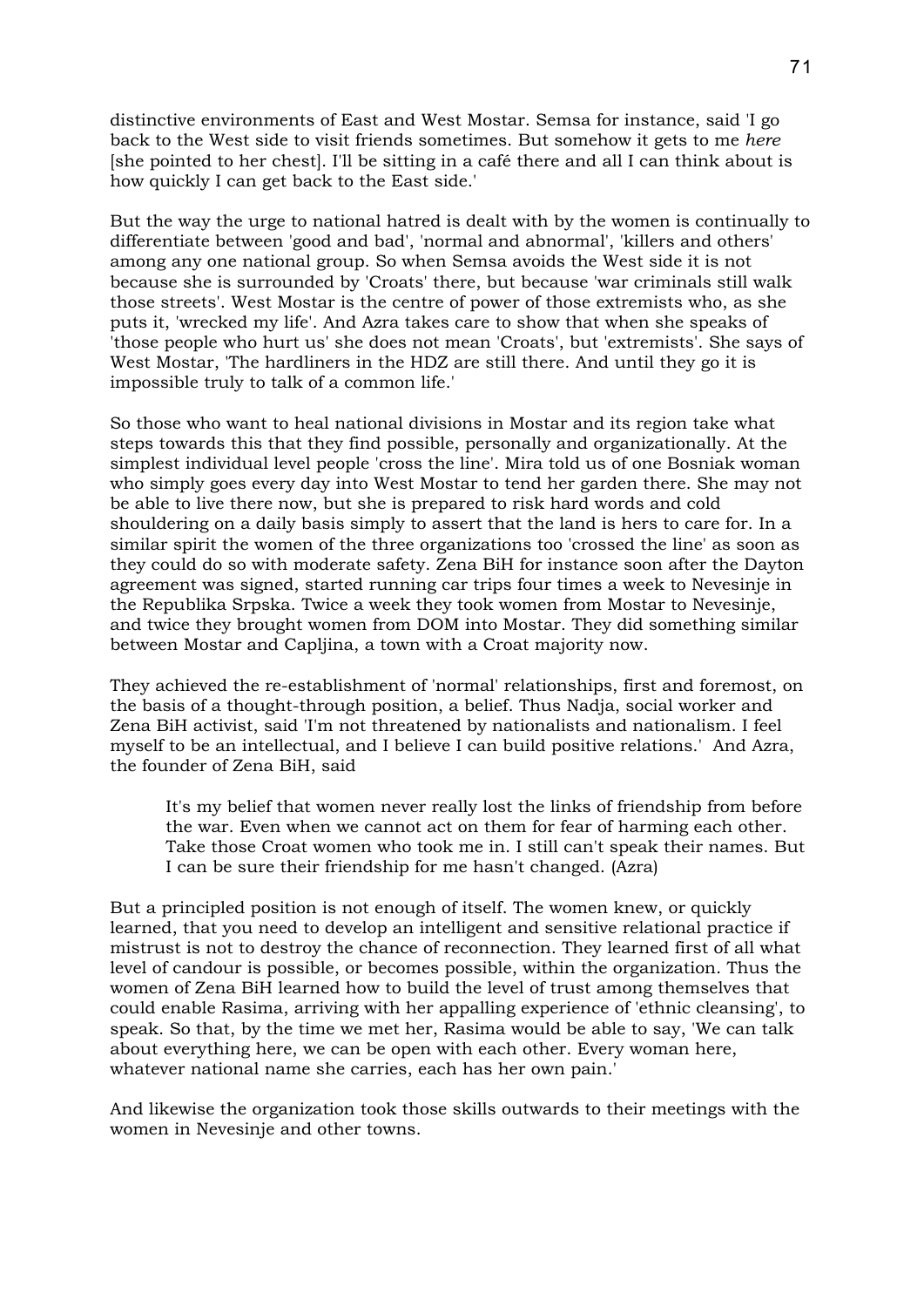distinctive environments of East and West Mostar. Semsa for instance, said 'I go back to the West side to visit friends sometimes. But somehow it gets to me *here* [she pointed to her chest]. I'll be sitting in a café there and all I can think about is how quickly I can get back to the East side.'

But the way the urge to national hatred is dealt with by the women is continually to differentiate between 'good and bad', 'normal and abnormal', 'killers and others' among any one national group. So when Semsa avoids the West side it is not because she is surrounded by 'Croats' there, but because 'war criminals still walk those streets'. West Mostar is the centre of power of those extremists who, as she puts it, 'wrecked my life'. And Azra takes care to show that when she speaks of 'those people who hurt us' she does not mean 'Croats', but 'extremists'. She says of West Mostar, 'The hardliners in the HDZ are still there. And until they go it is impossible truly to talk of a common life.'

So those who want to heal national divisions in Mostar and its region take what steps towards this that they find possible, personally and organizationally. At the simplest individual level people 'cross the line'. Mira told us of one Bosniak woman who simply goes every day into West Mostar to tend her garden there. She may not be able to live there now, but she is prepared to risk hard words and cold shouldering on a daily basis simply to assert that the land is hers to care for. In a similar spirit the women of the three organizations too 'crossed the line' as soon as they could do so with moderate safety. Zena BiH for instance soon after the Dayton agreement was signed, started running car trips four times a week to Nevesinje in the Republika Srpska. Twice a week they took women from Mostar to Nevesinje, and twice they brought women from DOM into Mostar. They did something similar between Mostar and Capljina, a town with a Croat majority now.

They achieved the re-establishment of 'normal' relationships, first and foremost, on the basis of a thought-through position, a belief. Thus Nadja, social worker and Zena BiH activist, said 'I'm not threatened by nationalists and nationalism. I feel myself to be an intellectual, and I believe I can build positive relations.' And Azra, the founder of Zena BiH, said

> It's my belief that women never really lost the links of friendship from before the war. Even when we cannot act on them for fear of harming each other. Take those Croat women who took me in. I still can't speak their names. But I can be sure their friendship for me hasn't changed. (Azra)

But a principled position is not enough of itself. The women knew, or quickly learned, that you need to develop an intelligent and sensitive relational practice if mistrust is not to destroy the chance of reconnection. They learned first of all what level of candour is possible, or becomes possible, within the organization. Thus the women of Zena BiH learned how to build the level of trust among themselves that could enable Rasima, arriving with her appalling experience of 'ethnic cleansing', to speak. So that, by the time we met her, Rasima would be able to say, 'We can talk about everything here, we can be open with each other. Every woman here, whatever national name she carries, each has her own pain.'

And likewise the organization took those skills outwards to their meetings with the women in Nevesinje and other towns.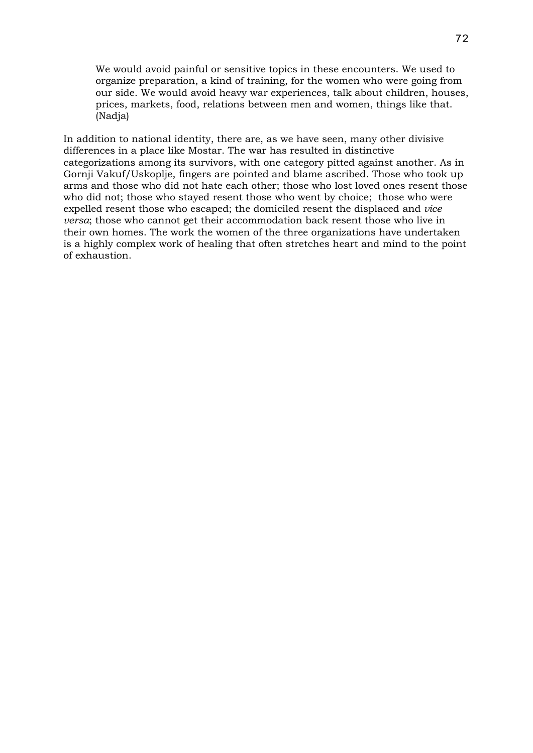> We would avoid painful or sensitive topics in these encounters. We used to organize preparation, a kind of training, for the women who were going from our side. We would avoid heavy war experiences, talk about children, houses, prices, markets, food, relations between men and women, things like that. (Nadja)

In addition to national identity, there are, as we have seen, many other divisive differences in a place like Mostar. The war has resulted in distinctive categorizations among its survivors, with one category pitted against another. As in Gornji Vakuf/Uskoplje, fingers are pointed and blame ascribed. Those who took up arms and those who did not hate each other; those who lost loved ones resent those who did not; those who stayed resent those who went by choice; those who were expelled resent those who escaped; the domiciled resent the displaced and *vice versa*; those who cannot get their accommodation back resent those who live in their own homes. The work the women of the three organizations have undertaken is a highly complex work of healing that often stretches heart and mind to the point of exhaustion.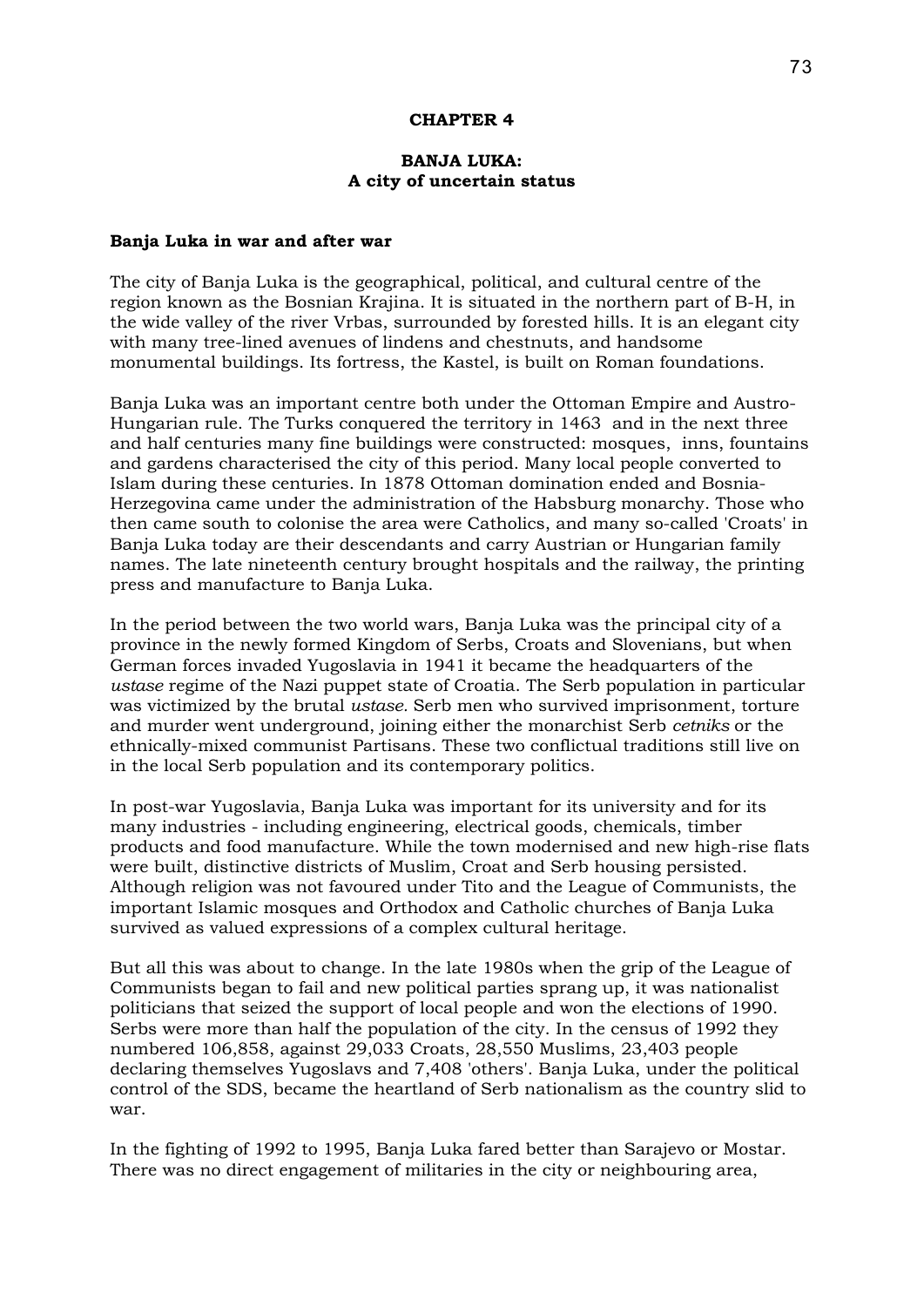# CHAPTER 4

## BANJA LUKA:
## A city of uncertain status

### Banja Luka in war and after war

The city of Banja Luka is the geographical, political, and cultural centre of the region known as the Bosnian Krajina. It is situated in the northern part of B-H, in the wide valley of the river Vrbas, surrounded by forested hills. It is an elegant city with many tree-lined avenues of lindens and chestnuts, and handsome monumental buildings. Its fortress, the Kastel, is built on Roman foundations.

Banja Luka was an important centre both under the Ottoman Empire and Austro-Hungarian rule. The Turks conquered the territory in 1463 and in the next three and half centuries many fine buildings were constructed: mosques, inns, fountains and gardens characterised the city of this period. Many local people converted to Islam during these centuries. In 1878 Ottoman domination ended and Bosnia-Herzegovina came under the administration of the Habsburg monarchy. Those who then came south to colonise the area were Catholics, and many so-called 'Croats' in Banja Luka today are their descendants and carry Austrian or Hungarian family names. The late nineteenth century brought hospitals and the railway, the printing press and manufacture to Banja Luka.

In the period between the two world wars, Banja Luka was the principal city of a province in the newly formed Kingdom of Serbs, Croats and Slovenians, but when German forces invaded Yugoslavia in 1941 it became the headquarters of the *ustase* regime of the Nazi puppet state of Croatia. The Serb population in particular was victimized by the brutal *ustase.* Serb men who survived imprisonment, torture and murder went underground, joining either the monarchist Serb *cetniks* or the ethnically-mixed communist Partisans. These two conflictual traditions still live on in the local Serb population and its contemporary politics.

In post-war Yugoslavia, Banja Luka was important for its university and for its many industries - including engineering, electrical goods, chemicals, timber products and food manufacture. While the town modernised and new high-rise flats were built, distinctive districts of Muslim, Croat and Serb housing persisted. Although religion was not favoured under Tito and the League of Communists, the important Islamic mosques and Orthodox and Catholic churches of Banja Luka survived as valued expressions of a complex cultural heritage.

But all this was about to change. In the late 1980s when the grip of the League of Communists began to fail and new political parties sprang up, it was nationalist politicians that seized the support of local people and won the elections of 1990. Serbs were more than half the population of the city. In the census of 1992 they numbered 106,858, against 29,033 Croats, 28,550 Muslims, 23,403 people declaring themselves Yugoslavs and 7,408 'others'. Banja Luka, under the political control of the SDS, became the heartland of Serb nationalism as the country slid to war.

In the fighting of 1992 to 1995, Banja Luka fared better than Sarajevo or Mostar. There was no direct engagement of militaries in the city or neighbouring area,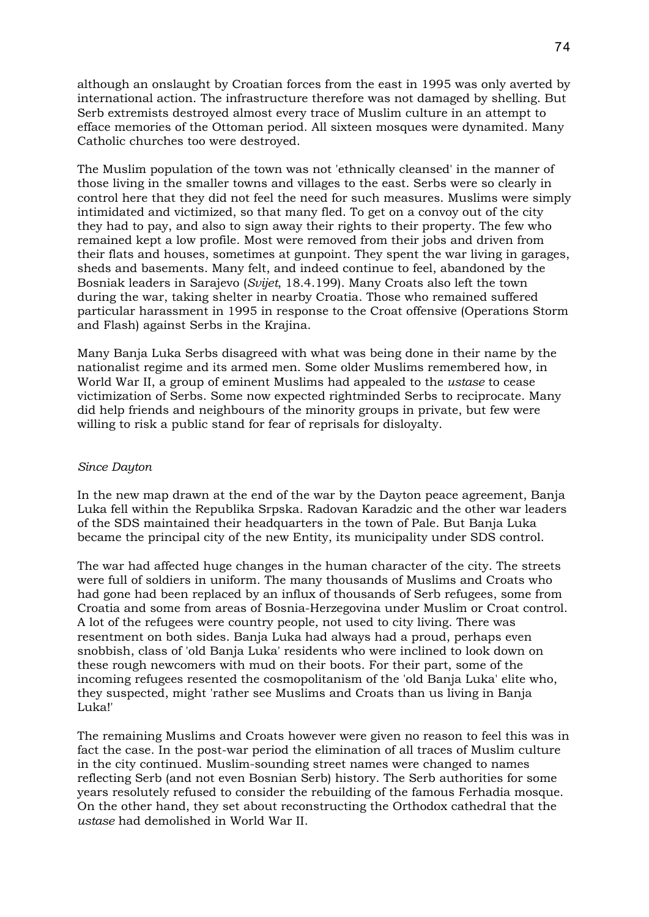although an onslaught by Croatian forces from the east in 1995 was only averted by international action. The infrastructure therefore was not damaged by shelling. But Serb extremists destroyed almost every trace of Muslim culture in an attempt to efface memories of the Ottoman period. All sixteen mosques were dynamited. Many Catholic churches too were destroyed.

The Muslim population of the town was not 'ethnically cleansed' in the manner of those living in the smaller towns and villages to the east. Serbs were so clearly in control here that they did not feel the need for such measures. Muslims were simply intimidated and victimized, so that many fled. To get on a convoy out of the city they had to pay, and also to sign away their rights to their property. The few who remained kept a low profile. Most were removed from their jobs and driven from their flats and houses, sometimes at gunpoint. They spent the war living in garages, sheds and basements. Many felt, and indeed continue to feel, abandoned by the Bosniak leaders in Sarajevo (*Svijet*, 18.4.199). Many Croats also left the town during the war, taking shelter in nearby Croatia. Those who remained suffered particular harassment in 1995 in response to the Croat offensive (Operations Storm and Flash) against Serbs in the Krajina.

Many Banja Luka Serbs disagreed with what was being done in their name by the nationalist regime and its armed men. Some older Muslims remembered how, in World War II, a group of eminent Muslims had appealed to the *ustase* to cease victimization of Serbs. Some now expected rightminded Serbs to reciprocate. Many did help friends and neighbours of the minority groups in private, but few were willing to risk a public stand for fear of reprisals for disloyalty.

*Since Dayton*

In the new map drawn at the end of the war by the Dayton peace agreement, Banja Luka fell within the Republika Srpska. Radovan Karadzic and the other war leaders of the SDS maintained their headquarters in the town of Pale. But Banja Luka became the principal city of the new Entity, its municipality under SDS control.

The war had affected huge changes in the human character of the city. The streets were full of soldiers in uniform. The many thousands of Muslims and Croats who had gone had been replaced by an influx of thousands of Serb refugees, some from Croatia and some from areas of Bosnia-Herzegovina under Muslim or Croat control. A lot of the refugees were country people, not used to city living. There was resentment on both sides. Banja Luka had always had a proud, perhaps even snobbish, class of 'old Banja Luka' residents who were inclined to look down on these rough newcomers with mud on their boots. For their part, some of the incoming refugees resented the cosmopolitanism of the 'old Banja Luka' elite who, they suspected, might 'rather see Muslims and Croats than us living in Banja Luka!'

The remaining Muslims and Croats however were given no reason to feel this was in fact the case. In the post-war period the elimination of all traces of Muslim culture in the city continued. Muslim-sounding street names were changed to names reflecting Serb (and not even Bosnian Serb) history. The Serb authorities for some years resolutely refused to consider the rebuilding of the famous Ferhadia mosque. On the other hand, they set about reconstructing the Orthodox cathedral that the *ustase* had demolished in World War II.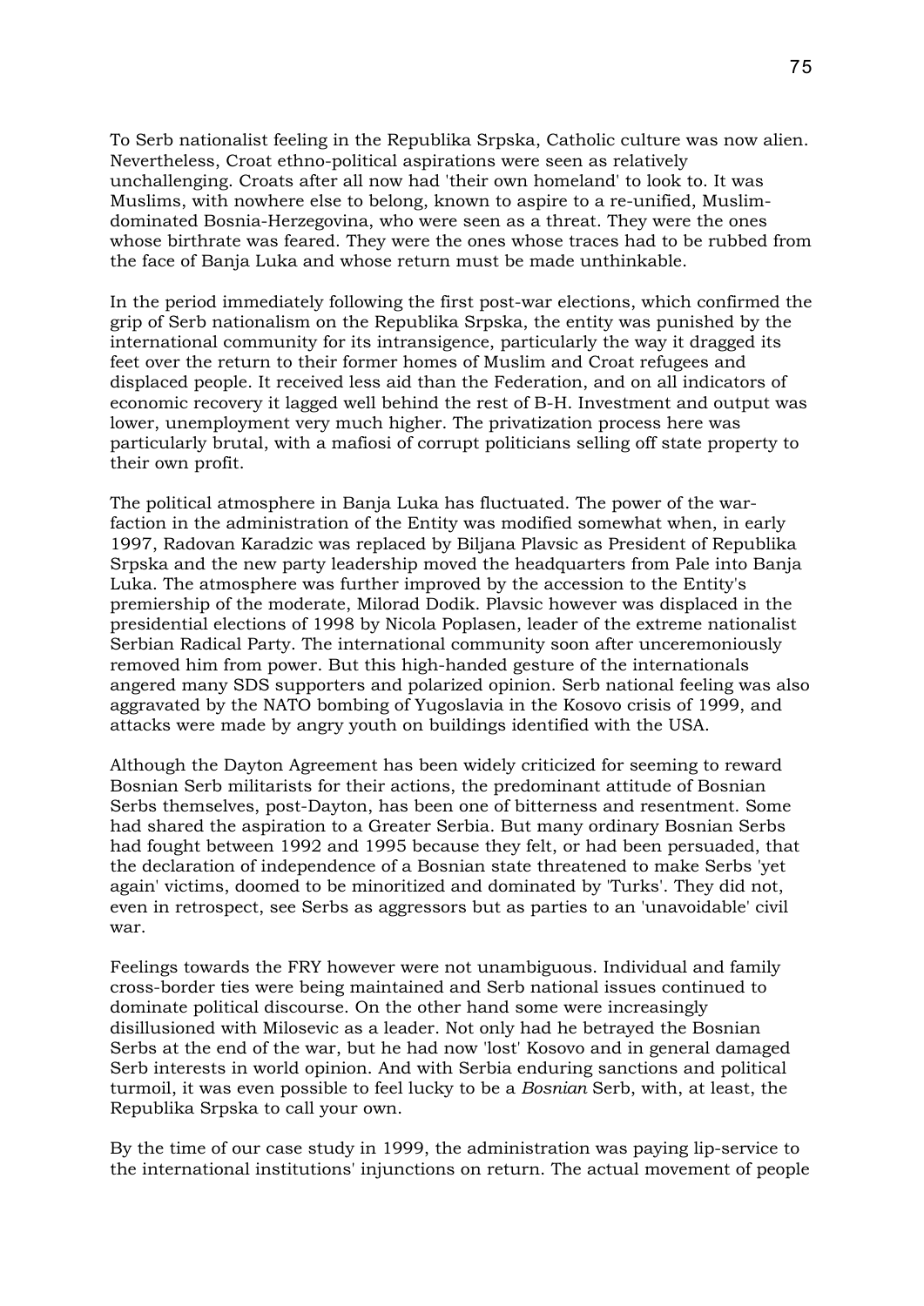To Serb nationalist feeling in the Republika Srpska, Catholic culture was now alien. Nevertheless, Croat ethno-political aspirations were seen as relatively unchallenging. Croats after all now had 'their own homeland' to look to. It was Muslims, with nowhere else to belong, known to aspire to a re-unified, Muslim-dominated Bosnia-Herzegovina, who were seen as a threat. They were the ones whose birthrate was feared. They were the ones whose traces had to be rubbed from the face of Banja Luka and whose return must be made unthinkable.

In the period immediately following the first post-war elections, which confirmed the grip of Serb nationalism on the Republika Srpska, the entity was punished by the international community for its intransigence, particularly the way it dragged its feet over the return to their former homes of Muslim and Croat refugees and displaced people. It received less aid than the Federation, and on all indicators of economic recovery it lagged well behind the rest of B-H. Investment and output was lower, unemployment very much higher. The privatization process here was particularly brutal, with a mafiosi of corrupt politicians selling off state property to their own profit.

The political atmosphere in Banja Luka has fluctuated. The power of the war-faction in the administration of the Entity was modified somewhat when, in early 1997, Radovan Karadzic was replaced by Biljana Plavsic as President of Republika Srpska and the new party leadership moved the headquarters from Pale into Banja Luka. The atmosphere was further improved by the accession to the Entity's premiership of the moderate, Milorad Dodik. Plavsic however was displaced in the presidential elections of 1998 by Nicola Poplasen, leader of the extreme nationalist Serbian Radical Party. The international community soon after unceremoniously removed him from power. But this high-handed gesture of the internationals angered many SDS supporters and polarized opinion. Serb national feeling was also aggravated by the NATO bombing of Yugoslavia in the Kosovo crisis of 1999, and attacks were made by angry youth on buildings identified with the USA.

Although the Dayton Agreement has been widely criticized for seeming to reward Bosnian Serb militarists for their actions, the predominant attitude of Bosnian Serbs themselves, post-Dayton, has been one of bitterness and resentment. Some had shared the aspiration to a Greater Serbia. But many ordinary Bosnian Serbs had fought between 1992 and 1995 because they felt, or had been persuaded, that the declaration of independence of a Bosnian state threatened to make Serbs 'yet again' victims, doomed to be minoritized and dominated by 'Turks'. They did not, even in retrospect, see Serbs as aggressors but as parties to an 'unavoidable' civil war.

Feelings towards the FRY however were not unambiguous. Individual and family cross-border ties were being maintained and Serb national issues continued to dominate political discourse. On the other hand some were increasingly disillusioned with Milosevic as a leader. Not only had he betrayed the Bosnian Serbs at the end of the war, but he had now 'lost' Kosovo and in general damaged Serb interests in world opinion. And with Serbia enduring sanctions and political turmoil, it was even possible to feel lucky to be a *Bosnian* Serb, with, at least, the Republika Srpska to call your own.

By the time of our case study in 1999, the administration was paying lip-service to the international institutions' injunctions on return. The actual movement of people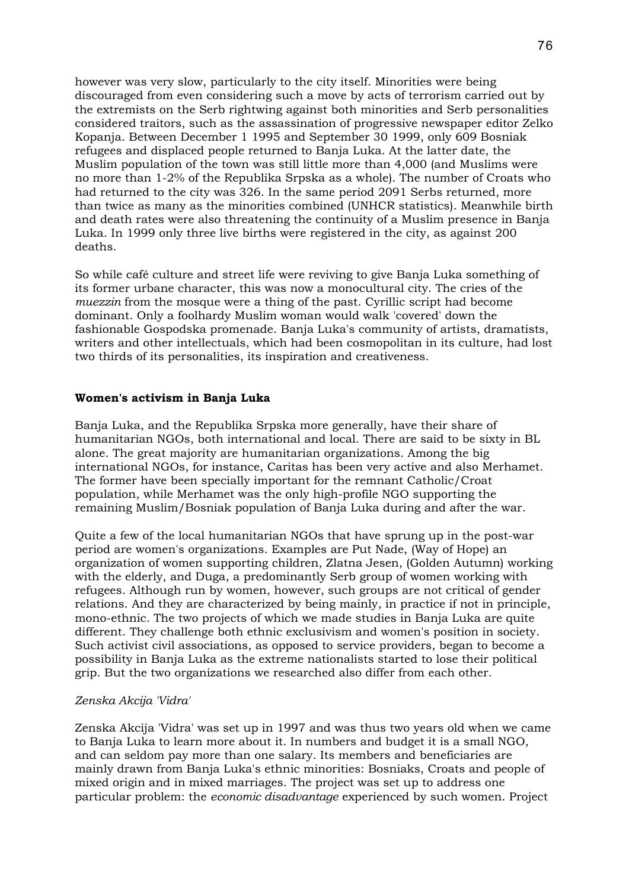however was very slow, particularly to the city itself. Minorities were being discouraged from even considering such a move by acts of terrorism carried out by the extremists on the Serb rightwing against both minorities and Serb personalities considered traitors, such as the assassination of progressive newspaper editor Zelko Kopanja. Between December 1 1995 and September 30 1999, only 609 Bosniak refugees and displaced people returned to Banja Luka. At the latter date, the Muslim population of the town was still little more than 4,000 (and Muslims were no more than 1-2% of the Republika Srpska as a whole). The number of Croats who had returned to the city was 326. In the same period 2091 Serbs returned, more than twice as many as the minorities combined (UNHCR statistics). Meanwhile birth and death rates were also threatening the continuity of a Muslim presence in Banja Luka. In 1999 only three live births were registered in the city, as against 200 deaths.

So while café culture and street life were reviving to give Banja Luka something of its former urbane character, this was now a monocultural city. The cries of the *muezzin* from the mosque were a thing of the past. Cyrillic script had become dominant. Only a foolhardy Muslim woman would walk 'covered' down the fashionable Gospodska promenade. Banja Luka's community of artists, dramatists, writers and other intellectuals, which had been cosmopolitan in its culture, had lost two thirds of its personalities, its inspiration and creativeness.

**Women's activism in Banja Luka**

Banja Luka, and the Republika Srpska more generally, have their share of humanitarian NGOs, both international and local. There are said to be sixty in BL alone. The great majority are humanitarian organizations. Among the big international NGOs, for instance, Caritas has been very active and also Merhamet. The former have been specially important for the remnant Catholic/Croat population, while Merhamet was the only high-profile NGO supporting the remaining Muslim/Bosniak population of Banja Luka during and after the war.

Quite a few of the local humanitarian NGOs that have sprung up in the post-war period are women's organizations. Examples are Put Nade, (Way of Hope) an organization of women supporting children, Zlatna Jesen, (Golden Autumn) working with the elderly, and Duga, a predominantly Serb group of women working with refugees. Although run by women, however, such groups are not critical of gender relations. And they are characterized by being mainly, in practice if not in principle, mono-ethnic. The two projects of which we made studies in Banja Luka are quite different. They challenge both ethnic exclusivism and women's position in society. Such activist civil associations, as opposed to service providers, began to become a possibility in Banja Luka as the extreme nationalists started to lose their political grip. But the two organizations we researched also differ from each other.

*Zenska Akcija 'Vidra'*

Zenska Akcija 'Vidra' was set up in 1997 and was thus two years old when we came to Banja Luka to learn more about it. In numbers and budget it is a small NGO, and can seldom pay more than one salary. Its members and beneficiaries are mainly drawn from Banja Luka's ethnic minorities: Bosniaks, Croats and people of mixed origin and in mixed marriages. The project was set up to address one particular problem: the *economic disadvantage* experienced by such women. Project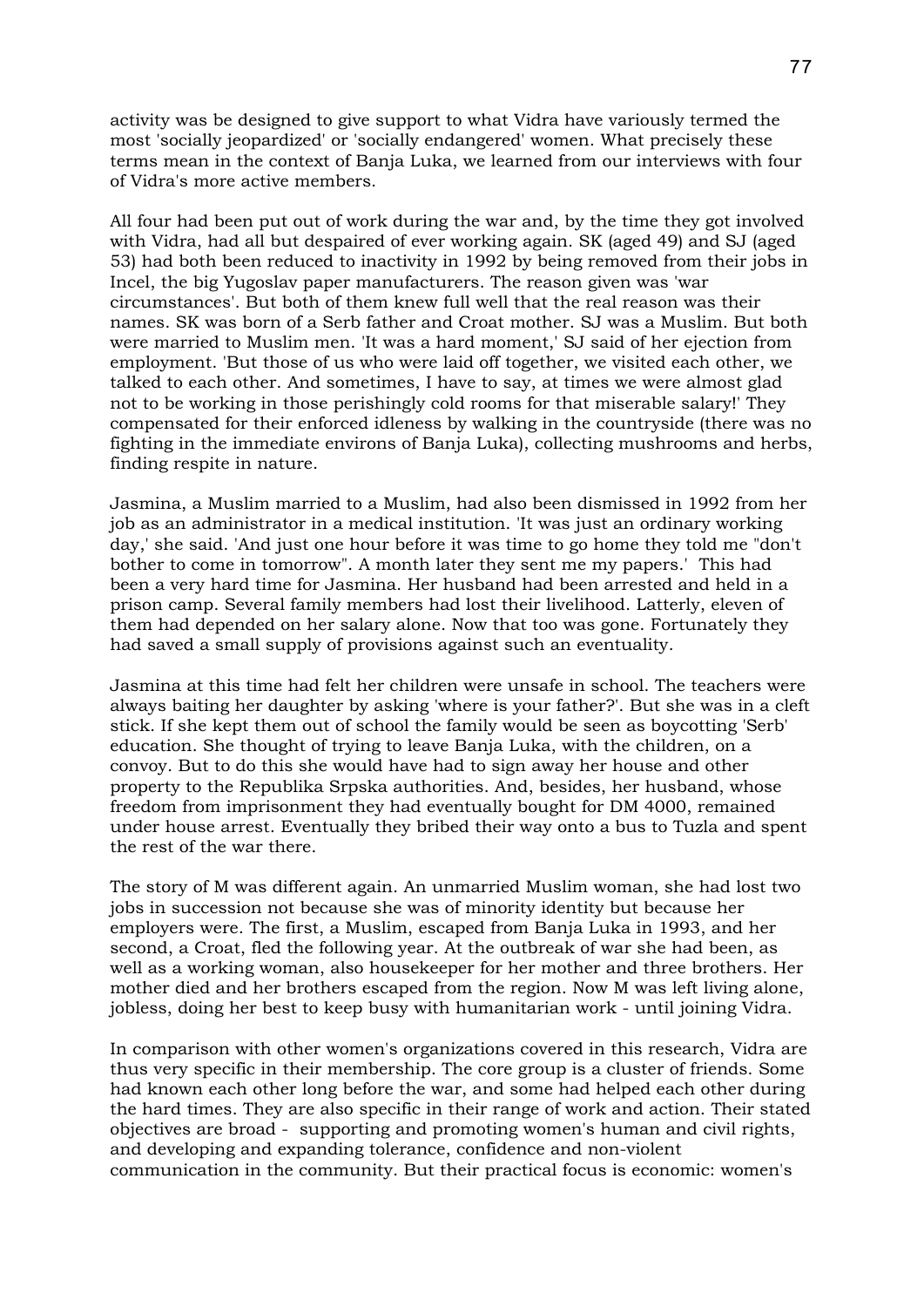activity was be designed to give support to what Vidra have variously termed the most 'socially jeopardized' or 'socially endangered' women. What precisely these terms mean in the context of Banja Luka, we learned from our interviews with four of Vidra's more active members.

All four had been put out of work during the war and, by the time they got involved with Vidra, had all but despaired of ever working again. SK (aged 49) and SJ (aged 53) had both been reduced to inactivity in 1992 by being removed from their jobs in Incel, the big Yugoslav paper manufacturers. The reason given was 'war circumstances'. But both of them knew full well that the real reason was their names. SK was born of a Serb father and Croat mother. SJ was a Muslim. But both were married to Muslim men. 'It was a hard moment,' SJ said of her ejection from employment. 'But those of us who were laid off together, we visited each other, we talked to each other. And sometimes, I have to say, at times we were almost glad not to be working in those perishingly cold rooms for that miserable salary!' They compensated for their enforced idleness by walking in the countryside (there was no fighting in the immediate environs of Banja Luka), collecting mushrooms and herbs, finding respite in nature.

Jasmina, a Muslim married to a Muslim, had also been dismissed in 1992 from her job as an administrator in a medical institution. 'It was just an ordinary working day,' she said. 'And just one hour before it was time to go home they told me "don't bother to come in tomorrow". A month later they sent me my papers.' This had been a very hard time for Jasmina. Her husband had been arrested and held in a prison camp. Several family members had lost their livelihood. Latterly, eleven of them had depended on her salary alone. Now that too was gone. Fortunately they had saved a small supply of provisions against such an eventuality.

Jasmina at this time had felt her children were unsafe in school. The teachers were always baiting her daughter by asking 'where is your father?'. But she was in a cleft stick. If she kept them out of school the family would be seen as boycotting 'Serb' education. She thought of trying to leave Banja Luka, with the children, on a convoy. But to do this she would have had to sign away her house and other property to the Republika Srpska authorities. And, besides, her husband, whose freedom from imprisonment they had eventually bought for DM 4000, remained under house arrest. Eventually they bribed their way onto a bus to Tuzla and spent the rest of the war there.

The story of M was different again. An unmarried Muslim woman, she had lost two jobs in succession not because she was of minority identity but because her employers were. The first, a Muslim, escaped from Banja Luka in 1993, and her second, a Croat, fled the following year. At the outbreak of war she had been, as well as a working woman, also housekeeper for her mother and three brothers. Her mother died and her brothers escaped from the region. Now M was left living alone, jobless, doing her best to keep busy with humanitarian work - until joining Vidra.

In comparison with other women's organizations covered in this research, Vidra are thus very specific in their membership. The core group is a cluster of friends. Some had known each other long before the war, and some had helped each other during the hard times. They are also specific in their range of work and action. Their stated objectives are broad - supporting and promoting women's human and civil rights, and developing and expanding tolerance, confidence and non-violent communication in the community. But their practical focus is economic: women's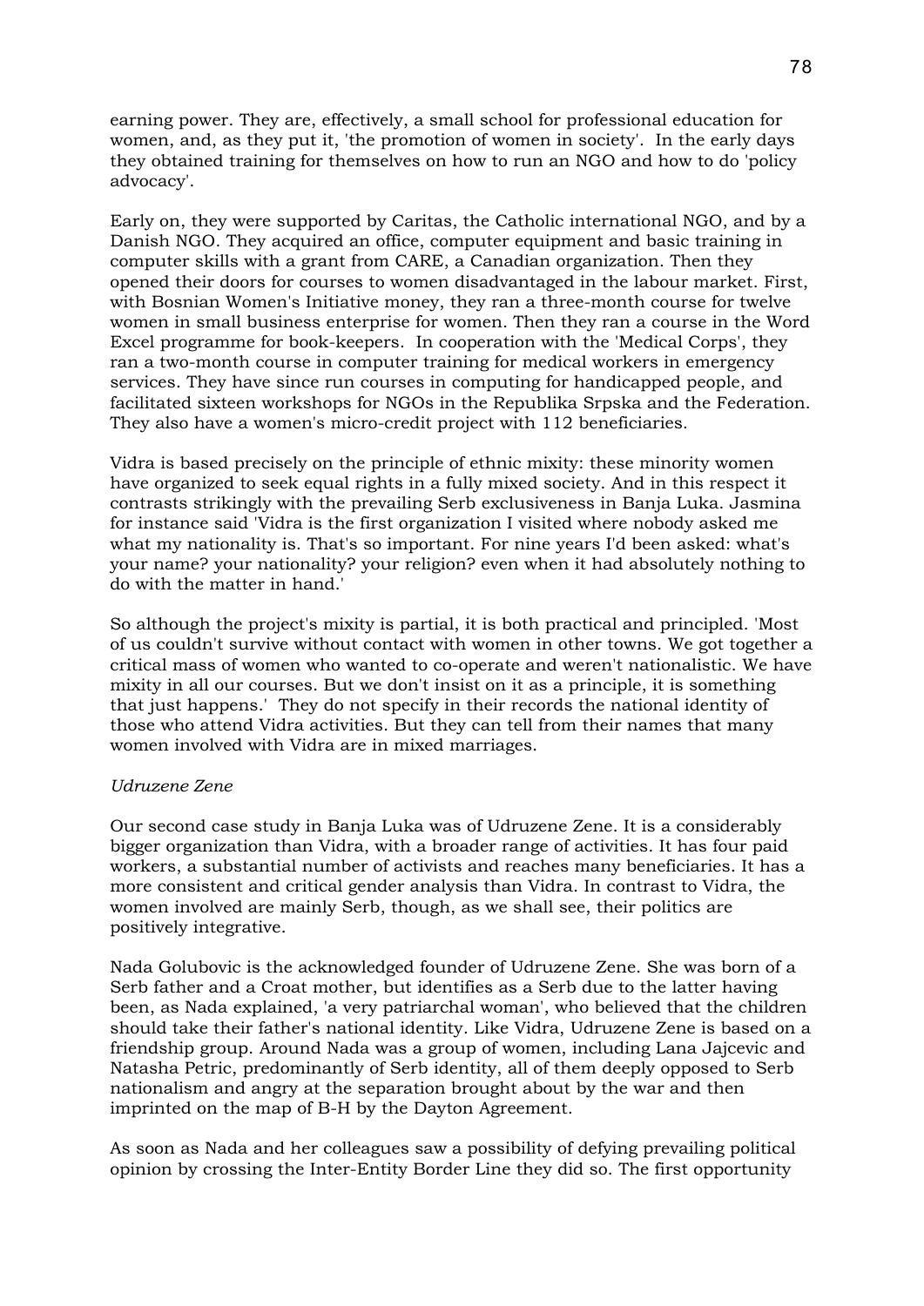earning power. They are, effectively, a small school for professional education for women, and, as they put it, 'the promotion of women in society'. In the early days they obtained training for themselves on how to run an NGO and how to do 'policy advocacy'.

Early on, they were supported by Caritas, the Catholic international NGO, and by a Danish NGO. They acquired an office, computer equipment and basic training in computer skills with a grant from CARE, a Canadian organization. Then they opened their doors for courses to women disadvantaged in the labour market. First, with Bosnian Women's Initiative money, they ran a three-month course for twelve women in small business enterprise for women. Then they ran a course in the Word Excel programme for book-keepers. In cooperation with the 'Medical Corps', they ran a two-month course in computer training for medical workers in emergency services. They have since run courses in computing for handicapped people, and facilitated sixteen workshops for NGOs in the Republika Srpska and the Federation. They also have a women's micro-credit project with 112 beneficiaries.

Vidra is based precisely on the principle of ethnic mixity: these minority women have organized to seek equal rights in a fully mixed society. And in this respect it contrasts strikingly with the prevailing Serb exclusiveness in Banja Luka. Jasmina for instance said 'Vidra is the first organization I visited where nobody asked me what my nationality is. That's so important. For nine years I'd been asked: what's your name? your nationality? your religion? even when it had absolutely nothing to do with the matter in hand.'

So although the project's mixity is partial, it is both practical and principled. 'Most of us couldn't survive without contact with women in other towns. We got together a critical mass of women who wanted to co-operate and weren't nationalistic. We have mixity in all our courses. But we don't insist on it as a principle, it is something that just happens.' They do not specify in their records the national identity of those who attend Vidra activities. But they can tell from their names that many women involved with Vidra are in mixed marriages.

*Udruzene Zene*

Our second case study in Banja Luka was of Udruzene Zene. It is a considerably bigger organization than Vidra, with a broader range of activities. It has four paid workers, a substantial number of activists and reaches many beneficiaries. It has a more consistent and critical gender analysis than Vidra. In contrast to Vidra, the women involved are mainly Serb, though, as we shall see, their politics are positively integrative.

Nada Golubovic is the acknowledged founder of Udruzene Zene. She was born of a Serb father and a Croat mother, but identifies as a Serb due to the latter having been, as Nada explained, 'a very patriarchal woman', who believed that the children should take their father's national identity. Like Vidra, Udruzene Zene is based on a friendship group. Around Nada was a group of women, including Lana Jajcevic and Natasha Petric, predominantly of Serb identity, all of them deeply opposed to Serb nationalism and angry at the separation brought about by the war and then imprinted on the map of B-H by the Dayton Agreement.

As soon as Nada and her colleagues saw a possibility of defying prevailing political opinion by crossing the Inter-Entity Border Line they did so. The first opportunity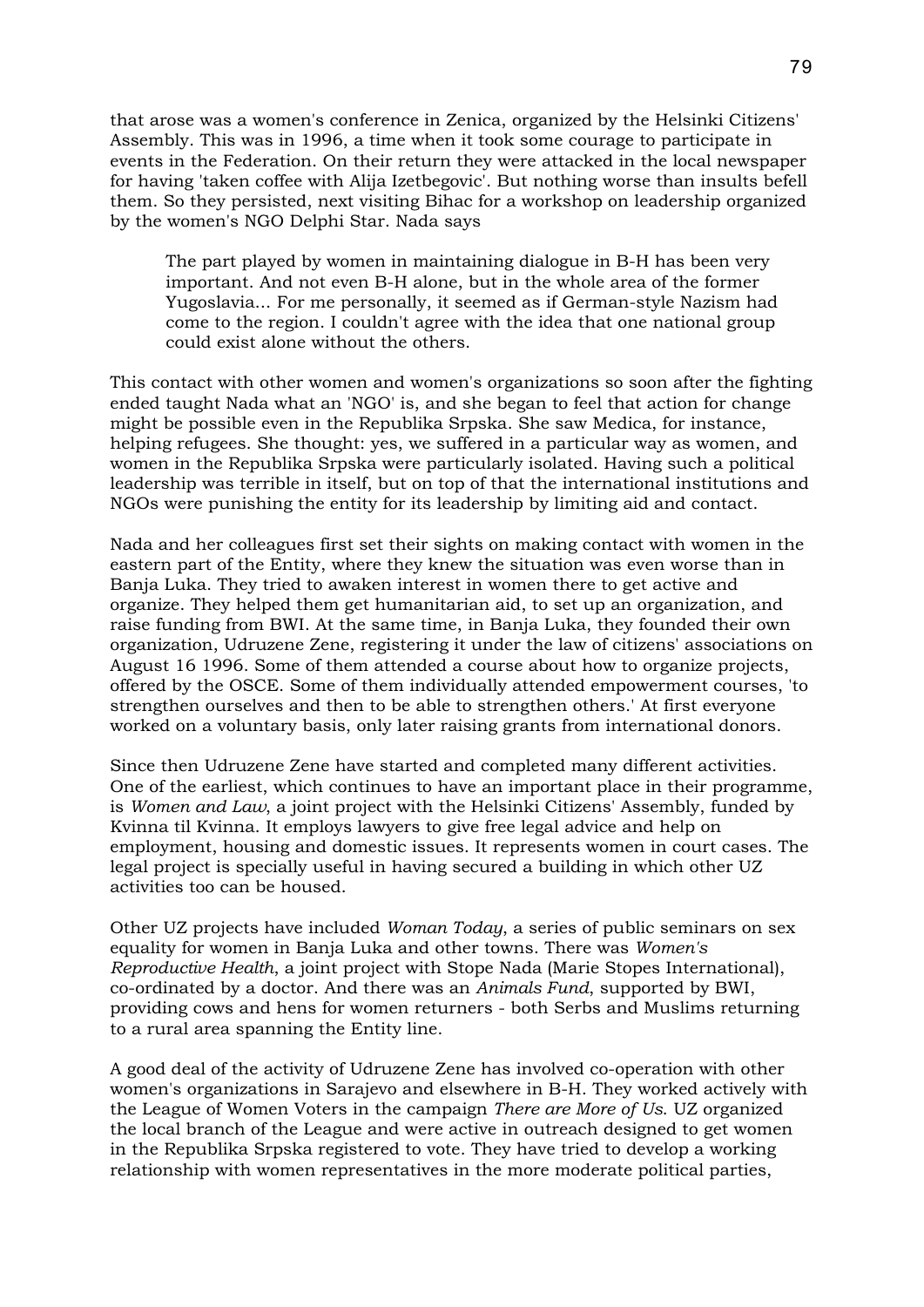that arose was a women's conference in Zenica, organized by the Helsinki Citizens' Assembly. This was in 1996, a time when it took some courage to participate in events in the Federation. On their return they were attacked in the local newspaper for having 'taken coffee with Alija Izetbegovic'. But nothing worse than insults befell them. So they persisted, next visiting Bihac for a workshop on leadership organized by the women's NGO Delphi Star. Nada says

> The part played by women in maintaining dialogue in B-H has been very important. And not even B-H alone, but in the whole area of the former Yugoslavia... For me personally, it seemed as if German-style Nazism had come to the region. I couldn't agree with the idea that one national group could exist alone without the others.

This contact with other women and women's organizations so soon after the fighting ended taught Nada what an 'NGO' is, and she began to feel that action for change might be possible even in the Republika Srpska. She saw Medica, for instance, helping refugees. She thought: yes, we suffered in a particular way as women, and women in the Republika Srpska were particularly isolated. Having such a political leadership was terrible in itself, but on top of that the international institutions and NGOs were punishing the entity for its leadership by limiting aid and contact.

Nada and her colleagues first set their sights on making contact with women in the eastern part of the Entity, where they knew the situation was even worse than in Banja Luka. They tried to awaken interest in women there to get active and organize. They helped them get humanitarian aid, to set up an organization, and raise funding from BWI. At the same time, in Banja Luka, they founded their own organization, Udruzene Zene, registering it under the law of citizens' associations on August 16 1996. Some of them attended a course about how to organize projects, offered by the OSCE. Some of them individually attended empowerment courses, 'to strengthen ourselves and then to be able to strengthen others.' At first everyone worked on a voluntary basis, only later raising grants from international donors.

Since then Udruzene Zene have started and completed many different activities. One of the earliest, which continues to have an important place in their programme, is *Women and Law,* a joint project with the Helsinki Citizens' Assembly, funded by Kvinna til Kvinna. It employs lawyers to give free legal advice and help on employment, housing and domestic issues. It represents women in court cases. The legal project is specially useful in having secured a building in which other UZ activities too can be housed.

Other UZ projects have included *Woman Today*, a series of public seminars on sex equality for women in Banja Luka and other towns. There was *Women's Reproductive Health*, a joint project with Stope Nada (Marie Stopes International), co-ordinated by a doctor. And there was an *Animals Fund*, supported by BWI, providing cows and hens for women returners - both Serbs and Muslims returning to a rural area spanning the Entity line.

A good deal of the activity of Udruzene Zene has involved co-operation with other women's organizations in Sarajevo and elsewhere in B-H. They worked actively with the League of Women Voters in the campaign *There are More of Us*. UZ organized the local branch of the League and were active in outreach designed to get women in the Republika Srpska registered to vote. They have tried to develop a working relationship with women representatives in the more moderate political parties,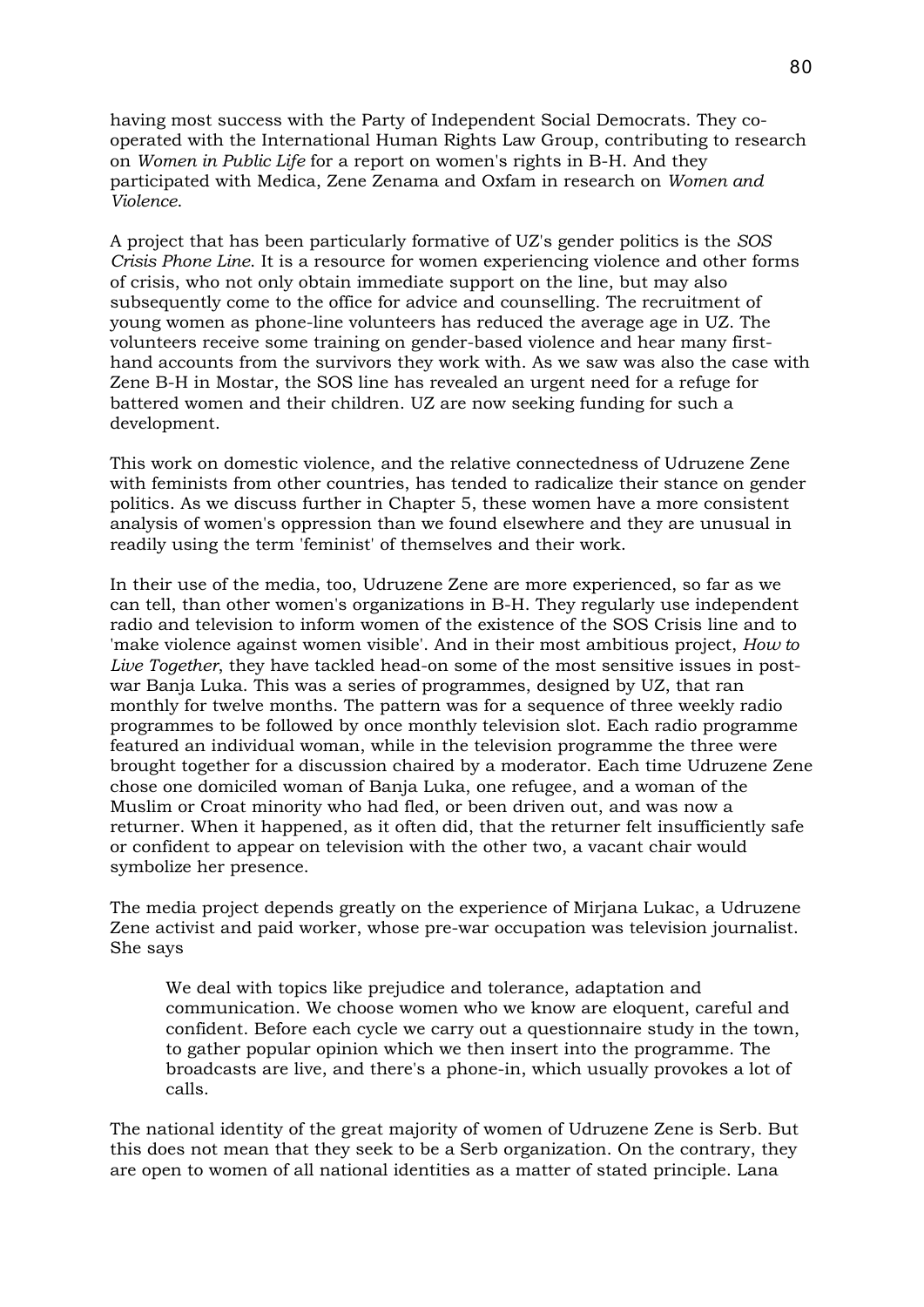having most success with the Party of Independent Social Democrats. They co-operated with the International Human Rights Law Group, contributing to research on *Women in Public Life* for a report on women's rights in B-H. And they participated with Medica, Zene Zenama and Oxfam in research on *Women and Violence*.

A project that has been particularly formative of UZ's gender politics is the *SOS Crisis Phone Line*. It is a resource for women experiencing violence and other forms of crisis, who not only obtain immediate support on the line, but may also subsequently come to the office for advice and counselling. The recruitment of young women as phone-line volunteers has reduced the average age in UZ. The volunteers receive some training on gender-based violence and hear many first-hand accounts from the survivors they work with. As we saw was also the case with Zene B-H in Mostar, the SOS line has revealed an urgent need for a refuge for battered women and their children. UZ are now seeking funding for such a development.

This work on domestic violence, and the relative connectedness of Udruzene Zene with feminists from other countries, has tended to radicalize their stance on gender politics. As we discuss further in Chapter 5, these women have a more consistent analysis of women's oppression than we found elsewhere and they are unusual in readily using the term 'feminist' of themselves and their work.

In their use of the media, too, Udruzene Zene are more experienced, so far as we can tell, than other women's organizations in B-H. They regularly use independent radio and television to inform women of the existence of the SOS Crisis line and to 'make violence against women visible'. And in their most ambitious project, *How to Live Together*, they have tackled head-on some of the most sensitive issues in post-war Banja Luka. This was a series of programmes, designed by UZ, that ran monthly for twelve months. The pattern was for a sequence of three weekly radio programmes to be followed by once monthly television slot. Each radio programme featured an individual woman, while in the television programme the three were brought together for a discussion chaired by a moderator. Each time Udruzene Zene chose one domiciled woman of Banja Luka, one refugee, and a woman of the Muslim or Croat minority who had fled, or been driven out, and was now a returner. When it happened, as it often did, that the returner felt insufficiently safe or confident to appear on television with the other two, a vacant chair would symbolize her presence.

The media project depends greatly on the experience of Mirjana Lukac, a Udruzene Zene activist and paid worker, whose pre-war occupation was television journalist. She says

> We deal with topics like prejudice and tolerance, adaptation and communication. We choose women who we know are eloquent, careful and confident. Before each cycle we carry out a questionnaire study in the town, to gather popular opinion which we then insert into the programme. The broadcasts are live, and there's a phone-in, which usually provokes a lot of calls.

The national identity of the great majority of women of Udruzene Zene is Serb. But this does not mean that they seek to be a Serb organization. On the contrary, they are open to women of all national identities as a matter of stated principle. Lana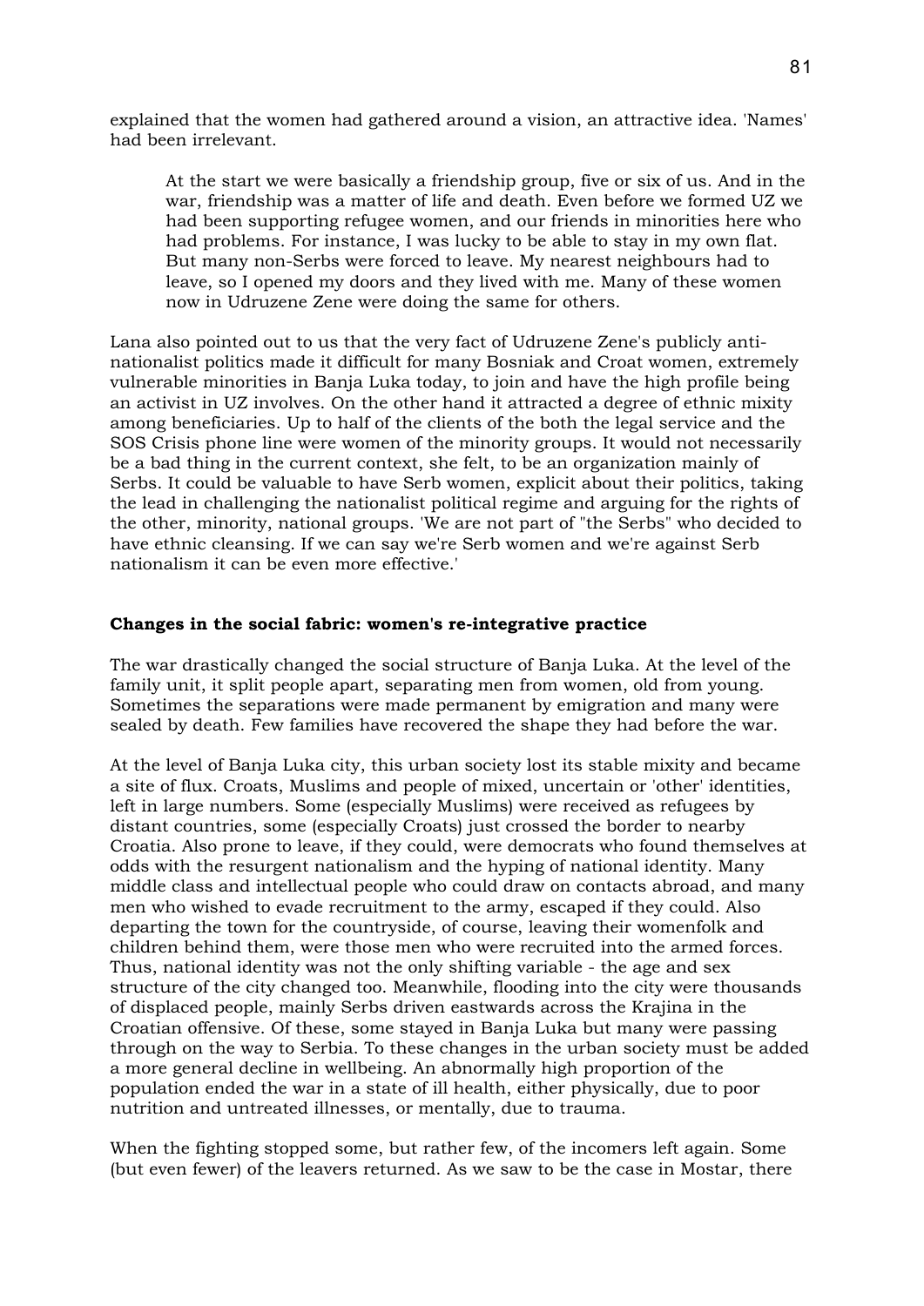explained that the women had gathered around a vision, an attractive idea. 'Names' had been irrelevant.

> At the start we were basically a friendship group, five or six of us. And in the war, friendship was a matter of life and death. Even before we formed UZ we had been supporting refugee women, and our friends in minorities here who had problems. For instance, I was lucky to be able to stay in my own flat. But many non-Serbs were forced to leave. My nearest neighbours had to leave, so I opened my doors and they lived with me. Many of these women now in Udruzene Zene were doing the same for others.

Lana also pointed out to us that the very fact of Udruzene Zene's publicly anti-nationalist politics made it difficult for many Bosniak and Croat women, extremely vulnerable minorities in Banja Luka today, to join and have the high profile being an activist in UZ involves. On the other hand it attracted a degree of ethnic mixity among beneficiaries. Up to half of the clients of the both the legal service and the SOS Crisis phone line were women of the minority groups. It would not necessarily be a bad thing in the current context, she felt, to be an organization mainly of Serbs. It could be valuable to have Serb women, explicit about their politics, taking the lead in challenging the nationalist political regime and arguing for the rights of the other, minority, national groups. 'We are not part of "the Serbs" who decided to have ethnic cleansing. If we can say we're Serb women and we're against Serb nationalism it can be even more effective.'

**Changes in the social fabric: women's re-integrative practice**

The war drastically changed the social structure of Banja Luka. At the level of the family unit, it split people apart, separating men from women, old from young. Sometimes the separations were made permanent by emigration and many were sealed by death. Few families have recovered the shape they had before the war.

At the level of Banja Luka city, this urban society lost its stable mixity and became a site of flux. Croats, Muslims and people of mixed, uncertain or 'other' identities, left in large numbers. Some (especially Muslims) were received as refugees by distant countries, some (especially Croats) just crossed the border to nearby Croatia. Also prone to leave, if they could, were democrats who found themselves at odds with the resurgent nationalism and the hyping of national identity. Many middle class and intellectual people who could draw on contacts abroad, and many men who wished to evade recruitment to the army, escaped if they could. Also departing the town for the countryside, of course, leaving their womenfolk and children behind them, were those men who were recruited into the armed forces. Thus, national identity was not the only shifting variable - the age and sex structure of the city changed too. Meanwhile, flooding into the city were thousands of displaced people, mainly Serbs driven eastwards across the Krajina in the Croatian offensive. Of these, some stayed in Banja Luka but many were passing through on the way to Serbia. To these changes in the urban society must be added a more general decline in wellbeing. An abnormally high proportion of the population ended the war in a state of ill health, either physically, due to poor nutrition and untreated illnesses, or mentally, due to trauma.

When the fighting stopped some, but rather few, of the incomers left again. Some (but even fewer) of the leavers returned. As we saw to be the case in Mostar, there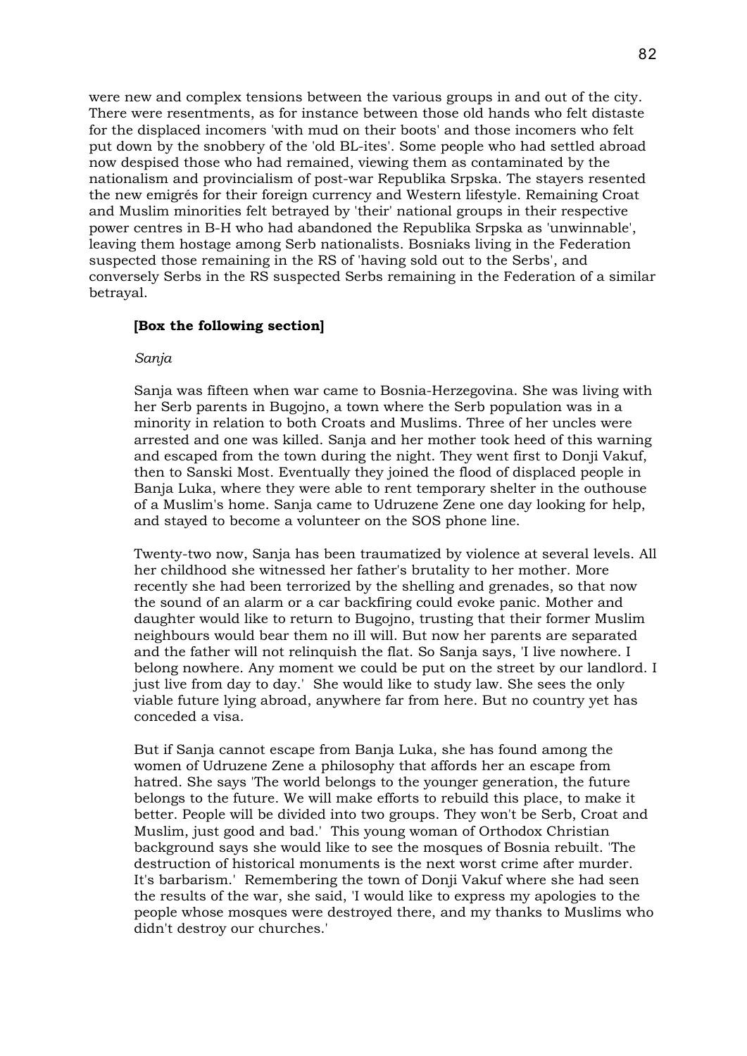were new and complex tensions between the various groups in and out of the city. There were resentments, as for instance between those old hands who felt distaste for the displaced incomers 'with mud on their boots' and those incomers who felt put down by the snobbery of the 'old BL-ites'. Some people who had settled abroad now despised those who had remained, viewing them as contaminated by the nationalism and provincialism of post-war Republika Srpska. The stayers resented the new emigrés for their foreign currency and Western lifestyle. Remaining Croat and Muslim minorities felt betrayed by 'their' national groups in their respective power centres in B-H who had abandoned the Republika Srpska as 'unwinnable', leaving them hostage among Serb nationalists. Bosniaks living in the Federation suspected those remaining in the RS of 'having sold out to the Serbs', and conversely Serbs in the RS suspected Serbs remaining in the Federation of a similar betrayal.

**[Box the following section]**

*Sanja*

Sanja was fifteen when war came to Bosnia-Herzegovina. She was living with her Serb parents in Bugojno, a town where the Serb population was in a minority in relation to both Croats and Muslims. Three of her uncles were arrested and one was killed. Sanja and her mother took heed of this warning and escaped from the town during the night. They went first to Donji Vakuf, then to Sanski Most. Eventually they joined the flood of displaced people in Banja Luka, where they were able to rent temporary shelter in the outhouse of a Muslim's home. Sanja came to Udruzene Zene one day looking for help, and stayed to become a volunteer on the SOS phone line.

Twenty-two now, Sanja has been traumatized by violence at several levels. All her childhood she witnessed her father's brutality to her mother. More recently she had been terrorized by the shelling and grenades, so that now the sound of an alarm or a car backfiring could evoke panic. Mother and daughter would like to return to Bugojno, trusting that their former Muslim neighbours would bear them no ill will. But now her parents are separated and the father will not relinquish the flat. So Sanja says, 'I live nowhere. I belong nowhere. Any moment we could be put on the street by our landlord. I just live from day to day.' She would like to study law. She sees the only viable future lying abroad, anywhere far from here. But no country yet has conceded a visa.

But if Sanja cannot escape from Banja Luka, she has found among the women of Udruzene Zene a philosophy that affords her an escape from hatred. She says 'The world belongs to the younger generation, the future belongs to the future. We will make efforts to rebuild this place, to make it better. People will be divided into two groups. They won't be Serb, Croat and Muslim, just good and bad.' This young woman of Orthodox Christian background says she would like to see the mosques of Bosnia rebuilt. 'The destruction of historical monuments is the next worst crime after murder. It's barbarism.' Remembering the town of Donji Vakuf where she had seen the results of the war, she said, 'I would like to express my apologies to the people whose mosques were destroyed there, and my thanks to Muslims who didn't destroy our churches.'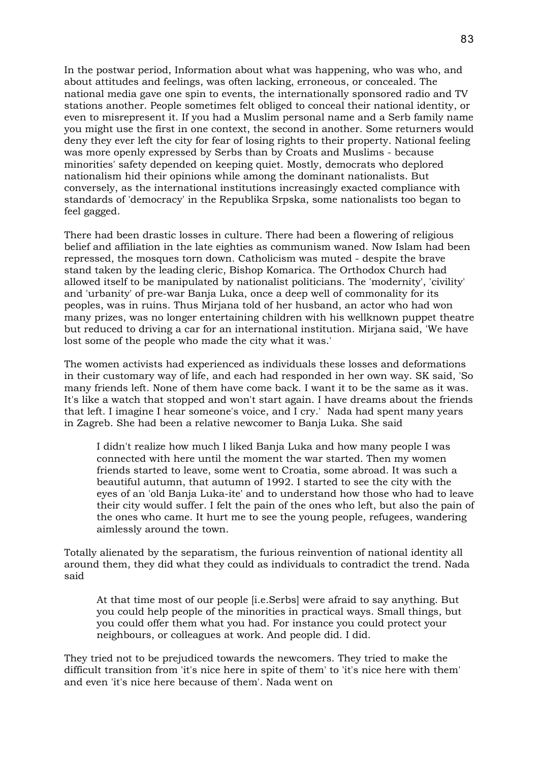In the postwar period, Information about what was happening, who was who, and about attitudes and feelings, was often lacking, erroneous, or concealed. The national media gave one spin to events, the internationally sponsored radio and TV stations another. People sometimes felt obliged to conceal their national identity, or even to misrepresent it. If you had a Muslim personal name and a Serb family name you might use the first in one context, the second in another. Some returners would deny they ever left the city for fear of losing rights to their property. National feeling was more openly expressed by Serbs than by Croats and Muslims - because minorities' safety depended on keeping quiet. Mostly, democrats who deplored nationalism hid their opinions while among the dominant nationalists. But conversely, as the international institutions increasingly exacted compliance with standards of 'democracy' in the Republika Srpska, some nationalists too began to feel gagged.

There had been drastic losses in culture. There had been a flowering of religious belief and affiliation in the late eighties as communism waned. Now Islam had been repressed, the mosques torn down. Catholicism was muted - despite the brave stand taken by the leading cleric, Bishop Komarica. The Orthodox Church had allowed itself to be manipulated by nationalist politicians. The 'modernity', 'civility' and 'urbanity' of pre-war Banja Luka, once a deep well of commonality for its peoples, was in ruins. Thus Mirjana told of her husband, an actor who had won many prizes, was no longer entertaining children with his wellknown puppet theatre but reduced to driving a car for an international institution. Mirjana said, 'We have lost some of the people who made the city what it was.'

The women activists had experienced as individuals these losses and deformations in their customary way of life, and each had responded in her own way. SK said, 'So many friends left. None of them have come back. I want it to be the same as it was. It's like a watch that stopped and won't start again. I have dreams about the friends that left. I imagine I hear someone's voice, and I cry.' Nada had spent many years in Zagreb. She had been a relative newcomer to Banja Luka. She said

> I didn't realize how much I liked Banja Luka and how many people I was connected with here until the moment the war started. Then my women friends started to leave, some went to Croatia, some abroad. It was such a beautiful autumn, that autumn of 1992. I started to see the city with the eyes of an 'old Banja Luka-ite' and to understand how those who had to leave their city would suffer. I felt the pain of the ones who left, but also the pain of the ones who came. It hurt me to see the young people, refugees, wandering aimlessly around the town.

Totally alienated by the separatism, the furious reinvention of national identity all around them, they did what they could as individuals to contradict the trend. Nada said

> At that time most of our people [i.e.Serbs] were afraid to say anything. But you could help people of the minorities in practical ways. Small things, but you could offer them what you had. For instance you could protect your neighbours, or colleagues at work. And people did. I did.

They tried not to be prejudiced towards the newcomers. They tried to make the difficult transition from 'it's nice here in spite of them' to 'it's nice here with them' and even 'it's nice here because of them'. Nada went on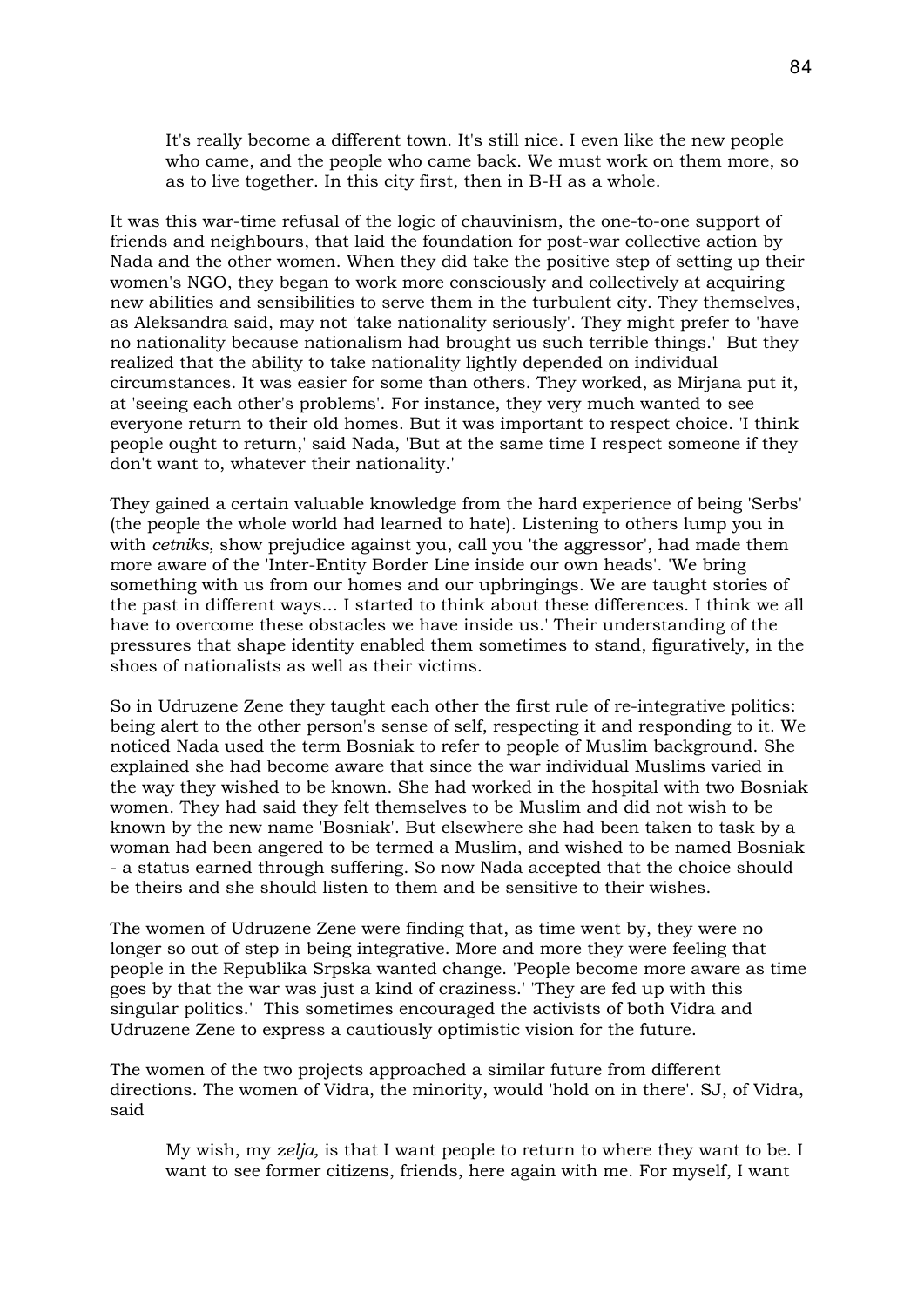> It's really become a different town. It's still nice. I even like the new people who came, and the people who came back. We must work on them more, so as to live together. In this city first, then in B-H as a whole.

It was this war-time refusal of the logic of chauvinism, the one-to-one support of friends and neighbours, that laid the foundation for post-war collective action by Nada and the other women. When they did take the positive step of setting up their women's NGO, they began to work more consciously and collectively at acquiring new abilities and sensibilities to serve them in the turbulent city. They themselves, as Aleksandra said, may not 'take nationality seriously'. They might prefer to 'have no nationality because nationalism had brought us such terrible things.' But they realized that the ability to take nationality lightly depended on individual circumstances. It was easier for some than others. They worked, as Mirjana put it, at 'seeing each other's problems'. For instance, they very much wanted to see everyone return to their old homes. But it was important to respect choice. 'I think people ought to return,' said Nada, 'But at the same time I respect someone if they don't want to, whatever their nationality.'

They gained a certain valuable knowledge from the hard experience of being 'Serbs' (the people the whole world had learned to hate). Listening to others lump you in with *cetniks*, show prejudice against you, call you 'the aggressor', had made them more aware of the 'Inter-Entity Border Line inside our own heads'. 'We bring something with us from our homes and our upbringings. We are taught stories of the past in different ways... I started to think about these differences. I think we all have to overcome these obstacles we have inside us.' Their understanding of the pressures that shape identity enabled them sometimes to stand, figuratively, in the shoes of nationalists as well as their victims.

So in Udruzene Zene they taught each other the first rule of re-integrative politics: being alert to the other person's sense of self, respecting it and responding to it. We noticed Nada used the term Bosniak to refer to people of Muslim background. She explained she had become aware that since the war individual Muslims varied in the way they wished to be known. She had worked in the hospital with two Bosniak women. They had said they felt themselves to be Muslim and did not wish to be known by the new name 'Bosniak'. But elsewhere she had been taken to task by a woman had been angered to be termed a Muslim, and wished to be named Bosniak - a status earned through suffering. So now Nada accepted that the choice should be theirs and she should listen to them and be sensitive to their wishes.

The women of Udruzene Zene were finding that, as time went by, they were no longer so out of step in being integrative. More and more they were feeling that people in the Republika Srpska wanted change. 'People become more aware as time goes by that the war was just a kind of craziness.' 'They are fed up with this singular politics.' This sometimes encouraged the activists of both Vidra and Udruzene Zene to express a cautiously optimistic vision for the future.

The women of the two projects approached a similar future from different directions. The women of Vidra, the minority, would 'hold on in there'. SJ, of Vidra, said

> My wish, my *zelja,* is that I want people to return to where they want to be. I want to see former citizens, friends, here again with me. For myself, I want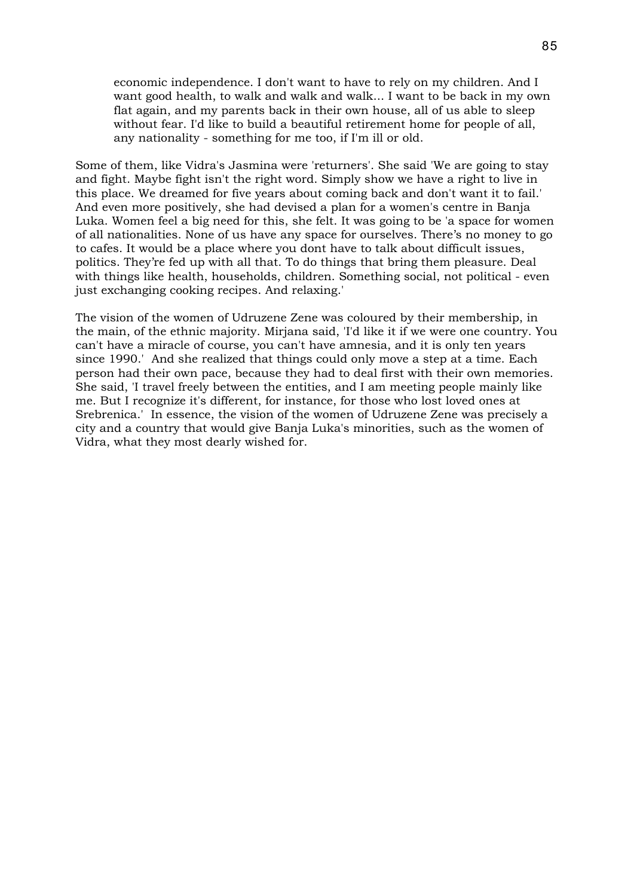> economic independence. I don't want to have to rely on my children. And I want good health, to walk and walk and walk... I want to be back in my own flat again, and my parents back in their own house, all of us able to sleep without fear. I'd like to build a beautiful retirement home for people of all, any nationality - something for me too, if I'm ill or old.

Some of them, like Vidra's Jasmina were 'returners'. She said 'We are going to stay and fight. Maybe fight isn't the right word. Simply show we have a right to live in this place. We dreamed for five years about coming back and don't want it to fail.' And even more positively, she had devised a plan for a women's centre in Banja Luka. Women feel a big need for this, she felt. It was going to be 'a space for women of all nationalities. None of us have any space for ourselves. There's no money to go to cafes. It would be a place where you dont have to talk about difficult issues, politics. They're fed up with all that. To do things that bring them pleasure. Deal with things like health, households, children. Something social, not political - even just exchanging cooking recipes. And relaxing.'

The vision of the women of Udruzene Zene was coloured by their membership, in the main, of the ethnic majority. Mirjana said, 'I'd like it if we were one country. You can't have a miracle of course, you can't have amnesia, and it is only ten years since 1990.' And she realized that things could only move a step at a time. Each person had their own pace, because they had to deal first with their own memories. She said, 'I travel freely between the entities, and I am meeting people mainly like me. But I recognize it's different, for instance, for those who lost loved ones at Srebrenica.' In essence, the vision of the women of Udruzene Zene was precisely a city and a country that would give Banja Luka's minorities, such as the women of Vidra, what they most dearly wished for.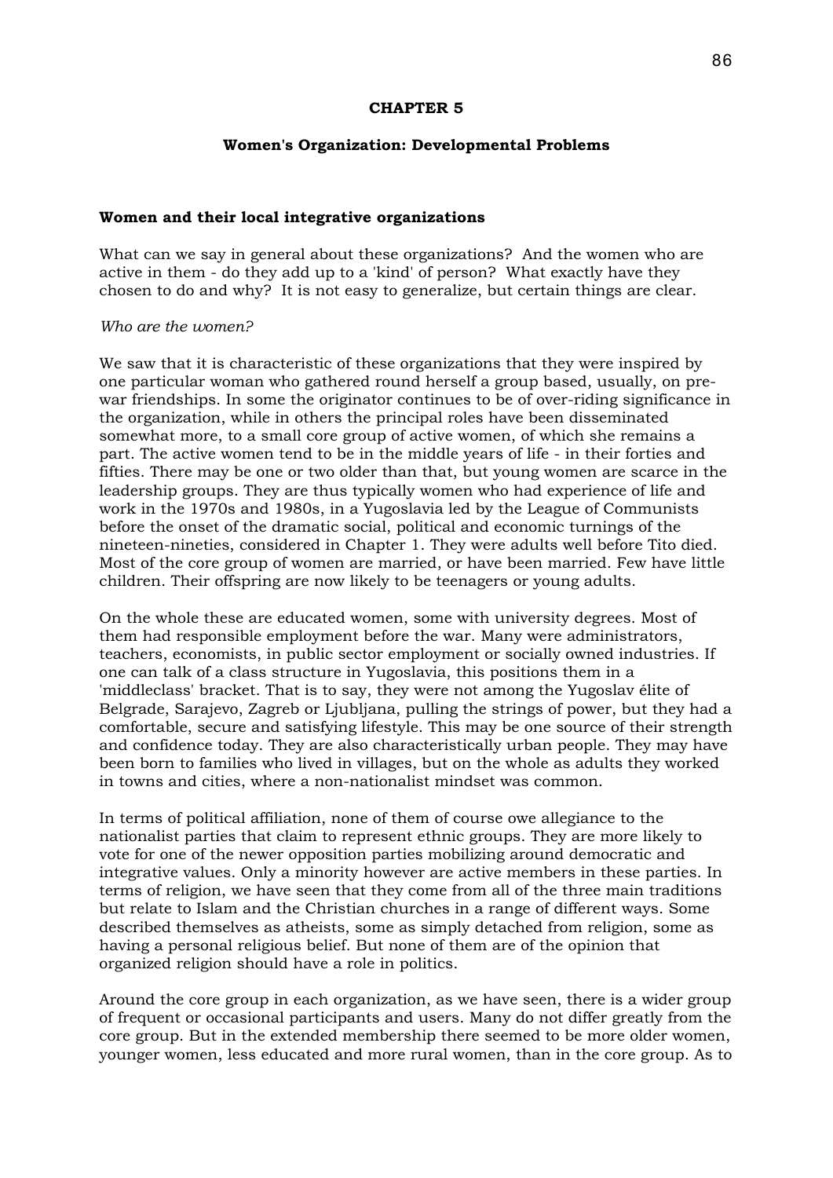# CHAPTER 5

## Women's Organization: Developmental Problems

### Women and their local integrative organizations

What can we say in general about these organizations? And the women who are active in them - do they add up to a 'kind' of person? What exactly have they chosen to do and why? It is not easy to generalize, but certain things are clear.

*Who are the women?*

We saw that it is characteristic of these organizations that they were inspired by one particular woman who gathered round herself a group based, usually, on pre-war friendships. In some the originator continues to be of over-riding significance in the organization, while in others the principal roles have been disseminated somewhat more, to a small core group of active women, of which she remains a part. The active women tend to be in the middle years of life - in their forties and fifties. There may be one or two older than that, but young women are scarce in the leadership groups. They are thus typically women who had experience of life and work in the 1970s and 1980s, in a Yugoslavia led by the League of Communists before the onset of the dramatic social, political and economic turnings of the nineteen-nineties, considered in Chapter 1. They were adults well before Tito died. Most of the core group of women are married, or have been married. Few have little children. Their offspring are now likely to be teenagers or young adults.

On the whole these are educated women, some with university degrees. Most of them had responsible employment before the war. Many were administrators, teachers, economists, in public sector employment or socially owned industries. If one can talk of a class structure in Yugoslavia, this positions them in a 'middleclass' bracket. That is to say, they were not among the Yugoslav élite of Belgrade, Sarajevo, Zagreb or Ljubljana, pulling the strings of power, but they had a comfortable, secure and satisfying lifestyle. This may be one source of their strength and confidence today. They are also characteristically urban people. They may have been born to families who lived in villages, but on the whole as adults they worked in towns and cities, where a non-nationalist mindset was common.

In terms of political affiliation, none of them of course owe allegiance to the nationalist parties that claim to represent ethnic groups. They are more likely to vote for one of the newer opposition parties mobilizing around democratic and integrative values. Only a minority however are active members in these parties. In terms of religion, we have seen that they come from all of the three main traditions but relate to Islam and the Christian churches in a range of different ways. Some described themselves as atheists, some as simply detached from religion, some as having a personal religious belief. But none of them are of the opinion that organized religion should have a role in politics.

Around the core group in each organization, as we have seen, there is a wider group of frequent or occasional participants and users. Many do not differ greatly from the core group. But in the extended membership there seemed to be more older women, younger women, less educated and more rural women, than in the core group. As to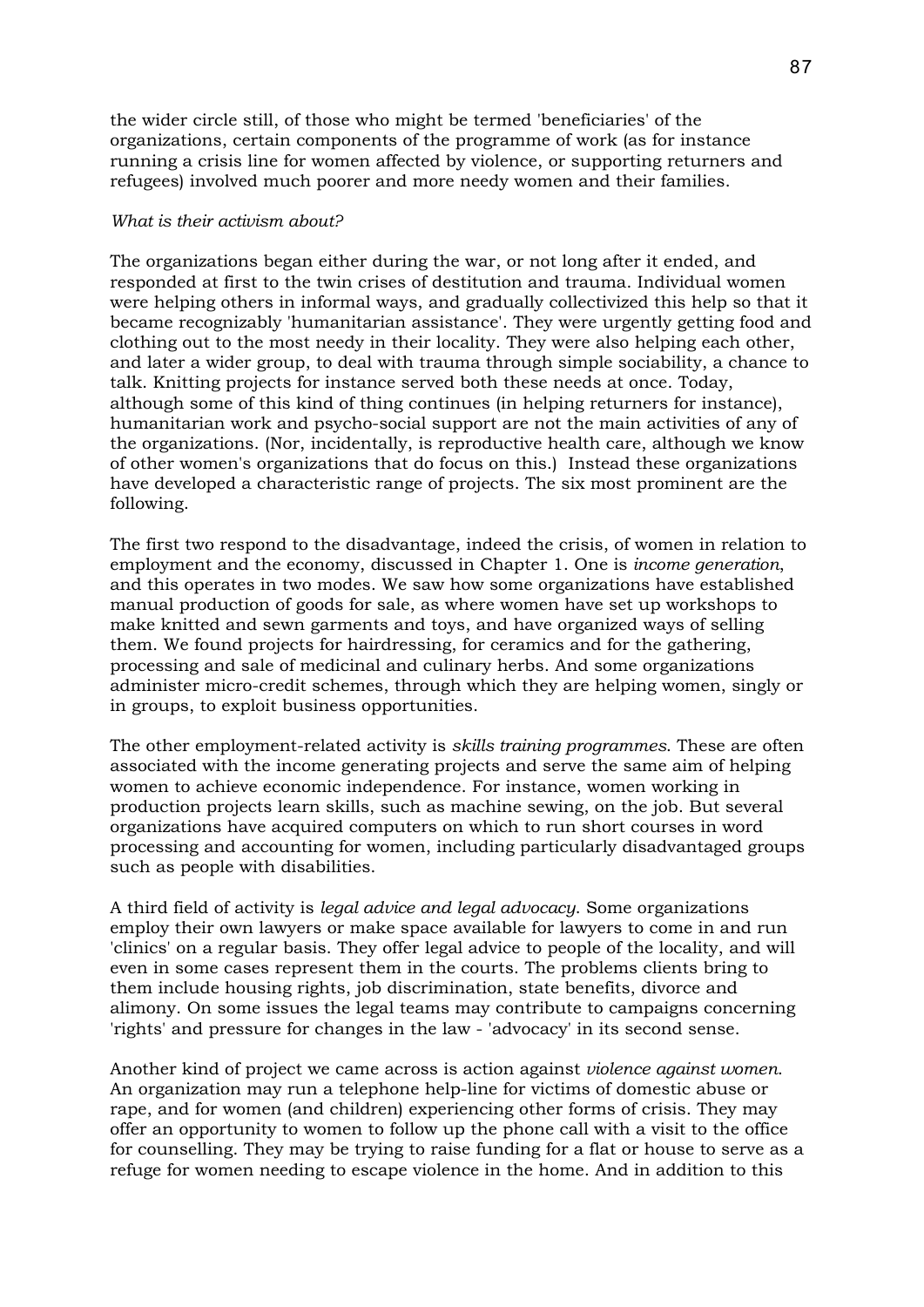the wider circle still, of those who might be termed 'beneficiaries' of the organizations, certain components of the programme of work (as for instance running a crisis line for women affected by violence, or supporting returners and refugees) involved much poorer and more needy women and their families.

*What is their activism about?*

The organizations began either during the war, or not long after it ended, and responded at first to the twin crises of destitution and trauma. Individual women were helping others in informal ways, and gradually collectivized this help so that it became recognizably 'humanitarian assistance'. They were urgently getting food and clothing out to the most needy in their locality. They were also helping each other, and later a wider group, to deal with trauma through simple sociability, a chance to talk. Knitting projects for instance served both these needs at once. Today, although some of this kind of thing continues (in helping returners for instance), humanitarian work and psycho-social support are not the main activities of any of the organizations. (Nor, incidentally, is reproductive health care, although we know of other women's organizations that do focus on this.) Instead these organizations have developed a characteristic range of projects. The six most prominent are the following.

The first two respond to the disadvantage, indeed the crisis, of women in relation to employment and the economy, discussed in Chapter 1. One is *income generation*, and this operates in two modes. We saw how some organizations have established manual production of goods for sale, as where women have set up workshops to make knitted and sewn garments and toys, and have organized ways of selling them. We found projects for hairdressing, for ceramics and for the gathering, processing and sale of medicinal and culinary herbs. And some organizations administer micro-credit schemes, through which they are helping women, singly or in groups, to exploit business opportunities.

The other employment-related activity is *skills training programmes*. These are often associated with the income generating projects and serve the same aim of helping women to achieve economic independence. For instance, women working in production projects learn skills, such as machine sewing, on the job. But several organizations have acquired computers on which to run short courses in word processing and accounting for women, including particularly disadvantaged groups such as people with disabilities.

A third field of activity is *legal advice and legal advocacy*. Some organizations employ their own lawyers or make space available for lawyers to come in and run 'clinics' on a regular basis. They offer legal advice to people of the locality, and will even in some cases represent them in the courts. The problems clients bring to them include housing rights, job discrimination, state benefits, divorce and alimony. On some issues the legal teams may contribute to campaigns concerning 'rights' and pressure for changes in the law - 'advocacy' in its second sense.

Another kind of project we came across is action against *violence against women*. An organization may run a telephone help-line for victims of domestic abuse or rape, and for women (and children) experiencing other forms of crisis. They may offer an opportunity to women to follow up the phone call with a visit to the office for counselling. They may be trying to raise funding for a flat or house to serve as a refuge for women needing to escape violence in the home. And in addition to this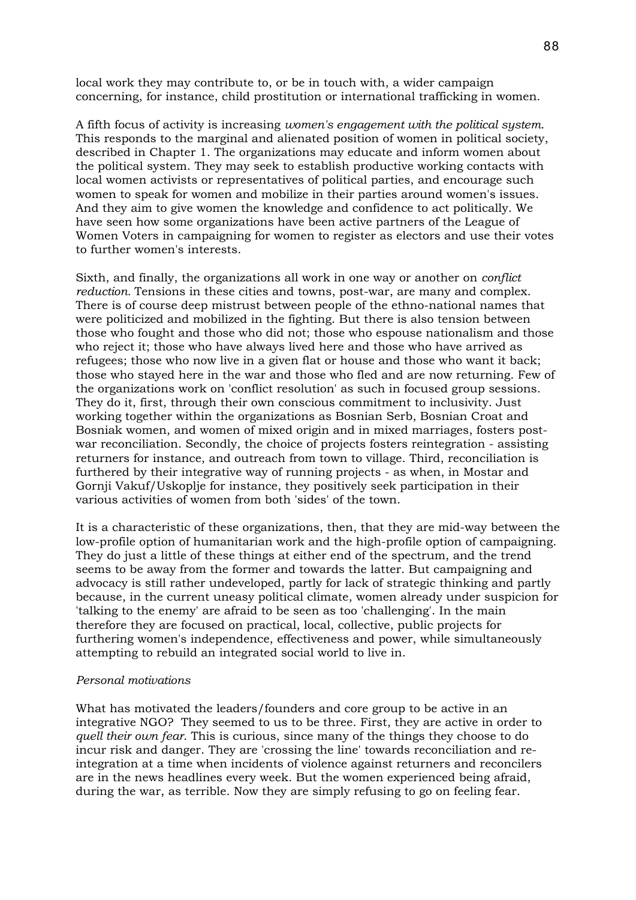local work they may contribute to, or be in touch with, a wider campaign concerning, for instance, child prostitution or international trafficking in women.

A fifth focus of activity is increasing *women's engagement with the political system*. This responds to the marginal and alienated position of women in political society, described in Chapter 1. The organizations may educate and inform women about the political system. They may seek to establish productive working contacts with local women activists or representatives of political parties, and encourage such women to speak for women and mobilize in their parties around women's issues. And they aim to give women the knowledge and confidence to act politically. We have seen how some organizations have been active partners of the League of Women Voters in campaigning for women to register as electors and use their votes to further women's interests.

Sixth, and finally, the organizations all work in one way or another on *conflict reduction.* Tensions in these cities and towns, post-war, are many and complex. There is of course deep mistrust between people of the ethno-national names that were politicized and mobilized in the fighting. But there is also tension between those who fought and those who did not; those who espouse nationalism and those who reject it; those who have always lived here and those who have arrived as refugees; those who now live in a given flat or house and those who want it back; those who stayed here in the war and those who fled and are now returning. Few of the organizations work on 'conflict resolution' as such in focused group sessions. They do it, first, through their own conscious commitment to inclusivity. Just working together within the organizations as Bosnian Serb, Bosnian Croat and Bosniak women, and women of mixed origin and in mixed marriages, fosters post-war reconciliation. Secondly, the choice of projects fosters reintegration - assisting returners for instance, and outreach from town to village. Third, reconciliation is furthered by their integrative way of running projects - as when, in Mostar and Gornji Vakuf/Uskoplje for instance, they positively seek participation in their various activities of women from both 'sides' of the town.

It is a characteristic of these organizations, then, that they are mid-way between the low-profile option of humanitarian work and the high-profile option of campaigning. They do just a little of these things at either end of the spectrum, and the trend seems to be away from the former and towards the latter. But campaigning and advocacy is still rather undeveloped, partly for lack of strategic thinking and partly because, in the current uneasy political climate, women already under suspicion for 'talking to the enemy' are afraid to be seen as too 'challenging'. In the main therefore they are focused on practical, local, collective, public projects for furthering women's independence, effectiveness and power, while simultaneously attempting to rebuild an integrated social world to live in.

*Personal motivations*

What has motivated the leaders/founders and core group to be active in an integrative NGO? They seemed to us to be three. First, they are active in order to *quell their own fear.* This is curious, since many of the things they choose to do incur risk and danger. They are 'crossing the line' towards reconciliation and re-integration at a time when incidents of violence against returners and reconcilers are in the news headlines every week. But the women experienced being afraid, during the war, as terrible. Now they are simply refusing to go on feeling fear.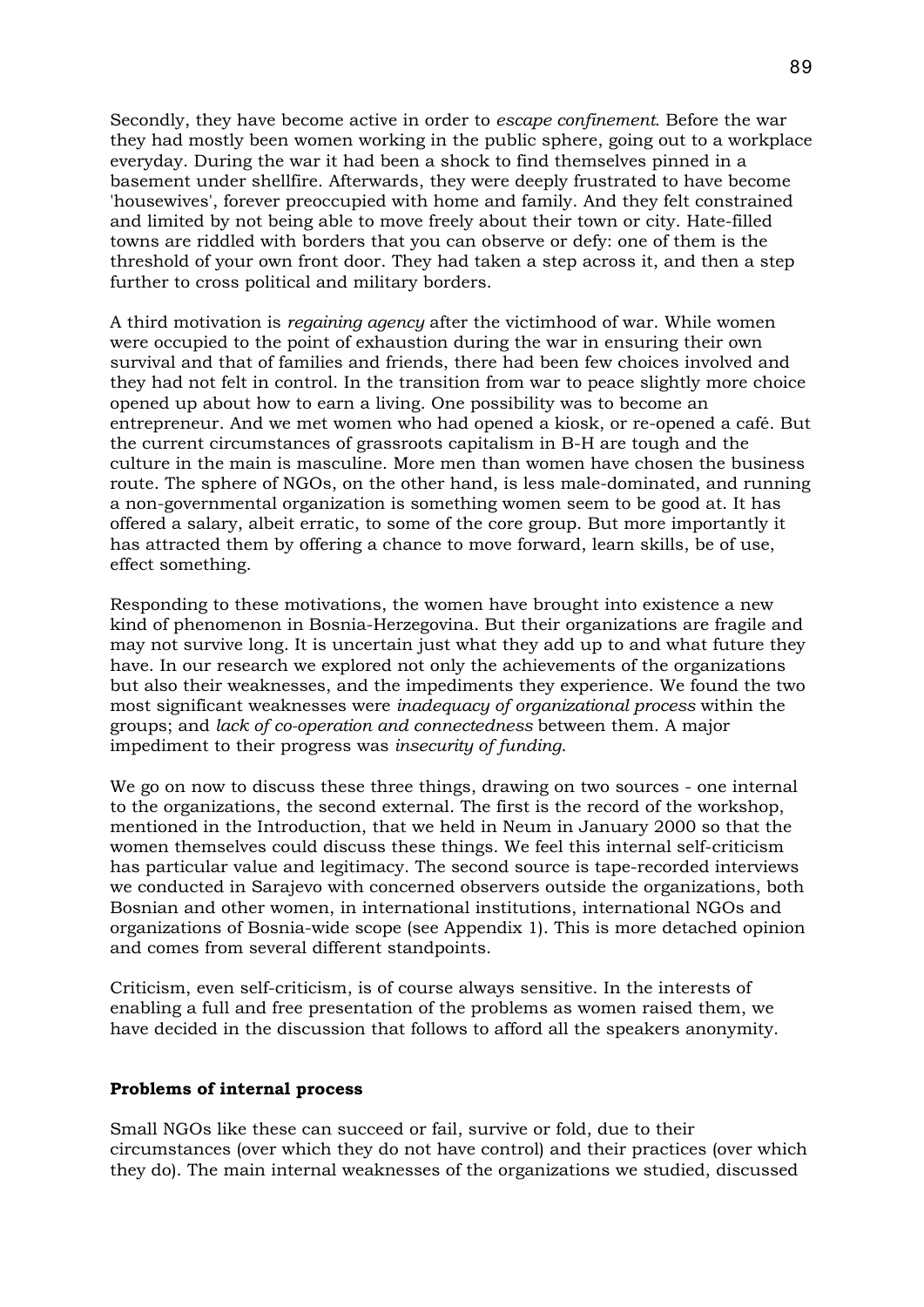Secondly, they have become active in order to *escape confinement*. Before the war they had mostly been women working in the public sphere, going out to a workplace everyday. During the war it had been a shock to find themselves pinned in a basement under shellfire. Afterwards, they were deeply frustrated to have become 'housewives', forever preoccupied with home and family. And they felt constrained and limited by not being able to move freely about their town or city. Hate-filled towns are riddled with borders that you can observe or defy: one of them is the threshold of your own front door. They had taken a step across it, and then a step further to cross political and military borders.

A third motivation is *regaining agency* after the victimhood of war. While women were occupied to the point of exhaustion during the war in ensuring their own survival and that of families and friends, there had been few choices involved and they had not felt in control. In the transition from war to peace slightly more choice opened up about how to earn a living. One possibility was to become an entrepreneur. And we met women who had opened a kiosk, or re-opened a café. But the current circumstances of grassroots capitalism in B-H are tough and the culture in the main is masculine. More men than women have chosen the business route. The sphere of NGOs, on the other hand, is less male-dominated, and running a non-governmental organization is something women seem to be good at. It has offered a salary, albeit erratic, to some of the core group. But more importantly it has attracted them by offering a chance to move forward, learn skills, be of use, effect something.

Responding to these motivations, the women have brought into existence a new kind of phenomenon in Bosnia-Herzegovina. But their organizations are fragile and may not survive long. It is uncertain just what they add up to and what future they have. In our research we explored not only the achievements of the organizations but also their weaknesses, and the impediments they experience. We found the two most significant weaknesses were *inadequacy of organizational process* within the groups; and *lack of co-operation and connectedness* between them. A major impediment to their progress was *insecurity of funding*.

We go on now to discuss these three things, drawing on two sources - one internal to the organizations, the second external. The first is the record of the workshop, mentioned in the Introduction, that we held in Neum in January 2000 so that the women themselves could discuss these things. We feel this internal self-criticism has particular value and legitimacy. The second source is tape-recorded interviews we conducted in Sarajevo with concerned observers outside the organizations, both Bosnian and other women, in international institutions, international NGOs and organizations of Bosnia-wide scope (see Appendix 1). This is more detached opinion and comes from several different standpoints.

Criticism, even self-criticism, is of course always sensitive. In the interests of enabling a full and free presentation of the problems as women raised them, we have decided in the discussion that follows to afford all the speakers anonymity.

**Problems of internal process**

Small NGOs like these can succeed or fail, survive or fold, due to their circumstances (over which they do not have control) and their practices (over which they do). The main internal weaknesses of the organizations we studied, discussed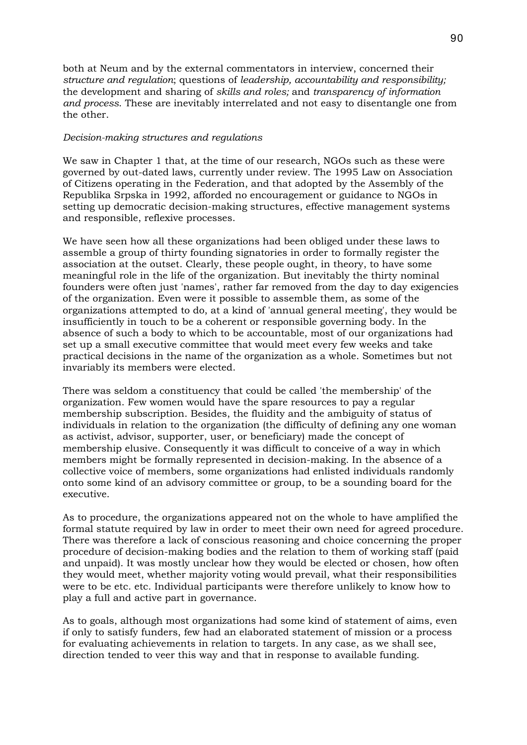both at Neum and by the external commentators in interview, concerned their *structure and regulation*; questions of *leadership, accountability and responsibility;* the development and sharing of *skills and roles;* and *transparency of information and process*. These are inevitably interrelated and not easy to disentangle one from the other.

*Decision-making structures and regulations*

We saw in Chapter 1 that, at the time of our research, NGOs such as these were governed by out-dated laws, currently under review. The 1995 Law on Association of Citizens operating in the Federation, and that adopted by the Assembly of the Republika Srpska in 1992, afforded no encouragement or guidance to NGOs in setting up democratic decision-making structures, effective management systems and responsible, reflexive processes.

We have seen how all these organizations had been obliged under these laws to assemble a group of thirty founding signatories in order to formally register the association at the outset. Clearly, these people ought, in theory, to have some meaningful role in the life of the organization. But inevitably the thirty nominal founders were often just 'names', rather far removed from the day to day exigencies of the organization. Even were it possible to assemble them, as some of the organizations attempted to do, at a kind of 'annual general meeting', they would be insufficiently in touch to be a coherent or responsible governing body. In the absence of such a body to which to be accountable, most of our organizations had set up a small executive committee that would meet every few weeks and take practical decisions in the name of the organization as a whole. Sometimes but not invariably its members were elected.

There was seldom a constituency that could be called 'the membership' of the organization. Few women would have the spare resources to pay a regular membership subscription. Besides, the fluidity and the ambiguity of status of individuals in relation to the organization (the difficulty of defining any one woman as activist, advisor, supporter, user, or beneficiary) made the concept of membership elusive. Consequently it was difficult to conceive of a way in which members might be formally represented in decision-making. In the absence of a collective voice of members, some organizations had enlisted individuals randomly onto some kind of an advisory committee or group, to be a sounding board for the executive.

As to procedure, the organizations appeared not on the whole to have amplified the formal statute required by law in order to meet their own need for agreed procedure. There was therefore a lack of conscious reasoning and choice concerning the proper procedure of decision-making bodies and the relation to them of working staff (paid and unpaid). It was mostly unclear how they would be elected or chosen, how often they would meet, whether majority voting would prevail, what their responsibilities were to be etc. etc. Individual participants were therefore unlikely to know how to play a full and active part in governance.

As to goals, although most organizations had some kind of statement of aims, even if only to satisfy funders, few had an elaborated statement of mission or a process for evaluating achievements in relation to targets. In any case, as we shall see, direction tended to veer this way and that in response to available funding.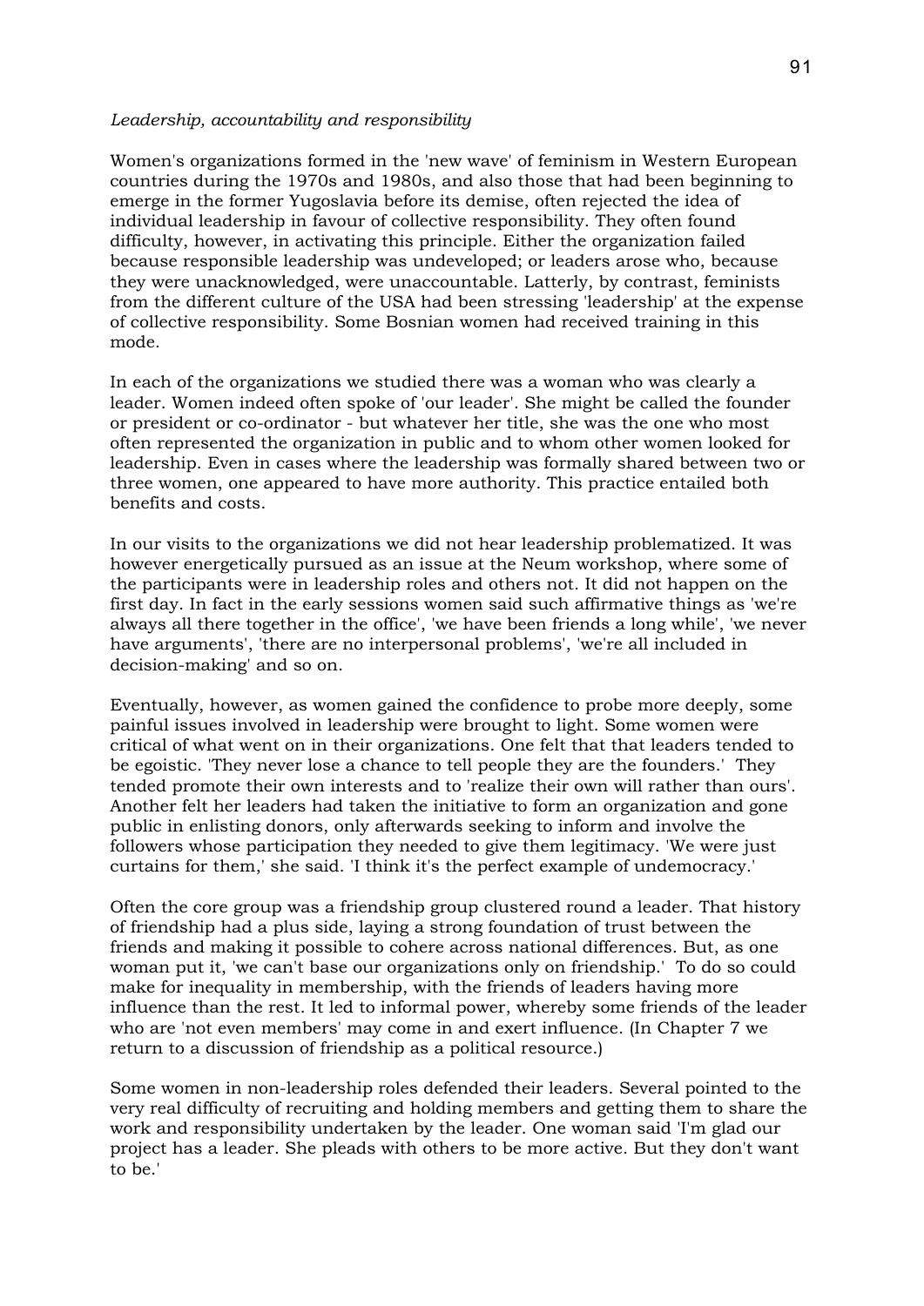*Leadership, accountability and responsibility*

Women's organizations formed in the 'new wave' of feminism in Western European countries during the 1970s and 1980s, and also those that had been beginning to emerge in the former Yugoslavia before its demise, often rejected the idea of individual leadership in favour of collective responsibility. They often found difficulty, however, in activating this principle. Either the organization failed because responsible leadership was undeveloped; or leaders arose who, because they were unacknowledged, were unaccountable. Latterly, by contrast, feminists from the different culture of the USA had been stressing 'leadership' at the expense of collective responsibility. Some Bosnian women had received training in this mode.

In each of the organizations we studied there was a woman who was clearly a leader. Women indeed often spoke of 'our leader'. She might be called the founder or president or co-ordinator - but whatever her title, she was the one who most often represented the organization in public and to whom other women looked for leadership. Even in cases where the leadership was formally shared between two or three women, one appeared to have more authority. This practice entailed both benefits and costs.

In our visits to the organizations we did not hear leadership problematized. It was however energetically pursued as an issue at the Neum workshop, where some of the participants were in leadership roles and others not. It did not happen on the first day. In fact in the early sessions women said such affirmative things as 'we're always all there together in the office', 'we have been friends a long while', 'we never have arguments', 'there are no interpersonal problems', 'we're all included in decision-making' and so on.

Eventually, however, as women gained the confidence to probe more deeply, some painful issues involved in leadership were brought to light. Some women were critical of what went on in their organizations. One felt that that leaders tended to be egoistic. 'They never lose a chance to tell people they are the founders.' They tended promote their own interests and to 'realize their own will rather than ours'. Another felt her leaders had taken the initiative to form an organization and gone public in enlisting donors, only afterwards seeking to inform and involve the followers whose participation they needed to give them legitimacy. 'We were just curtains for them,' she said. 'I think it's the perfect example of undemocracy.'

Often the core group was a friendship group clustered round a leader. That history of friendship had a plus side, laying a strong foundation of trust between the friends and making it possible to cohere across national differences. But, as one woman put it, 'we can't base our organizations only on friendship.' To do so could make for inequality in membership, with the friends of leaders having more influence than the rest. It led to informal power, whereby some friends of the leader who are 'not even members' may come in and exert influence. (In Chapter 7 we return to a discussion of friendship as a political resource.)

Some women in non-leadership roles defended their leaders. Several pointed to the very real difficulty of recruiting and holding members and getting them to share the work and responsibility undertaken by the leader. One woman said 'I'm glad our project has a leader. She pleads with others to be more active. But they don't want to be.'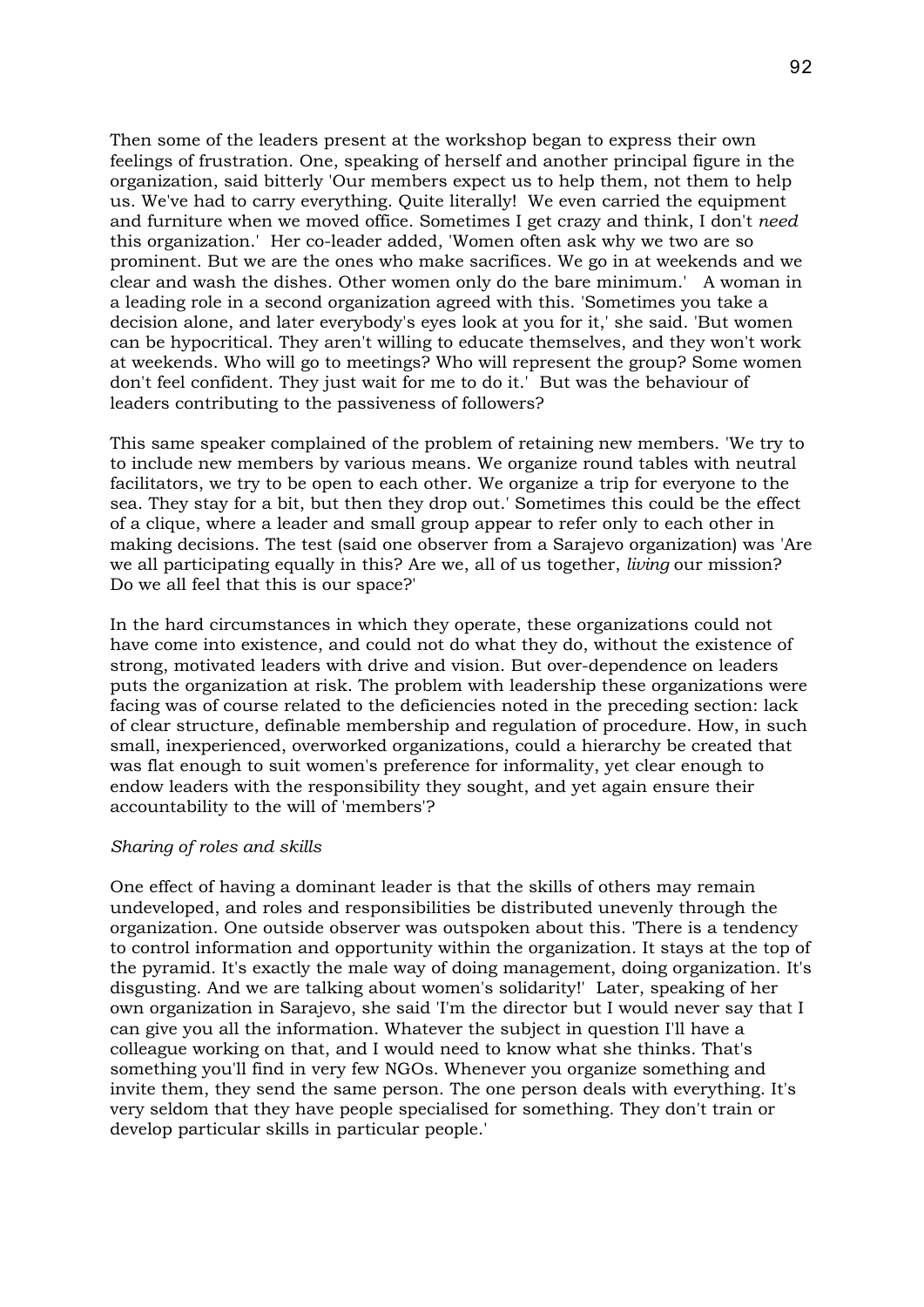Then some of the leaders present at the workshop began to express their own feelings of frustration. One, speaking of herself and another principal figure in the organization, said bitterly 'Our members expect us to help them, not them to help us. We've had to carry everything. Quite literally! We even carried the equipment and furniture when we moved office. Sometimes I get crazy and think, I don't *need* this organization.' Her co-leader added, 'Women often ask why we two are so prominent. But we are the ones who make sacrifices. We go in at weekends and we clear and wash the dishes. Other women only do the bare minimum.' A woman in a leading role in a second organization agreed with this. 'Sometimes you take a decision alone, and later everybody's eyes look at you for it,' she said. 'But women can be hypocritical. They aren't willing to educate themselves, and they won't work at weekends. Who will go to meetings? Who will represent the group? Some women don't feel confident. They just wait for me to do it.' But was the behaviour of leaders contributing to the passiveness of followers?

This same speaker complained of the problem of retaining new members. 'We try to to include new members by various means. We organize round tables with neutral facilitators, we try to be open to each other. We organize a trip for everyone to the sea. They stay for a bit, but then they drop out.' Sometimes this could be the effect of a clique, where a leader and small group appear to refer only to each other in making decisions. The test (said one observer from a Sarajevo organization) was 'Are we all participating equally in this? Are we, all of us together, *living* our mission? Do we all feel that this is our space?'

In the hard circumstances in which they operate, these organizations could not have come into existence, and could not do what they do, without the existence of strong, motivated leaders with drive and vision. But over-dependence on leaders puts the organization at risk. The problem with leadership these organizations were facing was of course related to the deficiencies noted in the preceding section: lack of clear structure, definable membership and regulation of procedure. How, in such small, inexperienced, overworked organizations, could a hierarchy be created that was flat enough to suit women's preference for informality, yet clear enough to endow leaders with the responsibility they sought, and yet again ensure their accountability to the will of 'members'?

*Sharing of roles and skills*

One effect of having a dominant leader is that the skills of others may remain undeveloped, and roles and responsibilities be distributed unevenly through the organization. One outside observer was outspoken about this. 'There is a tendency to control information and opportunity within the organization. It stays at the top of the pyramid. It's exactly the male way of doing management, doing organization. It's disgusting. And we are talking about women's solidarity!' Later, speaking of her own organization in Sarajevo, she said 'I'm the director but I would never say that I can give you all the information. Whatever the subject in question I'll have a colleague working on that, and I would need to know what she thinks. That's something you'll find in very few NGOs. Whenever you organize something and invite them, they send the same person. The one person deals with everything. It's very seldom that they have people specialised for something. They don't train or develop particular skills in particular people.'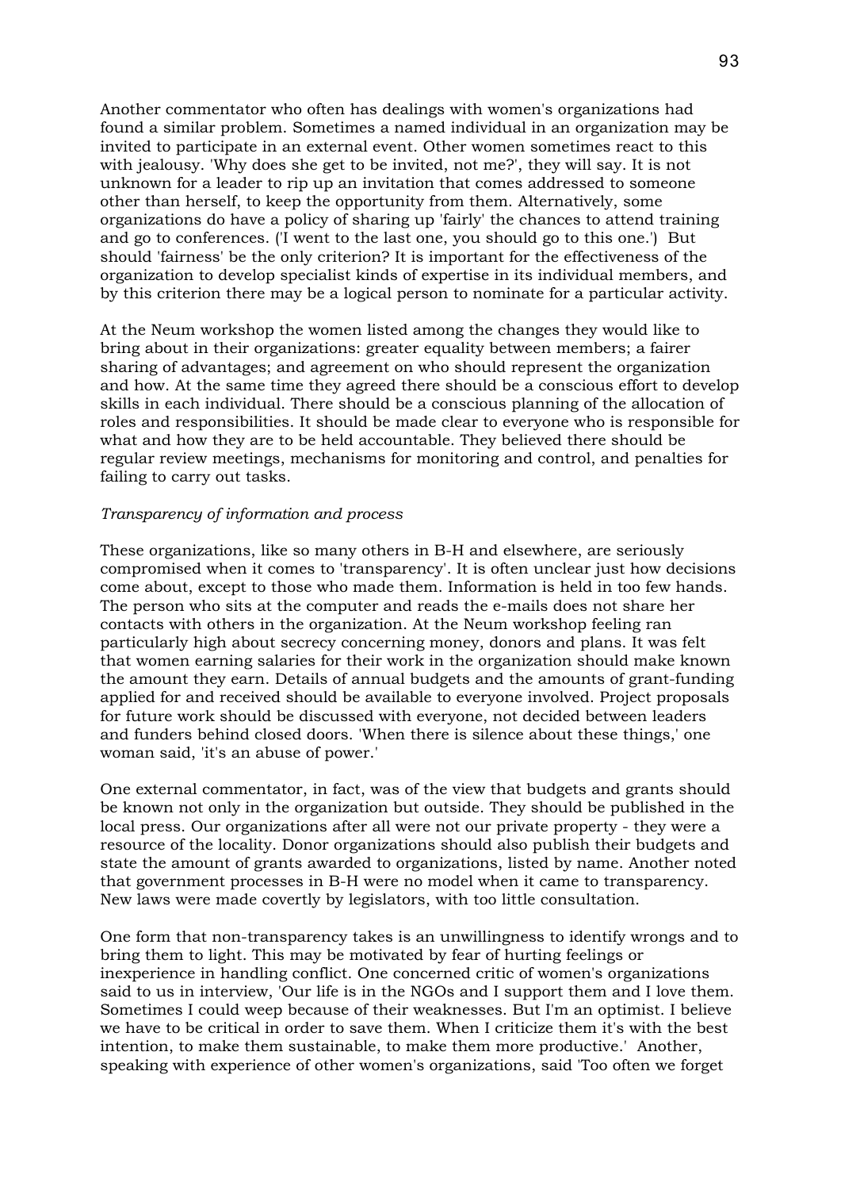Another commentator who often has dealings with women's organizations had found a similar problem. Sometimes a named individual in an organization may be invited to participate in an external event. Other women sometimes react to this with jealousy. 'Why does she get to be invited, not me?', they will say. It is not unknown for a leader to rip up an invitation that comes addressed to someone other than herself, to keep the opportunity from them. Alternatively, some organizations do have a policy of sharing up 'fairly' the chances to attend training and go to conferences. ('I went to the last one, you should go to this one.') But should 'fairness' be the only criterion? It is important for the effectiveness of the organization to develop specialist kinds of expertise in its individual members, and by this criterion there may be a logical person to nominate for a particular activity.

At the Neum workshop the women listed among the changes they would like to bring about in their organizations: greater equality between members; a fairer sharing of advantages; and agreement on who should represent the organization and how. At the same time they agreed there should be a conscious effort to develop skills in each individual. There should be a conscious planning of the allocation of roles and responsibilities. It should be made clear to everyone who is responsible for what and how they are to be held accountable. They believed there should be regular review meetings, mechanisms for monitoring and control, and penalties for failing to carry out tasks.

*Transparency of information and process*

These organizations, like so many others in B-H and elsewhere, are seriously compromised when it comes to 'transparency'. It is often unclear just how decisions come about, except to those who made them. Information is held in too few hands. The person who sits at the computer and reads the e-mails does not share her contacts with others in the organization. At the Neum workshop feeling ran particularly high about secrecy concerning money, donors and plans. It was felt that women earning salaries for their work in the organization should make known the amount they earn. Details of annual budgets and the amounts of grant-funding applied for and received should be available to everyone involved. Project proposals for future work should be discussed with everyone, not decided between leaders and funders behind closed doors. 'When there is silence about these things,' one woman said, 'it's an abuse of power.'

One external commentator, in fact, was of the view that budgets and grants should be known not only in the organization but outside. They should be published in the local press. Our organizations after all were not our private property - they were a resource of the locality. Donor organizations should also publish their budgets and state the amount of grants awarded to organizations, listed by name. Another noted that government processes in B-H were no model when it came to transparency. New laws were made covertly by legislators, with too little consultation.

One form that non-transparency takes is an unwillingness to identify wrongs and to bring them to light. This may be motivated by fear of hurting feelings or inexperience in handling conflict. One concerned critic of women's organizations said to us in interview, 'Our life is in the NGOs and I support them and I love them. Sometimes I could weep because of their weaknesses. But I'm an optimist. I believe we have to be critical in order to save them. When I criticize them it's with the best intention, to make them sustainable, to make them more productive.' Another, speaking with experience of other women's organizations, said 'Too often we forget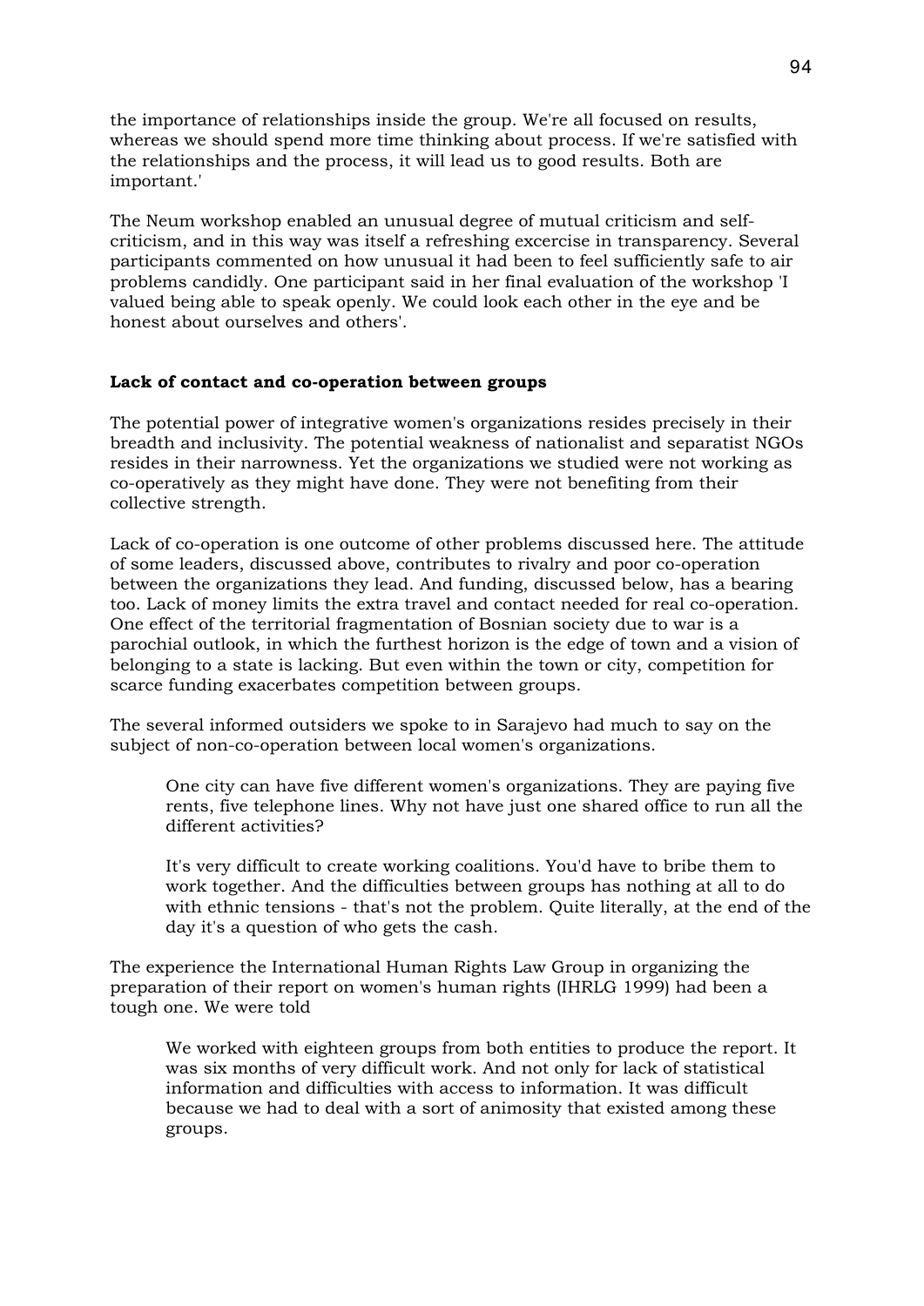the importance of relationships inside the group. We're all focused on results, whereas we should spend more time thinking about process. If we're satisfied with the relationships and the process, it will lead us to good results. Both are important.'

The Neum workshop enabled an unusual degree of mutual criticism and self-criticism, and in this way was itself a refreshing excercise in transparency. Several participants commented on how unusual it had been to feel sufficiently safe to air problems candidly. One participant said in her final evaluation of the workshop 'I valued being able to speak openly. We could look each other in the eye and be honest about ourselves and others'.

**Lack of contact and co-operation between groups**

The potential power of integrative women's organizations resides precisely in their breadth and inclusivity. The potential weakness of nationalist and separatist NGOs resides in their narrowness. Yet the organizations we studied were not working as co-operatively as they might have done. They were not benefiting from their collective strength.

Lack of co-operation is one outcome of other problems discussed here. The attitude of some leaders, discussed above, contributes to rivalry and poor co-operation between the organizations they lead. And funding, discussed below, has a bearing too. Lack of money limits the extra travel and contact needed for real co-operation. One effect of the territorial fragmentation of Bosnian society due to war is a parochial outlook, in which the furthest horizon is the edge of town and a vision of belonging to a state is lacking. But even within the town or city, competition for scarce funding exacerbates competition between groups.

The several informed outsiders we spoke to in Sarajevo had much to say on the subject of non-co-operation between local women's organizations.

> One city can have five different women's organizations. They are paying five rents, five telephone lines. Why not have just one shared office to run all the different activities?
>
> It's very difficult to create working coalitions. You'd have to bribe them to work together. And the difficulties between groups has nothing at all to do with ethnic tensions - that's not the problem. Quite literally, at the end of the day it's a question of who gets the cash.

The experience the International Human Rights Law Group in organizing the preparation of their report on women's human rights (IHRLG 1999) had been a tough one. We were told

> We worked with eighteen groups from both entities to produce the report. It was six months of very difficult work. And not only for lack of statistical information and difficulties with access to information. It was difficult because we had to deal with a sort of animosity that existed among these groups.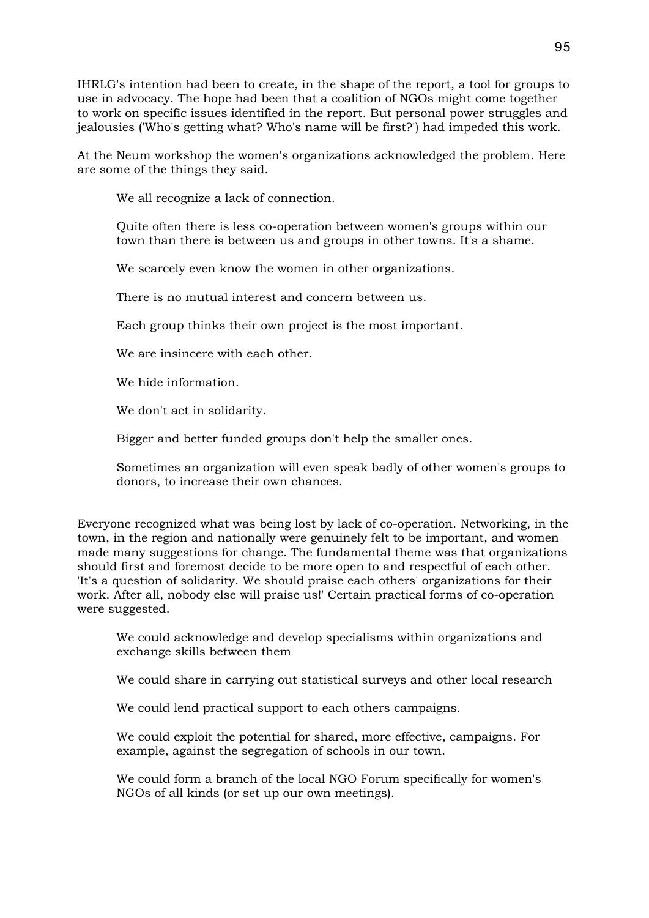IHRLG's intention had been to create, in the shape of the report, a tool for groups to use in advocacy. The hope had been that a coalition of NGOs might come together to work on specific issues identified in the report. But personal power struggles and jealousies ('Who's getting what? Who's name will be first?') had impeded this work.

At the Neum workshop the women's organizations acknowledged the problem. Here are some of the things they said.

> We all recognize a lack of connection.
>
> Quite often there is less co-operation between women's groups within our town than there is between us and groups in other towns. It's a shame.
>
> We scarcely even know the women in other organizations.
>
> There is no mutual interest and concern between us.
>
> Each group thinks their own project is the most important.
>
> We are insincere with each other.
>
> We hide information.
>
> We don't act in solidarity.
>
> Bigger and better funded groups don't help the smaller ones.
>
> Sometimes an organization will even speak badly of other women's groups to donors, to increase their own chances.

Everyone recognized what was being lost by lack of co-operation. Networking, in the town, in the region and nationally were genuinely felt to be important, and women made many suggestions for change. The fundamental theme was that organizations should first and foremost decide to be more open to and respectful of each other. 'It's a question of solidarity. We should praise each others' organizations for their work. After all, nobody else will praise us!' Certain practical forms of co-operation were suggested.

> We could acknowledge and develop specialisms within organizations and exchange skills between them
>
> We could share in carrying out statistical surveys and other local research
>
> We could lend practical support to each others campaigns.
>
> We could exploit the potential for shared, more effective, campaigns. For example, against the segregation of schools in our town.
>
> We could form a branch of the local NGO Forum specifically for women's NGOs of all kinds (or set up our own meetings).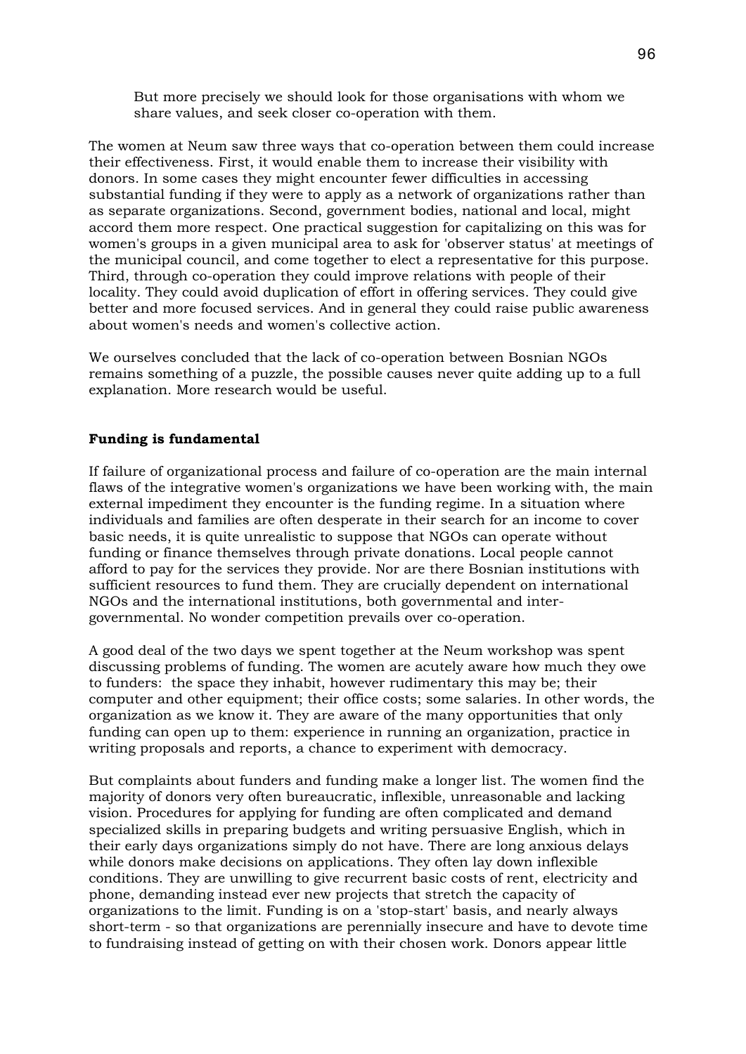> But more precisely we should look for those organisations with whom we share values, and seek closer co-operation with them.

The women at Neum saw three ways that co-operation between them could increase their effectiveness. First, it would enable them to increase their visibility with donors. In some cases they might encounter fewer difficulties in accessing substantial funding if they were to apply as a network of organizations rather than as separate organizations. Second, government bodies, national and local, might accord them more respect. One practical suggestion for capitalizing on this was for women's groups in a given municipal area to ask for 'observer status' at meetings of the municipal council, and come together to elect a representative for this purpose. Third, through co-operation they could improve relations with people of their locality. They could avoid duplication of effort in offering services. They could give better and more focused services. And in general they could raise public awareness about women's needs and women's collective action.

We ourselves concluded that the lack of co-operation between Bosnian NGOs remains something of a puzzle, the possible causes never quite adding up to a full explanation. More research would be useful.

**Funding is fundamental**

If failure of organizational process and failure of co-operation are the main internal flaws of the integrative women's organizations we have been working with, the main external impediment they encounter is the funding regime. In a situation where individuals and families are often desperate in their search for an income to cover basic needs, it is quite unrealistic to suppose that NGOs can operate without funding or finance themselves through private donations. Local people cannot afford to pay for the services they provide. Nor are there Bosnian institutions with sufficient resources to fund them. They are crucially dependent on international NGOs and the international institutions, both governmental and inter-governmental. No wonder competition prevails over co-operation.

A good deal of the two days we spent together at the Neum workshop was spent discussing problems of funding. The women are acutely aware how much they owe to funders: the space they inhabit, however rudimentary this may be; their computer and other equipment; their office costs; some salaries. In other words, the organization as we know it. They are aware of the many opportunities that only funding can open up to them: experience in running an organization, practice in writing proposals and reports, a chance to experiment with democracy.

But complaints about funders and funding make a longer list. The women find the majority of donors very often bureaucratic, inflexible, unreasonable and lacking vision. Procedures for applying for funding are often complicated and demand specialized skills in preparing budgets and writing persuasive English, which in their early days organizations simply do not have. There are long anxious delays while donors make decisions on applications. They often lay down inflexible conditions. They are unwilling to give recurrent basic costs of rent, electricity and phone, demanding instead ever new projects that stretch the capacity of organizations to the limit. Funding is on a 'stop-start' basis, and nearly always short-term - so that organizations are perennially insecure and have to devote time to fundraising instead of getting on with their chosen work. Donors appear little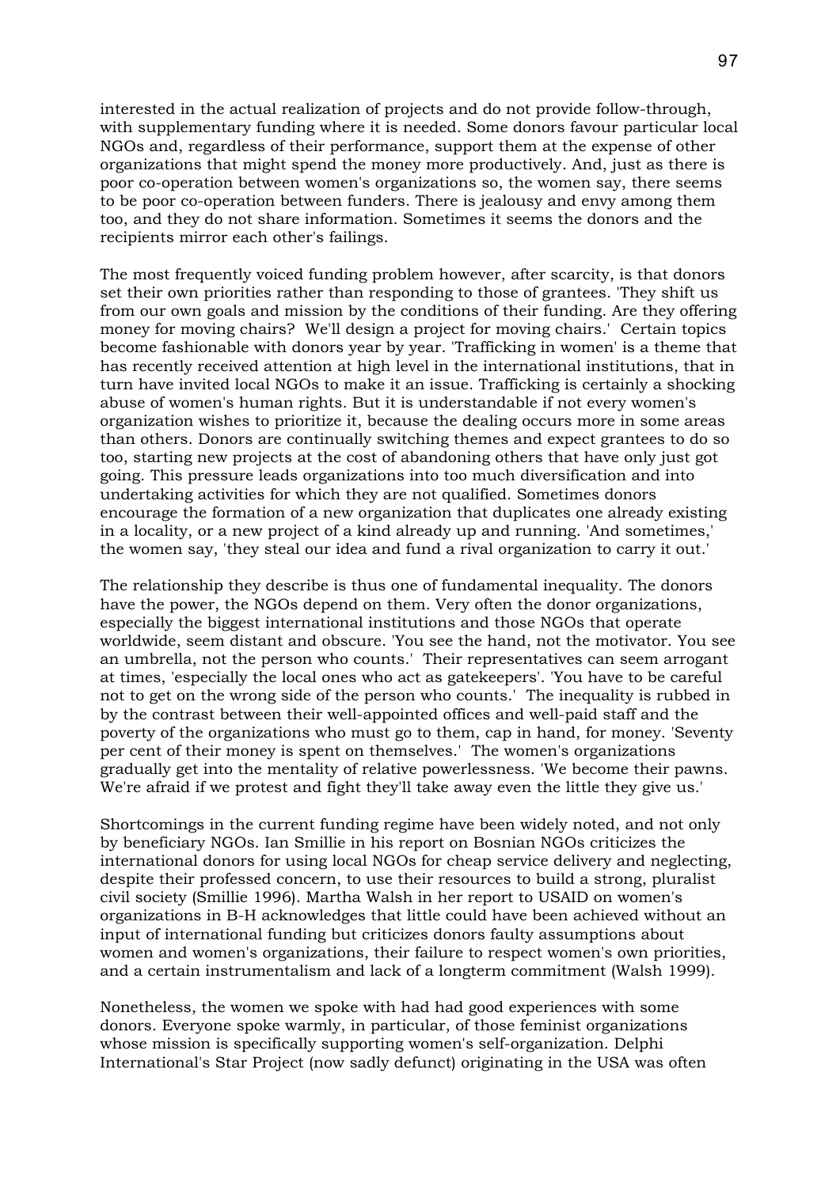interested in the actual realization of projects and do not provide follow-through, with supplementary funding where it is needed. Some donors favour particular local NGOs and, regardless of their performance, support them at the expense of other organizations that might spend the money more productively. And, just as there is poor co-operation between women's organizations so, the women say, there seems to be poor co-operation between funders. There is jealousy and envy among them too, and they do not share information. Sometimes it seems the donors and the recipients mirror each other's failings.

The most frequently voiced funding problem however, after scarcity, is that donors set their own priorities rather than responding to those of grantees. 'They shift us from our own goals and mission by the conditions of their funding. Are they offering money for moving chairs? We'll design a project for moving chairs.' Certain topics become fashionable with donors year by year. 'Trafficking in women' is a theme that has recently received attention at high level in the international institutions, that in turn have invited local NGOs to make it an issue. Trafficking is certainly a shocking abuse of women's human rights. But it is understandable if not every women's organization wishes to prioritize it, because the dealing occurs more in some areas than others. Donors are continually switching themes and expect grantees to do so too, starting new projects at the cost of abandoning others that have only just got going. This pressure leads organizations into too much diversification and into undertaking activities for which they are not qualified. Sometimes donors encourage the formation of a new organization that duplicates one already existing in a locality, or a new project of a kind already up and running. 'And sometimes,' the women say, 'they steal our idea and fund a rival organization to carry it out.'

The relationship they describe is thus one of fundamental inequality. The donors have the power, the NGOs depend on them. Very often the donor organizations, especially the biggest international institutions and those NGOs that operate worldwide, seem distant and obscure. 'You see the hand, not the motivator. You see an umbrella, not the person who counts.' Their representatives can seem arrogant at times, 'especially the local ones who act as gatekeepers'. 'You have to be careful not to get on the wrong side of the person who counts.' The inequality is rubbed in by the contrast between their well-appointed offices and well-paid staff and the poverty of the organizations who must go to them, cap in hand, for money. 'Seventy per cent of their money is spent on themselves.' The women's organizations gradually get into the mentality of relative powerlessness. 'We become their pawns. We're afraid if we protest and fight they'll take away even the little they give us.'

Shortcomings in the current funding regime have been widely noted, and not only by beneficiary NGOs. Ian Smillie in his report on Bosnian NGOs criticizes the international donors for using local NGOs for cheap service delivery and neglecting, despite their professed concern, to use their resources to build a strong, pluralist civil society (Smillie 1996). Martha Walsh in her report to USAID on women's organizations in B-H acknowledges that little could have been achieved without an input of international funding but criticizes donors faulty assumptions about women and women's organizations, their failure to respect women's own priorities, and a certain instrumentalism and lack of a longterm commitment (Walsh 1999).

Nonetheless, the women we spoke with had had good experiences with some donors. Everyone spoke warmly, in particular, of those feminist organizations whose mission is specifically supporting women's self-organization. Delphi International's Star Project (now sadly defunct) originating in the USA was often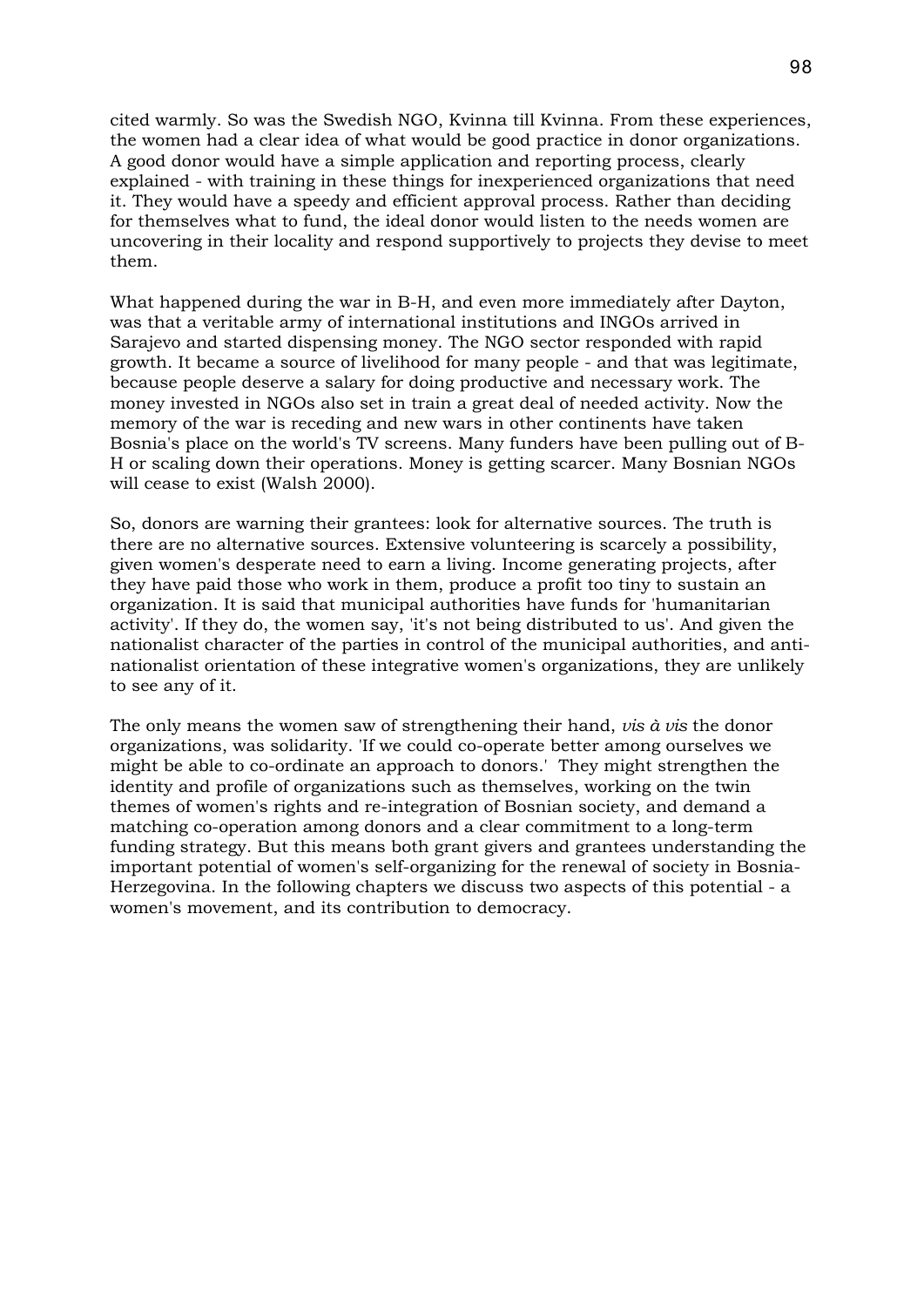cited warmly. So was the Swedish NGO, Kvinna till Kvinna. From these experiences, the women had a clear idea of what would be good practice in donor organizations. A good donor would have a simple application and reporting process, clearly explained - with training in these things for inexperienced organizations that need it. They would have a speedy and efficient approval process. Rather than deciding for themselves what to fund, the ideal donor would listen to the needs women are uncovering in their locality and respond supportively to projects they devise to meet them.

What happened during the war in B-H, and even more immediately after Dayton, was that a veritable army of international institutions and INGOs arrived in Sarajevo and started dispensing money. The NGO sector responded with rapid growth. It became a source of livelihood for many people - and that was legitimate, because people deserve a salary for doing productive and necessary work. The money invested in NGOs also set in train a great deal of needed activity. Now the memory of the war is receding and new wars in other continents have taken Bosnia's place on the world's TV screens. Many funders have been pulling out of B-H or scaling down their operations. Money is getting scarcer. Many Bosnian NGOs will cease to exist (Walsh 2000).

So, donors are warning their grantees: look for alternative sources. The truth is there are no alternative sources. Extensive volunteering is scarcely a possibility, given women's desperate need to earn a living. Income generating projects, after they have paid those who work in them, produce a profit too tiny to sustain an organization. It is said that municipal authorities have funds for 'humanitarian activity'. If they do, the women say, 'it's not being distributed to us'. And given the nationalist character of the parties in control of the municipal authorities, and anti-nationalist orientation of these integrative women's organizations, they are unlikely to see any of it.

The only means the women saw of strengthening their hand, *vis à vis* the donor organizations, was solidarity. 'If we could co-operate better among ourselves we might be able to co-ordinate an approach to donors.' They might strengthen the identity and profile of organizations such as themselves, working on the twin themes of women's rights and re-integration of Bosnian society, and demand a matching co-operation among donors and a clear commitment to a long-term funding strategy. But this means both grant givers and grantees understanding the important potential of women's self-organizing for the renewal of society in Bosnia-Herzegovina. In the following chapters we discuss two aspects of this potential - a women's movement, and its contribution to democracy.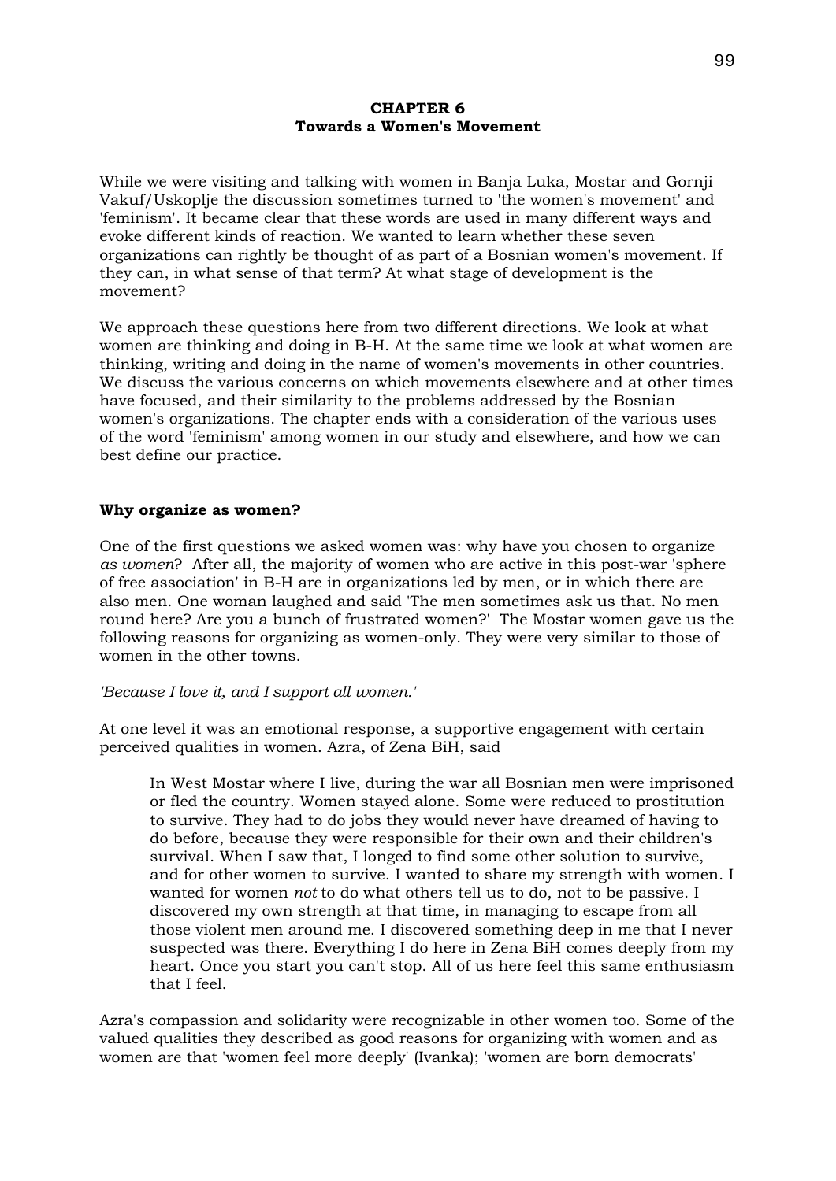# CHAPTER 6
## Towards a Women's Movement

While we were visiting and talking with women in Banja Luka, Mostar and Gornji Vakuf/Uskoplje the discussion sometimes turned to 'the women's movement' and 'feminism'. It became clear that these words are used in many different ways and evoke different kinds of reaction. We wanted to learn whether these seven organizations can rightly be thought of as part of a Bosnian women's movement. If they can, in what sense of that term? At what stage of development is the movement?

We approach these questions here from two different directions. We look at what women are thinking and doing in B-H. At the same time we look at what women are thinking, writing and doing in the name of women's movements in other countries. We discuss the various concerns on which movements elsewhere and at other times have focused, and their similarity to the problems addressed by the Bosnian women's organizations. The chapter ends with a consideration of the various uses of the word 'feminism' among women in our study and elsewhere, and how we can best define our practice.

### Why organize as women?

One of the first questions we asked women was: why have you chosen to organize *as women*? After all, the majority of women who are active in this post-war 'sphere of free association' in B-H are in organizations led by men, or in which there are also men. One woman laughed and said 'The men sometimes ask us that. No men round here? Are you a bunch of frustrated women?' The Mostar women gave us the following reasons for organizing as women-only. They were very similar to those of women in the other towns.

*'Because I love it, and I support all women.'*

At one level it was an emotional response, a supportive engagement with certain perceived qualities in women. Azra, of Zena BiH, said

> In West Mostar where I live, during the war all Bosnian men were imprisoned or fled the country. Women stayed alone. Some were reduced to prostitution to survive. They had to do jobs they would never have dreamed of having to do before, because they were responsible for their own and their children's survival. When I saw that, I longed to find some other solution to survive, and for other women to survive. I wanted to share my strength with women. I wanted for women *not* to do what others tell us to do, not to be passive. I discovered my own strength at that time, in managing to escape from all those violent men around me. I discovered something deep in me that I never suspected was there. Everything I do here in Zena BiH comes deeply from my heart. Once you start you can't stop. All of us here feel this same enthusiasm that I feel.

Azra's compassion and solidarity were recognizable in other women too. Some of the valued qualities they described as good reasons for organizing with women and as women are that 'women feel more deeply' (Ivanka); 'women are born democrats'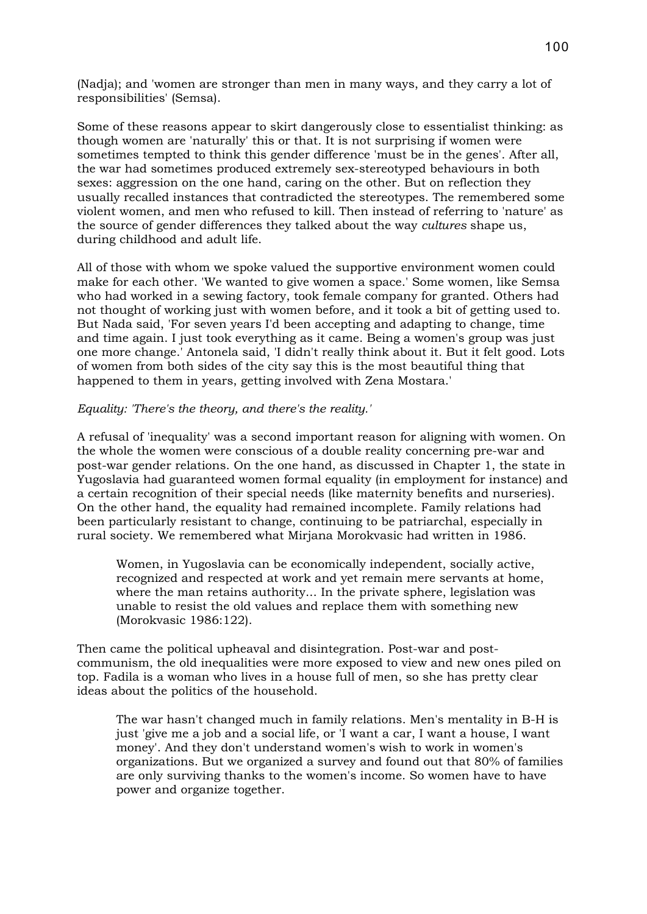(Nadja); and 'women are stronger than men in many ways, and they carry a lot of responsibilities' (Semsa).

Some of these reasons appear to skirt dangerously close to essentialist thinking: as though women are 'naturally' this or that. It is not surprising if women were sometimes tempted to think this gender difference 'must be in the genes'. After all, the war had sometimes produced extremely sex-stereotyped behaviours in both sexes: aggression on the one hand, caring on the other. But on reflection they usually recalled instances that contradicted the stereotypes. The remembered some violent women, and men who refused to kill. Then instead of referring to 'nature' as the source of gender differences they talked about the way *cultures* shape us, during childhood and adult life.

All of those with whom we spoke valued the supportive environment women could make for each other. 'We wanted to give women a space.' Some women, like Semsa who had worked in a sewing factory, took female company for granted. Others had not thought of working just with women before, and it took a bit of getting used to. But Nada said, 'For seven years I'd been accepting and adapting to change, time and time again. I just took everything as it came. Being a women's group was just one more change.' Antonela said, 'I didn't really think about it. But it felt good. Lots of women from both sides of the city say this is the most beautiful thing that happened to them in years, getting involved with Zena Mostara.'

*Equality: 'There's the theory, and there's the reality.'*

A refusal of 'inequality' was a second important reason for aligning with women. On the whole the women were conscious of a double reality concerning pre-war and post-war gender relations. On the one hand, as discussed in Chapter 1, the state in Yugoslavia had guaranteed women formal equality (in employment for instance) and a certain recognition of their special needs (like maternity benefits and nurseries). On the other hand, the equality had remained incomplete. Family relations had been particularly resistant to change, continuing to be patriarchal, especially in rural society. We remembered what Mirjana Morokvasic had written in 1986.

> Women, in Yugoslavia can be economically independent, socially active, recognized and respected at work and yet remain mere servants at home, where the man retains authority... In the private sphere, legislation was unable to resist the old values and replace them with something new (Morokvasic 1986:122).

Then came the political upheaval and disintegration. Post-war and post-communism, the old inequalities were more exposed to view and new ones piled on top. Fadila is a woman who lives in a house full of men, so she has pretty clear ideas about the politics of the household.

> The war hasn't changed much in family relations. Men's mentality in B-H is just 'give me a job and a social life, or 'I want a car, I want a house, I want money'. And they don't understand women's wish to work in women's organizations. But we organized a survey and found out that 80% of families are only surviving thanks to the women's income. So women have to have power and organize together.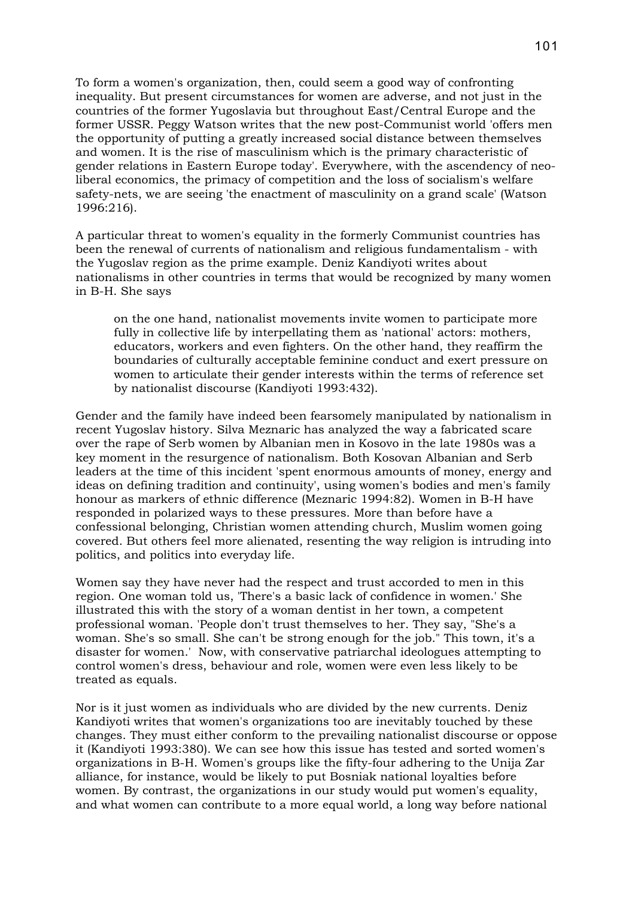To form a women's organization, then, could seem a good way of confronting inequality. But present circumstances for women are adverse, and not just in the countries of the former Yugoslavia but throughout East/Central Europe and the former USSR. Peggy Watson writes that the new post-Communist world 'offers men the opportunity of putting a greatly increased social distance between themselves and women. It is the rise of masculinism which is the primary characteristic of gender relations in Eastern Europe today'. Everywhere, with the ascendency of neo-liberal economics, the primacy of competition and the loss of socialism's welfare safety-nets, we are seeing 'the enactment of masculinity on a grand scale' (Watson 1996:216).

A particular threat to women's equality in the formerly Communist countries has been the renewal of currents of nationalism and religious fundamentalism - with the Yugoslav region as the prime example. Deniz Kandiyoti writes about nationalisms in other countries in terms that would be recognized by many women in B-H. She says

> on the one hand, nationalist movements invite women to participate more fully in collective life by interpellating them as 'national' actors: mothers, educators, workers and even fighters. On the other hand, they reaffirm the boundaries of culturally acceptable feminine conduct and exert pressure on women to articulate their gender interests within the terms of reference set by nationalist discourse (Kandiyoti 1993:432).

Gender and the family have indeed been fearsomely manipulated by nationalism in recent Yugoslav history. Silva Meznaric has analyzed the way a fabricated scare over the rape of Serb women by Albanian men in Kosovo in the late 1980s was a key moment in the resurgence of nationalism. Both Kosovan Albanian and Serb leaders at the time of this incident 'spent enormous amounts of money, energy and ideas on defining tradition and continuity', using women's bodies and men's family honour as markers of ethnic difference (Meznaric 1994:82). Women in B-H have responded in polarized ways to these pressures. More than before have a confessional belonging, Christian women attending church, Muslim women going covered. But others feel more alienated, resenting the way religion is intruding into politics, and politics into everyday life.

Women say they have never had the respect and trust accorded to men in this region. One woman told us, 'There's a basic lack of confidence in women.' She illustrated this with the story of a woman dentist in her town, a competent professional woman. 'People don't trust themselves to her. They say, "She's a woman. She's so small. She can't be strong enough for the job." This town, it's a disaster for women.' Now, with conservative patriarchal ideologues attempting to control women's dress, behaviour and role, women were even less likely to be treated as equals.

Nor is it just women as individuals who are divided by the new currents. Deniz Kandiyoti writes that women's organizations too are inevitably touched by these changes. They must either conform to the prevailing nationalist discourse or oppose it (Kandiyoti 1993:380). We can see how this issue has tested and sorted women's organizations in B-H. Women's groups like the fifty-four adhering to the Unija Zar alliance, for instance, would be likely to put Bosniak national loyalties before women. By contrast, the organizations in our study would put women's equality, and what women can contribute to a more equal world, a long way before national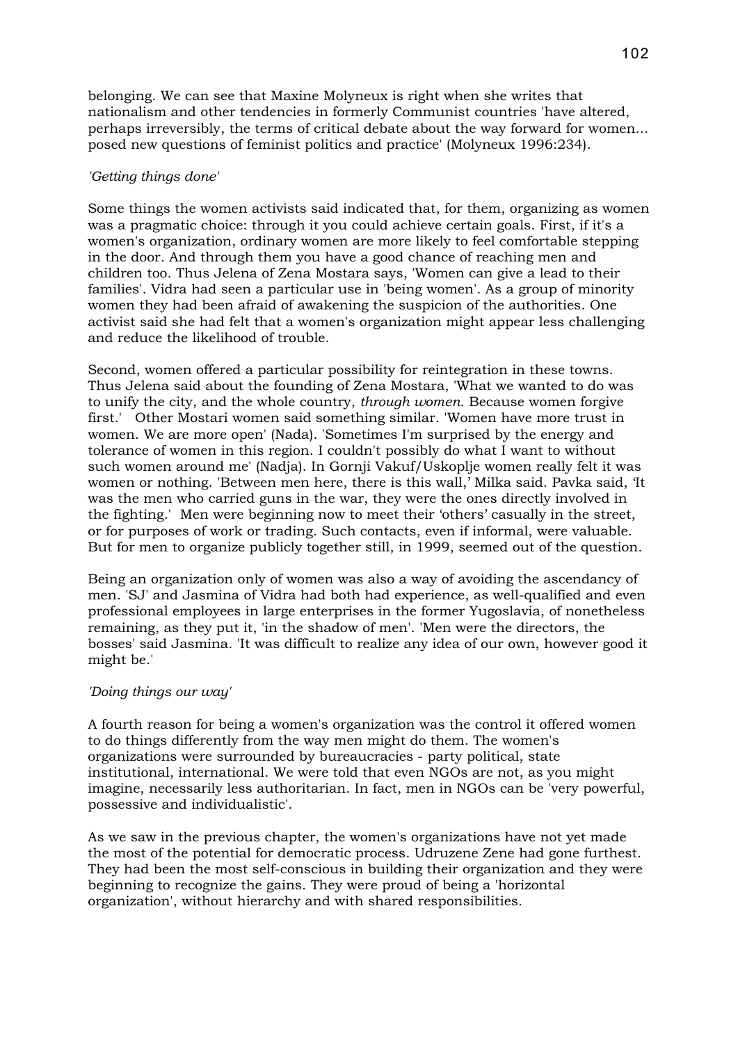belonging. We can see that Maxine Molyneux is right when she writes that nationalism and other tendencies in formerly Communist countries 'have altered, perhaps irreversibly, the terms of critical debate about the way forward for women... posed new questions of feminist politics and practice' (Molyneux 1996:234).

*'Getting things done'*

Some things the women activists said indicated that, for them, organizing as women was a pragmatic choice: through it you could achieve certain goals. First, if it's a women's organization, ordinary women are more likely to feel comfortable stepping in the door. And through them you have a good chance of reaching men and children too. Thus Jelena of Zena Mostara says, 'Women can give a lead to their families'. Vidra had seen a particular use in 'being women'. As a group of minority women they had been afraid of awakening the suspicion of the authorities. One activist said she had felt that a women's organization might appear less challenging and reduce the likelihood of trouble.

Second, women offered a particular possibility for reintegration in these towns. Thus Jelena said about the founding of Zena Mostara, 'What we wanted to do was to unify the city, and the whole country, *through women*. Because women forgive first.' Other Mostari women said something similar. 'Women have more trust in women. We are more open' (Nada). 'Sometimes I'm surprised by the energy and tolerance of women in this region. I couldn't possibly do what I want to without such women around me' (Nadja). In Gornji Vakuf/Uskoplje women really felt it was women or nothing. 'Between men here, there is this wall,' Milka said. Pavka said, 'It was the men who carried guns in the war, they were the ones directly involved in the fighting.' Men were beginning now to meet their 'others' casually in the street, or for purposes of work or trading. Such contacts, even if informal, were valuable. But for men to organize publicly together still, in 1999, seemed out of the question.

Being an organization only of women was also a way of avoiding the ascendancy of men. 'SJ' and Jasmina of Vidra had both had experience, as well-qualified and even professional employees in large enterprises in the former Yugoslavia, of nonetheless remaining, as they put it, 'in the shadow of men'. 'Men were the directors, the bosses' said Jasmina. 'It was difficult to realize any idea of our own, however good it might be.'

*'Doing things our way'*

A fourth reason for being a women's organization was the control it offered women to do things differently from the way men might do them. The women's organizations were surrounded by bureaucracies - party political, state institutional, international. We were told that even NGOs are not, as you might imagine, necessarily less authoritarian. In fact, men in NGOs can be 'very powerful, possessive and individualistic'.

As we saw in the previous chapter, the women's organizations have not yet made the most of the potential for democratic process. Udruzene Zene had gone furthest. They had been the most self-conscious in building their organization and they were beginning to recognize the gains. They were proud of being a 'horizontal organization', without hierarchy and with shared responsibilities.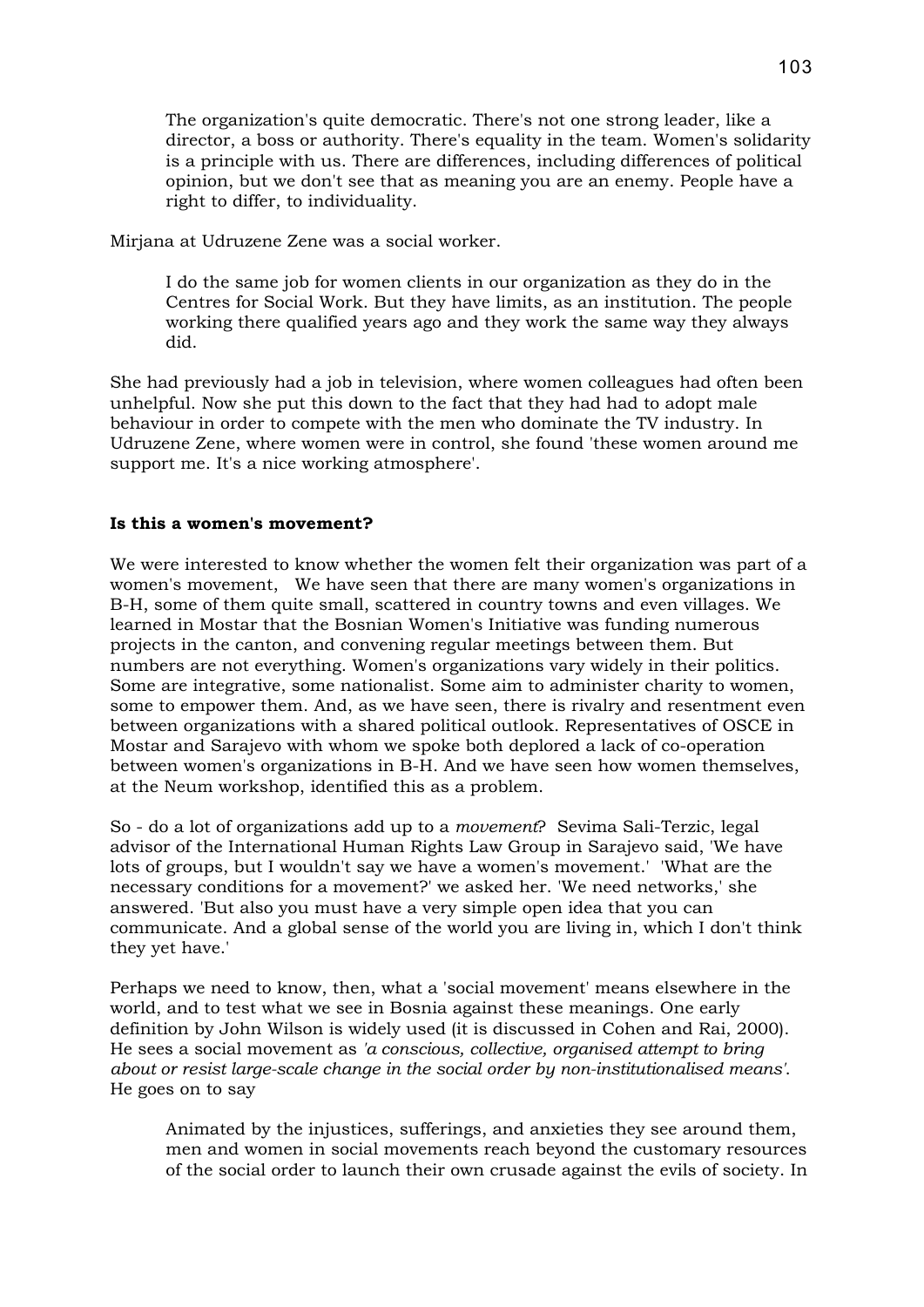> The organization's quite democratic. There's not one strong leader, like a director, a boss or authority. There's equality in the team. Women's solidarity is a principle with us. There are differences, including differences of political opinion, but we don't see that as meaning you are an enemy. People have a right to differ, to individuality.

Mirjana at Udruzene Zene was a social worker.

> I do the same job for women clients in our organization as they do in the Centres for Social Work. But they have limits, as an institution. The people working there qualified years ago and they work the same way they always did.

She had previously had a job in television, where women colleagues had often been unhelpful. Now she put this down to the fact that they had had to adopt male behaviour in order to compete with the men who dominate the TV industry. In Udruzene Zene, where women were in control, she found 'these women around me support me. It's a nice working atmosphere'.

**Is this a women's movement?**

We were interested to know whether the women felt their organization was part of a women's movement, We have seen that there are many women's organizations in B-H, some of them quite small, scattered in country towns and even villages. We learned in Mostar that the Bosnian Women's Initiative was funding numerous projects in the canton, and convening regular meetings between them. But numbers are not everything. Women's organizations vary widely in their politics. Some are integrative, some nationalist. Some aim to administer charity to women, some to empower them. And, as we have seen, there is rivalry and resentment even between organizations with a shared political outlook. Representatives of OSCE in Mostar and Sarajevo with whom we spoke both deplored a lack of co-operation between women's organizations in B-H. And we have seen how women themselves, at the Neum workshop, identified this as a problem.

So - do a lot of organizations add up to a *movement*? Sevima Sali-Terzic, legal advisor of the International Human Rights Law Group in Sarajevo said, 'We have lots of groups, but I wouldn't say we have a women's movement.' 'What are the necessary conditions for a movement?' we asked her. 'We need networks,' she answered. 'But also you must have a very simple open idea that you can communicate. And a global sense of the world you are living in, which I don't think they yet have.'

Perhaps we need to know, then, what a 'social movement' means elsewhere in the world, and to test what we see in Bosnia against these meanings. One early definition by John Wilson is widely used (it is discussed in Cohen and Rai, 2000). He sees a social movement as *'a conscious, collective, organised attempt to bring about or resist large-scale change in the social order by non-institutionalised means'*. He goes on to say

> Animated by the injustices, sufferings, and anxieties they see around them, men and women in social movements reach beyond the customary resources of the social order to launch their own crusade against the evils of society. In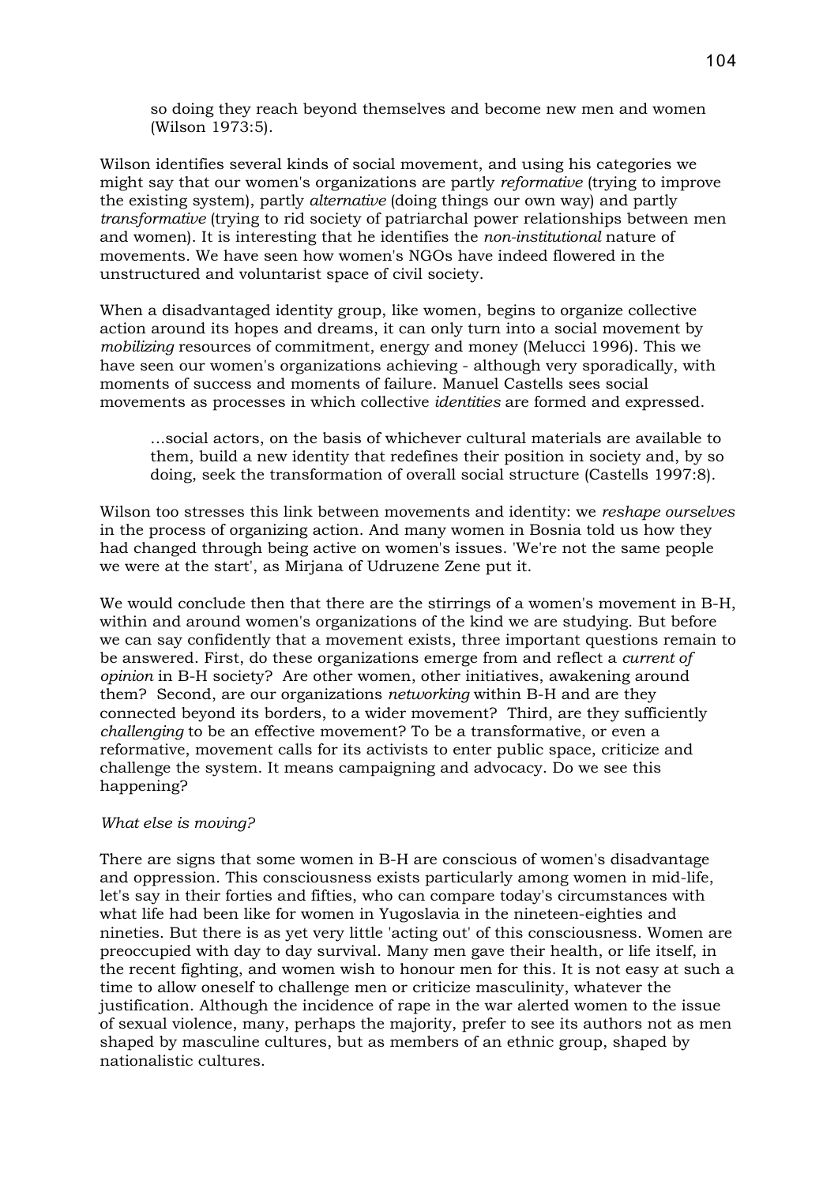> so doing they reach beyond themselves and become new men and women (Wilson 1973:5).

Wilson identifies several kinds of social movement, and using his categories we might say that our women's organizations are partly *reformative* (trying to improve the existing system), partly *alternative* (doing things our own way) and partly *transformative* (trying to rid society of patriarchal power relationships between men and women). It is interesting that he identifies the *non-institutional* nature of movements. We have seen how women's NGOs have indeed flowered in the unstructured and voluntarist space of civil society.

When a disadvantaged identity group, like women, begins to organize collective action around its hopes and dreams, it can only turn into a social movement by *mobilizing* resources of commitment, energy and money (Melucci 1996). This we have seen our women's organizations achieving - although very sporadically, with moments of success and moments of failure. Manuel Castells sees social movements as processes in which collective *identities* are formed and expressed.

> ...social actors, on the basis of whichever cultural materials are available to them, build a new identity that redefines their position in society and, by so doing, seek the transformation of overall social structure (Castells 1997:8).

Wilson too stresses this link between movements and identity: we *reshape ourselves* in the process of organizing action. And many women in Bosnia told us how they had changed through being active on women's issues. 'We're not the same people we were at the start', as Mirjana of Udruzene Zene put it.

We would conclude then that there are the stirrings of a women's movement in B-H, within and around women's organizations of the kind we are studying. But before we can say confidently that a movement exists, three important questions remain to be answered. First, do these organizations emerge from and reflect a *current of opinion* in B-H society? Are other women, other initiatives, awakening around them? Second, are our organizations *networking* within B-H and are they connected beyond its borders, to a wider movement? Third, are they sufficiently *challenging* to be an effective movement? To be a transformative, or even a reformative, movement calls for its activists to enter public space, criticize and challenge the system. It means campaigning and advocacy. Do we see this happening?

*What else is moving?*

There are signs that some women in B-H are conscious of women's disadvantage and oppression. This consciousness exists particularly among women in mid-life, let's say in their forties and fifties, who can compare today's circumstances with what life had been like for women in Yugoslavia in the nineteen-eighties and nineties. But there is as yet very little 'acting out' of this consciousness. Women are preoccupied with day to day survival. Many men gave their health, or life itself, in the recent fighting, and women wish to honour men for this. It is not easy at such a time to allow oneself to challenge men or criticize masculinity, whatever the justification. Although the incidence of rape in the war alerted women to the issue of sexual violence, many, perhaps the majority, prefer to see its authors not as men shaped by masculine cultures, but as members of an ethnic group, shaped by nationalistic cultures.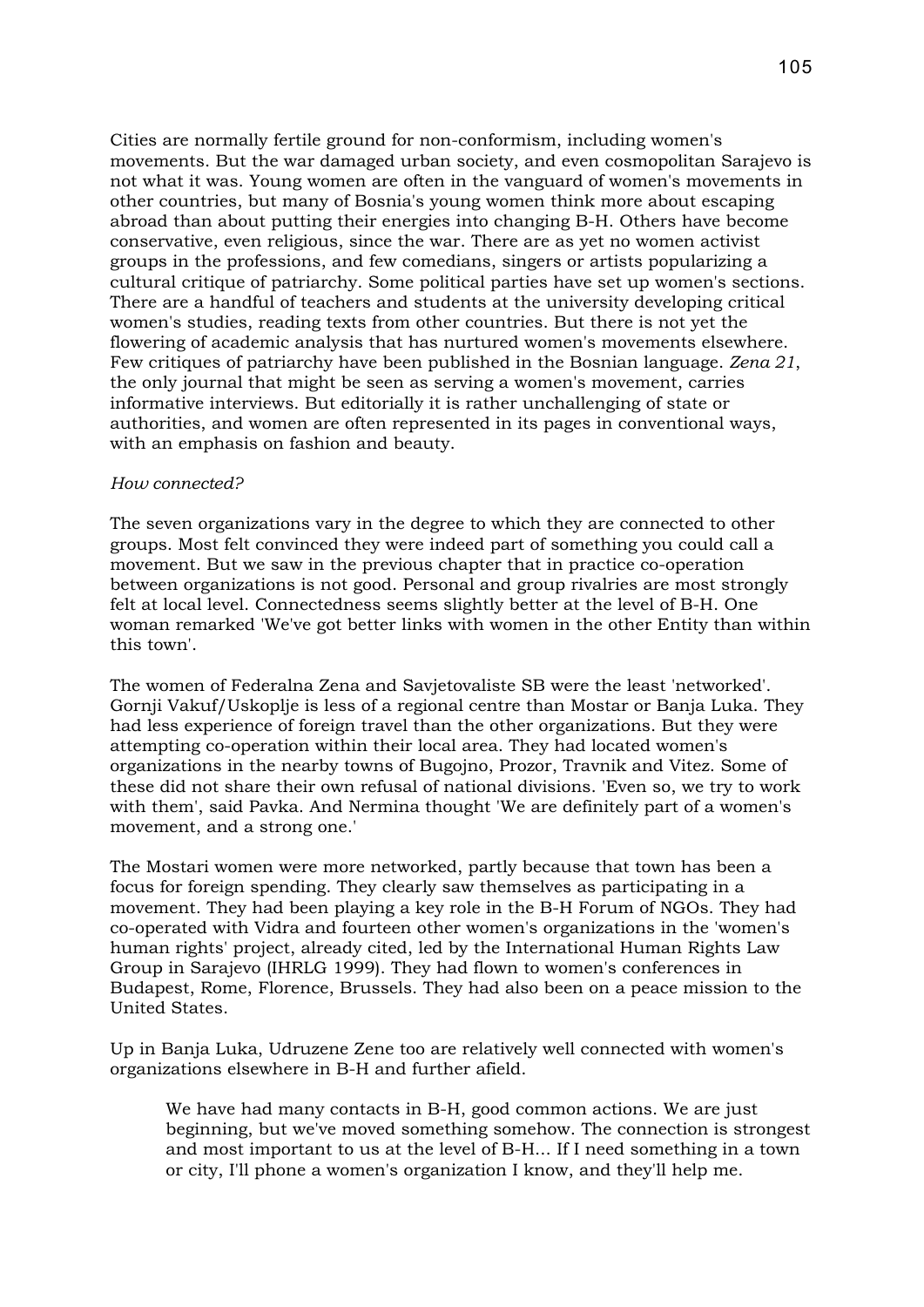Cities are normally fertile ground for non-conformism, including women's movements. But the war damaged urban society, and even cosmopolitan Sarajevo is not what it was. Young women are often in the vanguard of women's movements in other countries, but many of Bosnia's young women think more about escaping abroad than about putting their energies into changing B-H. Others have become conservative, even religious, since the war. There are as yet no women activist groups in the professions, and few comedians, singers or artists popularizing a cultural critique of patriarchy. Some political parties have set up women's sections. There are a handful of teachers and students at the university developing critical women's studies, reading texts from other countries. But there is not yet the flowering of academic analysis that has nurtured women's movements elsewhere. Few critiques of patriarchy have been published in the Bosnian language. *Zena 21*, the only journal that might be seen as serving a women's movement, carries informative interviews. But editorially it is rather unchallenging of state or authorities, and women are often represented in its pages in conventional ways, with an emphasis on fashion and beauty.

*How connected?*

The seven organizations vary in the degree to which they are connected to other groups. Most felt convinced they were indeed part of something you could call a movement. But we saw in the previous chapter that in practice co-operation between organizations is not good. Personal and group rivalries are most strongly felt at local level. Connectedness seems slightly better at the level of B-H. One woman remarked 'We've got better links with women in the other Entity than within this town'.

The women of Federalna Zena and Savjetovaliste SB were the least 'networked'. Gornji Vakuf/Uskoplje is less of a regional centre than Mostar or Banja Luka. They had less experience of foreign travel than the other organizations. But they were attempting co-operation within their local area. They had located women's organizations in the nearby towns of Bugojno, Prozor, Travnik and Vitez. Some of these did not share their own refusal of national divisions. 'Even so, we try to work with them', said Pavka. And Nermina thought 'We are definitely part of a women's movement, and a strong one.'

The Mostari women were more networked, partly because that town has been a focus for foreign spending. They clearly saw themselves as participating in a movement. They had been playing a key role in the B-H Forum of NGOs. They had co-operated with Vidra and fourteen other women's organizations in the 'women's human rights' project, already cited, led by the International Human Rights Law Group in Sarajevo (IHRLG 1999). They had flown to women's conferences in Budapest, Rome, Florence, Brussels. They had also been on a peace mission to the United States.

Up in Banja Luka, Udruzene Zene too are relatively well connected with women's organizations elsewhere in B-H and further afield.

> We have had many contacts in B-H, good common actions. We are just beginning, but we've moved something somehow. The connection is strongest and most important to us at the level of B-H... If I need something in a town or city, I'll phone a women's organization I know, and they'll help me.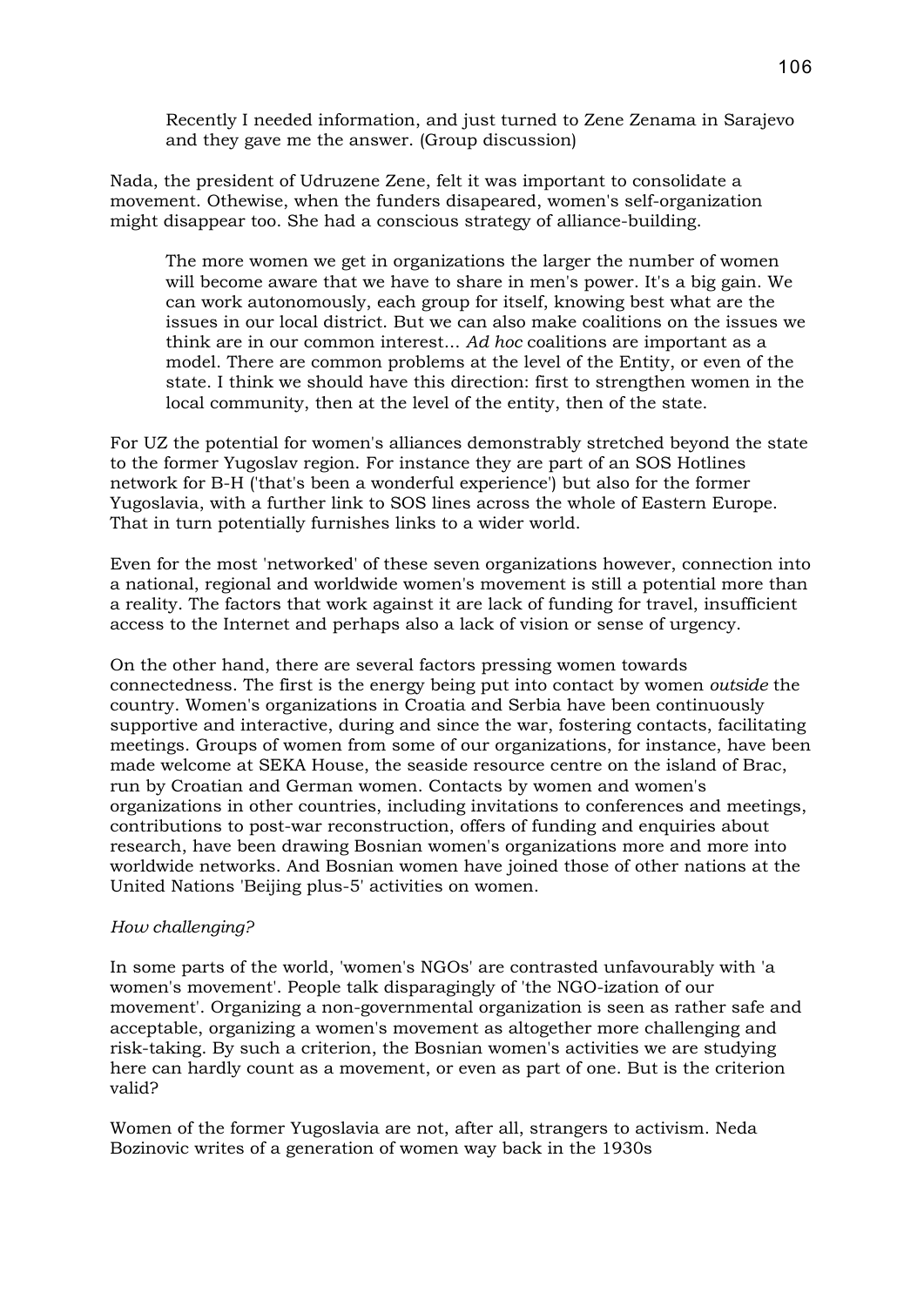> Recently I needed information, and just turned to Zene Zenama in Sarajevo and they gave me the answer. (Group discussion)

Nada, the president of Udruzene Zene, felt it was important to consolidate a movement. Othewise, when the funders disapeared, women's self-organization might disappear too. She had a conscious strategy of alliance-building.

> The more women we get in organizations the larger the number of women will become aware that we have to share in men's power. It's a big gain. We can work autonomously, each group for itself, knowing best what are the issues in our local district. But we can also make coalitions on the issues we think are in our common interest... *Ad hoc* coalitions are important as a model. There are common problems at the level of the Entity, or even of the state. I think we should have this direction: first to strengthen women in the local community, then at the level of the entity, then of the state.

For UZ the potential for women's alliances demonstrably stretched beyond the state to the former Yugoslav region. For instance they are part of an SOS Hotlines network for B-H ('that's been a wonderful experience') but also for the former Yugoslavia, with a further link to SOS lines across the whole of Eastern Europe. That in turn potentially furnishes links to a wider world.

Even for the most 'networked' of these seven organizations however, connection into a national, regional and worldwide women's movement is still a potential more than a reality. The factors that work against it are lack of funding for travel, insufficient access to the Internet and perhaps also a lack of vision or sense of urgency.

On the other hand, there are several factors pressing women towards connectedness. The first is the energy being put into contact by women *outside* the country. Women's organizations in Croatia and Serbia have been continuously supportive and interactive, during and since the war, fostering contacts, facilitating meetings. Groups of women from some of our organizations, for instance, have been made welcome at SEKA House, the seaside resource centre on the island of Brac, run by Croatian and German women. Contacts by women and women's organizations in other countries, including invitations to conferences and meetings, contributions to post-war reconstruction, offers of funding and enquiries about research, have been drawing Bosnian women's organizations more and more into worldwide networks. And Bosnian women have joined those of other nations at the United Nations 'Beijing plus-5' activities on women.

*How challenging?*

In some parts of the world, 'women's NGOs' are contrasted unfavourably with 'a women's movement'. People talk disparagingly of 'the NGO-ization of our movement'. Organizing a non-governmental organization is seen as rather safe and acceptable, organizing a women's movement as altogether more challenging and risk-taking. By such a criterion, the Bosnian women's activities we are studying here can hardly count as a movement, or even as part of one. But is the criterion valid?

Women of the former Yugoslavia are not, after all, strangers to activism. Neda Bozinovic writes of a generation of women way back in the 1930s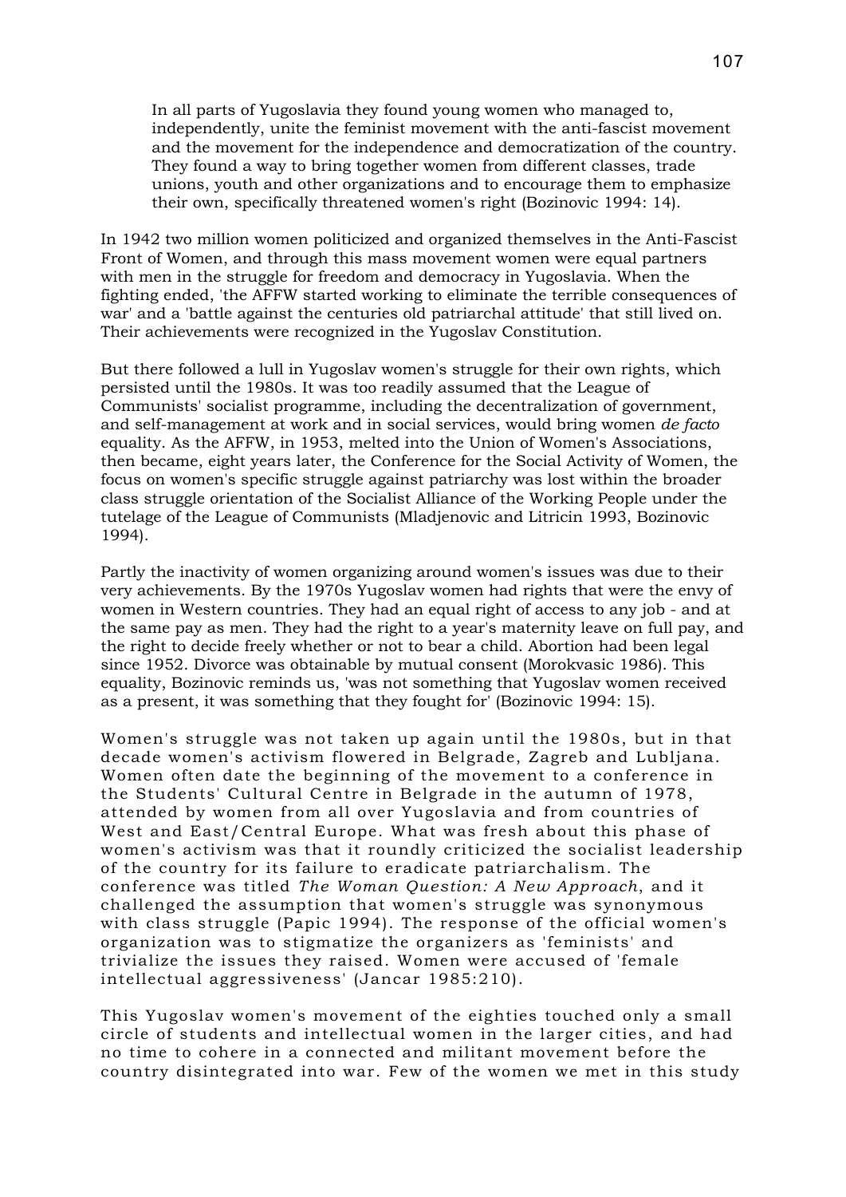> In all parts of Yugoslavia they found young women who managed to, independently, unite the feminist movement with the anti-fascist movement and the movement for the independence and democratization of the country. They found a way to bring together women from different classes, trade unions, youth and other organizations and to encourage them to emphasize their own, specifically threatened women's right (Bozinovic 1994: 14).

In 1942 two million women politicized and organized themselves in the Anti-Fascist Front of Women, and through this mass movement women were equal partners with men in the struggle for freedom and democracy in Yugoslavia. When the fighting ended, 'the AFFW started working to eliminate the terrible consequences of war' and a 'battle against the centuries old patriarchal attitude' that still lived on. Their achievements were recognized in the Yugoslav Constitution.

But there followed a lull in Yugoslav women's struggle for their own rights, which persisted until the 1980s. It was too readily assumed that the League of Communists' socialist programme, including the decentralization of government, and self-management at work and in social services, would bring women *de facto* equality. As the AFFW, in 1953, melted into the Union of Women's Associations, then became, eight years later, the Conference for the Social Activity of Women, the focus on women's specific struggle against patriarchy was lost within the broader class struggle orientation of the Socialist Alliance of the Working People under the tutelage of the League of Communists (Mladjenovic and Litricin 1993, Bozinovic 1994).

Partly the inactivity of women organizing around women's issues was due to their very achievements. By the 1970s Yugoslav women had rights that were the envy of women in Western countries. They had an equal right of access to any job - and at the same pay as men. They had the right to a year's maternity leave on full pay, and the right to decide freely whether or not to bear a child. Abortion had been legal since 1952. Divorce was obtainable by mutual consent (Morokvasic 1986). This equality, Bozinovic reminds us, 'was not something that Yugoslav women received as a present, it was something that they fought for' (Bozinovic 1994: 15).

Women's struggle was not taken up again until the 1980s, but in that decade women's activism flowered in Belgrade, Zagreb and Lubljana. Women often date the beginning of the movement to a conference in the Students' Cultural Centre in Belgrade in the autumn of 1978, attended by women from all over Yugoslavia and from countries of West and East/Central Europe. What was fresh about this phase of women's activism was that it roundly criticized the socialist leadership of the country for its failure to eradicate patriarchalism. The conference was titled *The Woman Question: A New Approach*, and it challenged the assumption that women's struggle was synonymous with class struggle (Papic 1994). The response of the official women's organization was to stigmatize the organizers as 'feminists' and trivialize the issues they raised. Women were accused of 'female intellectual aggressiveness' (Jancar 1985:210).

This Yugoslav women's movement of the eighties touched only a small circle of students and intellectual women in the larger cities, and had no time to cohere in a connected and militant movement before the country disintegrated into war. Few of the women we met in this study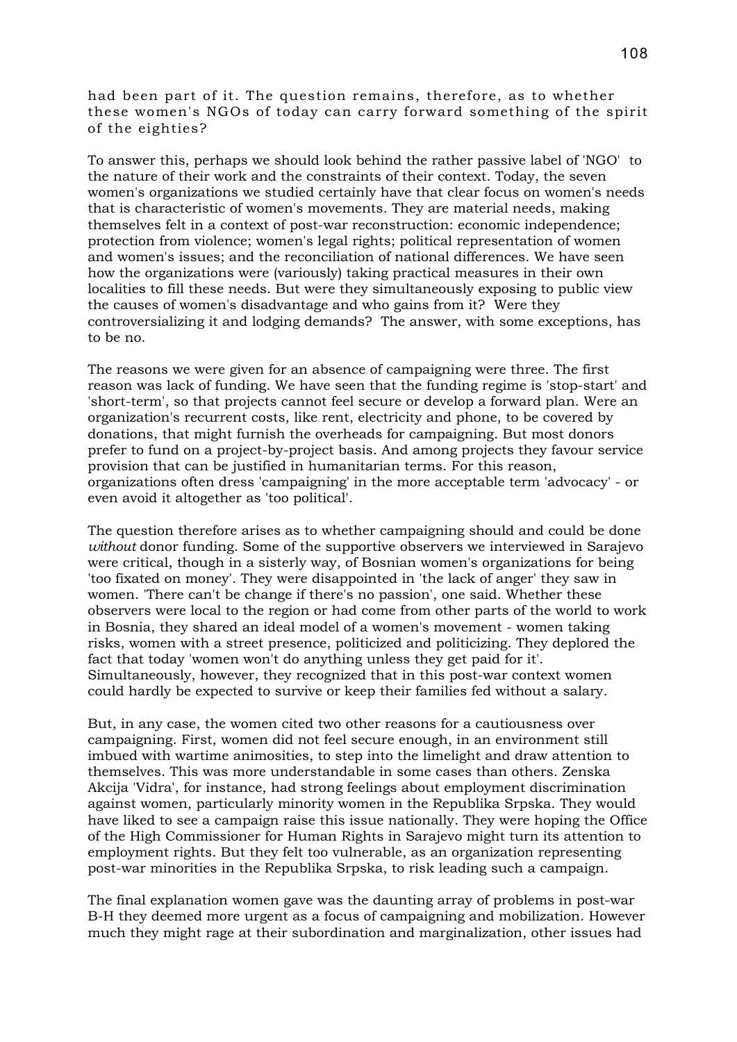had been part of it. The question remains, therefore, as to whether these women's NGOs of today can carry forward something of the spirit of the eighties?

To answer this, perhaps we should look behind the rather passive label of 'NGO' to the nature of their work and the constraints of their context. Today, the seven women's organizations we studied certainly have that clear focus on women's needs that is characteristic of women's movements. They are material needs, making themselves felt in a context of post-war reconstruction: economic independence; protection from violence; women's legal rights; political representation of women and women's issues; and the reconciliation of national differences. We have seen how the organizations were (variously) taking practical measures in their own localities to fill these needs. But were they simultaneously exposing to public view the causes of women's disadvantage and who gains from it? Were they controversializing it and lodging demands? The answer, with some exceptions, has to be no.

The reasons we were given for an absence of campaigning were three. The first reason was lack of funding. We have seen that the funding regime is 'stop-start' and 'short-term', so that projects cannot feel secure or develop a forward plan. Were an organization's recurrent costs, like rent, electricity and phone, to be covered by donations, that might furnish the overheads for campaigning. But most donors prefer to fund on a project-by-project basis. And among projects they favour service provision that can be justified in humanitarian terms. For this reason, organizations often dress 'campaigning' in the more acceptable term 'advocacy' - or even avoid it altogether as 'too political'.

The question therefore arises as to whether campaigning should and could be done *without* donor funding. Some of the supportive observers we interviewed in Sarajevo were critical, though in a sisterly way, of Bosnian women's organizations for being 'too fixated on money'. They were disappointed in 'the lack of anger' they saw in women. 'There can't be change if there's no passion', one said. Whether these observers were local to the region or had come from other parts of the world to work in Bosnia, they shared an ideal model of a women's movement - women taking risks, women with a street presence, politicized and politicizing. They deplored the fact that today 'women won't do anything unless they get paid for it'. Simultaneously, however, they recognized that in this post-war context women could hardly be expected to survive or keep their families fed without a salary.

But, in any case, the women cited two other reasons for a cautiousness over campaigning. First, women did not feel secure enough, in an environment still imbued with wartime animosities, to step into the limelight and draw attention to themselves. This was more understandable in some cases than others. Zenska Akcija 'Vidra', for instance, had strong feelings about employment discrimination against women, particularly minority women in the Republika Srpska. They would have liked to see a campaign raise this issue nationally. They were hoping the Office of the High Commissioner for Human Rights in Sarajevo might turn its attention to employment rights. But they felt too vulnerable, as an organization representing post-war minorities in the Republika Srpska, to risk leading such a campaign.

The final explanation women gave was the daunting array of problems in post-war B-H they deemed more urgent as a focus of campaigning and mobilization. However much they might rage at their subordination and marginalization, other issues had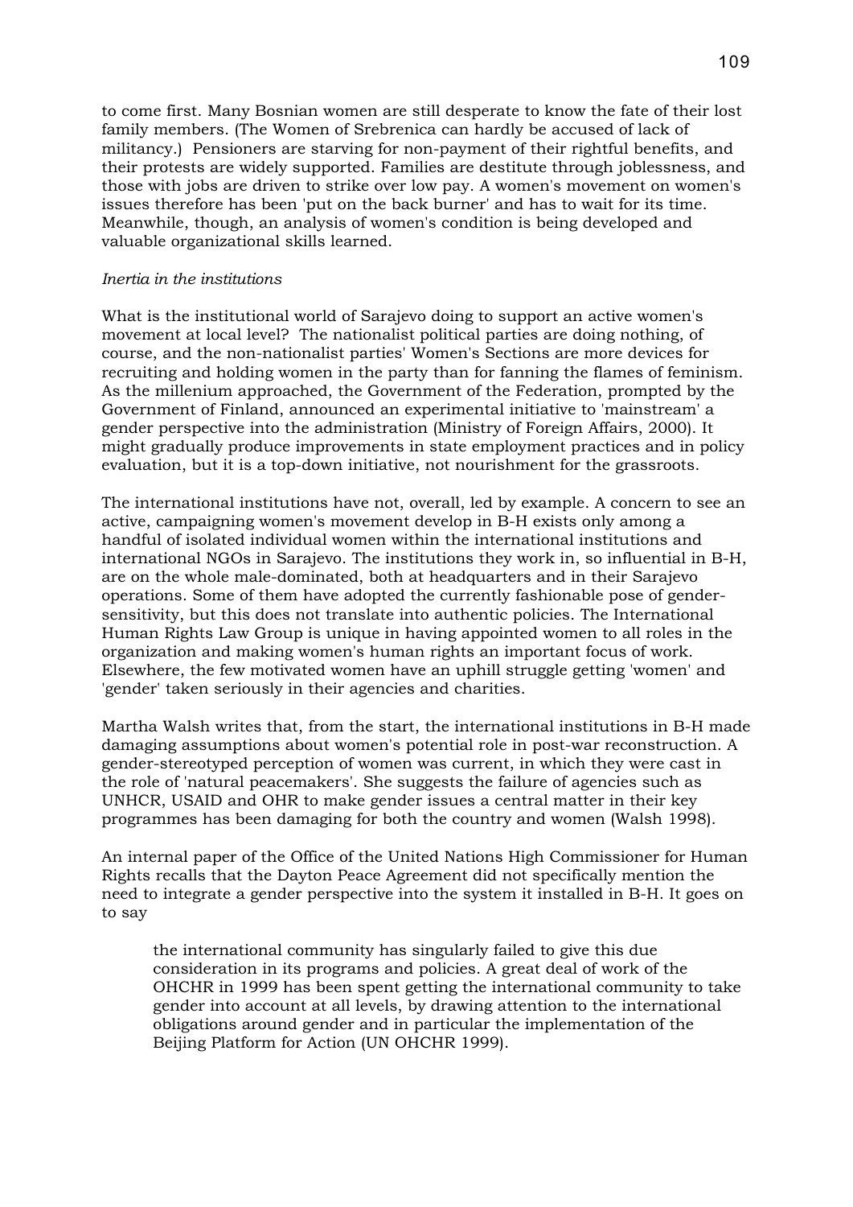to come first. Many Bosnian women are still desperate to know the fate of their lost family members. (The Women of Srebrenica can hardly be accused of lack of militancy.) Pensioners are starving for non-payment of their rightful benefits, and their protests are widely supported. Families are destitute through joblessness, and those with jobs are driven to strike over low pay. A women's movement on women's issues therefore has been 'put on the back burner' and has to wait for its time. Meanwhile, though, an analysis of women's condition is being developed and valuable organizational skills learned.

*Inertia in the institutions*

What is the institutional world of Sarajevo doing to support an active women's movement at local level? The nationalist political parties are doing nothing, of course, and the non-nationalist parties' Women's Sections are more devices for recruiting and holding women in the party than for fanning the flames of feminism. As the millenium approached, the Government of the Federation, prompted by the Government of Finland, announced an experimental initiative to 'mainstream' a gender perspective into the administration (Ministry of Foreign Affairs, 2000). It might gradually produce improvements in state employment practices and in policy evaluation, but it is a top-down initiative, not nourishment for the grassroots.

The international institutions have not, overall, led by example. A concern to see an active, campaigning women's movement develop in B-H exists only among a handful of isolated individual women within the international institutions and international NGOs in Sarajevo. The institutions they work in, so influential in B-H, are on the whole male-dominated, both at headquarters and in their Sarajevo operations. Some of them have adopted the currently fashionable pose of gender-sensitivity, but this does not translate into authentic policies. The International Human Rights Law Group is unique in having appointed women to all roles in the organization and making women's human rights an important focus of work. Elsewhere, the few motivated women have an uphill struggle getting 'women' and 'gender' taken seriously in their agencies and charities.

Martha Walsh writes that, from the start, the international institutions in B-H made damaging assumptions about women's potential role in post-war reconstruction. A gender-stereotyped perception of women was current, in which they were cast in the role of 'natural peacemakers'. She suggests the failure of agencies such as UNHCR, USAID and OHR to make gender issues a central matter in their key programmes has been damaging for both the country and women (Walsh 1998).

An internal paper of the Office of the United Nations High Commissioner for Human Rights recalls that the Dayton Peace Agreement did not specifically mention the need to integrate a gender perspective into the system it installed in B-H. It goes on to say

> the international community has singularly failed to give this due consideration in its programs and policies. A great deal of work of the OHCHR in 1999 has been spent getting the international community to take gender into account at all levels, by drawing attention to the international obligations around gender and in particular the implementation of the Beijing Platform for Action (UN OHCHR 1999).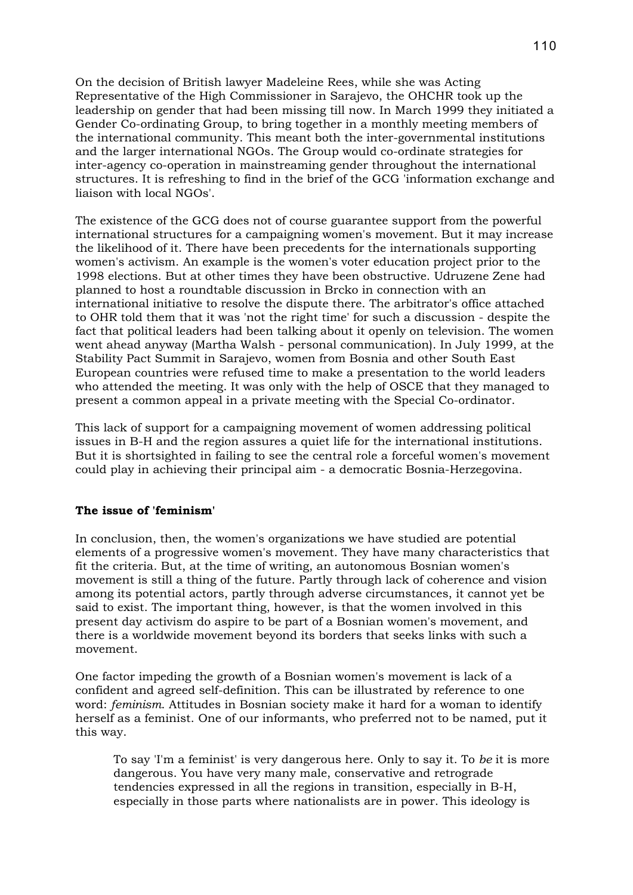On the decision of British lawyer Madeleine Rees, while she was Acting Representative of the High Commissioner in Sarajevo, the OHCHR took up the leadership on gender that had been missing till now. In March 1999 they initiated a Gender Co-ordinating Group, to bring together in a monthly meeting members of the international community. This meant both the inter-governmental institutions and the larger international NGOs. The Group would co-ordinate strategies for inter-agency co-operation in mainstreaming gender throughout the international structures. It is refreshing to find in the brief of the GCG 'information exchange and liaison with local NGOs'.

The existence of the GCG does not of course guarantee support from the powerful international structures for a campaigning women's movement. But it may increase the likelihood of it. There have been precedents for the internationals supporting women's activism. An example is the women's voter education project prior to the 1998 elections. But at other times they have been obstructive. Udruzene Zene had planned to host a roundtable discussion in Brcko in connection with an international initiative to resolve the dispute there. The arbitrator's office attached to OHR told them that it was 'not the right time' for such a discussion - despite the fact that political leaders had been talking about it openly on television. The women went ahead anyway (Martha Walsh - personal communication). In July 1999, at the Stability Pact Summit in Sarajevo, women from Bosnia and other South East European countries were refused time to make a presentation to the world leaders who attended the meeting. It was only with the help of OSCE that they managed to present a common appeal in a private meeting with the Special Co-ordinator.

This lack of support for a campaigning movement of women addressing political issues in B-H and the region assures a quiet life for the international institutions. But it is shortsighted in failing to see the central role a forceful women's movement could play in achieving their principal aim - a democratic Bosnia-Herzegovina.

**The issue of 'feminism'**

In conclusion, then, the women's organizations we have studied are potential elements of a progressive women's movement. They have many characteristics that fit the criteria. But, at the time of writing, an autonomous Bosnian women's movement is still a thing of the future. Partly through lack of coherence and vision among its potential actors, partly through adverse circumstances, it cannot yet be said to exist. The important thing, however, is that the women involved in this present day activism do aspire to be part of a Bosnian women's movement, and there is a worldwide movement beyond its borders that seeks links with such a movement.

One factor impeding the growth of a Bosnian women's movement is lack of a confident and agreed self-definition. This can be illustrated by reference to one word: *feminism*. Attitudes in Bosnian society make it hard for a woman to identify herself as a feminist. One of our informants, who preferred not to be named, put it this way.

> To say 'I'm a feminist' is very dangerous here. Only to say it. To *be* it is more dangerous. You have very many male, conservative and retrograde tendencies expressed in all the regions in transition, especially in B-H, especially in those parts where nationalists are in power. This ideology is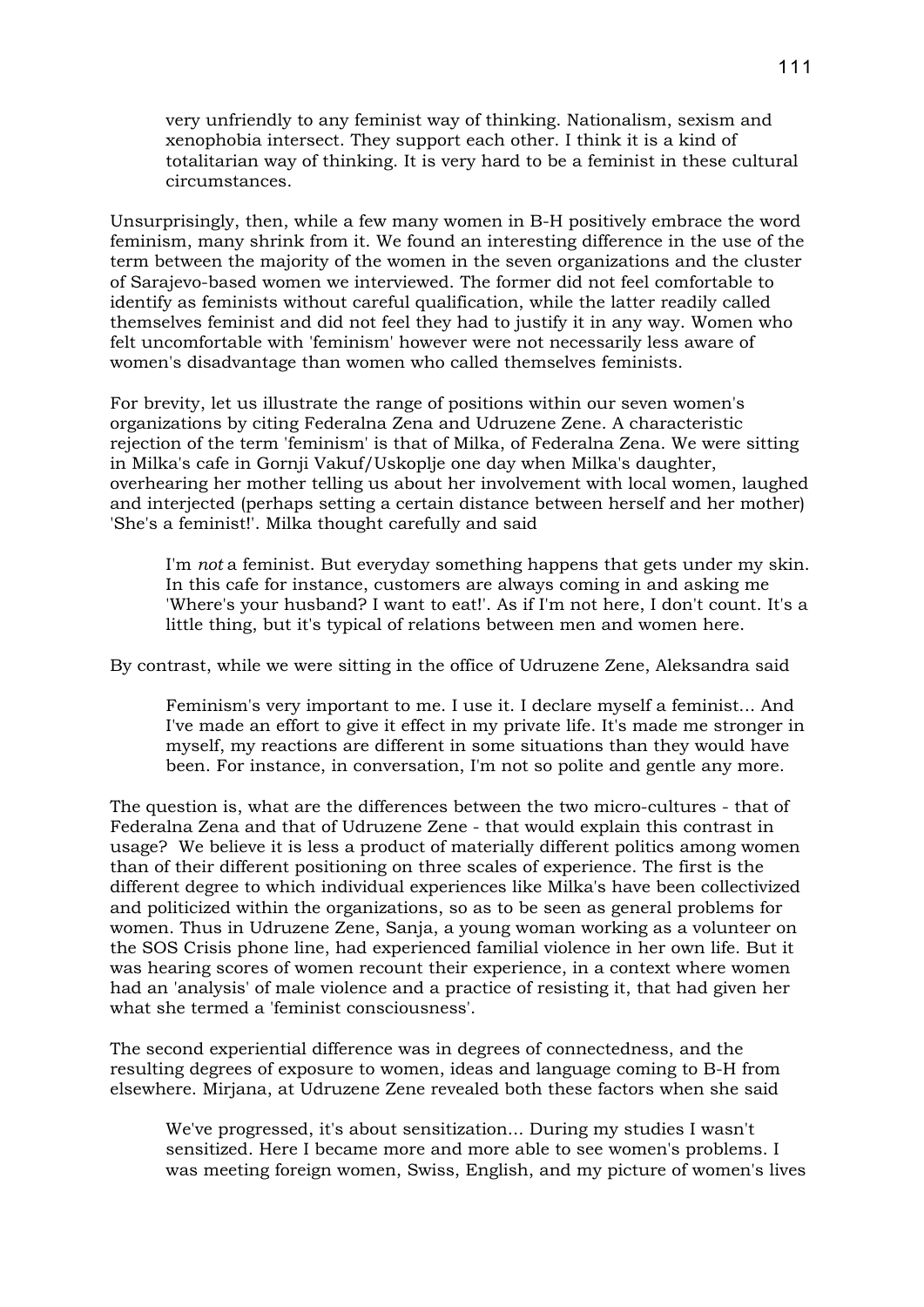very unfriendly to any feminist way of thinking. Nationalism, sexism and xenophobia intersect. They support each other. I think it is a kind of totalitarian way of thinking. It is very hard to be a feminist in these cultural circumstances.

Unsurprisingly, then, while a few many women in B-H positively embrace the word feminism, many shrink from it. We found an interesting difference in the use of the term between the majority of the women in the seven organizations and the cluster of Sarajevo-based women we interviewed. The former did not feel comfortable to identify as feminists without careful qualification, while the latter readily called themselves feminist and did not feel they had to justify it in any way. Women who felt uncomfortable with 'feminism' however were not necessarily less aware of women's disadvantage than women who called themselves feminists.

For brevity, let us illustrate the range of positions within our seven women's organizations by citing Federalna Zena and Udruzene Zene. A characteristic rejection of the term 'feminism' is that of Milka, of Federalna Zena. We were sitting in Milka's cafe in Gornji Vakuf/Uskoplje one day when Milka's daughter, overhearing her mother telling us about her involvement with local women, laughed and interjected (perhaps setting a certain distance between herself and her mother) 'She's a feminist!'. Milka thought carefully and said

> I'm *not* a feminist. But everyday something happens that gets under my skin. In this cafe for instance, customers are always coming in and asking me 'Where's your husband? I want to eat!'. As if I'm not here, I don't count. It's a little thing, but it's typical of relations between men and women here.

By contrast, while we were sitting in the office of Udruzene Zene, Aleksandra said

> Feminism's very important to me. I use it. I declare myself a feminist... And I've made an effort to give it effect in my private life. It's made me stronger in myself, my reactions are different in some situations than they would have been. For instance, in conversation, I'm not so polite and gentle any more.

The question is, what are the differences between the two micro-cultures - that of Federalna Zena and that of Udruzene Zene - that would explain this contrast in usage? We believe it is less a product of materially different politics among women than of their different positioning on three scales of experience. The first is the different degree to which individual experiences like Milka's have been collectivized and politicized within the organizations, so as to be seen as general problems for women. Thus in Udruzene Zene, Sanja, a young woman working as a volunteer on the SOS Crisis phone line, had experienced familial violence in her own life. But it was hearing scores of women recount their experience, in a context where women had an 'analysis' of male violence and a practice of resisting it, that had given her what she termed a 'feminist consciousness'.

The second experiential difference was in degrees of connectedness, and the resulting degrees of exposure to women, ideas and language coming to B-H from elsewhere. Mirjana, at Udruzene Zene revealed both these factors when she said

> We've progressed, it's about sensitization... During my studies I wasn't sensitized. Here I became more and more able to see women's problems. I was meeting foreign women, Swiss, English, and my picture of women's lives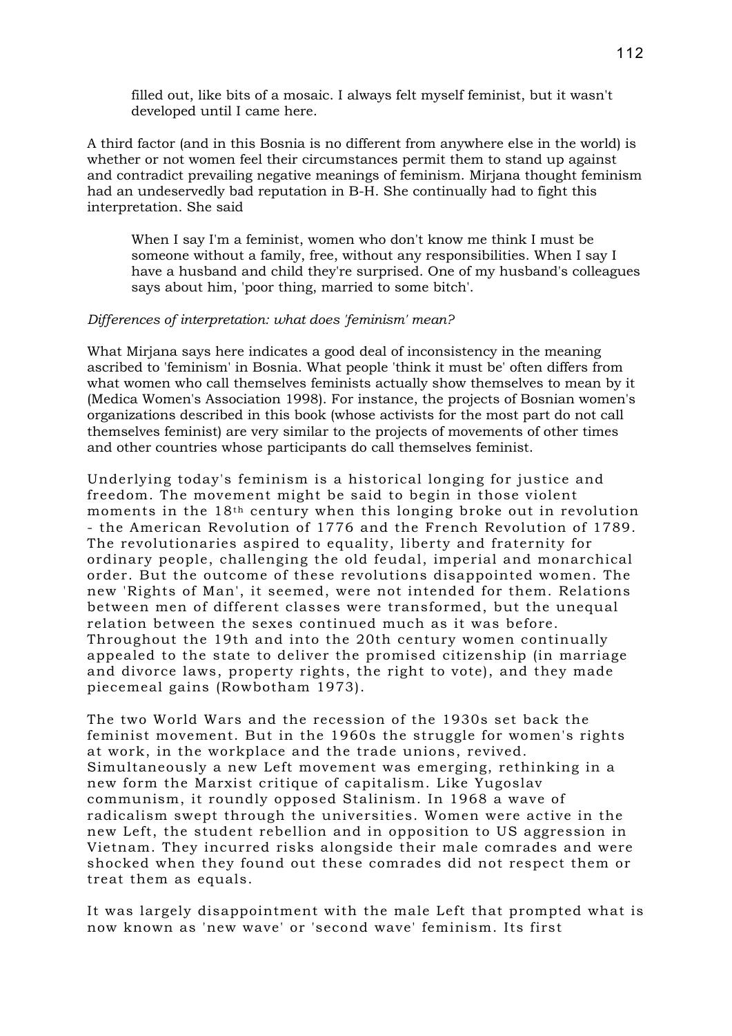> filled out, like bits of a mosaic. I always felt myself feminist, but it wasn't developed until I came here.

A third factor (and in this Bosnia is no different from anywhere else in the world) is whether or not women feel their circumstances permit them to stand up against and contradict prevailing negative meanings of feminism. Mirjana thought feminism had an undeservedly bad reputation in B-H. She continually had to fight this interpretation. She said

> When I say I'm a feminist, women who don't know me think I must be someone without a family, free, without any responsibilities. When I say I have a husband and child they're surprised. One of my husband's colleagues says about him, 'poor thing, married to some bitch'.

*Differences of interpretation: what does 'feminism' mean?*

What Mirjana says here indicates a good deal of inconsistency in the meaning ascribed to 'feminism' in Bosnia. What people 'think it must be' often differs from what women who call themselves feminists actually show themselves to mean by it (Medica Women's Association 1998). For instance, the projects of Bosnian women's organizations described in this book (whose activists for the most part do not call themselves feminist) are very similar to the projects of movements of other times and other countries whose participants do call themselves feminist.

Underlying today's feminism is a historical longing for justice and freedom. The movement might be said to begin in those violent moments in the 18th century when this longing broke out in revolution - the American Revolution of 1776 and the French Revolution of 1789. The revolutionaries aspired to equality, liberty and fraternity for ordinary people, challenging the old feudal, imperial and monarchical order. But the outcome of these revolutions disappointed women. The new 'Rights of Man', it seemed, were not intended for them. Relations between men of different classes were transformed, but the unequal relation between the sexes continued much as it was before. Throughout the 19th and into the 20th century women continually appealed to the state to deliver the promised citizenship (in marriage and divorce laws, property rights, the right to vote), and they made piecemeal gains (Rowbotham 1973).

The two World Wars and the recession of the 1930s set back the feminist movement. But in the 1960s the struggle for women's rights at work, in the workplace and the trade unions, revived. Simultaneously a new Left movement was emerging, rethinking in a new form the Marxist critique of capitalism. Like Yugoslav communism, it roundly opposed Stalinism. In 1968 a wave of radicalism swept through the universities. Women were active in the new Left, the student rebellion and in opposition to US aggression in Vietnam. They incurred risks alongside their male comrades and were shocked when they found out these comrades did not respect them or treat them as equals.

It was largely disappointment with the male Left that prompted what is now known as 'new wave' or 'second wave' feminism. Its first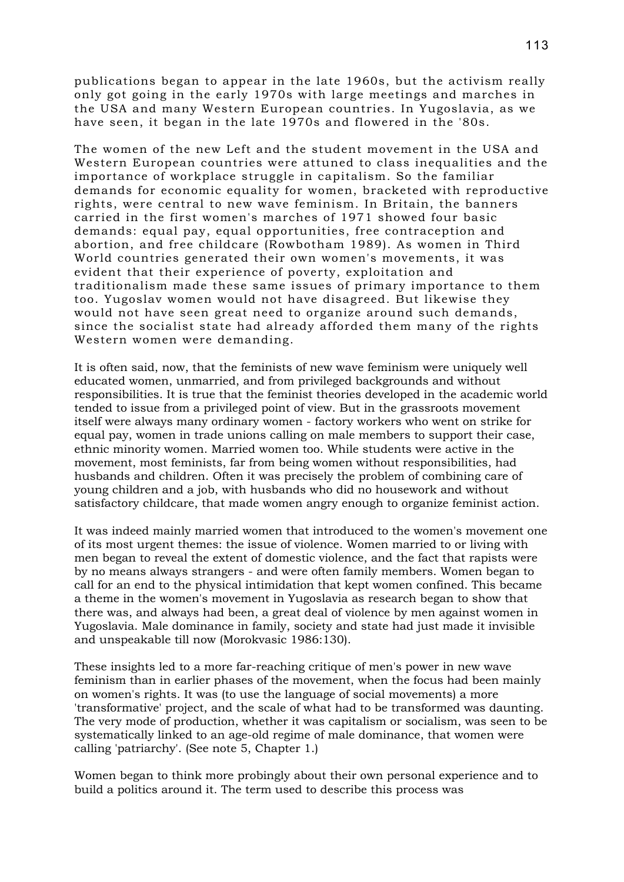publications began to appear in the late 1960s, but the activism really only got going in the early 1970s with large meetings and marches in the USA and many Western European countries. In Yugoslavia, as we have seen, it began in the late 1970s and flowered in the '80s.

The women of the new Left and the student movement in the USA and Western European countries were attuned to class inequalities and the importance of workplace struggle in capitalism. So the familiar demands for economic equality for women, bracketed with reproductive rights, were central to new wave feminism. In Britain, the banners carried in the first women's marches of 1971 showed four basic demands: equal pay, equal opportunities, free contraception and abortion, and free childcare (Rowbotham 1989). As women in Third World countries generated their own women's movements, it was evident that their experience of poverty, exploitation and traditionalism made these same issues of primary importance to them too. Yugoslav women would not have disagreed. But likewise they would not have seen great need to organize around such demands, since the socialist state had already afforded them many of the rights Western women were demanding.

It is often said, now, that the feminists of new wave feminism were uniquely well educated women, unmarried, and from privileged backgrounds and without responsibilities. It is true that the feminist theories developed in the academic world tended to issue from a privileged point of view. But in the grassroots movement itself were always many ordinary women - factory workers who went on strike for equal pay, women in trade unions calling on male members to support their case, ethnic minority women. Married women too. While students were active in the movement, most feminists, far from being women without responsibilities, had husbands and children. Often it was precisely the problem of combining care of young children and a job, with husbands who did no housework and without satisfactory childcare, that made women angry enough to organize feminist action.

It was indeed mainly married women that introduced to the women's movement one of its most urgent themes: the issue of violence. Women married to or living with men began to reveal the extent of domestic violence, and the fact that rapists were by no means always strangers - and were often family members. Women began to call for an end to the physical intimidation that kept women confined. This became a theme in the women's movement in Yugoslavia as research began to show that there was, and always had been, a great deal of violence by men against women in Yugoslavia. Male dominance in family, society and state had just made it invisible and unspeakable till now (Morokvasic 1986:130).

These insights led to a more far-reaching critique of men's power in new wave feminism than in earlier phases of the movement, when the focus had been mainly on women's rights. It was (to use the language of social movements) a more 'transformative' project, and the scale of what had to be transformed was daunting. The very mode of production, whether it was capitalism or socialism, was seen to be systematically linked to an age-old regime of male dominance, that women were calling 'patriarchy'. (See note 5, Chapter 1.)

Women began to think more probingly about their own personal experience and to build a politics around it. The term used to describe this process was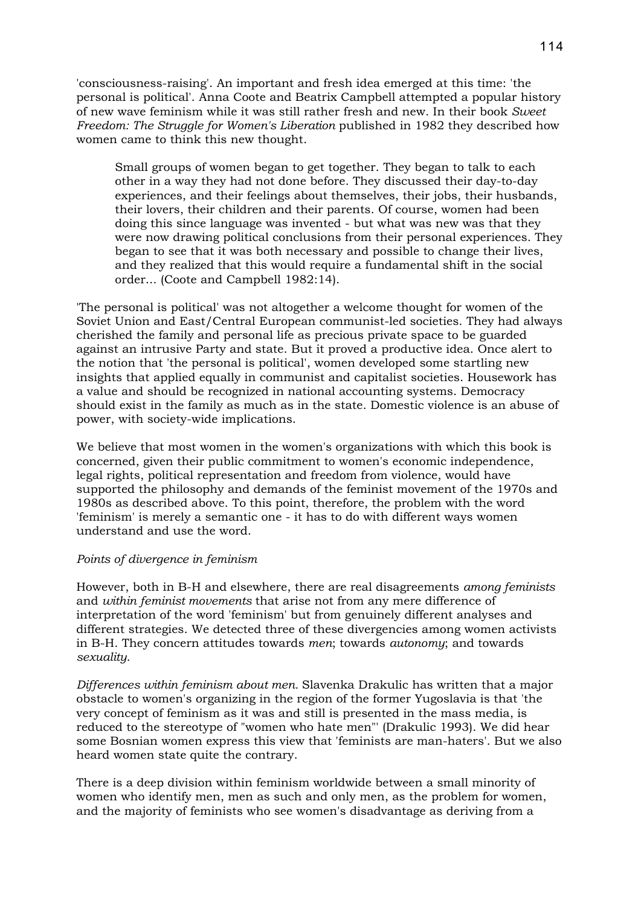'consciousness-raising'. An important and fresh idea emerged at this time: 'the personal is political'. Anna Coote and Beatrix Campbell attempted a popular history of new wave feminism while it was still rather fresh and new. In their book *Sweet Freedom: The Struggle for Women's Liberation* published in 1982 they described how women came to think this new thought.

> Small groups of women began to get together. They began to talk to each other in a way they had not done before. They discussed their day-to-day experiences, and their feelings about themselves, their jobs, their husbands, their lovers, their children and their parents. Of course, women had been doing this since language was invented - but what was new was that they were now drawing political conclusions from their personal experiences. They began to see that it was both necessary and possible to change their lives, and they realized that this would require a fundamental shift in the social order... (Coote and Campbell 1982:14).

'The personal is political' was not altogether a welcome thought for women of the Soviet Union and East/Central European communist-led societies. They had always cherished the family and personal life as precious private space to be guarded against an intrusive Party and state. But it proved a productive idea. Once alert to the notion that 'the personal is political', women developed some startling new insights that applied equally in communist and capitalist societies. Housework has a value and should be recognized in national accounting systems. Democracy should exist in the family as much as in the state. Domestic violence is an abuse of power, with society-wide implications.

We believe that most women in the women's organizations with which this book is concerned, given their public commitment to women's economic independence, legal rights, political representation and freedom from violence, would have supported the philosophy and demands of the feminist movement of the 1970s and 1980s as described above. To this point, therefore, the problem with the word 'feminism' is merely a semantic one - it has to do with different ways women understand and use the word.

*Points of divergence in feminism*

However, both in B-H and elsewhere, there are real disagreements *among feminists* and *within feminist movements* that arise not from any mere difference of interpretation of the word 'feminism' but from genuinely different analyses and different strategies. We detected three of these divergencies among women activists in B-H. They concern attitudes towards *men*; towards *autonomy*; and towards *sexuality*.

*Differences within feminism about men.* Slavenka Drakulic has written that a major obstacle to women's organizing in the region of the former Yugoslavia is that 'the very concept of feminism as it was and still is presented in the mass media, is reduced to the stereotype of "women who hate men"' (Drakulic 1993). We did hear some Bosnian women express this view that 'feminists are man-haters'. But we also heard women state quite the contrary.

There is a deep division within feminism worldwide between a small minority of women who identify men, men as such and only men, as the problem for women, and the majority of feminists who see women's disadvantage as deriving from a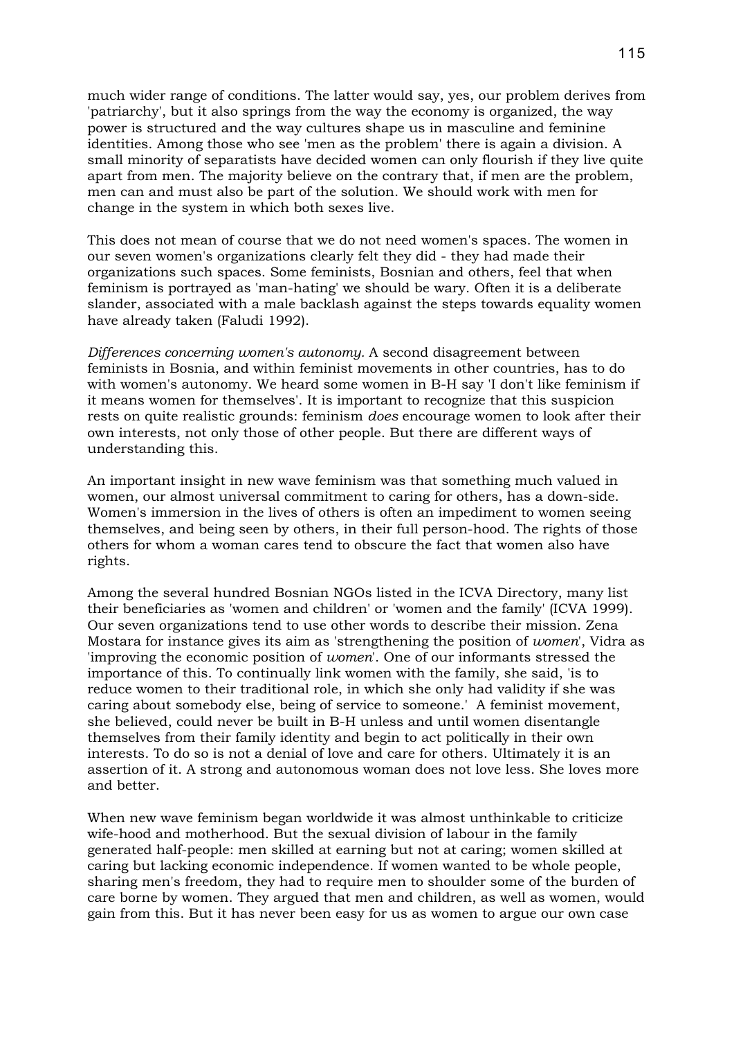much wider range of conditions. The latter would say, yes, our problem derives from 'patriarchy', but it also springs from the way the economy is organized, the way power is structured and the way cultures shape us in masculine and feminine identities. Among those who see 'men as the problem' there is again a division. A small minority of separatists have decided women can only flourish if they live quite apart from men. The majority believe on the contrary that, if men are the problem, men can and must also be part of the solution. We should work with men for change in the system in which both sexes live.

This does not mean of course that we do not need women's spaces. The women in our seven women's organizations clearly felt they did - they had made their organizations such spaces. Some feminists, Bosnian and others, feel that when feminism is portrayed as 'man-hating' we should be wary. Often it is a deliberate slander, associated with a male backlash against the steps towards equality women have already taken (Faludi 1992).

*Differences concerning women's autonomy.* A second disagreement between feminists in Bosnia, and within feminist movements in other countries, has to do with women's autonomy. We heard some women in B-H say 'I don't like feminism if it means women for themselves'. It is important to recognize that this suspicion rests on quite realistic grounds: feminism *does* encourage women to look after their own interests, not only those of other people. But there are different ways of understanding this.

An important insight in new wave feminism was that something much valued in women, our almost universal commitment to caring for others, has a down-side. Women's immersion in the lives of others is often an impediment to women seeing themselves, and being seen by others, in their full person-hood. The rights of those others for whom a woman cares tend to obscure the fact that women also have rights.

Among the several hundred Bosnian NGOs listed in the ICVA Directory, many list their beneficiaries as 'women and children' or 'women and the family' (ICVA 1999). Our seven organizations tend to use other words to describe their mission. Zena Mostara for instance gives its aim as 'strengthening the position of *women*', Vidra as 'improving the economic position of *women*'. One of our informants stressed the importance of this. To continually link women with the family, she said, 'is to reduce women to their traditional role, in which she only had validity if she was caring about somebody else, being of service to someone.' A feminist movement, she believed, could never be built in B-H unless and until women disentangle themselves from their family identity and begin to act politically in their own interests. To do so is not a denial of love and care for others. Ultimately it is an assertion of it. A strong and autonomous woman does not love less. She loves more and better.

When new wave feminism began worldwide it was almost unthinkable to criticize wife-hood and motherhood. But the sexual division of labour in the family generated half-people: men skilled at earning but not at caring; women skilled at caring but lacking economic independence. If women wanted to be whole people, sharing men's freedom, they had to require men to shoulder some of the burden of care borne by women. They argued that men and children, as well as women, would gain from this. But it has never been easy for us as women to argue our own case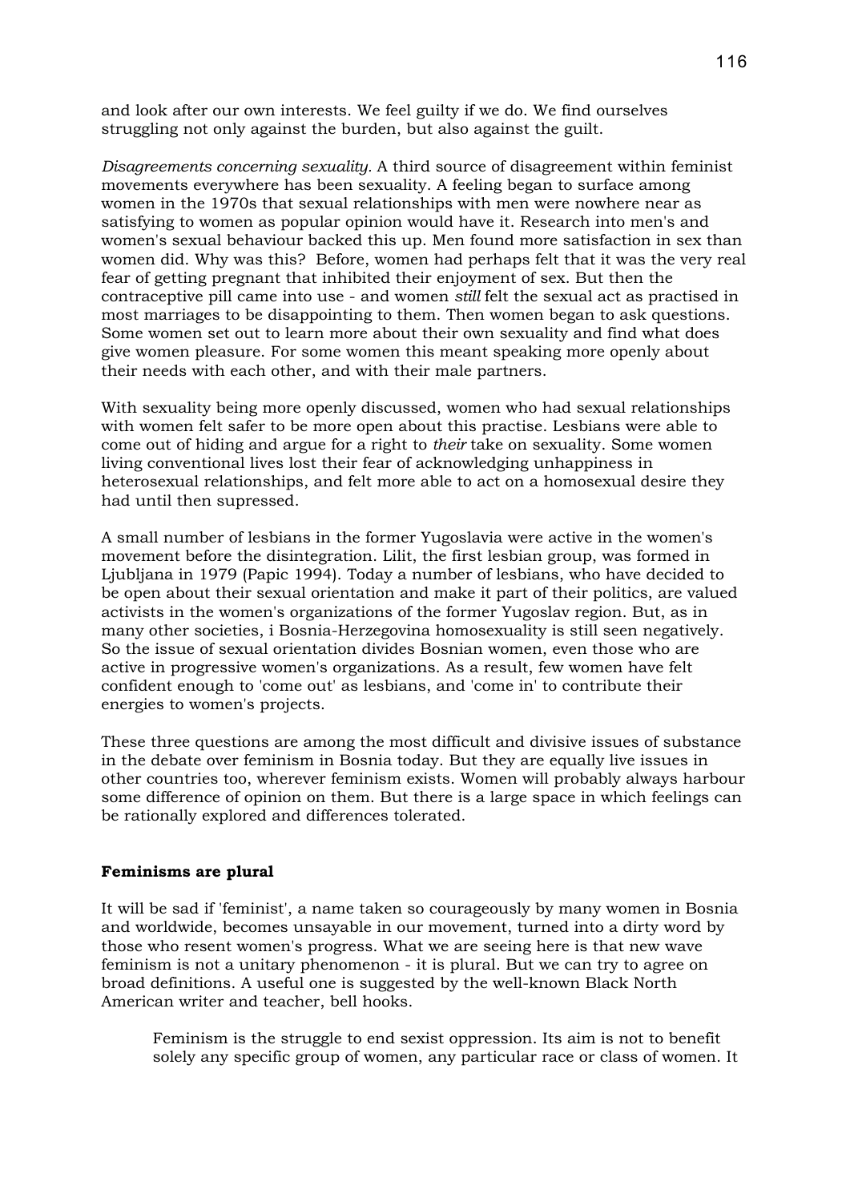and look after our own interests. We feel guilty if we do. We find ourselves struggling not only against the burden, but also against the guilt.

*Disagreements concerning sexuality.* A third source of disagreement within feminist movements everywhere has been sexuality. A feeling began to surface among women in the 1970s that sexual relationships with men were nowhere near as satisfying to women as popular opinion would have it. Research into men's and women's sexual behaviour backed this up. Men found more satisfaction in sex than women did. Why was this? Before, women had perhaps felt that it was the very real fear of getting pregnant that inhibited their enjoyment of sex. But then the contraceptive pill came into use - and women *still* felt the sexual act as practised in most marriages to be disappointing to them. Then women began to ask questions. Some women set out to learn more about their own sexuality and find what does give women pleasure. For some women this meant speaking more openly about their needs with each other, and with their male partners.

With sexuality being more openly discussed, women who had sexual relationships with women felt safer to be more open about this practise. Lesbians were able to come out of hiding and argue for a right to *their* take on sexuality. Some women living conventional lives lost their fear of acknowledging unhappiness in heterosexual relationships, and felt more able to act on a homosexual desire they had until then supressed.

A small number of lesbians in the former Yugoslavia were active in the women's movement before the disintegration. Lilit, the first lesbian group, was formed in Ljubljana in 1979 (Papic 1994). Today a number of lesbians, who have decided to be open about their sexual orientation and make it part of their politics, are valued activists in the women's organizations of the former Yugoslav region. But, as in many other societies, i Bosnia-Herzegovina homosexuality is still seen negatively. So the issue of sexual orientation divides Bosnian women, even those who are active in progressive women's organizations. As a result, few women have felt confident enough to 'come out' as lesbians, and 'come in' to contribute their energies to women's projects.

These three questions are among the most difficult and divisive issues of substance in the debate over feminism in Bosnia today. But they are equally live issues in other countries too, wherever feminism exists. Women will probably always harbour some difference of opinion on them. But there is a large space in which feelings can be rationally explored and differences tolerated.

**Feminisms are plural**

It will be sad if 'feminist', a name taken so courageously by many women in Bosnia and worldwide, becomes unsayable in our movement, turned into a dirty word by those who resent women's progress. What we are seeing here is that new wave feminism is not a unitary phenomenon - it is plural. But we can try to agree on broad definitions. A useful one is suggested by the well-known Black North American writer and teacher, bell hooks.

> Feminism is the struggle to end sexist oppression. Its aim is not to benefit solely any specific group of women, any particular race or class of women. It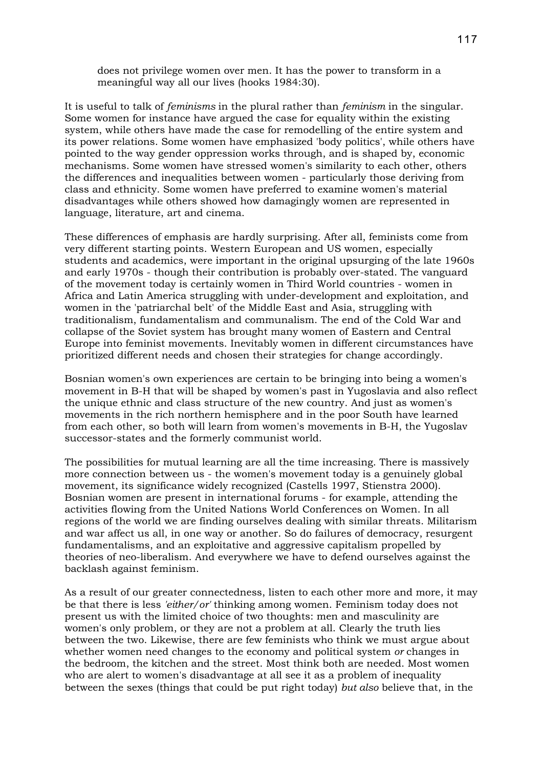> does not privilege women over men. It has the power to transform in a meaningful way all our lives (hooks 1984:30).

It is useful to talk of *feminisms* in the plural rather than *feminism* in the singular. Some women for instance have argued the case for equality within the existing system, while others have made the case for remodelling of the entire system and its power relations. Some women have emphasized 'body politics', while others have pointed to the way gender oppression works through, and is shaped by, economic mechanisms. Some women have stressed women's similarity to each other, others the differences and inequalities between women - particularly those deriving from class and ethnicity. Some women have preferred to examine women's material disadvantages while others showed how damagingly women are represented in language, literature, art and cinema.

These differences of emphasis are hardly surprising. After all, feminists come from very different starting points. Western European and US women, especially students and academics, were important in the original upsurging of the late 1960s and early 1970s - though their contribution is probably over-stated. The vanguard of the movement today is certainly women in Third World countries - women in Africa and Latin America struggling with under-development and exploitation, and women in the 'patriarchal belt' of the Middle East and Asia, struggling with traditionalism, fundamentalism and communalism. The end of the Cold War and collapse of the Soviet system has brought many women of Eastern and Central Europe into feminist movements. Inevitably women in different circumstances have prioritized different needs and chosen their strategies for change accordingly.

Bosnian women's own experiences are certain to be bringing into being a women's movement in B-H that will be shaped by women's past in Yugoslavia and also reflect the unique ethnic and class structure of the new country. And just as women's movements in the rich northern hemisphere and in the poor South have learned from each other, so both will learn from women's movements in B-H, the Yugoslav successor-states and the formerly communist world.

The possibilities for mutual learning are all the time increasing. There is massively more connection between us - the women's movement today is a genuinely global movement, its significance widely recognized (Castells 1997, Stienstra 2000). Bosnian women are present in international forums - for example, attending the activities flowing from the United Nations World Conferences on Women. In all regions of the world we are finding ourselves dealing with similar threats. Militarism and war affect us all, in one way or another. So do failures of democracy, resurgent fundamentalisms, and an exploitative and aggressive capitalism propelled by theories of neo-liberalism. And everywhere we have to defend ourselves against the backlash against feminism.

As a result of our greater connectedness, listen to each other more and more, it may be that there is less *'either/or'* thinking among women. Feminism today does not present us with the limited choice of two thoughts: men and masculinity are women's only problem, or they are not a problem at all. Clearly the truth lies between the two. Likewise, there are few feminists who think we must argue about whether women need changes to the economy and political system *or* changes in the bedroom, the kitchen and the street. Most think both are needed. Most women who are alert to women's disadvantage at all see it as a problem of inequality between the sexes (things that could be put right today) *but also* believe that, in the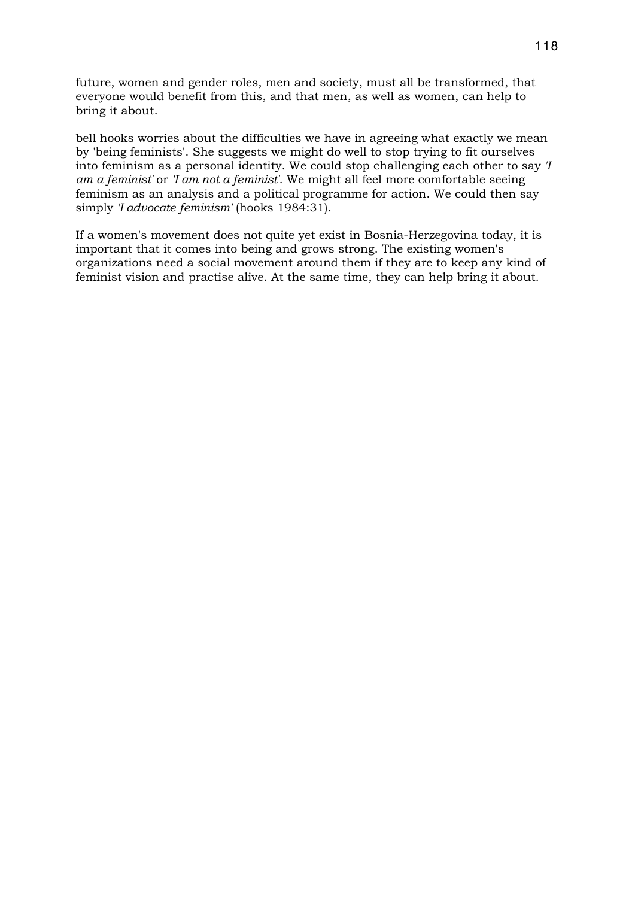future, women and gender roles, men and society, must all be transformed, that everyone would benefit from this, and that men, as well as women, can help to bring it about.

bell hooks worries about the difficulties we have in agreeing what exactly we mean by 'being feminists'. She suggests we might do well to stop trying to fit ourselves into feminism as a personal identity. We could stop challenging each other to say *'I am a feminist'* or *'I am not a feminist'*. We might all feel more comfortable seeing feminism as an analysis and a political programme for action. We could then say simply *'I advocate feminism'* (hooks 1984:31).

If a women's movement does not quite yet exist in Bosnia-Herzegovina today, it is important that it comes into being and grows strong. The existing women's organizations need a social movement around them if they are to keep any kind of feminist vision and practise alive. At the same time, they can help bring it about.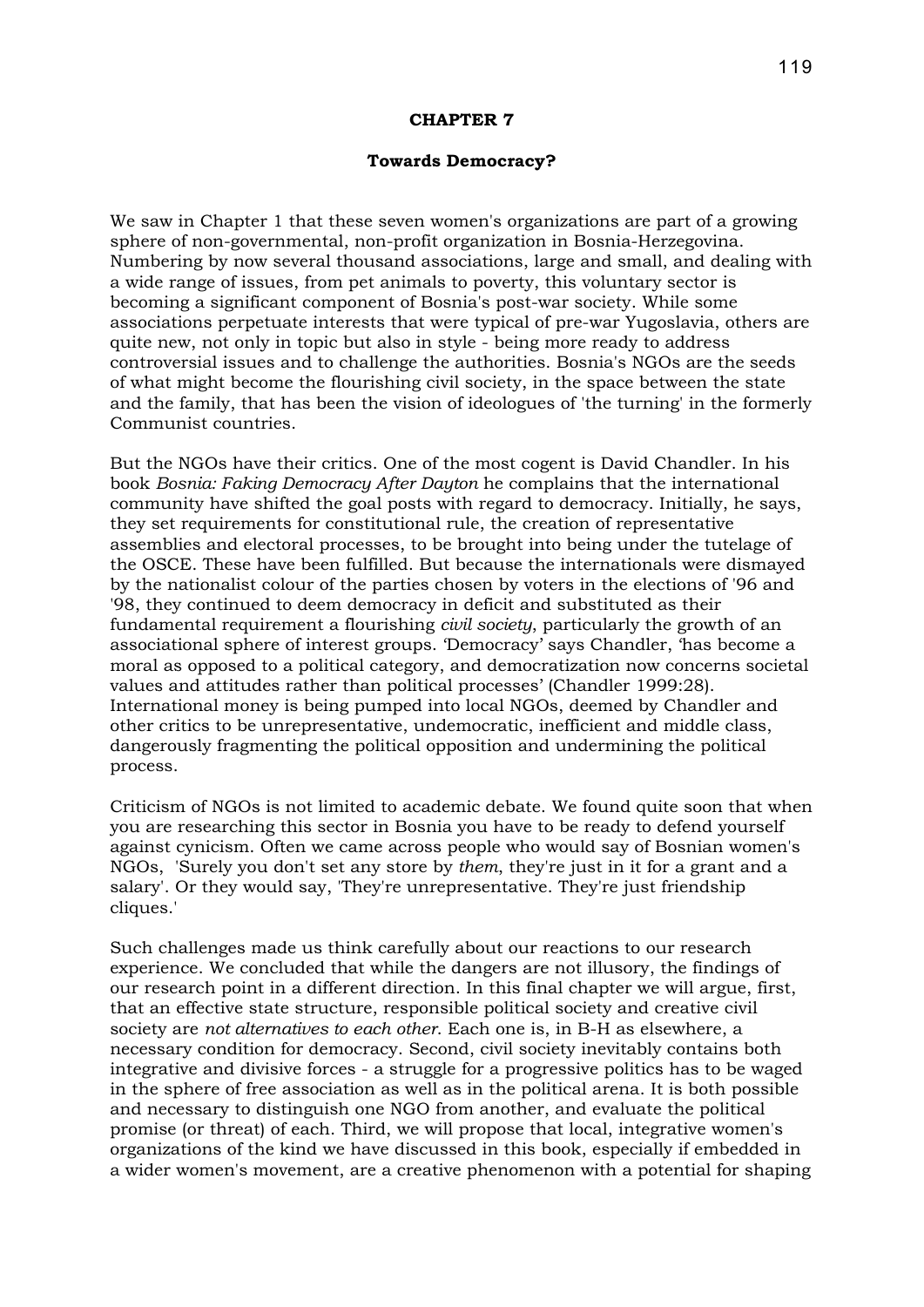# CHAPTER 7

## Towards Democracy?

We saw in Chapter 1 that these seven women's organizations are part of a growing sphere of non-governmental, non-profit organization in Bosnia-Herzegovina. Numbering by now several thousand associations, large and small, and dealing with a wide range of issues, from pet animals to poverty, this voluntary sector is becoming a significant component of Bosnia's post-war society. While some associations perpetuate interests that were typical of pre-war Yugoslavia, others are quite new, not only in topic but also in style - being more ready to address controversial issues and to challenge the authorities. Bosnia's NGOs are the seeds of what might become the flourishing civil society, in the space between the state and the family, that has been the vision of ideologues of 'the turning' in the formerly Communist countries.

But the NGOs have their critics. One of the most cogent is David Chandler. In his book *Bosnia: Faking Democracy After Dayton* he complains that the international community have shifted the goal posts with regard to democracy. Initially, he says, they set requirements for constitutional rule, the creation of representative assemblies and electoral processes, to be brought into being under the tutelage of the OSCE. These have been fulfilled. But because the internationals were dismayed by the nationalist colour of the parties chosen by voters in the elections of '96 and '98, they continued to deem democracy in deficit and substituted as their fundamental requirement a flourishing *civil society*, particularly the growth of an associational sphere of interest groups. 'Democracy' says Chandler, 'has become a moral as opposed to a political category, and democratization now concerns societal values and attitudes rather than political processes' (Chandler 1999:28). International money is being pumped into local NGOs, deemed by Chandler and other critics to be unrepresentative, undemocratic, inefficient and middle class, dangerously fragmenting the political opposition and undermining the political process.

Criticism of NGOs is not limited to academic debate. We found quite soon that when you are researching this sector in Bosnia you have to be ready to defend yourself against cynicism. Often we came across people who would say of Bosnian women's NGOs, 'Surely you don't set any store by *them*, they're just in it for a grant and a salary'. Or they would say, 'They're unrepresentative. They're just friendship cliques.'

Such challenges made us think carefully about our reactions to our research experience. We concluded that while the dangers are not illusory, the findings of our research point in a different direction. In this final chapter we will argue, first, that an effective state structure, responsible political society and creative civil society are *not alternatives to each other*. Each one is, in B-H as elsewhere, a necessary condition for democracy. Second, civil society inevitably contains both integrative and divisive forces - a struggle for a progressive politics has to be waged in the sphere of free association as well as in the political arena. It is both possible and necessary to distinguish one NGO from another, and evaluate the political promise (or threat) of each. Third, we will propose that local, integrative women's organizations of the kind we have discussed in this book, especially if embedded in a wider women's movement, are a creative phenomenon with a potential for shaping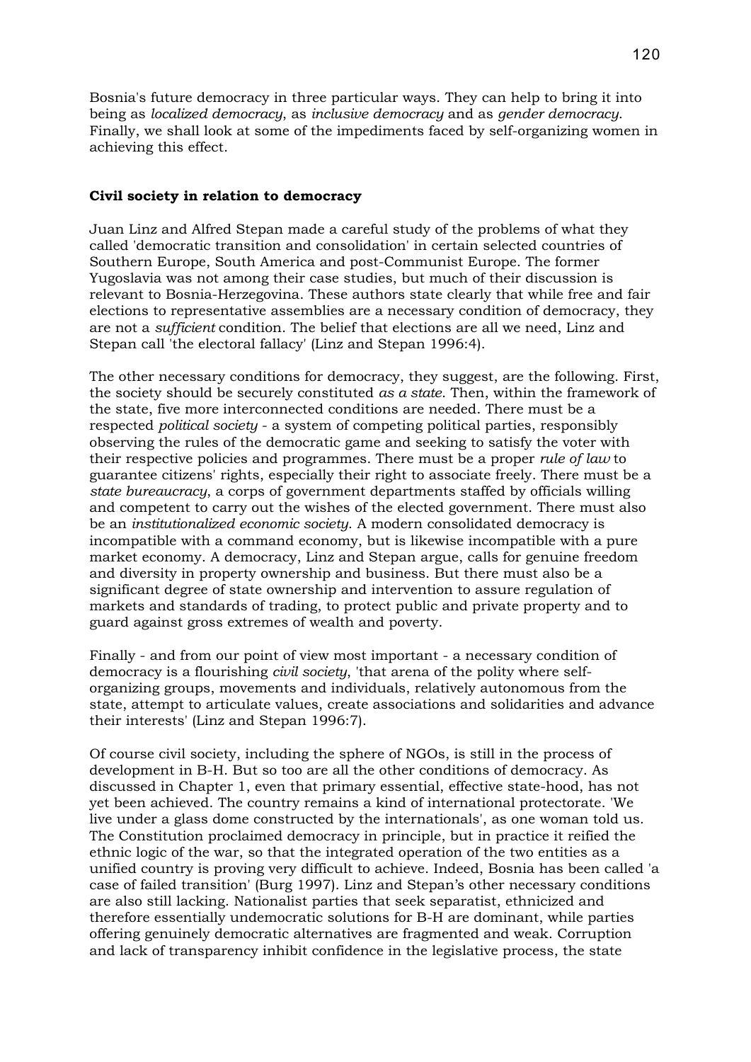Bosnia's future democracy in three particular ways. They can help to bring it into being as *localized democracy*, as *inclusive democracy* and as *gender democracy*. Finally, we shall look at some of the impediments faced by self-organizing women in achieving this effect.

**Civil society in relation to democracy**

Juan Linz and Alfred Stepan made a careful study of the problems of what they called 'democratic transition and consolidation' in certain selected countries of Southern Europe, South America and post-Communist Europe. The former Yugoslavia was not among their case studies, but much of their discussion is relevant to Bosnia-Herzegovina. These authors state clearly that while free and fair elections to representative assemblies are a necessary condition of democracy, they are not a *sufficient* condition. The belief that elections are all we need, Linz and Stepan call 'the electoral fallacy' (Linz and Stepan 1996:4).

The other necessary conditions for democracy, they suggest, are the following. First, the society should be securely constituted *as a state*. Then, within the framework of the state, five more interconnected conditions are needed. There must be a respected *political society* - a system of competing political parties, responsibly observing the rules of the democratic game and seeking to satisfy the voter with their respective policies and programmes. There must be a proper *rule of law* to guarantee citizens' rights, especially their right to associate freely. There must be a *state bureaucracy*, a corps of government departments staffed by officials willing and competent to carry out the wishes of the elected government. There must also be an *institutionalized economic society*. A modern consolidated democracy is incompatible with a command economy, but is likewise incompatible with a pure market economy. A democracy, Linz and Stepan argue, calls for genuine freedom and diversity in property ownership and business. But there must also be a significant degree of state ownership and intervention to assure regulation of markets and standards of trading, to protect public and private property and to guard against gross extremes of wealth and poverty.

Finally - and from our point of view most important - a necessary condition of democracy is a flourishing *civil society*, 'that arena of the polity where self-organizing groups, movements and individuals, relatively autonomous from the state, attempt to articulate values, create associations and solidarities and advance their interests' (Linz and Stepan 1996:7).

Of course civil society, including the sphere of NGOs, is still in the process of development in B-H. But so too are all the other conditions of democracy. As discussed in Chapter 1, even that primary essential, effective state-hood, has not yet been achieved. The country remains a kind of international protectorate. 'We live under a glass dome constructed by the internationals', as one woman told us. The Constitution proclaimed democracy in principle, but in practice it reified the ethnic logic of the war, so that the integrated operation of the two entities as a unified country is proving very difficult to achieve. Indeed, Bosnia has been called 'a case of failed transition' (Burg 1997). Linz and Stepan's other necessary conditions are also still lacking. Nationalist parties that seek separatist, ethnicized and therefore essentially undemocratic solutions for B-H are dominant, while parties offering genuinely democratic alternatives are fragmented and weak. Corruption and lack of transparency inhibit confidence in the legislative process, the state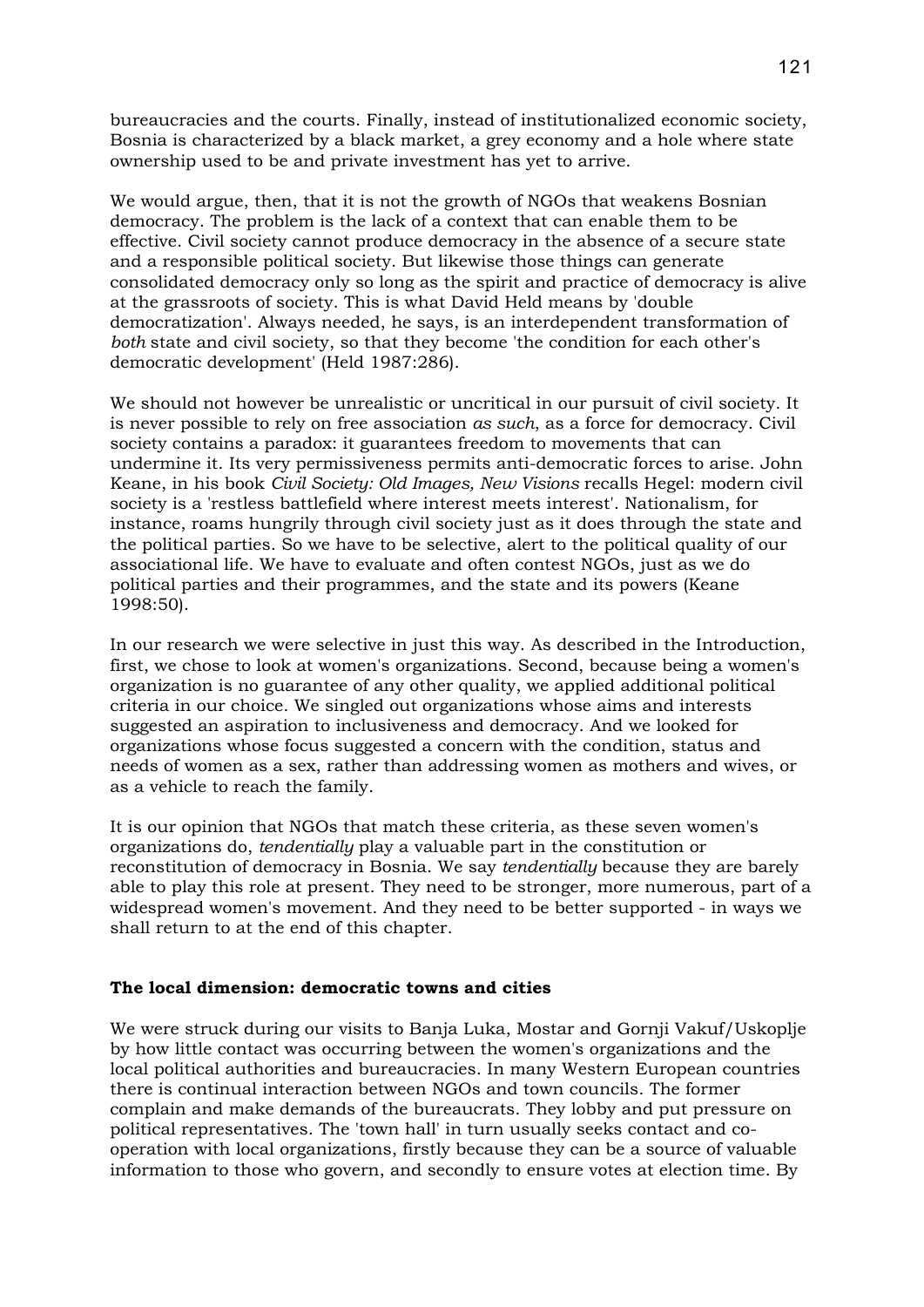bureaucracies and the courts. Finally, instead of institutionalized economic society, Bosnia is characterized by a black market, a grey economy and a hole where state ownership used to be and private investment has yet to arrive.

We would argue, then, that it is not the growth of NGOs that weakens Bosnian democracy. The problem is the lack of a context that can enable them to be effective. Civil society cannot produce democracy in the absence of a secure state and a responsible political society. But likewise those things can generate consolidated democracy only so long as the spirit and practice of democracy is alive at the grassroots of society. This is what David Held means by 'double democratization'. Always needed, he says, is an interdependent transformation of *both* state and civil society, so that they become 'the condition for each other's democratic development' (Held 1987:286).

We should not however be unrealistic or uncritical in our pursuit of civil society. It is never possible to rely on free association *as such*, as a force for democracy. Civil society contains a paradox: it guarantees freedom to movements that can undermine it. Its very permissiveness permits anti-democratic forces to arise. John Keane, in his book *Civil Society: Old Images, New Visions* recalls Hegel: modern civil society is a 'restless battlefield where interest meets interest'. Nationalism, for instance, roams hungrily through civil society just as it does through the state and the political parties. So we have to be selective, alert to the political quality of our associational life. We have to evaluate and often contest NGOs, just as we do political parties and their programmes, and the state and its powers (Keane 1998:50).

In our research we were selective in just this way. As described in the Introduction, first, we chose to look at women's organizations. Second, because being a women's organization is no guarantee of any other quality, we applied additional political criteria in our choice. We singled out organizations whose aims and interests suggested an aspiration to inclusiveness and democracy. And we looked for organizations whose focus suggested a concern with the condition, status and needs of women as a sex, rather than addressing women as mothers and wives, or as a vehicle to reach the family.

It is our opinion that NGOs that match these criteria, as these seven women's organizations do, *tendentially* play a valuable part in the constitution or reconstitution of democracy in Bosnia. We say *tendentially* because they are barely able to play this role at present. They need to be stronger, more numerous, part of a widespread women's movement. And they need to be better supported - in ways we shall return to at the end of this chapter.

### The local dimension: democratic towns and cities

We were struck during our visits to Banja Luka, Mostar and Gornji Vakuf/Uskoplje by how little contact was occurring between the women's organizations and the local political authorities and bureaucracies. In many Western European countries there is continual interaction between NGOs and town councils. The former complain and make demands of the bureaucrats. They lobby and put pressure on political representatives. The 'town hall' in turn usually seeks contact and co-operation with local organizations, firstly because they can be a source of valuable information to those who govern, and secondly to ensure votes at election time. By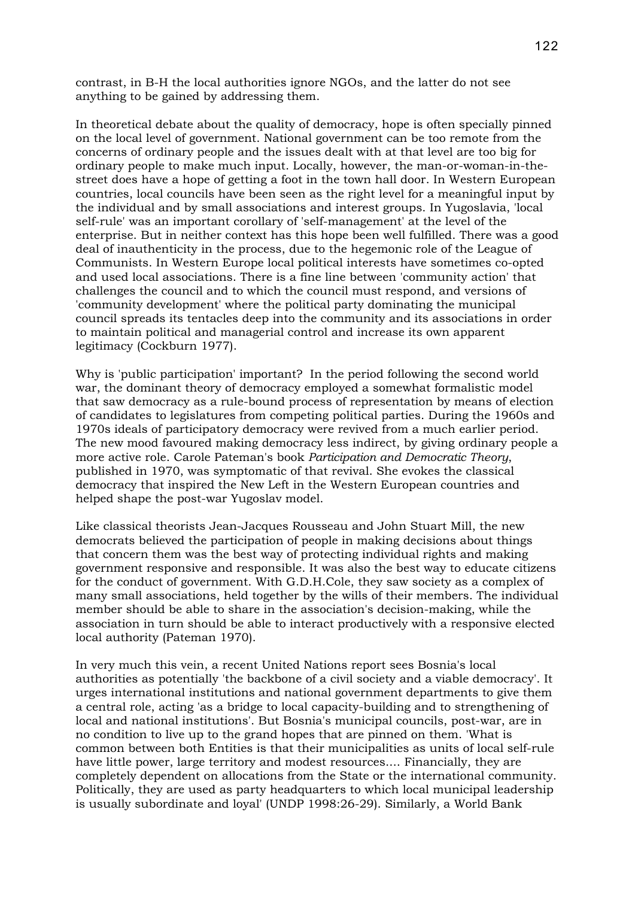contrast, in B-H the local authorities ignore NGOs, and the latter do not see anything to be gained by addressing them.

In theoretical debate about the quality of democracy, hope is often specially pinned on the local level of government. National government can be too remote from the concerns of ordinary people and the issues dealt with at that level are too big for ordinary people to make much input. Locally, however, the man-or-woman-in-the-street does have a hope of getting a foot in the town hall door. In Western European countries, local councils have been seen as the right level for a meaningful input by the individual and by small associations and interest groups. In Yugoslavia, 'local self-rule' was an important corollary of 'self-management' at the level of the enterprise. But in neither context has this hope been well fulfilled. There was a good deal of inauthenticity in the process, due to the hegemonic role of the League of Communists. In Western Europe local political interests have sometimes co-opted and used local associations. There is a fine line between 'community action' that challenges the council and to which the council must respond, and versions of 'community development' where the political party dominating the municipal council spreads its tentacles deep into the community and its associations in order to maintain political and managerial control and increase its own apparent legitimacy (Cockburn 1977).

Why is 'public participation' important? In the period following the second world war, the dominant theory of democracy employed a somewhat formalistic model that saw democracy as a rule-bound process of representation by means of election of candidates to legislatures from competing political parties. During the 1960s and 1970s ideals of participatory democracy were revived from a much earlier period. The new mood favoured making democracy less indirect, by giving ordinary people a more active role. Carole Pateman's book *Participation and Democratic Theory*, published in 1970, was symptomatic of that revival. She evokes the classical democracy that inspired the New Left in the Western European countries and helped shape the post-war Yugoslav model.

Like classical theorists Jean-Jacques Rousseau and John Stuart Mill, the new democrats believed the participation of people in making decisions about things that concern them was the best way of protecting individual rights and making government responsive and responsible. It was also the best way to educate citizens for the conduct of government. With G.D.H.Cole, they saw society as a complex of many small associations, held together by the wills of their members. The individual member should be able to share in the association's decision-making, while the association in turn should be able to interact productively with a responsive elected local authority (Pateman 1970).

In very much this vein, a recent United Nations report sees Bosnia's local authorities as potentially 'the backbone of a civil society and a viable democracy'. It urges international institutions and national government departments to give them a central role, acting 'as a bridge to local capacity-building and to strengthening of local and national institutions'. But Bosnia's municipal councils, post-war, are in no condition to live up to the grand hopes that are pinned on them. 'What is common between both Entities is that their municipalities as units of local self-rule have little power, large territory and modest resources.... Financially, they are completely dependent on allocations from the State or the international community. Politically, they are used as party headquarters to which local municipal leadership is usually subordinate and loyal' (UNDP 1998:26-29). Similarly, a World Bank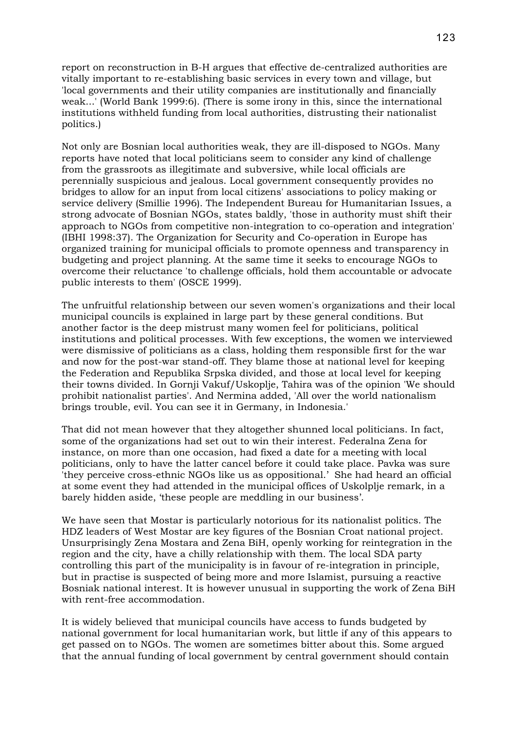report on reconstruction in B-H argues that effective de-centralized authorities are vitally important to re-establishing basic services in every town and village, but 'local governments and their utility companies are institutionally and financially weak...' (World Bank 1999:6). (There is some irony in this, since the international institutions withheld funding from local authorities, distrusting their nationalist politics.)

Not only are Bosnian local authorities weak, they are ill-disposed to NGOs. Many reports have noted that local politicians seem to consider any kind of challenge from the grassroots as illegitimate and subversive, while local officials are perennially suspicious and jealous. Local government consequently provides no bridges to allow for an input from local citizens' associations to policy making or service delivery (Smillie 1996). The Independent Bureau for Humanitarian Issues, a strong advocate of Bosnian NGOs, states baldly, 'those in authority must shift their approach to NGOs from competitive non-integration to co-operation and integration' (IBHI 1998:37). The Organization for Security and Co-operation in Europe has organized training for municipal officials to promote openness and transparency in budgeting and project planning. At the same time it seeks to encourage NGOs to overcome their reluctance 'to challenge officials, hold them accountable or advocate public interests to them' (OSCE 1999).

The unfruitful relationship between our seven women's organizations and their local municipal councils is explained in large part by these general conditions. But another factor is the deep mistrust many women feel for politicians, political institutions and political processes. With few exceptions, the women we interviewed were dismissive of politicians as a class, holding them responsible first for the war and now for the post-war stand-off. They blame those at national level for keeping the Federation and Republika Srpska divided, and those at local level for keeping their towns divided. In Gornji Vakuf/Uskoplje, Tahira was of the opinion 'We should prohibit nationalist parties'. And Nermina added, 'All over the world nationalism brings trouble, evil. You can see it in Germany, in Indonesia.'

That did not mean however that they altogether shunned local politicians. In fact, some of the organizations had set out to win their interest. Federalna Zena for instance, on more than one occasion, had fixed a date for a meeting with local politicians, only to have the latter cancel before it could take place. Pavka was sure 'they perceive cross-ethnic NGOs like us as oppositional.' She had heard an official at some event they had attended in the municipal offices of Uskolplje remark, in a barely hidden aside, 'these people are meddling in our business'.

We have seen that Mostar is particularly notorious for its nationalist politics. The HDZ leaders of West Mostar are key figures of the Bosnian Croat national project. Unsurprisingly Zena Mostara and Zena BiH, openly working for reintegration in the region and the city, have a chilly relationship with them. The local SDA party controlling this part of the municipality is in favour of re-integration in principle, but in practise is suspected of being more and more Islamist, pursuing a reactive Bosniak national interest. It is however unusual in supporting the work of Zena BiH with rent-free accommodation.

It is widely believed that municipal councils have access to funds budgeted by national government for local humanitarian work, but little if any of this appears to get passed on to NGOs. The women are sometimes bitter about this. Some argued that the annual funding of local government by central government should contain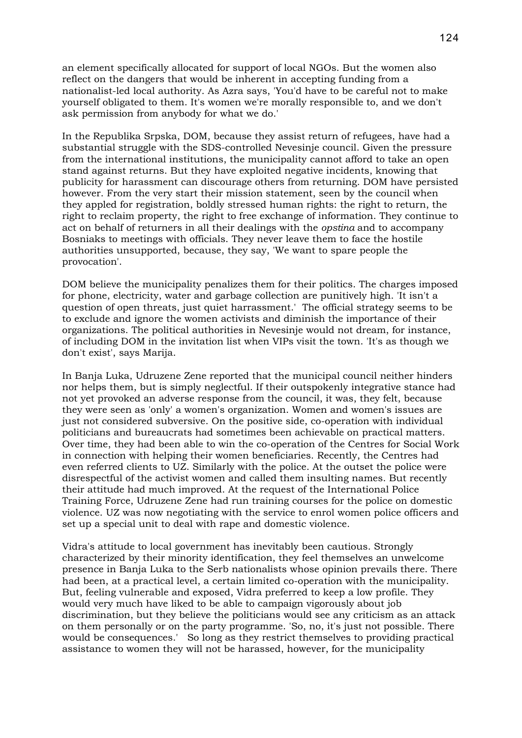an element specifically allocated for support of local NGOs. But the women also reflect on the dangers that would be inherent in accepting funding from a nationalist-led local authority. As Azra says, 'You'd have to be careful not to make yourself obligated to them. It's women we're morally responsible to, and we don't ask permission from anybody for what we do.'

In the Republika Srpska, DOM, because they assist return of refugees, have had a substantial struggle with the SDS-controlled Nevesinje council. Given the pressure from the international institutions, the municipality cannot afford to take an open stand against returns. But they have exploited negative incidents, knowing that publicity for harassment can discourage others from returning. DOM have persisted however. From the very start their mission statement, seen by the council when they appled for registration, boldly stressed human rights: the right to return, the right to reclaim property, the right to free exchange of information. They continue to act on behalf of returners in all their dealings with the *opstina* and to accompany Bosniaks to meetings with officials. They never leave them to face the hostile authorities unsupported, because, they say, 'We want to spare people the provocation'.

DOM believe the municipality penalizes them for their politics. The charges imposed for phone, electricity, water and garbage collection are punitively high. 'It isn't a question of open threats, just quiet harrassment.' The official strategy seems to be to exclude and ignore the women activists and diminish the importance of their organizations. The political authorities in Nevesinje would not dream, for instance, of including DOM in the invitation list when VIPs visit the town. 'It's as though we don't exist', says Marija.

In Banja Luka, Udruzene Zene reported that the municipal council neither hinders nor helps them, but is simply neglectful. If their outspokenly integrative stance had not yet provoked an adverse response from the council, it was, they felt, because they were seen as 'only' a women's organization. Women and women's issues are just not considered subversive. On the positive side, co-operation with individual politicians and bureaucrats had sometimes been achievable on practical matters. Over time, they had been able to win the co-operation of the Centres for Social Work in connection with helping their women beneficiaries. Recently, the Centres had even referred clients to UZ. Similarly with the police. At the outset the police were disrespectful of the activist women and called them insulting names. But recently their attitude had much improved. At the request of the International Police Training Force, Udruzene Zene had run training courses for the police on domestic violence. UZ was now negotiating with the service to enrol women police officers and set up a special unit to deal with rape and domestic violence.

Vidra's attitude to local government has inevitably been cautious. Strongly characterized by their minority identification, they feel themselves an unwelcome presence in Banja Luka to the Serb nationalists whose opinion prevails there. There had been, at a practical level, a certain limited co-operation with the municipality. But, feeling vulnerable and exposed, Vidra preferred to keep a low profile. They would very much have liked to be able to campaign vigorously about job discrimination, but they believe the politicians would see any criticism as an attack on them personally or on the party programme. 'So, no, it's just not possible. There would be consequences.' So long as they restrict themselves to providing practical assistance to women they will not be harassed, however, for the municipality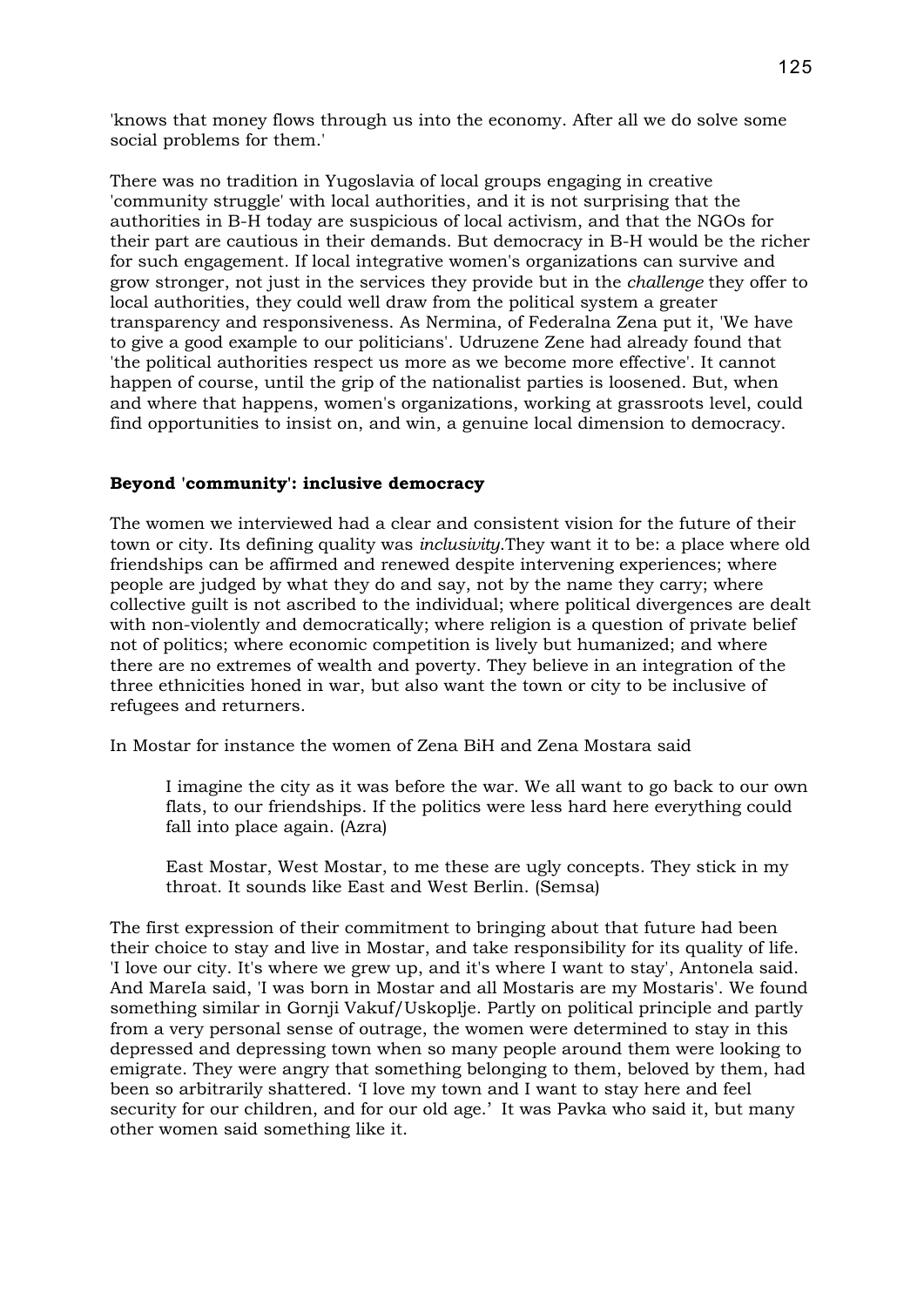'knows that money flows through us into the economy. After all we do solve some social problems for them.'

There was no tradition in Yugoslavia of local groups engaging in creative 'community struggle' with local authorities, and it is not surprising that the authorities in B-H today are suspicious of local activism, and that the NGOs for their part are cautious in their demands. But democracy in B-H would be the richer for such engagement. If local integrative women's organizations can survive and grow stronger, not just in the services they provide but in the *challenge* they offer to local authorities, they could well draw from the political system a greater transparency and responsiveness. As Nermina, of Federalna Zena put it, 'We have to give a good example to our politicians'. Udruzene Zene had already found that 'the political authorities respect us more as we become more effective'. It cannot happen of course, until the grip of the nationalist parties is loosened. But, when and where that happens, women's organizations, working at grassroots level, could find opportunities to insist on, and win, a genuine local dimension to democracy.

**Beyond 'community': inclusive democracy**

The women we interviewed had a clear and consistent vision for the future of their town or city. Its defining quality was *inclusivity*.They want it to be: a place where old friendships can be affirmed and renewed despite intervening experiences; where people are judged by what they do and say, not by the name they carry; where collective guilt is not ascribed to the individual; where political divergences are dealt with non-violently and democratically; where religion is a question of private belief not of politics; where economic competition is lively but humanized; and where there are no extremes of wealth and poverty. They believe in an integration of the three ethnicities honed in war, but also want the town or city to be inclusive of refugees and returners.

In Mostar for instance the women of Zena BiH and Zena Mostara said

> I imagine the city as it was before the war. We all want to go back to our own flats, to our friendships. If the politics were less hard here everything could fall into place again. (Azra)
>
> East Mostar, West Mostar, to me these are ugly concepts. They stick in my throat. It sounds like East and West Berlin. (Semsa)

The first expression of their commitment to bringing about that future had been their choice to stay and live in Mostar, and take responsibility for its quality of life. 'I love our city. It's where we grew up, and it's where I want to stay', Antonela said. And MareIa said, 'I was born in Mostar and all Mostaris are my Mostaris'. We found something similar in Gornji Vakuf/Uskoplje. Partly on political principle and partly from a very personal sense of outrage, the women were determined to stay in this depressed and depressing town when so many people around them were looking to emigrate. They were angry that something belonging to them, beloved by them, had been so arbitrarily shattered. 'I love my town and I want to stay here and feel security for our children, and for our old age.' It was Pavka who said it, but many other women said something like it.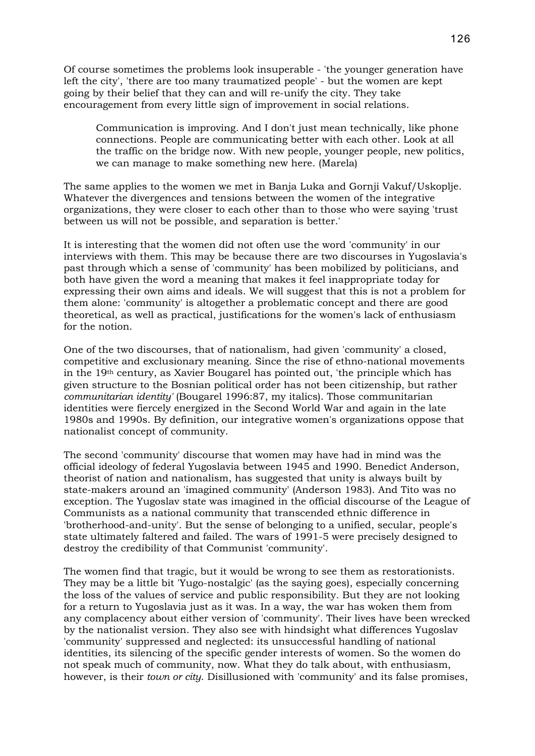Of course sometimes the problems look insuperable - 'the younger generation have left the city', 'there are too many traumatized people' - but the women are kept going by their belief that they can and will re-unify the city. They take encouragement from every little sign of improvement in social relations.

> Communication is improving. And I don't just mean technically, like phone connections. People are communicating better with each other. Look at all the traffic on the bridge now. With new people, younger people, new politics, we can manage to make something new here. (Marela)

The same applies to the women we met in Banja Luka and Gornji Vakuf/Uskoplje. Whatever the divergences and tensions between the women of the integrative organizations, they were closer to each other than to those who were saying 'trust between us will not be possible, and separation is better.'

It is interesting that the women did not often use the word 'community' in our interviews with them. This may be because there are two discourses in Yugoslavia's past through which a sense of 'community' has been mobilized by politicians, and both have given the word a meaning that makes it feel inappropriate today for expressing their own aims and ideals. We will suggest that this is not a problem for them alone: 'community' is altogether a problematic concept and there are good theoretical, as well as practical, justifications for the women's lack of enthusiasm for the notion.

One of the two discourses, that of nationalism, had given 'community' a closed, competitive and exclusionary meaning. Since the rise of ethno-national movements in the 19th century, as Xavier Bougarel has pointed out, 'the principle which has given structure to the Bosnian political order has not been citizenship, but rather *communitarian identity'* (Bougarel 1996:87, my italics). Those communitarian identities were fiercely energized in the Second World War and again in the late 1980s and 1990s. By definition, our integrative women's organizations oppose that nationalist concept of community.

The second 'community' discourse that women may have had in mind was the official ideology of federal Yugoslavia between 1945 and 1990. Benedict Anderson, theorist of nation and nationalism, has suggested that unity is always built by state-makers around an 'imagined community' (Anderson 1983). And Tito was no exception. The Yugoslav state was imagined in the official discourse of the League of Communists as a national community that transcended ethnic difference in 'brotherhood-and-unity'. But the sense of belonging to a unified, secular, people's state ultimately faltered and failed. The wars of 1991-5 were precisely designed to destroy the credibility of that Communist 'community'.

The women find that tragic, but it would be wrong to see them as restorationists. They may be a little bit 'Yugo-nostalgic' (as the saying goes), especially concerning the loss of the values of service and public responsibility. But they are not looking for a return to Yugoslavia just as it was. In a way, the war has woken them from any complacency about either version of 'community'. Their lives have been wrecked by the nationalist version. They also see with hindsight what differences Yugoslav 'community' suppressed and neglected: its unsuccessful handling of national identities, its silencing of the specific gender interests of women. So the women do not speak much of community, now. What they do talk about, with enthusiasm, however, is their *town or city*. Disillusioned with 'community' and its false promises,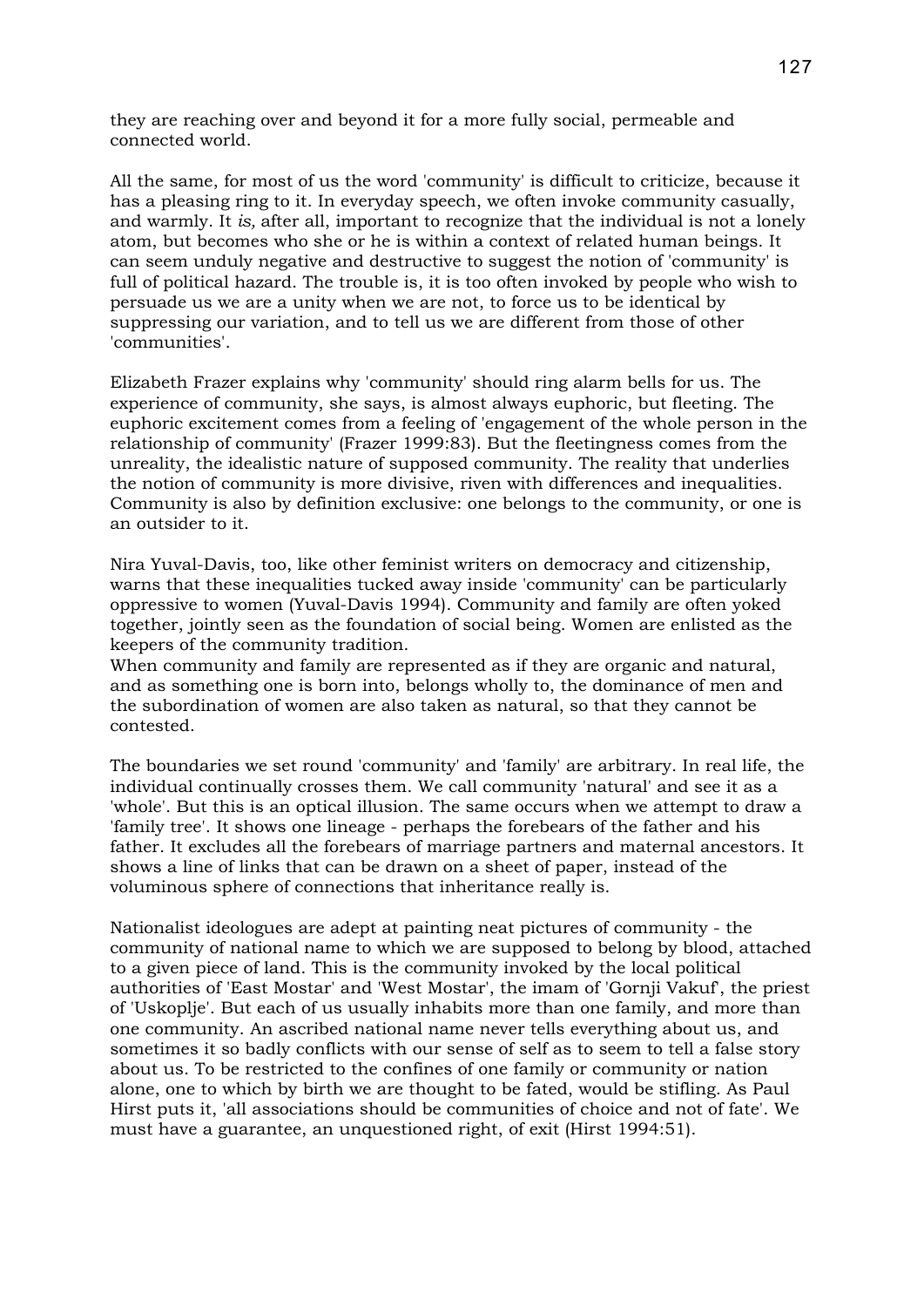they are reaching over and beyond it for a more fully social, permeable and connected world.

All the same, for most of us the word 'community' is difficult to criticize, because it has a pleasing ring to it. In everyday speech, we often invoke community casually, and warmly. It *is,* after all, important to recognize that the individual is not a lonely atom, but becomes who she or he is within a context of related human beings. It can seem unduly negative and destructive to suggest the notion of 'community' is full of political hazard. The trouble is, it is too often invoked by people who wish to persuade us we are a unity when we are not, to force us to be identical by suppressing our variation, and to tell us we are different from those of other 'communities'.

Elizabeth Frazer explains why 'community' should ring alarm bells for us. The experience of community, she says, is almost always euphoric, but fleeting. The euphoric excitement comes from a feeling of 'engagement of the whole person in the relationship of community' (Frazer 1999:83). But the fleetingness comes from the unreality, the idealistic nature of supposed community. The reality that underlies the notion of community is more divisive, riven with differences and inequalities. Community is also by definition exclusive: one belongs to the community, or one is an outsider to it.

Nira Yuval-Davis, too, like other feminist writers on democracy and citizenship, warns that these inequalities tucked away inside 'community' can be particularly oppressive to women (Yuval-Davis 1994). Community and family are often yoked together, jointly seen as the foundation of social being. Women are enlisted as the keepers of the community tradition.
When community and family are represented as if they are organic and natural, and as something one is born into, belongs wholly to, the dominance of men and the subordination of women are also taken as natural, so that they cannot be contested.

The boundaries we set round 'community' and 'family' are arbitrary. In real life, the individual continually crosses them. We call community 'natural' and see it as a 'whole'. But this is an optical illusion. The same occurs when we attempt to draw a 'family tree'. It shows one lineage - perhaps the forebears of the father and his father. It excludes all the forebears of marriage partners and maternal ancestors. It shows a line of links that can be drawn on a sheet of paper, instead of the voluminous sphere of connections that inheritance really is.

Nationalist ideologues are adept at painting neat pictures of community - the community of national name to which we are supposed to belong by blood, attached to a given piece of land. This is the community invoked by the local political authorities of 'East Mostar' and 'West Mostar', the imam of 'Gornji Vakuf', the priest of 'Uskoplje'. But each of us usually inhabits more than one family, and more than one community. An ascribed national name never tells everything about us, and sometimes it so badly conflicts with our sense of self as to seem to tell a false story about us. To be restricted to the confines of one family or community or nation alone, one to which by birth we are thought to be fated, would be stifling. As Paul Hirst puts it, 'all associations should be communities of choice and not of fate'. We must have a guarantee, an unquestioned right, of exit (Hirst 1994:51).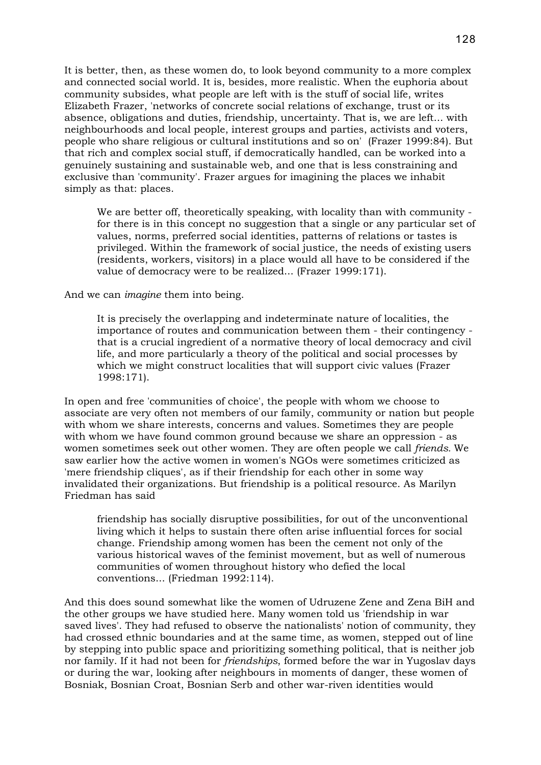It is better, then, as these women do, to look beyond community to a more complex and connected social world. It is, besides, more realistic. When the euphoria about community subsides, what people are left with is the stuff of social life, writes Elizabeth Frazer, 'networks of concrete social relations of exchange, trust or its absence, obligations and duties, friendship, uncertainty. That is, we are left... with neighbourhoods and local people, interest groups and parties, activists and voters, people who share religious or cultural institutions and so on' (Frazer 1999:84). But that rich and complex social stuff, if democratically handled, can be worked into a genuinely sustaining and sustainable web, and one that is less constraining and exclusive than 'community'. Frazer argues for imagining the places we inhabit simply as that: places.

> We are better off, theoretically speaking, with locality than with community - for there is in this concept no suggestion that a single or any particular set of values, norms, preferred social identities, patterns of relations or tastes is privileged. Within the framework of social justice, the needs of existing users (residents, workers, visitors) in a place would all have to be considered if the value of democracy were to be realized... (Frazer 1999:171).

And we can *imagine* them into being.

> It is precisely the overlapping and indeterminate nature of localities, the importance of routes and communication between them - their contingency - that is a crucial ingredient of a normative theory of local democracy and civil life, and more particularly a theory of the political and social processes by which we might construct localities that will support civic values (Frazer 1998:171).

In open and free 'communities of choice', the people with whom we choose to associate are very often not members of our family, community or nation but people with whom we share interests, concerns and values. Sometimes they are people with whom we have found common ground because we share an oppression - as women sometimes seek out other women. They are often people we call *friends*. We saw earlier how the active women in women's NGOs were sometimes criticized as 'mere friendship cliques', as if their friendship for each other in some way invalidated their organizations. But friendship is a political resource. As Marilyn Friedman has said

> friendship has socially disruptive possibilities, for out of the unconventional living which it helps to sustain there often arise influential forces for social change. Friendship among women has been the cement not only of the various historical waves of the feminist movement, but as well of numerous communities of women throughout history who defied the local conventions... (Friedman 1992:114).

And this does sound somewhat like the women of Udruzene Zene and Zena BiH and the other groups we have studied here. Many women told us 'friendship in war saved lives'. They had refused to observe the nationalists' notion of community, they had crossed ethnic boundaries and at the same time, as women, stepped out of line by stepping into public space and prioritizing something political, that is neither job nor family. If it had not been for *friendships*, formed before the war in Yugoslav days or during the war, looking after neighbours in moments of danger, these women of Bosniak, Bosnian Croat, Bosnian Serb and other war-riven identities would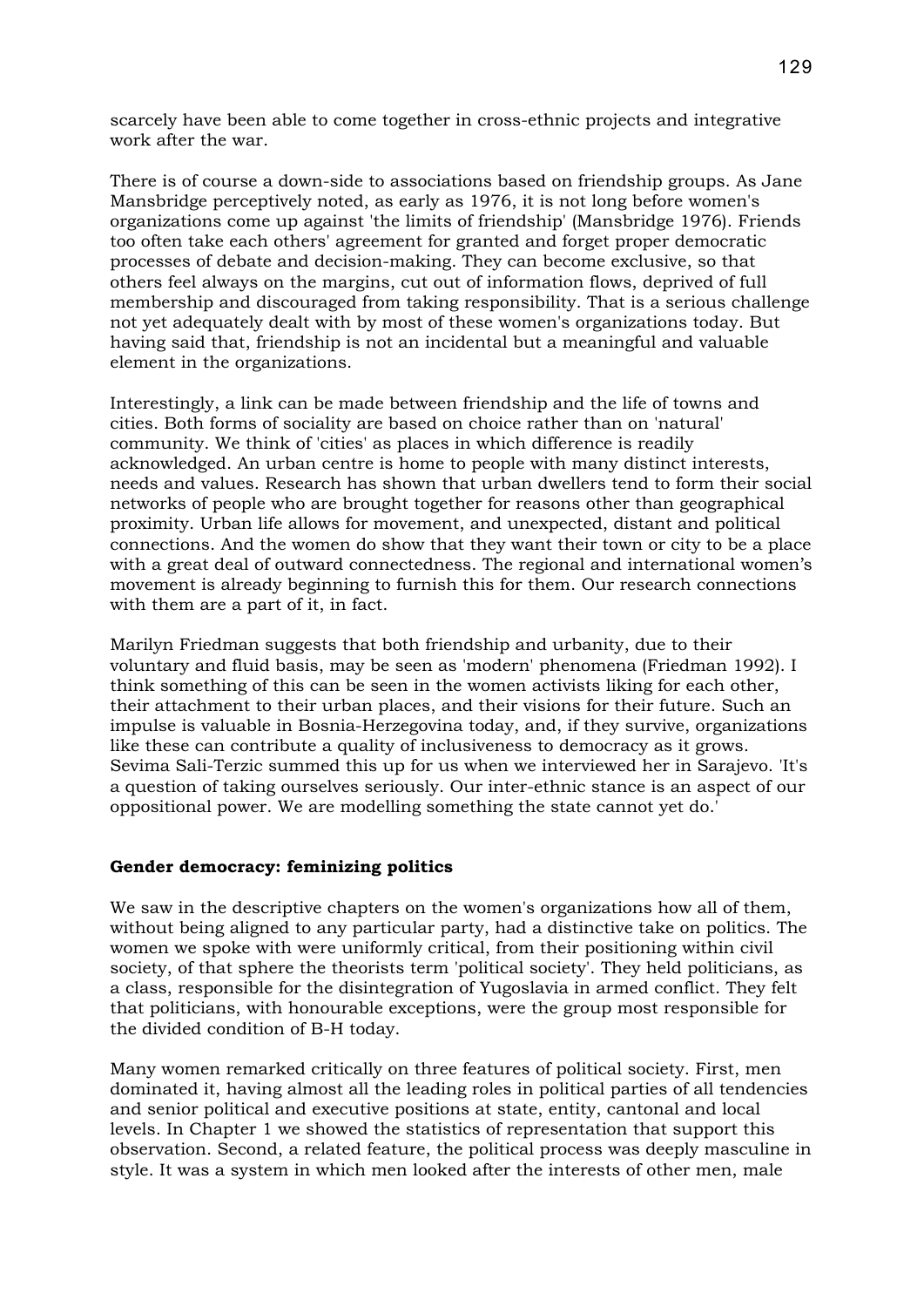scarcely have been able to come together in cross-ethnic projects and integrative work after the war.

There is of course a down-side to associations based on friendship groups. As Jane Mansbridge perceptively noted, as early as 1976, it is not long before women's organizations come up against 'the limits of friendship' (Mansbridge 1976). Friends too often take each others' agreement for granted and forget proper democratic processes of debate and decision-making. They can become exclusive, so that others feel always on the margins, cut out of information flows, deprived of full membership and discouraged from taking responsibility. That is a serious challenge not yet adequately dealt with by most of these women's organizations today. But having said that, friendship is not an incidental but a meaningful and valuable element in the organizations.

Interestingly, a link can be made between friendship and the life of towns and cities. Both forms of sociality are based on choice rather than on 'natural' community. We think of 'cities' as places in which difference is readily acknowledged. An urban centre is home to people with many distinct interests, needs and values. Research has shown that urban dwellers tend to form their social networks of people who are brought together for reasons other than geographical proximity. Urban life allows for movement, and unexpected, distant and political connections. And the women do show that they want their town or city to be a place with a great deal of outward connectedness. The regional and international women's movement is already beginning to furnish this for them. Our research connections with them are a part of it, in fact.

Marilyn Friedman suggests that both friendship and urbanity, due to their voluntary and fluid basis, may be seen as 'modern' phenomena (Friedman 1992). I think something of this can be seen in the women activists liking for each other, their attachment to their urban places, and their visions for their future. Such an impulse is valuable in Bosnia-Herzegovina today, and, if they survive, organizations like these can contribute a quality of inclusiveness to democracy as it grows. Sevima Sali-Terzic summed this up for us when we interviewed her in Sarajevo. 'It's a question of taking ourselves seriously. Our inter-ethnic stance is an aspect of our oppositional power. We are modelling something the state cannot yet do.'

**Gender democracy: feminizing politics**

We saw in the descriptive chapters on the women's organizations how all of them, without being aligned to any particular party, had a distinctive take on politics. The women we spoke with were uniformly critical, from their positioning within civil society, of that sphere the theorists term 'political society'. They held politicians, as a class, responsible for the disintegration of Yugoslavia in armed conflict. They felt that politicians, with honourable exceptions, were the group most responsible for the divided condition of B-H today.

Many women remarked critically on three features of political society. First, men dominated it, having almost all the leading roles in political parties of all tendencies and senior political and executive positions at state, entity, cantonal and local levels. In Chapter 1 we showed the statistics of representation that support this observation. Second, a related feature, the political process was deeply masculine in style. It was a system in which men looked after the interests of other men, male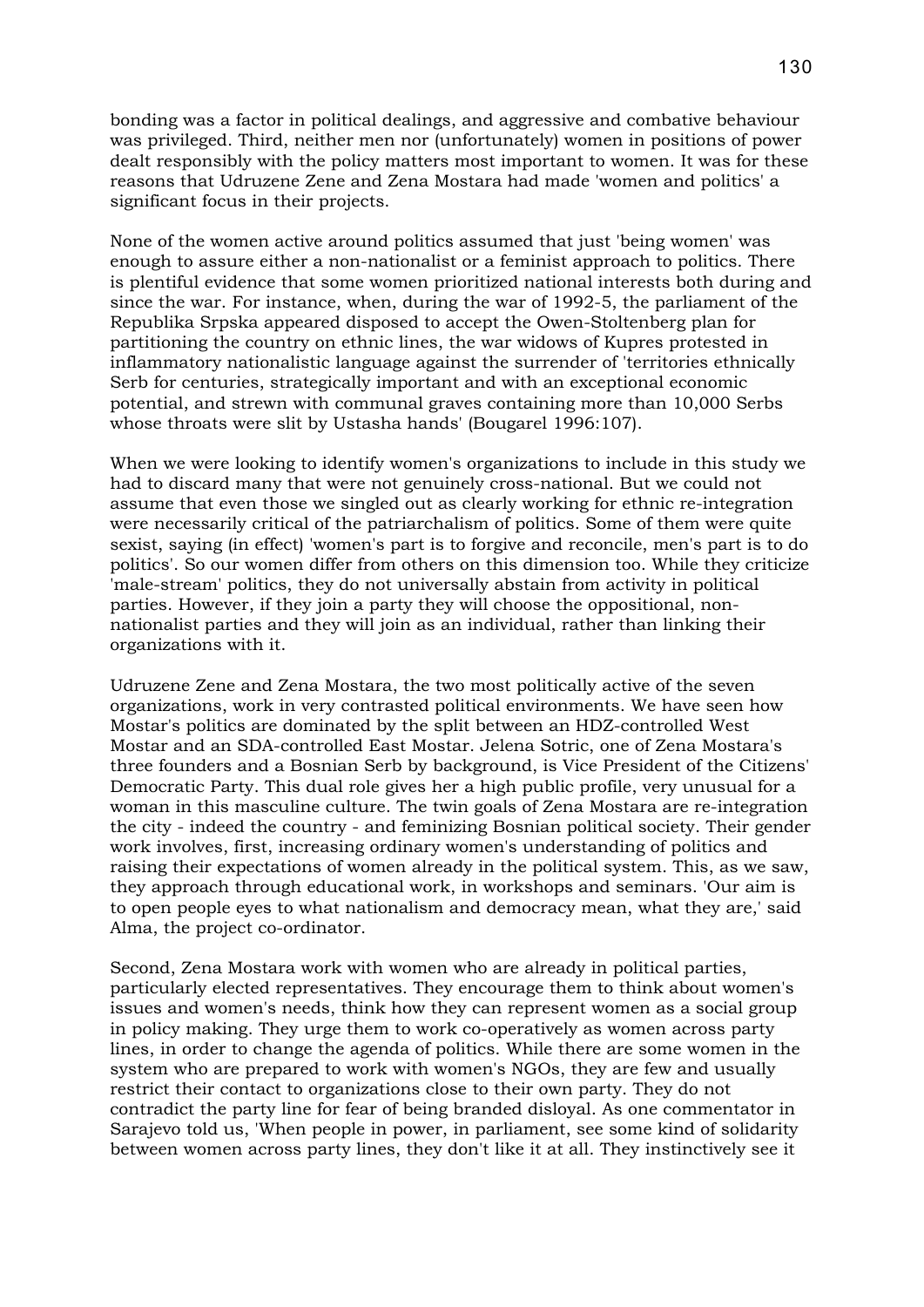bonding was a factor in political dealings, and aggressive and combative behaviour was privileged. Third, neither men nor (unfortunately) women in positions of power dealt responsibly with the policy matters most important to women. It was for these reasons that Udruzene Zene and Zena Mostara had made 'women and politics' a significant focus in their projects.

None of the women active around politics assumed that just 'being women' was enough to assure either a non-nationalist or a feminist approach to politics. There is plentiful evidence that some women prioritized national interests both during and since the war. For instance, when, during the war of 1992-5, the parliament of the Republika Srpska appeared disposed to accept the Owen-Stoltenberg plan for partitioning the country on ethnic lines, the war widows of Kupres protested in inflammatory nationalistic language against the surrender of 'territories ethnically Serb for centuries, strategically important and with an exceptional economic potential, and strewn with communal graves containing more than 10,000 Serbs whose throats were slit by Ustasha hands' (Bougarel 1996:107).

When we were looking to identify women's organizations to include in this study we had to discard many that were not genuinely cross-national. But we could not assume that even those we singled out as clearly working for ethnic re-integration were necessarily critical of the patriarchalism of politics. Some of them were quite sexist, saying (in effect) 'women's part is to forgive and reconcile, men's part is to do politics'. So our women differ from others on this dimension too. While they criticize 'male-stream' politics, they do not universally abstain from activity in political parties. However, if they join a party they will choose the oppositional, non-nationalist parties and they will join as an individual, rather than linking their organizations with it.

Udruzene Zene and Zena Mostara, the two most politically active of the seven organizations, work in very contrasted political environments. We have seen how Mostar's politics are dominated by the split between an HDZ-controlled West Mostar and an SDA-controlled East Mostar. Jelena Sotric, one of Zena Mostara's three founders and a Bosnian Serb by background, is Vice President of the Citizens' Democratic Party. This dual role gives her a high public profile, very unusual for a woman in this masculine culture. The twin goals of Zena Mostara are re-integration the city - indeed the country - and feminizing Bosnian political society. Their gender work involves, first, increasing ordinary women's understanding of politics and raising their expectations of women already in the political system. This, as we saw, they approach through educational work, in workshops and seminars. 'Our aim is to open people eyes to what nationalism and democracy mean, what they are,' said Alma, the project co-ordinator.

Second, Zena Mostara work with women who are already in political parties, particularly elected representatives. They encourage them to think about women's issues and women's needs, think how they can represent women as a social group in policy making. They urge them to work co-operatively as women across party lines, in order to change the agenda of politics. While there are some women in the system who are prepared to work with women's NGOs, they are few and usually restrict their contact to organizations close to their own party. They do not contradict the party line for fear of being branded disloyal. As one commentator in Sarajevo told us, 'When people in power, in parliament, see some kind of solidarity between women across party lines, they don't like it at all. They instinctively see it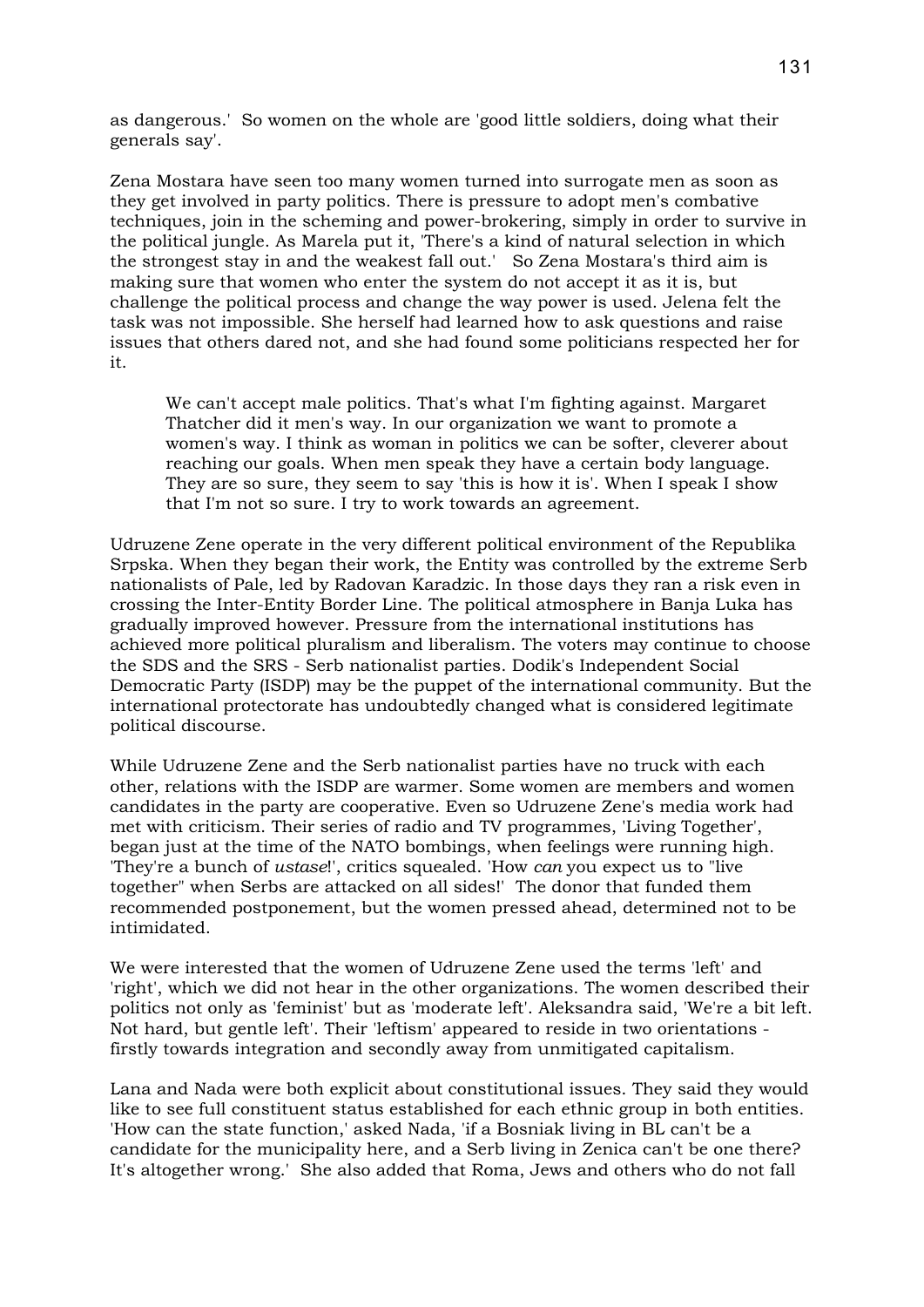as dangerous.' So women on the whole are 'good little soldiers, doing what their generals say'.

Zena Mostara have seen too many women turned into surrogate men as soon as they get involved in party politics. There is pressure to adopt men's combative techniques, join in the scheming and power-brokering, simply in order to survive in the political jungle. As Marela put it, 'There's a kind of natural selection in which the strongest stay in and the weakest fall out.' So Zena Mostara's third aim is making sure that women who enter the system do not accept it as it is, but challenge the political process and change the way power is used. Jelena felt the task was not impossible. She herself had learned how to ask questions and raise issues that others dared not, and she had found some politicians respected her for it.

> We can't accept male politics. That's what I'm fighting against. Margaret Thatcher did it men's way. In our organization we want to promote a women's way. I think as woman in politics we can be softer, cleverer about reaching our goals. When men speak they have a certain body language. They are so sure, they seem to say 'this is how it is'. When I speak I show that I'm not so sure. I try to work towards an agreement.

Udruzene Zene operate in the very different political environment of the Republika Srpska. When they began their work, the Entity was controlled by the extreme Serb nationalists of Pale, led by Radovan Karadzic. In those days they ran a risk even in crossing the Inter-Entity Border Line. The political atmosphere in Banja Luka has gradually improved however. Pressure from the international institutions has achieved more political pluralism and liberalism. The voters may continue to choose the SDS and the SRS - Serb nationalist parties. Dodik's Independent Social Democratic Party (ISDP) may be the puppet of the international community. But the international protectorate has undoubtedly changed what is considered legitimate political discourse.

While Udruzene Zene and the Serb nationalist parties have no truck with each other, relations with the ISDP are warmer. Some women are members and women candidates in the party are cooperative. Even so Udruzene Zene's media work had met with criticism. Their series of radio and TV programmes, 'Living Together', began just at the time of the NATO bombings, when feelings were running high. 'They're a bunch of *ustase*!', critics squealed. 'How *can* you expect us to "live together" when Serbs are attacked on all sides!' The donor that funded them recommended postponement, but the women pressed ahead, determined not to be intimidated.

We were interested that the women of Udruzene Zene used the terms 'left' and 'right', which we did not hear in the other organizations. The women described their politics not only as 'feminist' but as 'moderate left'. Aleksandra said, 'We're a bit left. Not hard, but gentle left'. Their 'leftism' appeared to reside in two orientations - firstly towards integration and secondly away from unmitigated capitalism.

Lana and Nada were both explicit about constitutional issues. They said they would like to see full constituent status established for each ethnic group in both entities. 'How can the state function,' asked Nada, 'if a Bosniak living in BL can't be a candidate for the municipality here, and a Serb living in Zenica can't be one there? It's altogether wrong.' She also added that Roma, Jews and others who do not fall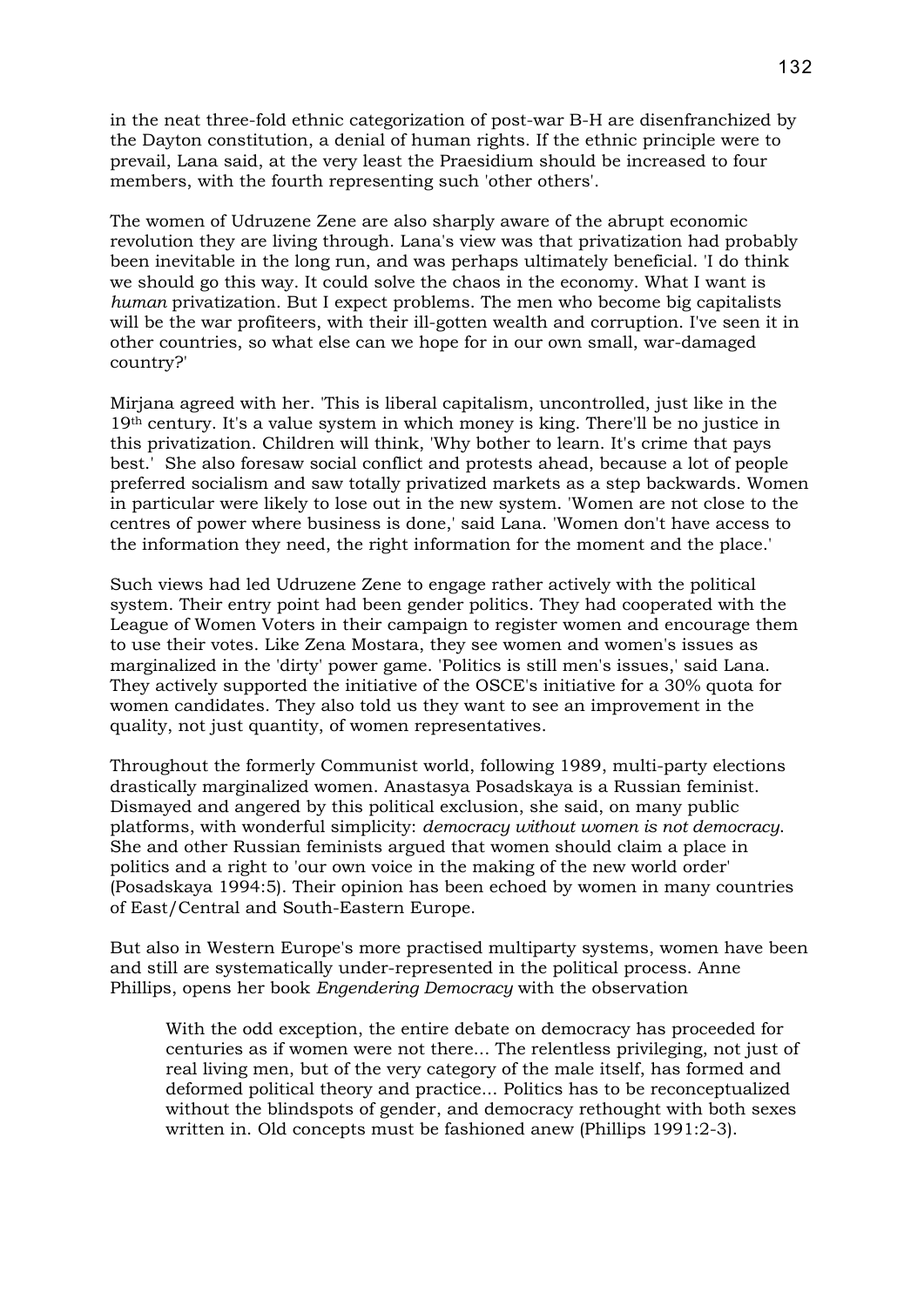in the neat three-fold ethnic categorization of post-war B-H are disenfranchized by the Dayton constitution, a denial of human rights. If the ethnic principle were to prevail, Lana said, at the very least the Praesidium should be increased to four members, with the fourth representing such 'other others'.

The women of Udruzene Zene are also sharply aware of the abrupt economic revolution they are living through. Lana's view was that privatization had probably been inevitable in the long run, and was perhaps ultimately beneficial. 'I do think we should go this way. It could solve the chaos in the economy. What I want is *human* privatization. But I expect problems. The men who become big capitalists will be the war profiteers, with their ill-gotten wealth and corruption. I've seen it in other countries, so what else can we hope for in our own small, war-damaged country?'

Mirjana agreed with her. 'This is liberal capitalism, uncontrolled, just like in the 19th century. It's a value system in which money is king. There'll be no justice in this privatization. Children will think, 'Why bother to learn. It's crime that pays best.' She also foresaw social conflict and protests ahead, because a lot of people preferred socialism and saw totally privatized markets as a step backwards. Women in particular were likely to lose out in the new system. 'Women are not close to the centres of power where business is done,' said Lana. 'Women don't have access to the information they need, the right information for the moment and the place.'

Such views had led Udruzene Zene to engage rather actively with the political system. Their entry point had been gender politics. They had cooperated with the League of Women Voters in their campaign to register women and encourage them to use their votes. Like Zena Mostara, they see women and women's issues as marginalized in the 'dirty' power game. 'Politics is still men's issues,' said Lana. They actively supported the initiative of the OSCE's initiative for a 30% quota for women candidates. They also told us they want to see an improvement in the quality, not just quantity, of women representatives.

Throughout the formerly Communist world, following 1989, multi-party elections drastically marginalized women. Anastasya Posadskaya is a Russian feminist. Dismayed and angered by this political exclusion, she said, on many public platforms, with wonderful simplicity: *democracy without women is not democracy*. She and other Russian feminists argued that women should claim a place in politics and a right to 'our own voice in the making of the new world order' (Posadskaya 1994:5). Their opinion has been echoed by women in many countries of East/Central and South-Eastern Europe.

But also in Western Europe's more practised multiparty systems, women have been and still are systematically under-represented in the political process. Anne Phillips, opens her book *Engendering Democracy* with the observation

> With the odd exception, the entire debate on democracy has proceeded for centuries as if women were not there... The relentless privileging, not just of real living men, but of the very category of the male itself, has formed and deformed political theory and practice... Politics has to be reconceptualized without the blindspots of gender, and democracy rethought with both sexes written in. Old concepts must be fashioned anew (Phillips 1991:2-3).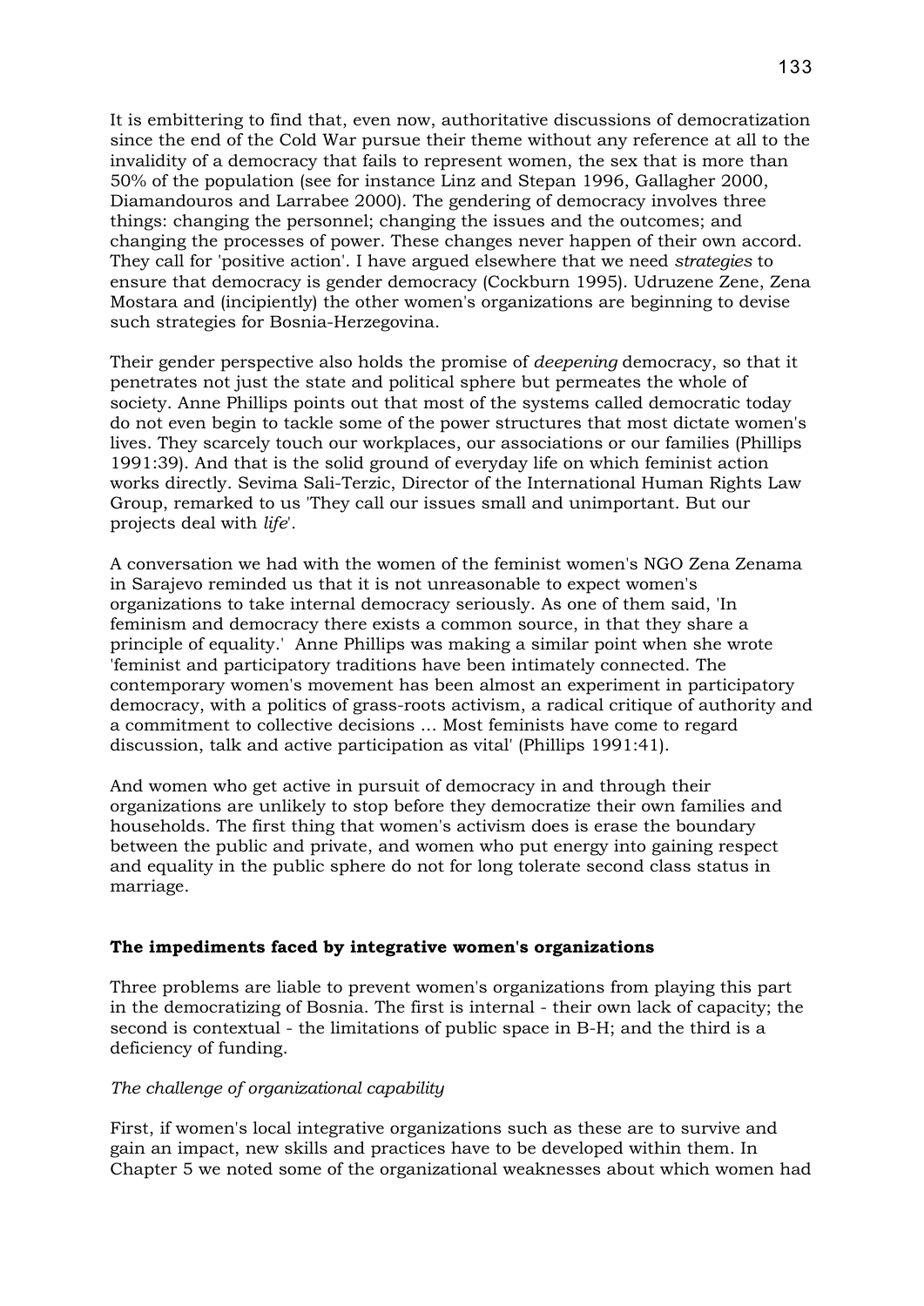It is embittering to find that, even now, authoritative discussions of democratization since the end of the Cold War pursue their theme without any reference at all to the invalidity of a democracy that fails to represent women, the sex that is more than 50% of the population (see for instance Linz and Stepan 1996, Gallagher 2000, Diamandouros and Larrabee 2000). The gendering of democracy involves three things: changing the personnel; changing the issues and the outcomes; and changing the processes of power. These changes never happen of their own accord. They call for 'positive action'. I have argued elsewhere that we need *strategies* to ensure that democracy is gender democracy (Cockburn 1995). Udruzene Zene, Zena Mostara and (incipiently) the other women's organizations are beginning to devise such strategies for Bosnia-Herzegovina.

Their gender perspective also holds the promise of *deepening* democracy, so that it penetrates not just the state and political sphere but permeates the whole of society. Anne Phillips points out that most of the systems called democratic today do not even begin to tackle some of the power structures that most dictate women's lives. They scarcely touch our workplaces, our associations or our families (Phillips 1991:39). And that is the solid ground of everyday life on which feminist action works directly. Sevima Sali-Terzic, Director of the International Human Rights Law Group, remarked to us 'They call our issues small and unimportant. But our projects deal with *life*'.

A conversation we had with the women of the feminist women's NGO Zena Zenama in Sarajevo reminded us that it is not unreasonable to expect women's organizations to take internal democracy seriously. As one of them said, 'In feminism and democracy there exists a common source, in that they share a principle of equality.' Anne Phillips was making a similar point when she wrote 'feminist and participatory traditions have been intimately connected. The contemporary women's movement has been almost an experiment in participatory democracy, with a politics of grass-roots activism, a radical critique of authority and a commitment to collective decisions … Most feminists have come to regard discussion, talk and active participation as vital' (Phillips 1991:41).

And women who get active in pursuit of democracy in and through their organizations are unlikely to stop before they democratize their own families and households. The first thing that women's activism does is erase the boundary between the public and private, and women who put energy into gaining respect and equality in the public sphere do not for long tolerate second class status in marriage.

### The impediments faced by integrative women's organizations

Three problems are liable to prevent women's organizations from playing this part in the democratizing of Bosnia. The first is internal - their own lack of capacity; the second is contextual - the limitations of public space in B-H; and the third is a deficiency of funding.

*The challenge of organizational capability*

First, if women's local integrative organizations such as these are to survive and gain an impact, new skills and practices have to be developed within them. In Chapter 5 we noted some of the organizational weaknesses about which women had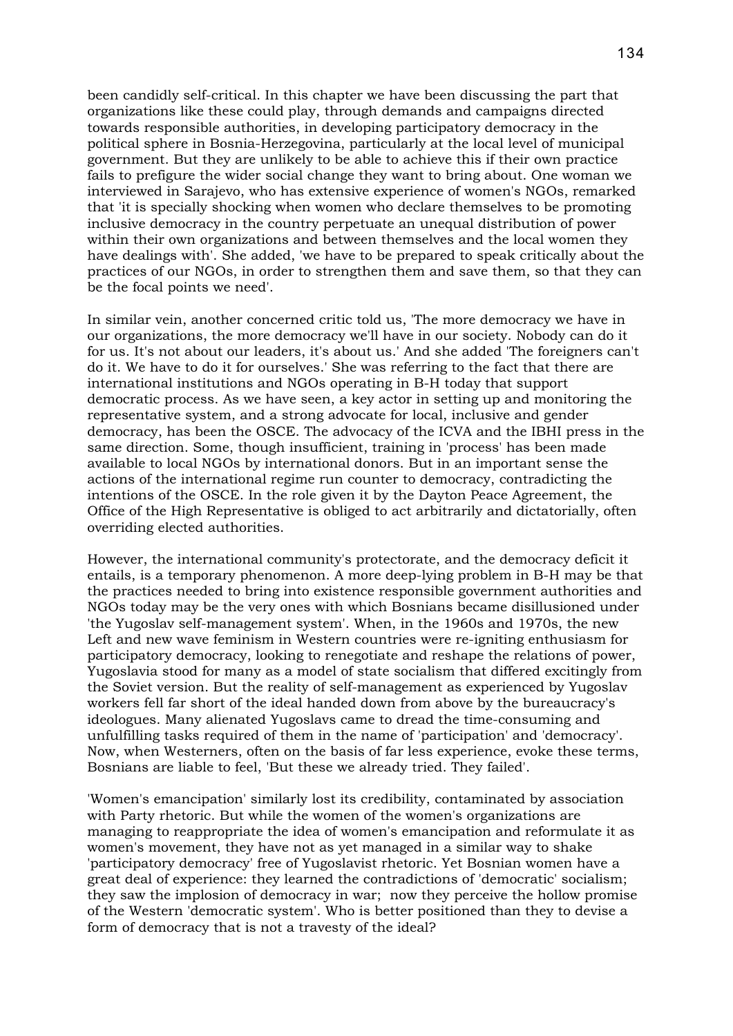been candidly self-critical. In this chapter we have been discussing the part that organizations like these could play, through demands and campaigns directed towards responsible authorities, in developing participatory democracy in the political sphere in Bosnia-Herzegovina, particularly at the local level of municipal government. But they are unlikely to be able to achieve this if their own practice fails to prefigure the wider social change they want to bring about. One woman we interviewed in Sarajevo, who has extensive experience of women's NGOs, remarked that 'it is specially shocking when women who declare themselves to be promoting inclusive democracy in the country perpetuate an unequal distribution of power within their own organizations and between themselves and the local women they have dealings with'. She added, 'we have to be prepared to speak critically about the practices of our NGOs, in order to strengthen them and save them, so that they can be the focal points we need'.

In similar vein, another concerned critic told us, 'The more democracy we have in our organizations, the more democracy we'll have in our society. Nobody can do it for us. It's not about our leaders, it's about us.' And she added 'The foreigners can't do it. We have to do it for ourselves.' She was referring to the fact that there are international institutions and NGOs operating in B-H today that support democratic process. As we have seen, a key actor in setting up and monitoring the representative system, and a strong advocate for local, inclusive and gender democracy, has been the OSCE. The advocacy of the ICVA and the IBHI press in the same direction. Some, though insufficient, training in 'process' has been made available to local NGOs by international donors. But in an important sense the actions of the international regime run counter to democracy, contradicting the intentions of the OSCE. In the role given it by the Dayton Peace Agreement, the Office of the High Representative is obliged to act arbitrarily and dictatorially, often overriding elected authorities.

However, the international community's protectorate, and the democracy deficit it entails, is a temporary phenomenon. A more deep-lying problem in B-H may be that the practices needed to bring into existence responsible government authorities and NGOs today may be the very ones with which Bosnians became disillusioned under 'the Yugoslav self-management system'. When, in the 1960s and 1970s, the new Left and new wave feminism in Western countries were re-igniting enthusiasm for participatory democracy, looking to renegotiate and reshape the relations of power, Yugoslavia stood for many as a model of state socialism that differed excitingly from the Soviet version. But the reality of self-management as experienced by Yugoslav workers fell far short of the ideal handed down from above by the bureaucracy's ideologues. Many alienated Yugoslavs came to dread the time-consuming and unfulfilling tasks required of them in the name of 'participation' and 'democracy'. Now, when Westerners, often on the basis of far less experience, evoke these terms, Bosnians are liable to feel, 'But these we already tried. They failed'.

'Women's emancipation' similarly lost its credibility, contaminated by association with Party rhetoric. But while the women of the women's organizations are managing to reappropriate the idea of women's emancipation and reformulate it as women's movement, they have not as yet managed in a similar way to shake 'participatory democracy' free of Yugoslavist rhetoric. Yet Bosnian women have a great deal of experience: they learned the contradictions of 'democratic' socialism; they saw the implosion of democracy in war; now they perceive the hollow promise of the Western 'democratic system'. Who is better positioned than they to devise a form of democracy that is not a travesty of the ideal?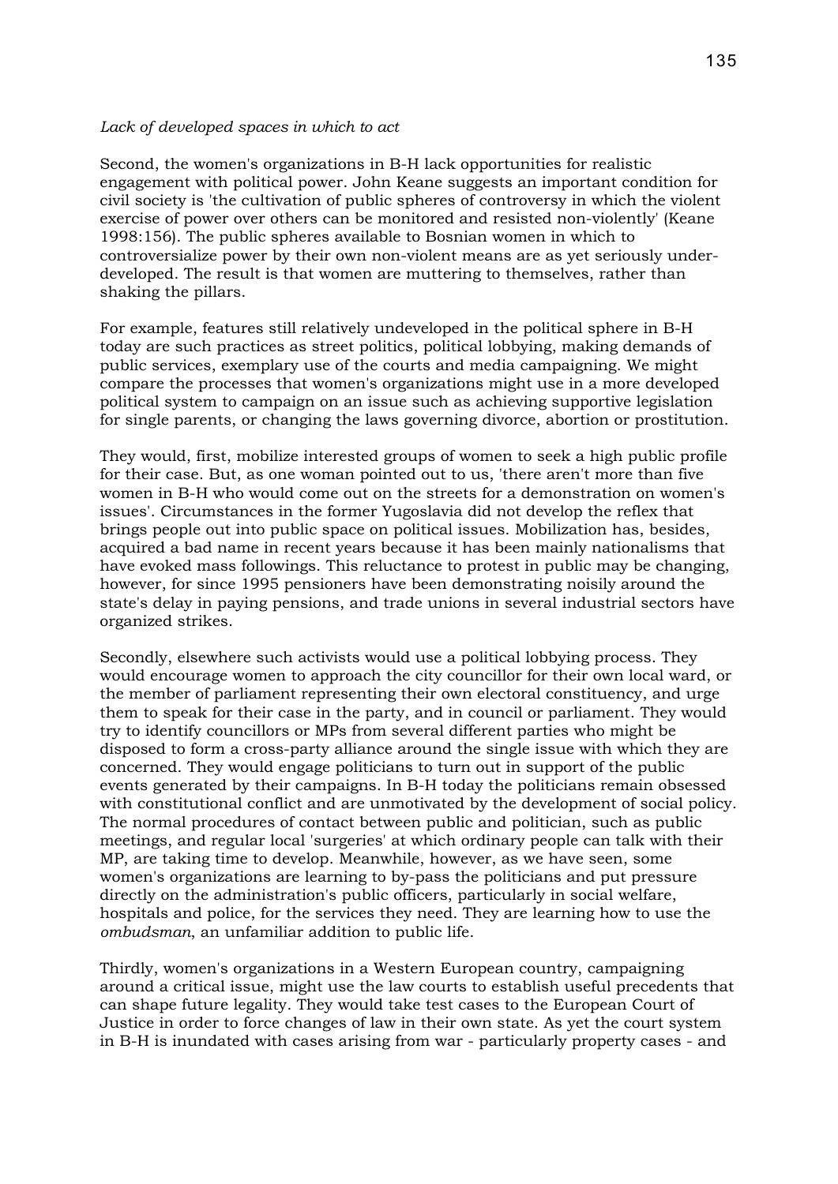*Lack of developed spaces in which to act*

Second, the women's organizations in B-H lack opportunities for realistic engagement with political power. John Keane suggests an important condition for civil society is 'the cultivation of public spheres of controversy in which the violent exercise of power over others can be monitored and resisted non-violently' (Keane 1998:156). The public spheres available to Bosnian women in which to controversialize power by their own non-violent means are as yet seriously under-developed. The result is that women are muttering to themselves, rather than shaking the pillars.

For example, features still relatively undeveloped in the political sphere in B-H today are such practices as street politics, political lobbying, making demands of public services, exemplary use of the courts and media campaigning. We might compare the processes that women's organizations might use in a more developed political system to campaign on an issue such as achieving supportive legislation for single parents, or changing the laws governing divorce, abortion or prostitution.

They would, first, mobilize interested groups of women to seek a high public profile for their case. But, as one woman pointed out to us, 'there aren't more than five women in B-H who would come out on the streets for a demonstration on women's issues'. Circumstances in the former Yugoslavia did not develop the reflex that brings people out into public space on political issues. Mobilization has, besides, acquired a bad name in recent years because it has been mainly nationalisms that have evoked mass followings. This reluctance to protest in public may be changing, however, for since 1995 pensioners have been demonstrating noisily around the state's delay in paying pensions, and trade unions in several industrial sectors have organized strikes.

Secondly, elsewhere such activists would use a political lobbying process. They would encourage women to approach the city councillor for their own local ward, or the member of parliament representing their own electoral constituency, and urge them to speak for their case in the party, and in council or parliament. They would try to identify councillors or MPs from several different parties who might be disposed to form a cross-party alliance around the single issue with which they are concerned. They would engage politicians to turn out in support of the public events generated by their campaigns. In B-H today the politicians remain obsessed with constitutional conflict and are unmotivated by the development of social policy. The normal procedures of contact between public and politician, such as public meetings, and regular local 'surgeries' at which ordinary people can talk with their MP, are taking time to develop. Meanwhile, however, as we have seen, some women's organizations are learning to by-pass the politicians and put pressure directly on the administration's public officers, particularly in social welfare, hospitals and police, for the services they need. They are learning how to use the *ombudsman*, an unfamiliar addition to public life.

Thirdly, women's organizations in a Western European country, campaigning around a critical issue, might use the law courts to establish useful precedents that can shape future legality. They would take test cases to the European Court of Justice in order to force changes of law in their own state. As yet the court system in B-H is inundated with cases arising from war - particularly property cases - and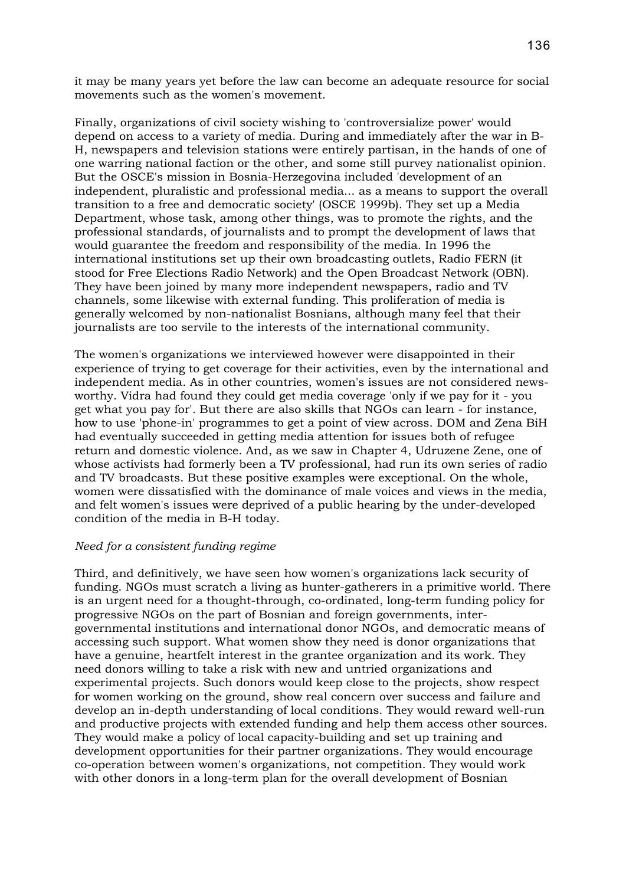it may be many years yet before the law can become an adequate resource for social movements such as the women's movement.

Finally, organizations of civil society wishing to 'controversialize power' would depend on access to a variety of media. During and immediately after the war in B-H, newspapers and television stations were entirely partisan, in the hands of one of one warring national faction or the other, and some still purvey nationalist opinion. But the OSCE's mission in Bosnia-Herzegovina included 'development of an independent, pluralistic and professional media... as a means to support the overall transition to a free and democratic society' (OSCE 1999b). They set up a Media Department, whose task, among other things, was to promote the rights, and the professional standards, of journalists and to prompt the development of laws that would guarantee the freedom and responsibility of the media. In 1996 the international institutions set up their own broadcasting outlets, Radio FERN (it stood for Free Elections Radio Network) and the Open Broadcast Network (OBN). They have been joined by many more independent newspapers, radio and TV channels, some likewise with external funding. This proliferation of media is generally welcomed by non-nationalist Bosnians, although many feel that their journalists are too servile to the interests of the international community.

The women's organizations we interviewed however were disappointed in their experience of trying to get coverage for their activities, even by the international and independent media. As in other countries, women's issues are not considered news-worthy. Vidra had found they could get media coverage 'only if we pay for it - you get what you pay for'. But there are also skills that NGOs can learn - for instance, how to use 'phone-in' programmes to get a point of view across. DOM and Zena BiH had eventually succeeded in getting media attention for issues both of refugee return and domestic violence. And, as we saw in Chapter 4, Udruzene Zene, one of whose activists had formerly been a TV professional, had run its own series of radio and TV broadcasts. But these positive examples were exceptional. On the whole, women were dissatisfied with the dominance of male voices and views in the media, and felt women's issues were deprived of a public hearing by the under-developed condition of the media in B-H today.

*Need for a consistent funding regime*

Third, and definitively, we have seen how women's organizations lack security of funding. NGOs must scratch a living as hunter-gatherers in a primitive world. There is an urgent need for a thought-through, co-ordinated, long-term funding policy for progressive NGOs on the part of Bosnian and foreign governments, inter-governmental institutions and international donor NGOs, and democratic means of accessing such support. What women show they need is donor organizations that have a genuine, heartfelt interest in the grantee organization and its work. They need donors willing to take a risk with new and untried organizations and experimental projects. Such donors would keep close to the projects, show respect for women working on the ground, show real concern over success and failure and develop an in-depth understanding of local conditions. They would reward well-run and productive projects with extended funding and help them access other sources. They would make a policy of local capacity-building and set up training and development opportunities for their partner organizations. They would encourage co-operation between women's organizations, not competition. They would work with other donors in a long-term plan for the overall development of Bosnian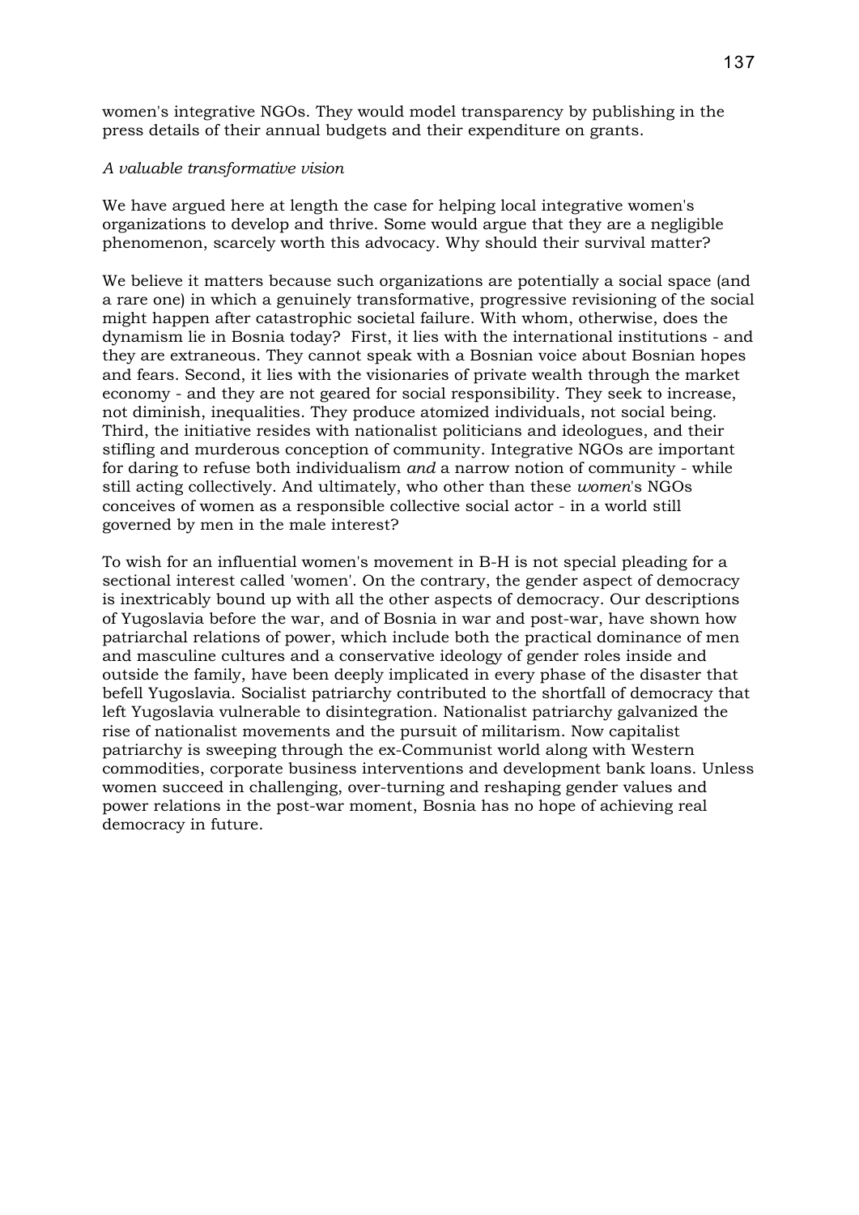women's integrative NGOs. They would model transparency by publishing in the press details of their annual budgets and their expenditure on grants.

*A valuable transformative vision*

We have argued here at length the case for helping local integrative women's organizations to develop and thrive. Some would argue that they are a negligible phenomenon, scarcely worth this advocacy. Why should their survival matter?

We believe it matters because such organizations are potentially a social space (and a rare one) in which a genuinely transformative, progressive revisioning of the social might happen after catastrophic societal failure. With whom, otherwise, does the dynamism lie in Bosnia today? First, it lies with the international institutions - and they are extraneous. They cannot speak with a Bosnian voice about Bosnian hopes and fears. Second, it lies with the visionaries of private wealth through the market economy - and they are not geared for social responsibility. They seek to increase, not diminish, inequalities. They produce atomized individuals, not social being. Third, the initiative resides with nationalist politicians and ideologues, and their stifling and murderous conception of community. Integrative NGOs are important for daring to refuse both individualism *and* a narrow notion of community - while still acting collectively. And ultimately, who other than these *women*'s NGOs conceives of women as a responsible collective social actor - in a world still governed by men in the male interest?

To wish for an influential women's movement in B-H is not special pleading for a sectional interest called 'women'. On the contrary, the gender aspect of democracy is inextricably bound up with all the other aspects of democracy. Our descriptions of Yugoslavia before the war, and of Bosnia in war and post-war, have shown how patriarchal relations of power, which include both the practical dominance of men and masculine cultures and a conservative ideology of gender roles inside and outside the family, have been deeply implicated in every phase of the disaster that befell Yugoslavia. Socialist patriarchy contributed to the shortfall of democracy that left Yugoslavia vulnerable to disintegration. Nationalist patriarchy galvanized the rise of nationalist movements and the pursuit of militarism. Now capitalist patriarchy is sweeping through the ex-Communist world along with Western commodities, corporate business interventions and development bank loans. Unless women succeed in challenging, over-turning and reshaping gender values and power relations in the post-war moment, Bosnia has no hope of achieving real democracy in future.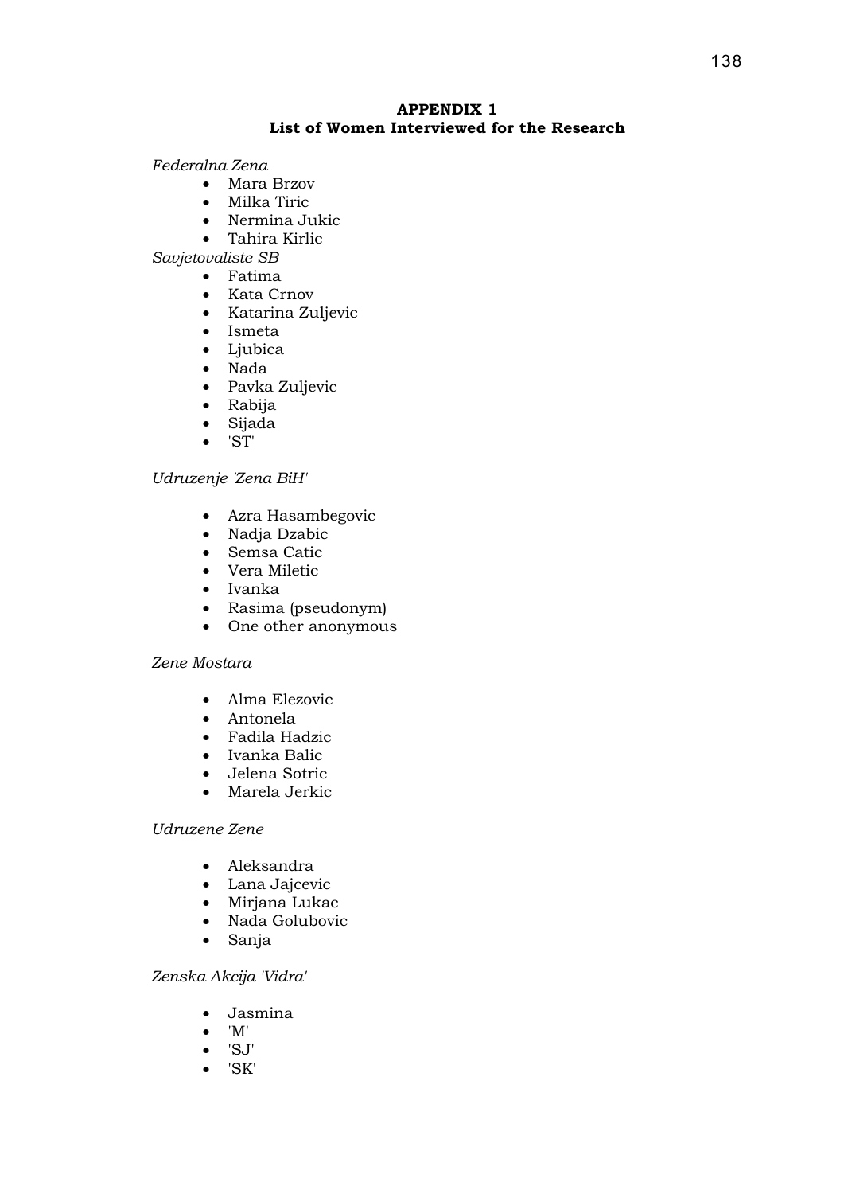## APPENDIX 1
## List of Women Interviewed for the Research

*Federalna Zena*

- Mara Brzov
- Milka Tiric
- Nermina Jukic
- Tahira Kirlic

*Savjetovaliste SB*

- Fatima
- Kata Crnov
- Katarina Zuljevic
- Ismeta
- Ljubica
- Nada
- Pavka Zuljevic
- Rabija
- Sijada
- 'ST'

*Udruzenje 'Zena BiH'*

- Azra Hasambegovic
- Nadja Dzabic
- Semsa Catic
- Vera Miletic
- Ivanka
- Rasima (pseudonym)
- One other anonymous

*Zene Mostara*

- Alma Elezovic
- Antonela
- Fadila Hadzic
- Ivanka Balic
- Jelena Sotric
- Marela Jerkic

*Udruzene Zene*

- Aleksandra
- Lana Jajcevic
- Mirjana Lukac
- Nada Golubovic
- Sanja

*Zenska Akcija 'Vidra'*

- Jasmina
- 'M'
- 'SJ'
- 'SK'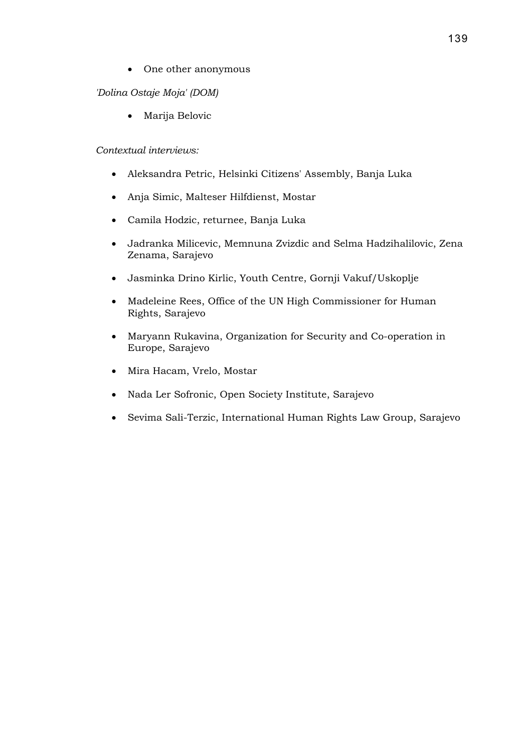- One other anonymous

*'Dolina Ostaje Moja' (DOM)*

- Marija Belovic

*Contextual interviews:*

- Aleksandra Petric, Helsinki Citizens' Assembly, Banja Luka
- Anja Simic, Malteser Hilfdienst, Mostar
- Camila Hodzic, returnee, Banja Luka
- Jadranka Milicevic, Memnuna Zvizdic and Selma Hadzihalilovic, Zena Zenama, Sarajevo
- Jasminka Drino Kirlic, Youth Centre, Gornji Vakuf/Uskoplje
- Madeleine Rees, Office of the UN High Commissioner for Human Rights, Sarajevo
- Maryann Rukavina, Organization for Security and Co-operation in Europe, Sarajevo
- Mira Hacam, Vrelo, Mostar
- Nada Ler Sofronic, Open Society Institute, Sarajevo
- Sevima Sali-Terzic, International Human Rights Law Group, Sarajevo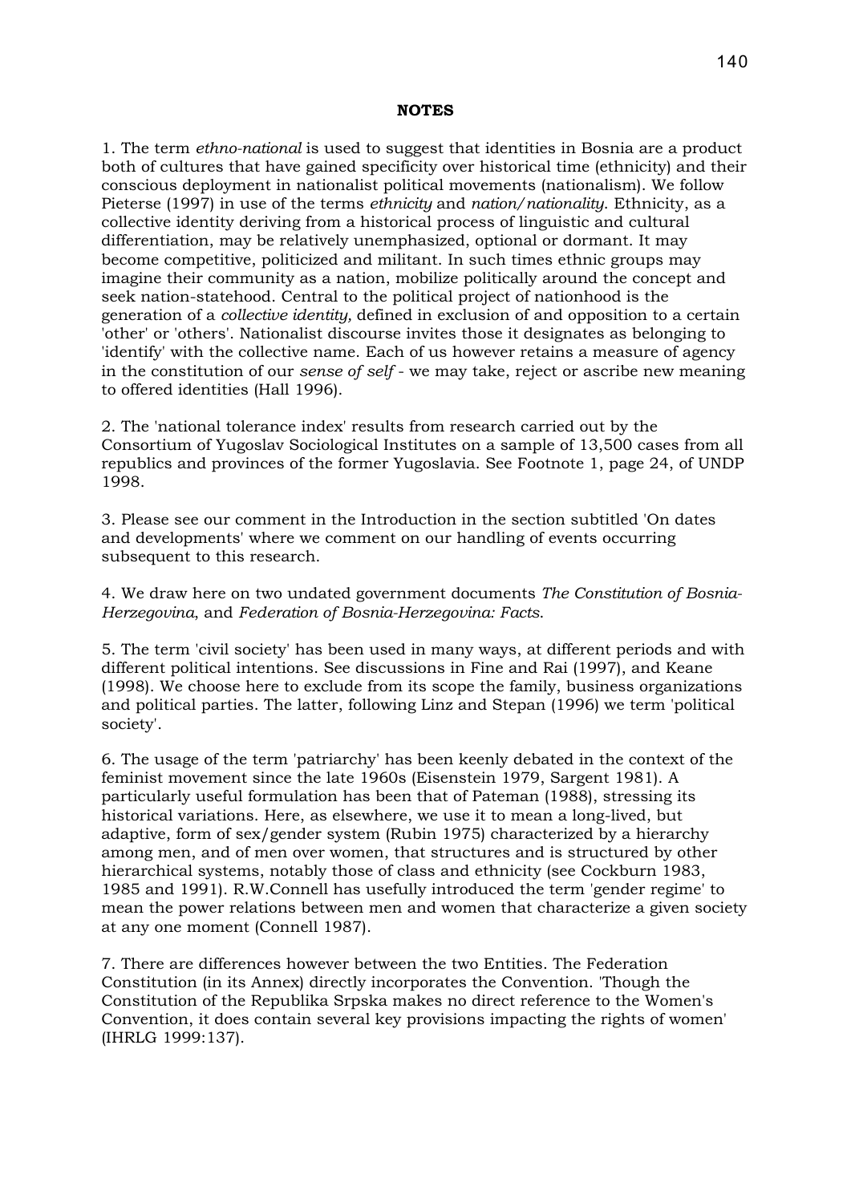## NOTES

1. The term *ethno-national* is used to suggest that identities in Bosnia are a product both of cultures that have gained specificity over historical time (ethnicity) and their conscious deployment in nationalist political movements (nationalism). We follow Pieterse (1997) in use of the terms *ethnicity* and *nation/nationality*. Ethnicity, as a collective identity deriving from a historical process of linguistic and cultural differentiation, may be relatively unemphasized, optional or dormant. It may become competitive, politicized and militant. In such times ethnic groups may imagine their community as a nation, mobilize politically around the concept and seek nation-statehood. Central to the political project of nationhood is the generation of a *collective identity,* defined in exclusion of and opposition to a certain 'other' or 'others'. Nationalist discourse invites those it designates as belonging to 'identify' with the collective name. Each of us however retains a measure of agency in the constitution of our *sense of self* - we may take, reject or ascribe new meaning to offered identities (Hall 1996).

2. The 'national tolerance index' results from research carried out by the Consortium of Yugoslav Sociological Institutes on a sample of 13,500 cases from all republics and provinces of the former Yugoslavia. See Footnote 1, page 24, of UNDP 1998.

3. Please see our comment in the Introduction in the section subtitled 'On dates and developments' where we comment on our handling of events occurring subsequent to this research.

4. We draw here on two undated government documents *The Constitution of Bosnia-Herzegovina*, and *Federation of Bosnia-Herzegovina: Facts*.

5. The term 'civil society' has been used in many ways, at different periods and with different political intentions. See discussions in Fine and Rai (1997), and Keane (1998). We choose here to exclude from its scope the family, business organizations and political parties. The latter, following Linz and Stepan (1996) we term 'political society'.

6. The usage of the term 'patriarchy' has been keenly debated in the context of the feminist movement since the late 1960s (Eisenstein 1979, Sargent 1981). A particularly useful formulation has been that of Pateman (1988), stressing its historical variations. Here, as elsewhere, we use it to mean a long-lived, but adaptive, form of sex/gender system (Rubin 1975) characterized by a hierarchy among men, and of men over women, that structures and is structured by other hierarchical systems, notably those of class and ethnicity (see Cockburn 1983, 1985 and 1991). R.W.Connell has usefully introduced the term 'gender regime' to mean the power relations between men and women that characterize a given society at any one moment (Connell 1987).

7. There are differences however between the two Entities. The Federation Constitution (in its Annex) directly incorporates the Convention. 'Though the Constitution of the Republika Srpska makes no direct reference to the Women's Convention, it does contain several key provisions impacting the rights of women' (IHRLG 1999:137).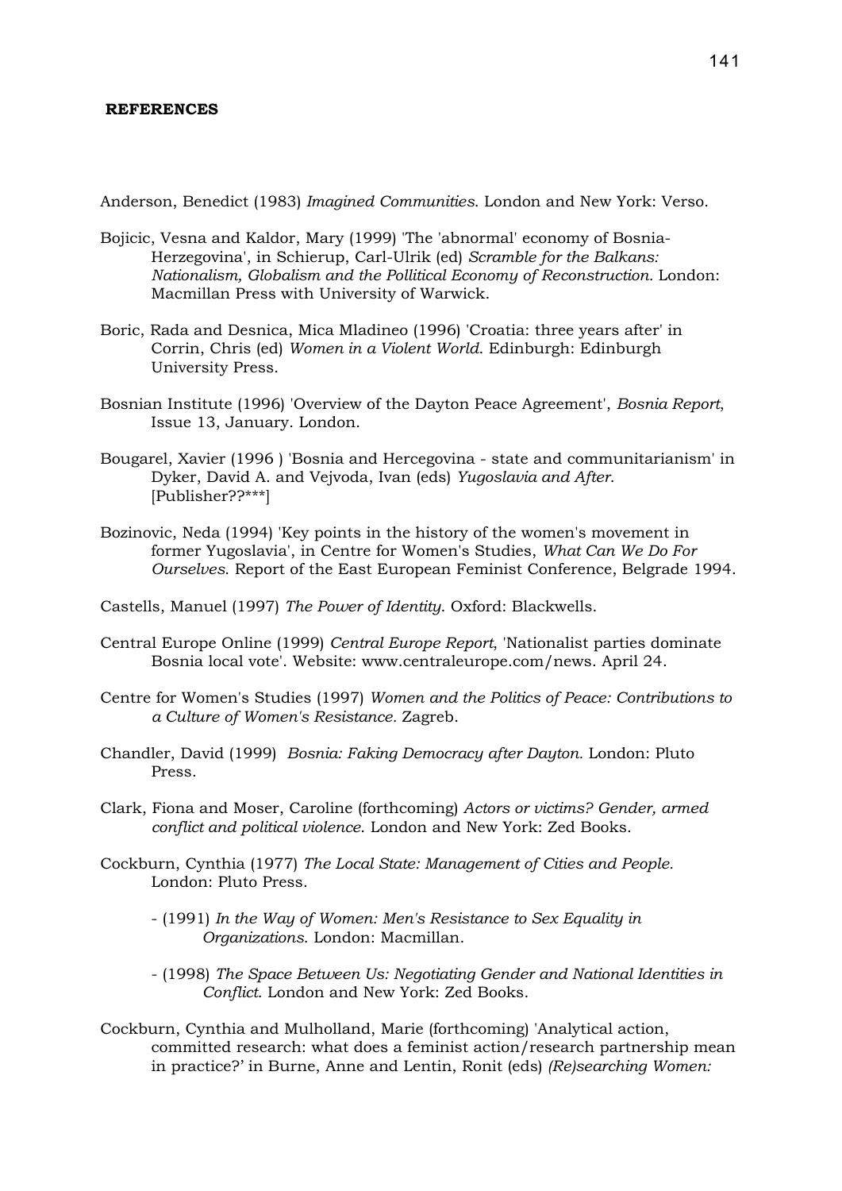**REFERENCES**

Anderson, Benedict (1983) *Imagined Communities*. London and New York: Verso.

Bojicic, Vesna and Kaldor, Mary (1999) 'The 'abnormal' economy of Bosnia-Herzegovina', in Schierup, Carl-Ulrik (ed) *Scramble for the Balkans: Nationalism, Globalism and the Pollitical Economy of Reconstruction.* London: Macmillan Press with University of Warwick.

Boric, Rada and Desnica, Mica Mladineo (1996) 'Croatia: three years after' in Corrin, Chris (ed) *Women in a Violent World*. Edinburgh: Edinburgh University Press.

Bosnian Institute (1996) 'Overview of the Dayton Peace Agreement', *Bosnia Report*, Issue 13, January. London.

Bougarel, Xavier (1996 ) 'Bosnia and Hercegovina - state and communitarianism' in Dyker, David A. and Vejvoda, Ivan (eds) *Yugoslavia and After*. [Publisher??***]

Bozinovic, Neda (1994) 'Key points in the history of the women's movement in former Yugoslavia', in Centre for Women's Studies, *What Can We Do For Ourselves*. Report of the East European Feminist Conference, Belgrade 1994.

Castells, Manuel (1997) *The Power of Identity*. Oxford: Blackwells.

Central Europe Online (1999) *Central Europe Report*, 'Nationalist parties dominate Bosnia local vote'. Website: www.centraleurope.com/news. April 24.

Centre for Women's Studies (1997) *Women and the Politics of Peace: Contributions to a Culture of Women's Resistance.* Zagreb.

Chandler, David (1999) *Bosnia: Faking Democracy after Dayton.* London: Pluto Press.

Clark, Fiona and Moser, Caroline (forthcoming) *Actors or victims? Gender, armed conflict and political violence*. London and New York: Zed Books.

Cockburn, Cynthia (1977) *The Local State: Management of Cities and People*. London: Pluto Press.

- (1991) *In the Way of Women: Men's Resistance to Sex Equality in Organizations*. London: Macmillan.

- (1998) *The Space Between Us: Negotiating Gender and National Identities in Conflict*. London and New York: Zed Books.

Cockburn, Cynthia and Mulholland, Marie (forthcoming) 'Analytical action, committed research: what does a feminist action/research partnership mean in practice?' in Burne, Anne and Lentin, Ronit (eds) *(Re)searching Women:*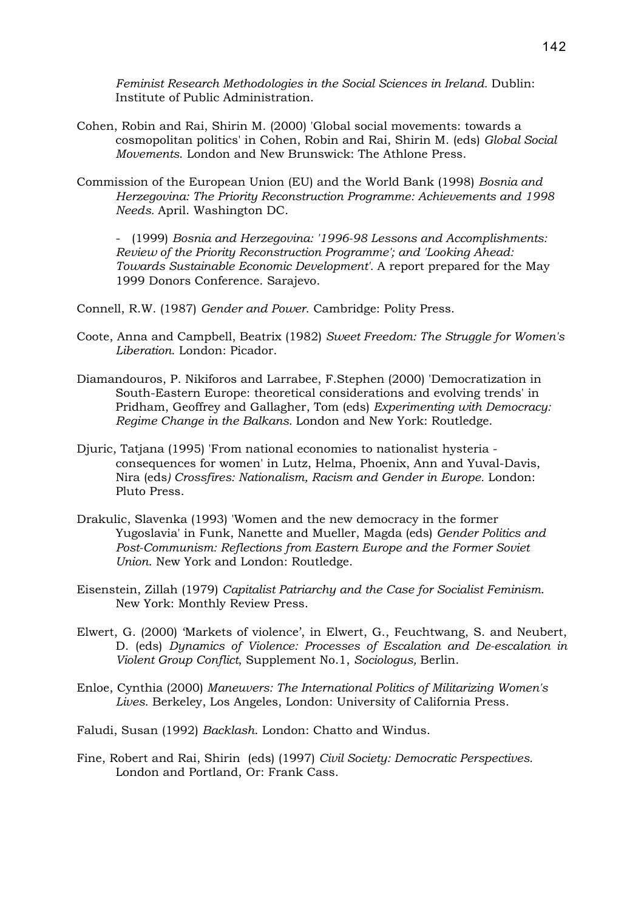*Feminist Research Methodologies in the Social Sciences in Ireland.* Dublin: Institute of Public Administration.

Cohen, Robin and Rai, Shirin M. (2000) 'Global social movements: towards a cosmopolitan politics' in Cohen, Robin and Rai, Shirin M. (eds) *Global Social Movements*. London and New Brunswick: The Athlone Press.

Commission of the European Union (EU) and the World Bank (1998) *Bosnia and Herzegovina: The Priority Reconstruction Programme: Achievements and 1998 Needs.* April. Washington DC.

- (1999) *Bosnia and Herzegovina: '1996-98 Lessons and Accomplishments: Review of the Priority Reconstruction Programme'; and 'Looking Ahead: Towards Sustainable Economic Development'.* A report prepared for the May 1999 Donors Conference. Sarajevo.

Connell, R.W. (1987) *Gender and Power*. Cambridge: Polity Press.

Coote, Anna and Campbell, Beatrix (1982) *Sweet Freedom: The Struggle for Women's Liberation*. London: Picador.

Diamandouros, P. Nikiforos and Larrabee, F.Stephen (2000) 'Democratization in South-Eastern Europe: theoretical considerations and evolving trends' in Pridham, Geoffrey and Gallagher, Tom (eds) *Experimenting with Democracy: Regime Change in the Balkans.* London and New York: Routledge.

Djuric, Tatjana (1995) 'From national economies to nationalist hysteria - consequences for women' in Lutz, Helma, Phoenix, Ann and Yuval-Davis, Nira (eds*) Crossfires: Nationalism, Racism and Gender in Europe.* London: Pluto Press.

Drakulic, Slavenka (1993) 'Women and the new democracy in the former Yugoslavia' in Funk, Nanette and Mueller, Magda (eds) *Gender Politics and Post-Communism: Reflections from Eastern Europe and the Former Soviet Union*. New York and London: Routledge.

Eisenstein, Zillah (1979) *Capitalist Patriarchy and the Case for Socialist Feminism*. New York: Monthly Review Press.

Elwert, G. (2000) 'Markets of violence', in Elwert, G., Feuchtwang, S. and Neubert, D. (eds) *Dynamics of Violence: Processes of Escalation and De-escalation in Violent Group Conflict*, Supplement No.1, *Sociologus,* Berlin.

Enloe, Cynthia (2000) *Maneuvers: The International Politics of Militarizing Women's Lives*. Berkeley, Los Angeles, London: University of California Press.

Faludi, Susan (1992) *Backlash*. London: Chatto and Windus.

Fine, Robert and Rai, Shirin (eds) (1997) *Civil Society: Democratic Perspectives.* London and Portland, Or: Frank Cass.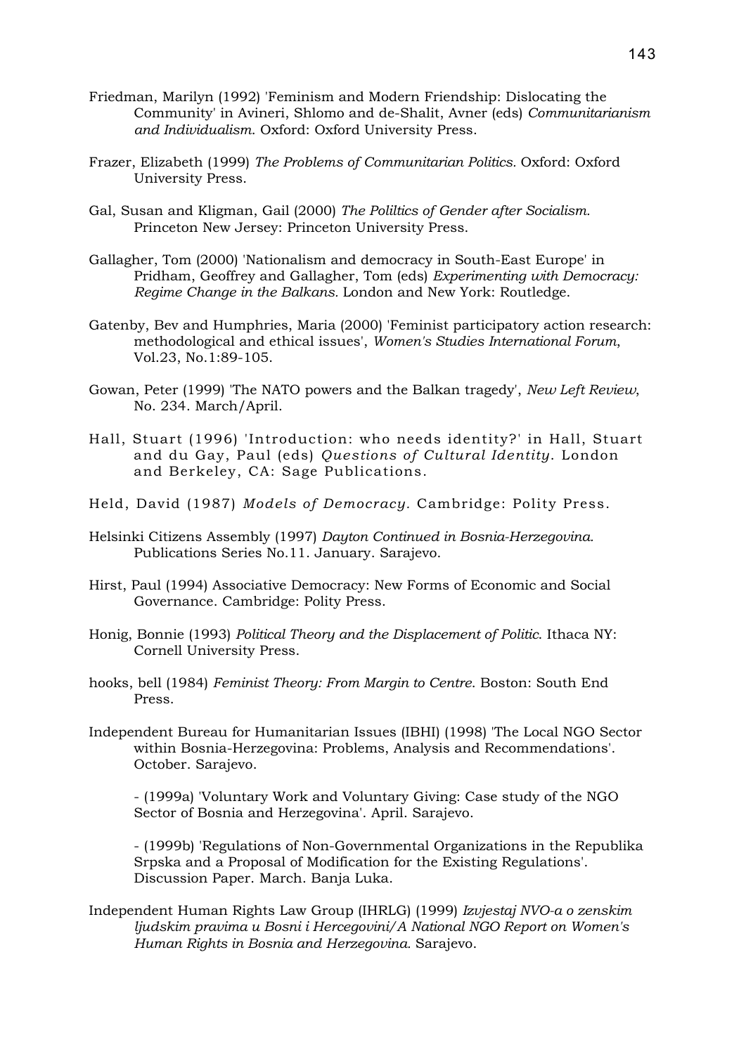Friedman, Marilyn (1992) 'Feminism and Modern Friendship: Dislocating the Community' in Avineri, Shlomo and de-Shalit, Avner (eds) *Communitarianism and Individualism*. Oxford: Oxford University Press.

Frazer, Elizabeth (1999) *The Problems of Communitarian Politics.* Oxford: Oxford University Press.

Gal, Susan and Kligman, Gail (2000) *The Poliltics of Gender after Socialism.* Princeton New Jersey: Princeton University Press.

Gallagher, Tom (2000) 'Nationalism and democracy in South-East Europe' in Pridham, Geoffrey and Gallagher, Tom (eds) *Experimenting with Democracy: Regime Change in the Balkans.* London and New York: Routledge.

Gatenby, Bev and Humphries, Maria (2000) 'Feminist participatory action research: methodological and ethical issues', *Women's Studies International Forum*, Vol.23, No.1:89-105.

Gowan, Peter (1999) 'The NATO powers and the Balkan tragedy', *New Left Review*, No. 234. March/April.

Hall, Stuart (1996) 'Introduction: who needs identity?' in Hall, Stuart and du Gay, Paul (eds) *Questions of Cultural Identity*. London and Berkeley, CA: Sage Publications.

Held, David (1987) *Models of Democracy*. Cambridge: Polity Press.

Helsinki Citizens Assembly (1997) *Dayton Continued in Bosnia-Herzegovina.* Publications Series No.11. January. Sarajevo.

Hirst, Paul (1994) Associative Democracy: New Forms of Economic and Social Governance. Cambridge: Polity Press.

Honig, Bonnie (1993) *Political Theory and the Displacement of Politic*. Ithaca NY: Cornell University Press.

hooks, bell (1984) *Feminist Theory: From Margin to Centre*. Boston: South End Press.

Independent Bureau for Humanitarian Issues (IBHI) (1998) 'The Local NGO Sector within Bosnia-Herzegovina: Problems, Analysis and Recommendations'. October. Sarajevo.

- (1999a) 'Voluntary Work and Voluntary Giving: Case study of the NGO Sector of Bosnia and Herzegovina'. April. Sarajevo.

- (1999b) 'Regulations of Non-Governmental Organizations in the Republika Srpska and a Proposal of Modification for the Existing Regulations'. Discussion Paper. March. Banja Luka.

Independent Human Rights Law Group (IHRLG) (1999) *Izvjestaj NVO-a o zenskim ljudskim pravima u Bosni i Hercegovini/A National NGO Report on Women's Human Rights in Bosnia and Herzegovina*. Sarajevo.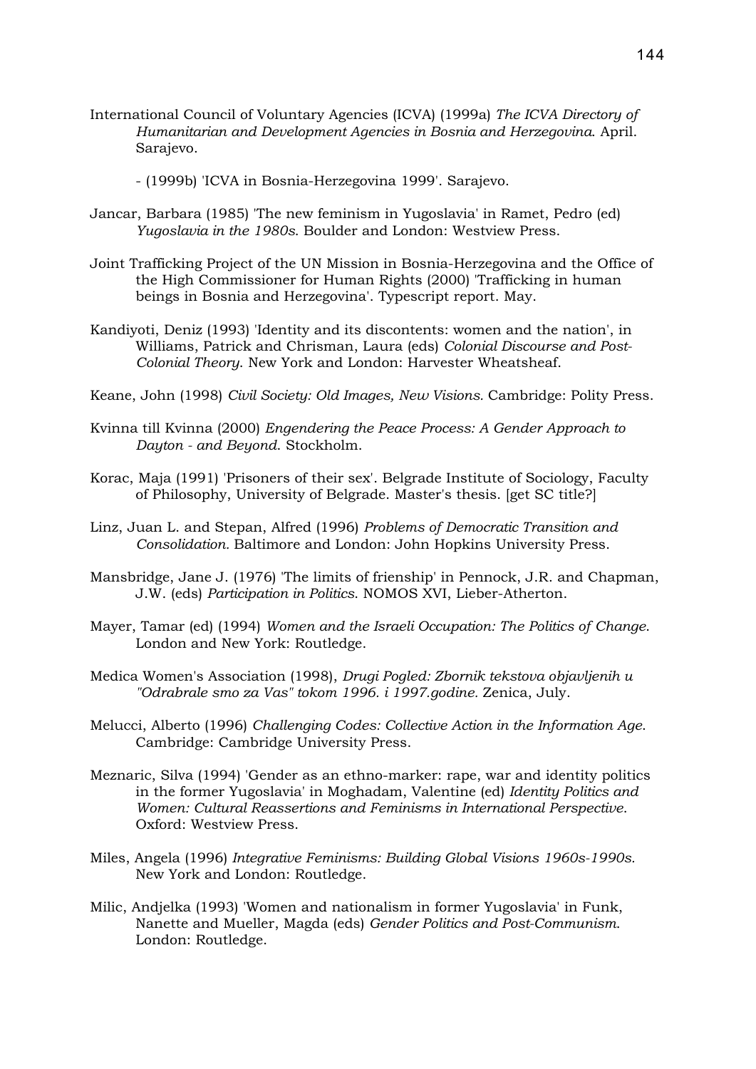International Council of Voluntary Agencies (ICVA) (1999a) *The ICVA Directory of Humanitarian and Development Agencies in Bosnia and Herzegovina*. April. Sarajevo.

- (1999b) 'ICVA in Bosnia-Herzegovina 1999'. Sarajevo.

Jancar, Barbara (1985) 'The new feminism in Yugoslavia' in Ramet, Pedro (ed) *Yugoslavia in the 1980s*. Boulder and London: Westview Press.

Joint Trafficking Project of the UN Mission in Bosnia-Herzegovina and the Office of the High Commissioner for Human Rights (2000) 'Trafficking in human beings in Bosnia and Herzegovina'. Typescript report. May.

Kandiyoti, Deniz (1993) 'Identity and its discontents: women and the nation', in Williams, Patrick and Chrisman, Laura (eds) *Colonial Discourse and Post-Colonial Theory*. New York and London: Harvester Wheatsheaf.

Keane, John (1998) *Civil Society: Old Images, New Visions*. Cambridge: Polity Press.

Kvinna till Kvinna (2000) *Engendering the Peace Process: A Gender Approach to Dayton - and Beyond*. Stockholm.

Korac, Maja (1991) 'Prisoners of their sex'. Belgrade Institute of Sociology, Faculty of Philosophy, University of Belgrade. Master's thesis. [get SC title?]

Linz, Juan L. and Stepan, Alfred (1996) *Problems of Democratic Transition and Consolidation*. Baltimore and London: John Hopkins University Press.

Mansbridge, Jane J. (1976) 'The limits of frienship' in Pennock, J.R. and Chapman, J.W. (eds) *Participation in Politics*. NOMOS XVI, Lieber-Atherton.

Mayer, Tamar (ed) (1994) *Women and the Israeli Occupation: The Politics of Change*. London and New York: Routledge.

Medica Women's Association (1998), *Drugi Pogled: Zbornik tekstova objavljenih u "Odrabrale smo za Vas" tokom 1996. i 1997.godine*. Zenica, July.

Melucci, Alberto (1996) *Challenging Codes: Collective Action in the Information Age*. Cambridge: Cambridge University Press.

Meznaric, Silva (1994) 'Gender as an ethno-marker: rape, war and identity politics in the former Yugoslavia' in Moghadam, Valentine (ed) *Identity Politics and Women: Cultural Reassertions and Feminisms in International Perspective*. Oxford: Westview Press.

Miles, Angela (1996) *Integrative Feminisms: Building Global Visions 1960s-1990s*. New York and London: Routledge.

Milic, Andjelka (1993) 'Women and nationalism in former Yugoslavia' in Funk, Nanette and Mueller, Magda (eds) *Gender Politics and Post-Communism*. London: Routledge.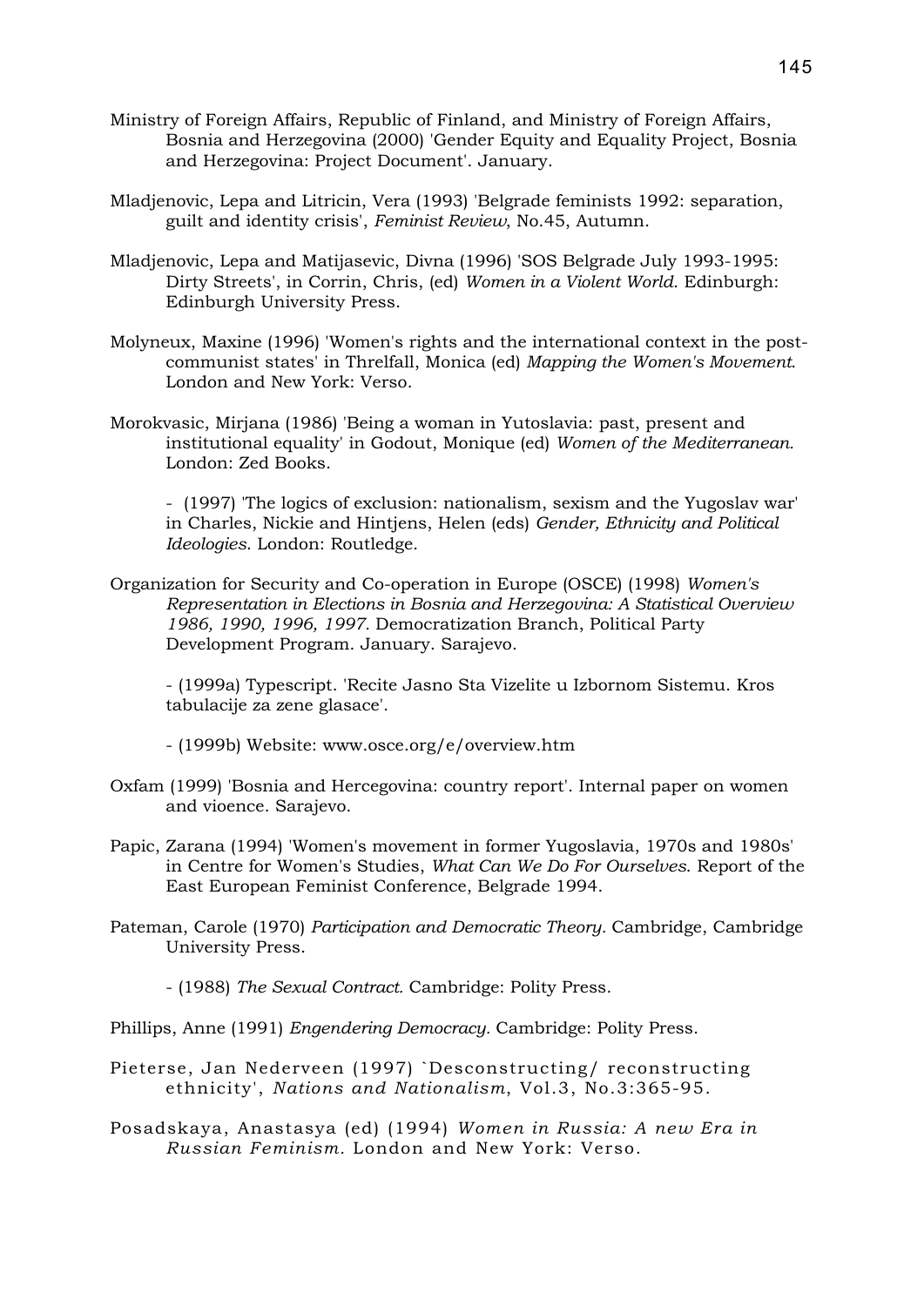Ministry of Foreign Affairs, Republic of Finland, and Ministry of Foreign Affairs, Bosnia and Herzegovina (2000) 'Gender Equity and Equality Project, Bosnia and Herzegovina: Project Document'. January.

Mladjenovic, Lepa and Litricin, Vera (1993) 'Belgrade feminists 1992: separation, guilt and identity crisis', *Feminist Review*, No.45, Autumn.

Mladjenovic, Lepa and Matijasevic, Divna (1996) 'SOS Belgrade July 1993-1995: Dirty Streets', in Corrin, Chris, (ed) *Women in a Violent World*. Edinburgh: Edinburgh University Press.

Molyneux, Maxine (1996) 'Women's rights and the international context in the post-communist states' in Threlfall, Monica (ed) *Mapping the Women's Movement*. London and New York: Verso.

Morokvasic, Mirjana (1986) 'Being a woman in Yutoslavia: past, present and institutional equality' in Godout, Monique (ed) *Women of the Mediterranean.* London: Zed Books.

- (1997) 'The logics of exclusion: nationalism, sexism and the Yugoslav war' in Charles, Nickie and Hintjens, Helen (eds) *Gender, Ethnicity and Political Ideologies*. London: Routledge.

Organization for Security and Co-operation in Europe (OSCE) (1998) *Women's Representation in Elections in Bosnia and Herzegovina: A Statistical Overview 1986, 1990, 1996, 1997.* Democratization Branch, Political Party Development Program. January. Sarajevo.

- (1999a) Typescript. 'Recite Jasno Sta Vizelite u Izbornom Sistemu. Kros tabulacije za zene glasace'.

- (1999b) Website: www.osce.org/e/overview.htm

Oxfam (1999) 'Bosnia and Hercegovina: country report'. Internal paper on women and vioence. Sarajevo.

Papic, Zarana (1994) 'Women's movement in former Yugoslavia, 1970s and 1980s' in Centre for Women's Studies, *What Can We Do For Ourselves*. Report of the East European Feminist Conference, Belgrade 1994.

Pateman, Carole (1970) *Participation and Democratic Theory.* Cambridge, Cambridge University Press.

- (1988) *The Sexual Contract.* Cambridge: Polity Press.

Phillips, Anne (1991) *Engendering Democracy.* Cambridge: Polity Press.

Pieterse, Jan Nederveen (1997) `Desconstructing/ reconstructing ethnicity', *Nations and Nationalism*, Vol.3, No.3:365-95.

Posadskaya, Anastasya (ed) (1994) *Women in Russia: A new Era in Russian Feminism.* London and New York: Verso.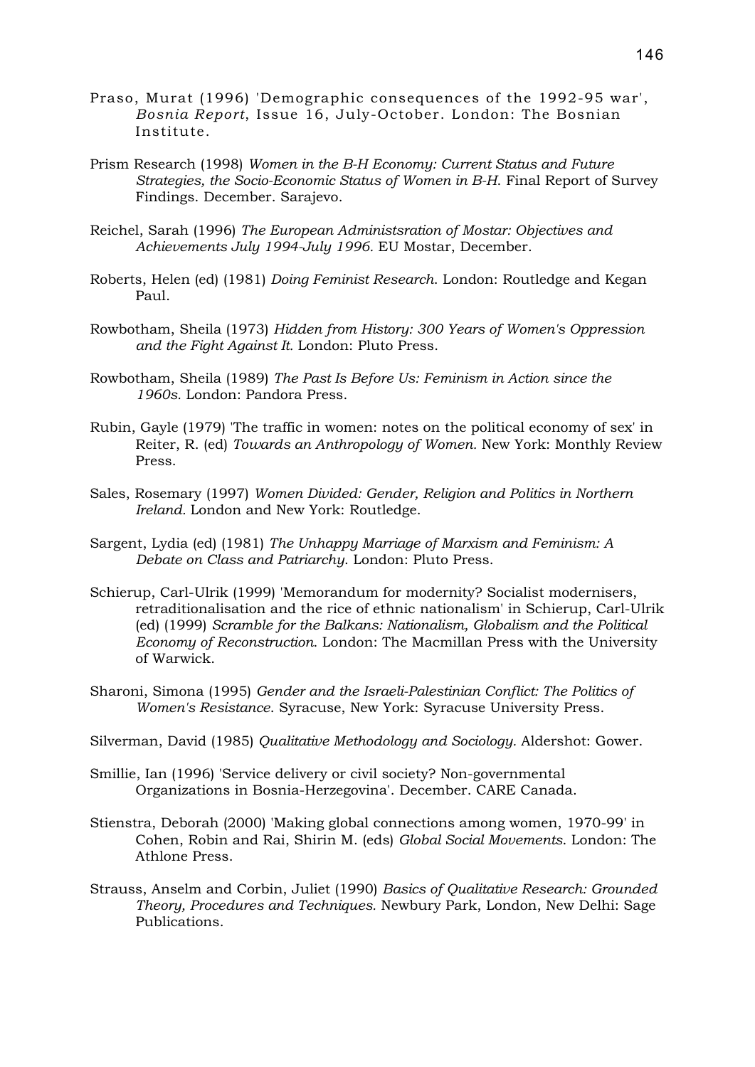Praso, Murat (1996) 'Demographic consequences of the 1992-95 war', *Bosnia Report*, Issue 16, July-October. London: The Bosnian Institute.

Prism Research (1998) *Women in the B-H Economy: Current Status and Future Strategies, the Socio-Economic Status of Women in B-H*. Final Report of Survey Findings. December. Sarajevo.

Reichel, Sarah (1996) *The European Administsration of Mostar: Objectives and Achievements July 1994-July 1996*. EU Mostar, December.

Roberts, Helen (ed) (1981) *Doing Feminist Research*. London: Routledge and Kegan Paul.

Rowbotham, Sheila (1973) *Hidden from History: 300 Years of Women's Oppression and the Fight Against It.* London: Pluto Press.

Rowbotham, Sheila (1989) *The Past Is Before Us: Feminism in Action since the 1960s.* London: Pandora Press.

Rubin, Gayle (1979) 'The traffic in women: notes on the political economy of sex' in Reiter, R. (ed) *Towards an Anthropology of Women.* New York: Monthly Review Press.

Sales, Rosemary (1997) *Women Divided: Gender, Religion and Politics in Northern Ireland.* London and New York: Routledge.

Sargent, Lydia (ed) (1981) *The Unhappy Marriage of Marxism and Feminism: A Debate on Class and Patriarchy*. London: Pluto Press.

Schierup, Carl-Ulrik (1999) 'Memorandum for modernity? Socialist modernisers, retraditionalisation and the rice of ethnic nationalism' in Schierup, Carl-Ulrik (ed) (1999) *Scramble for the Balkans: Nationalism, Globalism and the Political Economy of Reconstruction*. London: The Macmillan Press with the University of Warwick.

Sharoni, Simona (1995) *Gender and the Israeli-Palestinian Conflict: The Politics of Women's Resistance*. Syracuse, New York: Syracuse University Press.

Silverman, David (1985) *Qualitative Methodology and Sociology.* Aldershot: Gower.

Smillie, Ian (1996) 'Service delivery or civil society? Non-governmental Organizations in Bosnia-Herzegovina'. December. CARE Canada.

Stienstra, Deborah (2000) 'Making global connections among women, 1970-99' in Cohen, Robin and Rai, Shirin M. (eds) *Global Social Movements*. London: The Athlone Press.

Strauss, Anselm and Corbin, Juliet (1990) *Basics of Qualitative Research: Grounded Theory, Procedures and Techniques.* Newbury Park, London, New Delhi: Sage Publications.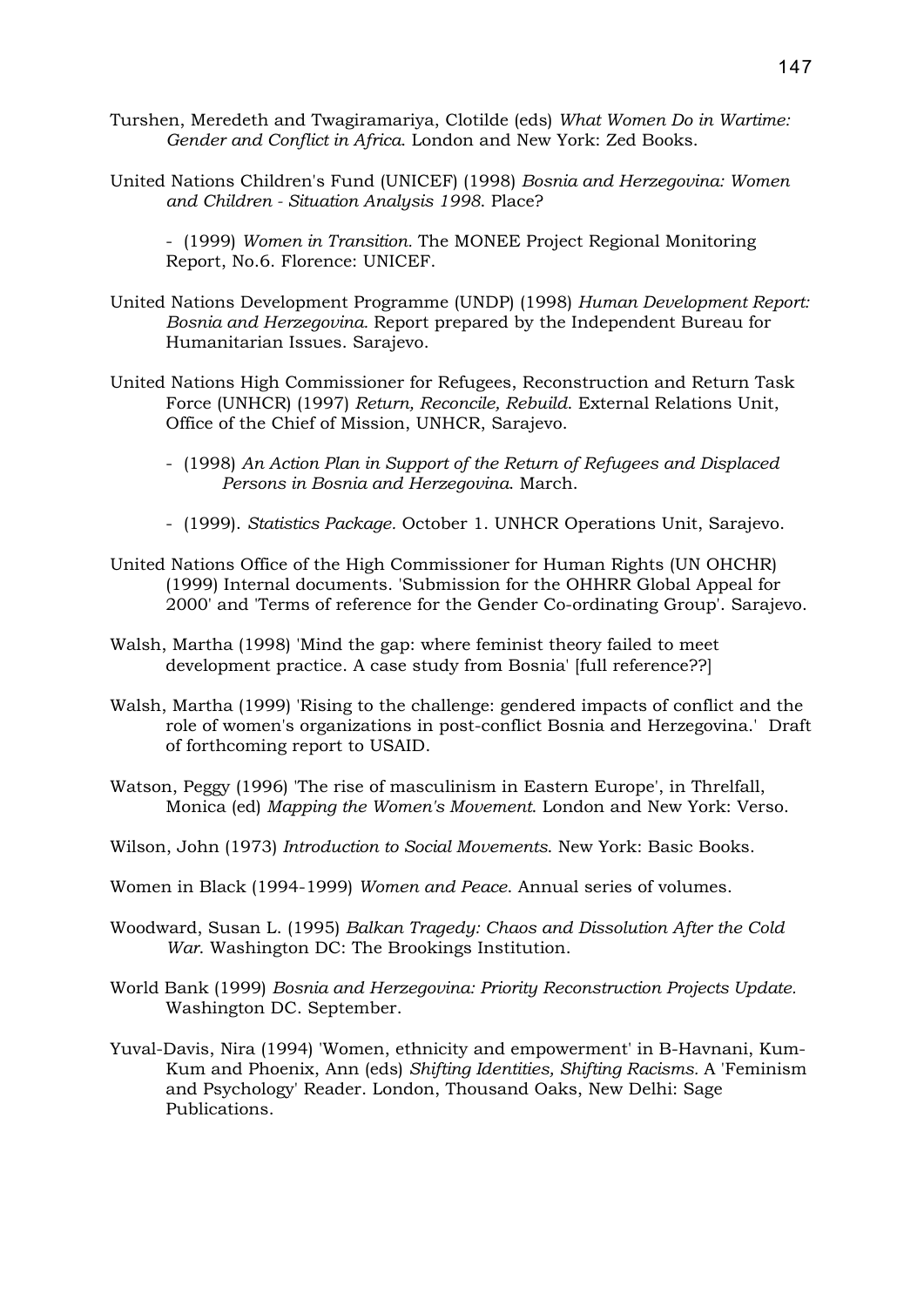Turshen, Meredeth and Twagiramariya, Clotilde (eds) *What Women Do in Wartime: Gender and Conflict in Africa*. London and New York: Zed Books.

United Nations Children's Fund (UNICEF) (1998) *Bosnia and Herzegovina: Women and Children - Situation Analysis 1998*. Place?

- (1999) *Women in Transition.* The MONEE Project Regional Monitoring Report, No.6. Florence: UNICEF.

United Nations Development Programme (UNDP) (1998) *Human Development Report: Bosnia and Herzegovina*. Report prepared by the Independent Bureau for Humanitarian Issues. Sarajevo.

United Nations High Commissioner for Refugees, Reconstruction and Return Task Force (UNHCR) (1997) *Return, Reconcile, Rebuild*. External Relations Unit, Office of the Chief of Mission, UNHCR, Sarajevo.

- (1998) *An Action Plan in Support of the Return of Refugees and Displaced Persons in Bosnia and Herzegovina*. March.

- (1999). *Statistics Package.* October 1. UNHCR Operations Unit, Sarajevo.

United Nations Office of the High Commissioner for Human Rights (UN OHCHR) (1999) Internal documents. 'Submission for the OHHRR Global Appeal for 2000' and 'Terms of reference for the Gender Co-ordinating Group'. Sarajevo.

Walsh, Martha (1998) 'Mind the gap: where feminist theory failed to meet development practice. A case study from Bosnia' [full reference??]

Walsh, Martha (1999) 'Rising to the challenge: gendered impacts of conflict and the role of women's organizations in post-conflict Bosnia and Herzegovina.' Draft of forthcoming report to USAID.

Watson, Peggy (1996) 'The rise of masculinism in Eastern Europe', in Threlfall, Monica (ed) *Mapping the Women's Movement*. London and New York: Verso.

Wilson, John (1973) *Introduction to Social Movements*. New York: Basic Books.

Women in Black (1994-1999) *Women and Peace*. Annual series of volumes.

Woodward, Susan L. (1995) *Balkan Tragedy: Chaos and Dissolution After the Cold War*. Washington DC: The Brookings Institution.

World Bank (1999) *Bosnia and Herzegovina: Priority Reconstruction Projects Update.* Washington DC. September.

Yuval-Davis, Nira (1994) 'Women, ethnicity and empowerment' in B-Havnani, Kum-Kum and Phoenix, Ann (eds) *Shifting Identities, Shifting Racisms.* A 'Feminism and Psychology' Reader. London, Thousand Oaks, New Delhi: Sage Publications.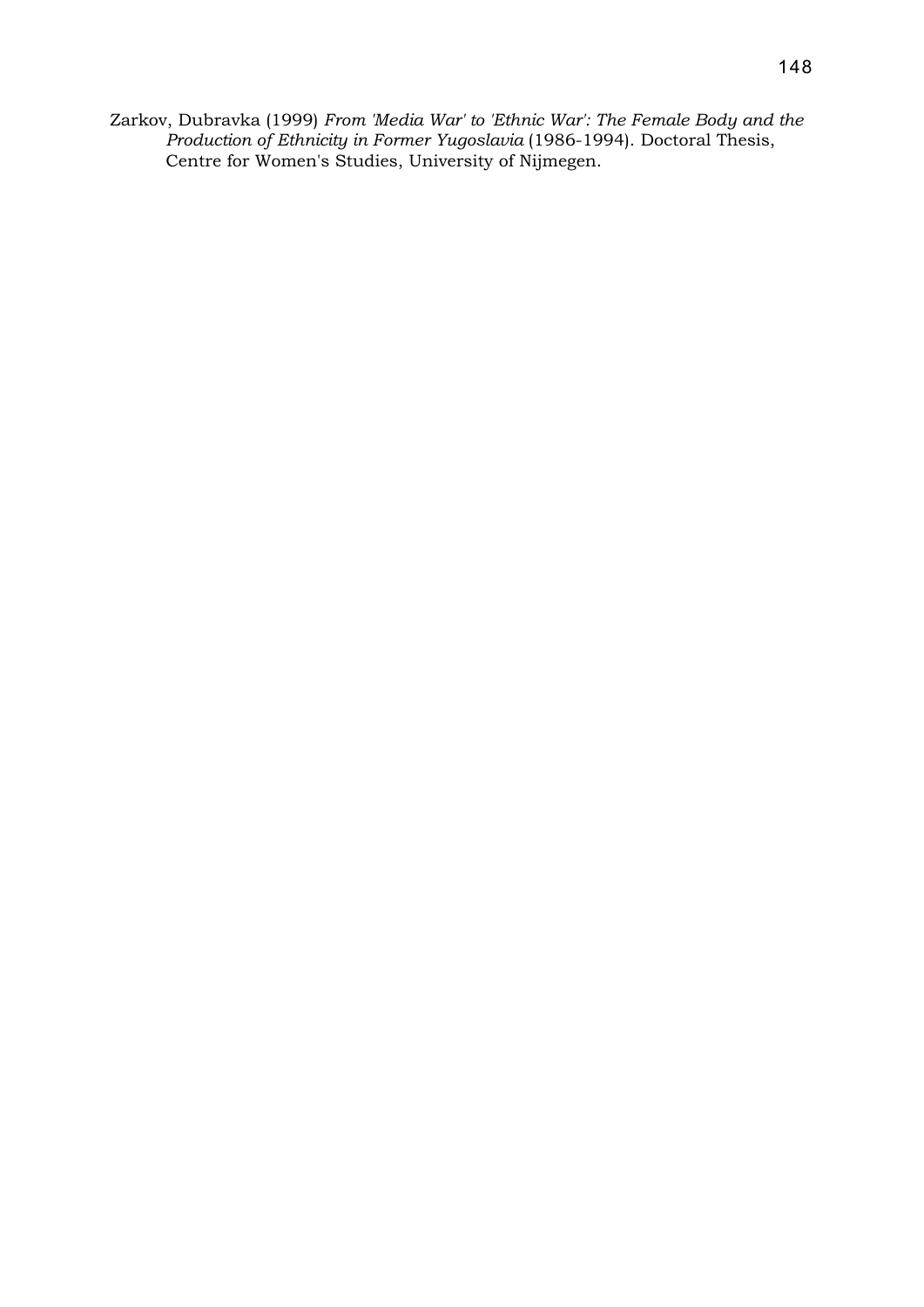Zarkov, Dubravka (1999) *From 'Media War' to 'Ethnic War': The Female Body and the Production of Ethnicity in Former Yugoslavia* (1986-1994). Doctoral Thesis, Centre for Women's Studies, University of Nijmegen.